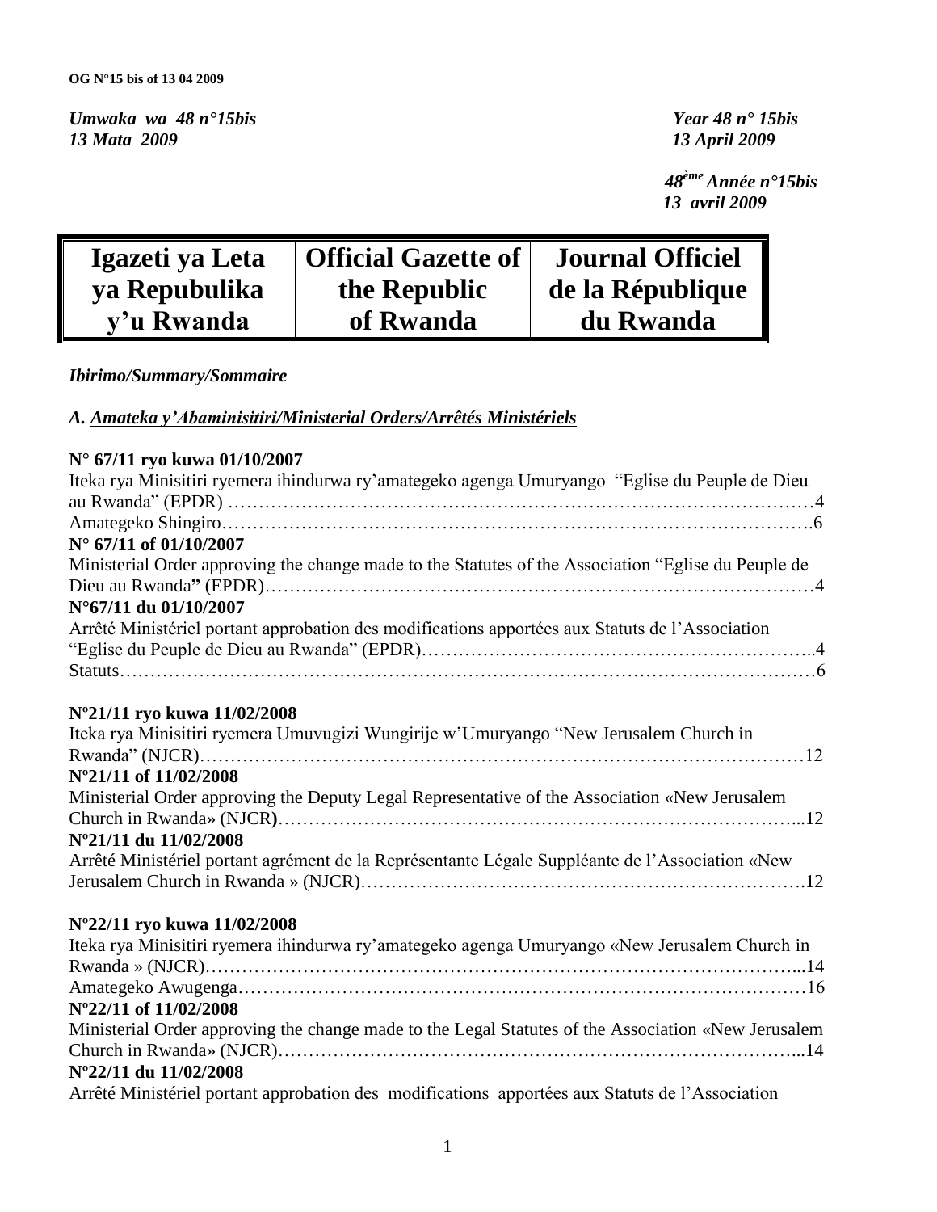Umwaka wa 48 n°15bis
13 Mata 2009

Year 48 n° 15bis
13 April 2009

48ème Année n°15bis
13 avril 2009

| Igazeti ya Leta ya Repubulika y'u Rwanda | Official Gazette of the Republic of Rwanda | Journal Officiel de la République du Rwanda |
|---|---|---|

*Ibirimo/Summary/Sommaire*

*A. Amateka y'Abaminisitiri/Ministerial Orders/Arrêtés Ministériels*

**N° 67/11 ryo kuwa 01/10/2007**
Iteka rya Minisitiri ryemera ihindurwa ry'amategeko agenga Umuryango "Eglise du Peuple de Dieu au Rwanda" (EPDR) ……………………………………………………………………………………4
Amategeko Shingiro……………………………………………………………………………………….6

**N° 67/11 of 01/10/2007**
Ministerial Order approving the change made to the Statutes of the Association "Eglise du Peuple de Dieu au Rwanda" (EPDR)……………………………………………………………………………4

**N°67/11 du 01/10/2007**
Arrêté Ministériel portant approbation des modifications apportées aux Statuts de l'Association "Eglise du Peuple de Dieu au Rwanda" (EPDR)………………………………………………………..4
Statuts………………………………………………………………………………………………………6

**Nº21/11 ryo kuwa 11/02/2008**
Iteka rya Minisitiri ryemera Umuvugizi Wungirije w'Umuryango "New Jerusalem Church in Rwanda" (NJCR)……………………………………………………………………………………12

**Nº21/11 of 11/02/2008**
Ministerial Order approving the Deputy Legal Representative of the Association «New Jerusalem Church in Rwanda» (NJCR)………………………………………………………………………...12

**Nº21/11 du 11/02/2008**
Arrêté Ministériel portant agrément de la Représentante Légale Suppléante de l'Association «New Jerusalem Church in Rwanda » (NJCR)…………………………………………………………….12

**Nº22/11 ryo kuwa 11/02/2008**
Iteka rya Minisitiri ryemera ihindurwa ry'amategeko agenga Umuryango «New Jerusalem Church in Rwanda » (NJCR)…………………………………………………………………………………...14
Amategeko Awugenga……………………………………………………………………………………16

**Nº22/11 of 11/02/2008**
Ministerial Order approving the change made to the Legal Statutes of the Association «New Jerusalem Church in Rwanda» (NJCR)………………………………………………………………………...14

**Nº22/11 du 11/02/2008**
Arrêté Ministériel portant approbation des modifications apportées aux Statuts de l'Association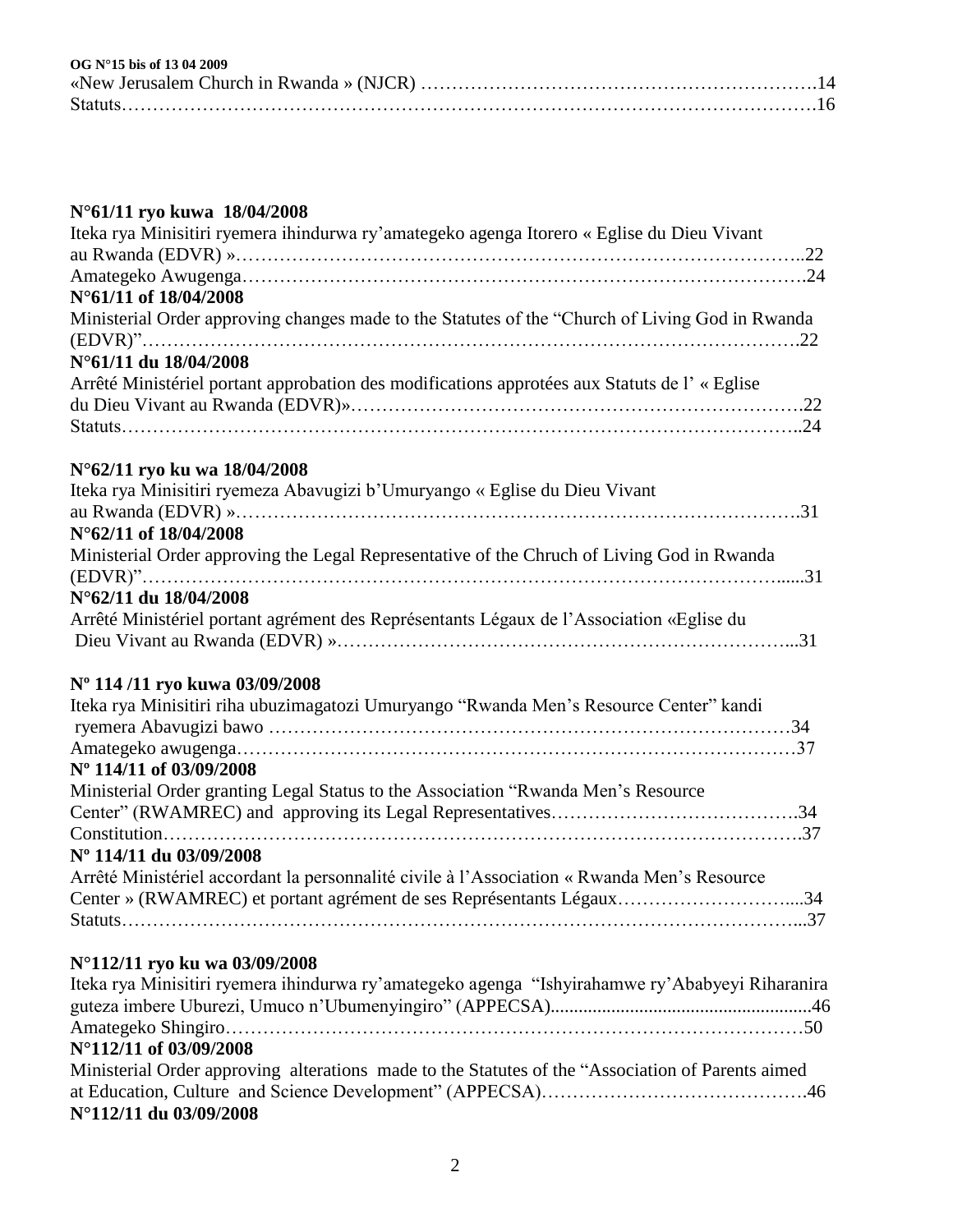**OG N°15 bis of 13 04 2009**

«New Jerusalem Church in Rwanda » (NJCR) …………………………………………………….14
Statuts……………………………………………………………………………………………….16

**N°61/11 ryo kuwa 18/04/2008**

Iteka rya Minisitiri ryemera ihindurwa ry'amategeko agenga Itorero « Eglise du Dieu Vivant au Rwanda (EDVR) »……………………………………………………………………………..22
Amategeko Awugenga…………………………………………………………………………….24

**N°61/11 of 18/04/2008**

Ministerial Order approving changes made to the Statutes of the "Church of Living God in Rwanda (EDVR)"……………………………………………………………………………………….22

**N°61/11 du 18/04/2008**

Arrêté Ministériel portant approbation des modifications approtées aux Statuts de l' « Eglise du Dieu Vivant au Rwanda (EDVR)»…………………………………………………………….22
Statuts……………………………………………………………………………………………..24

**N°62/11 ryo ku wa 18/04/2008**

Iteka rya Minisitiri ryemeza Abavugizi b'Umuryango « Eglise du Dieu Vivant au Rwanda (EDVR) »……………………………………………………………………………….31

**N°62/11 of 18/04/2008**

Ministerial Order approving the Legal Representative of the Chruch of Living God in Rwanda (EDVR)"………………………………………………………………………………………......31

**N°62/11 du 18/04/2008**

Arrêté Ministériel portant agrément des Représentants Légaux de l'Association «Eglise du Dieu Vivant au Rwanda (EDVR) »……………………………………………………………...31

**Nº 114 /11 ryo kuwa 03/09/2008**

Iteka rya Minisitiri riha ubuzimagatozi Umuryango "Rwanda Men's Resource Center" kandi ryemera Abavugizi bawo ……………………………………………………………………34
Amategeko awugenga……………………………………………………………………………37

**Nº 114/11 of 03/09/2008**

Ministerial Order granting Legal Status to the Association "Rwanda Men's Resource Center" (RWAMREC) and approving its Legal Representatives………………………………….34
Constitution……………………………………………………………………………………….37

**Nº 114/11 du 03/09/2008**

Arrêté Ministériel accordant la personnalité civile à l'Association « Rwanda Men's Resource Center » (RWAMREC) et portant agrément de ses Représentants Légaux………………………...34
Statuts……………………………………………………………………………………………...37

**N°112/11 ryo ku wa 03/09/2008**

Iteka rya Minisitiri ryemera ihindurwa ry'amategeko agenga "Ishyirahamwe ry'Ababyeyi Riharanira guteza imbere Uburezi, Umuco n'Ubumenyingiro" (APPECSA).......................................................46
Amategeko Shingiro………………………………………………………………………………50

**N°112/11 of 03/09/2008**

Ministerial Order approving alterations made to the Statutes of the "Association of Parents aimed at Education, Culture and Science Development" (APPECSA)…………………………………….46

**N°112/11 du 03/09/2008**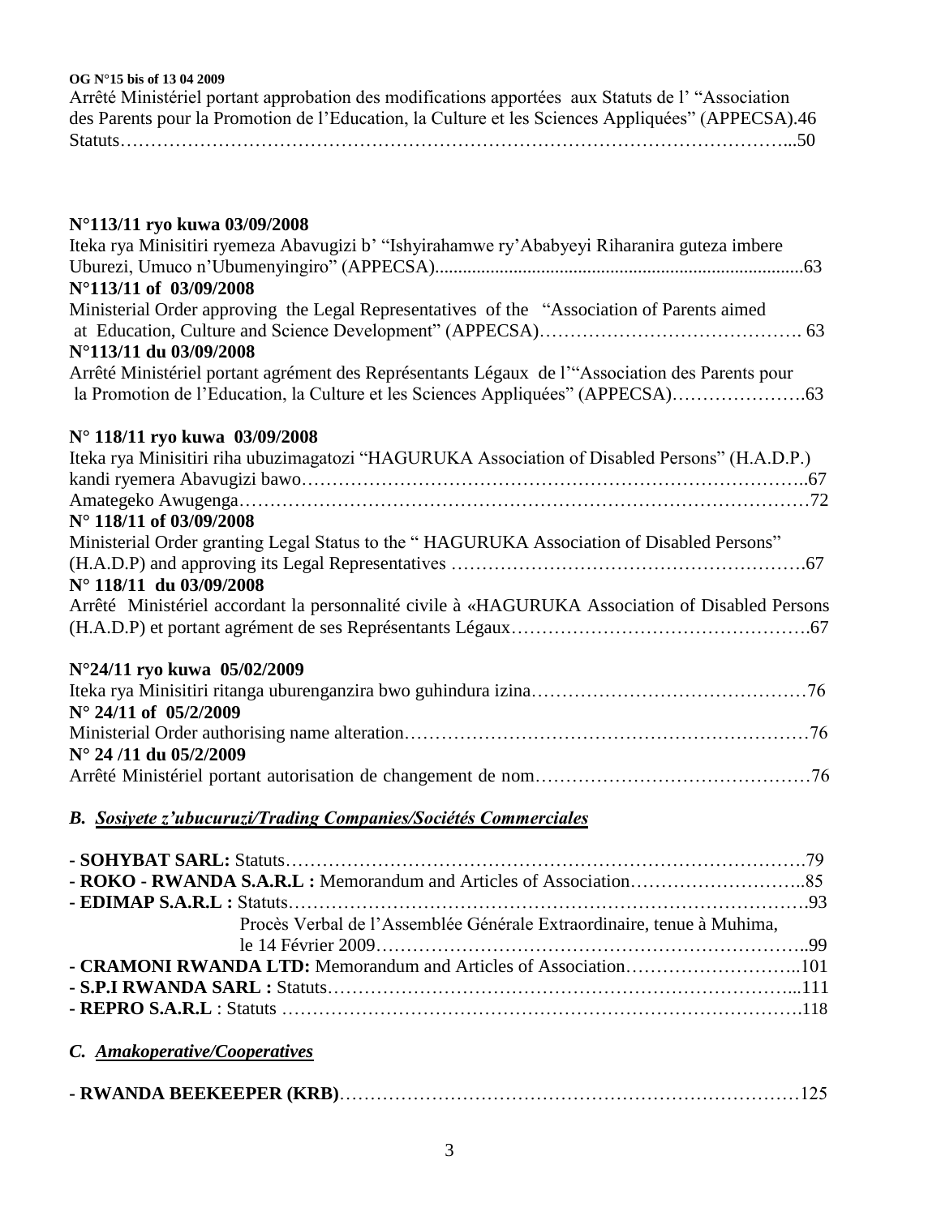**OG N°15 bis of 13 04 2009**

Arrêté Ministériel portant approbation des modifications apportées aux Statuts de l' "Association des Parents pour la Promotion de l'Education, la Culture et les Sciences Appliquées" (APPECSA).46
Statuts………………………………………………………………………………………………...50

**N°113/11 ryo kuwa 03/09/2008**
Iteka rya Minisitiri ryemeza Abavugizi b' "Ishyirahamwe ry'Ababyeyi Riharanira guteza imbere Uburezi, Umuco n'Ubumenyingiro" (APPECSA)...............................................................................63
**N°113/11 of 03/09/2008**
Ministerial Order approving the Legal Representatives of the "Association of Parents aimed at Education, Culture and Science Development" (APPECSA)……………………………………. 63
**N°113/11 du 03/09/2008**
Arrêté Ministériel portant agrément des Représentants Légaux de l'"Association des Parents pour la Promotion de l'Education, la Culture et les Sciences Appliquées" (APPECSA)………………….63

**N° 118/11 ryo kuwa 03/09/2008**
Iteka rya Minisitiri riha ubuzimagatozi "HAGURUKA Association of Disabled Persons" (H.A.D.P.) kandi ryemera Abavugizi bawo………………………………………………………………………..67
Amategeko Awugenga………………………………………………………………………………72
**N° 118/11 of 03/09/2008**
Ministerial Order granting Legal Status to the " HAGURUKA Association of Disabled Persons" (H.A.D.P) and approving its Legal Representatives ……………………………………………….67
**N° 118/11 du 03/09/2008**
Arrêté Ministériel accordant la personnalité civile à «HAGURUKA Association of Disabled Persons (H.A.D.P) et portant agrément de ses Représentants Légaux……………………………………….67

**N°24/11 ryo kuwa 05/02/2009**
Iteka rya Minisitiri ritanga uburenganzira bwo guhindura izina………………………………………76
**N° 24/11 of 05/2/2009**
Ministerial Order authorising name alteration…………………………………………………………76
**N° 24 /11 du 05/2/2009**
Arrêté Ministériel portant autorisation de changement de nom………………………………………76

### *B. Sosiyete z'ubucuruzi/Trading Companies/Sociétés Commerciales*

**- SOHYBAT SARL:** Statuts………………………………………………………………………….79
**- ROKO - RWANDA S.A.R.L :** Memorandum and Articles of Association………………………..85
**- EDIMAP S.A.R.L :** Statuts………………………………………………………………………….93
Procès Verbal de l'Assemblée Générale Extraordinaire, tenue à Muhima, le 14 Février 2009…………………………………………………………..99
**- CRAMONI RWANDA LTD:** Memorandum and Articles of Association………………………..101
**- S.P.I RWANDA SARL :** Statuts…………………………………………………………………...111
**- REPRO S.A.R.L** : Statuts ………………………………………………………………………….118

### *C. Amakoperative/Cooperatives*

**- RWANDA BEEKEEPER (KRB)**………………………………………………………………125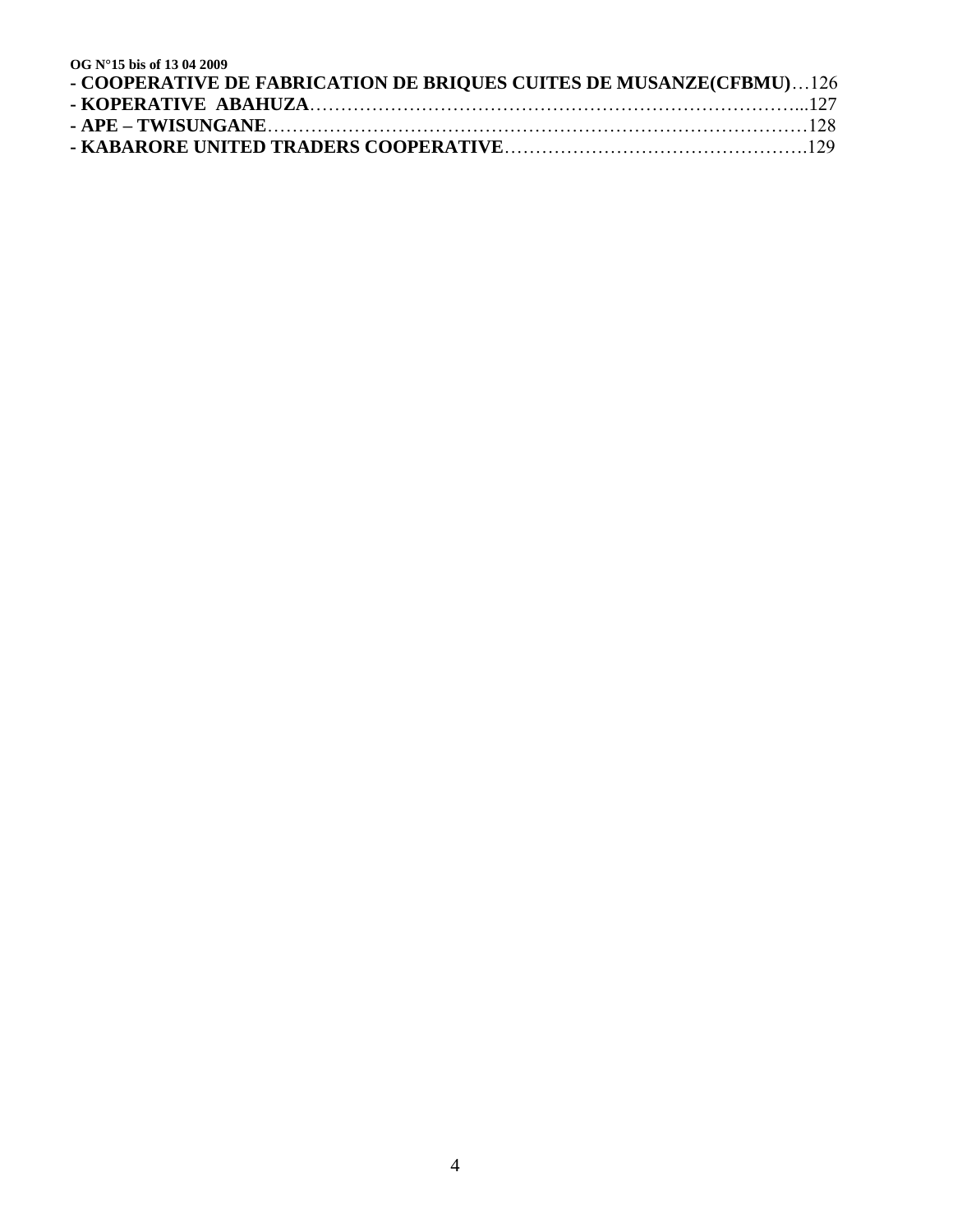- **COOPERATIVE DE FABRICATION DE BRIQUES CUITES DE MUSANZE(CFBMU)**…126
- **KOPERATIVE ABAHUZA**……………………………………………………………………...127
- **APE – TWISUNGANE**………………………………………………………………………128
- **KABARORE UNITED TRADERS COOPERATIVE**………………………………………….129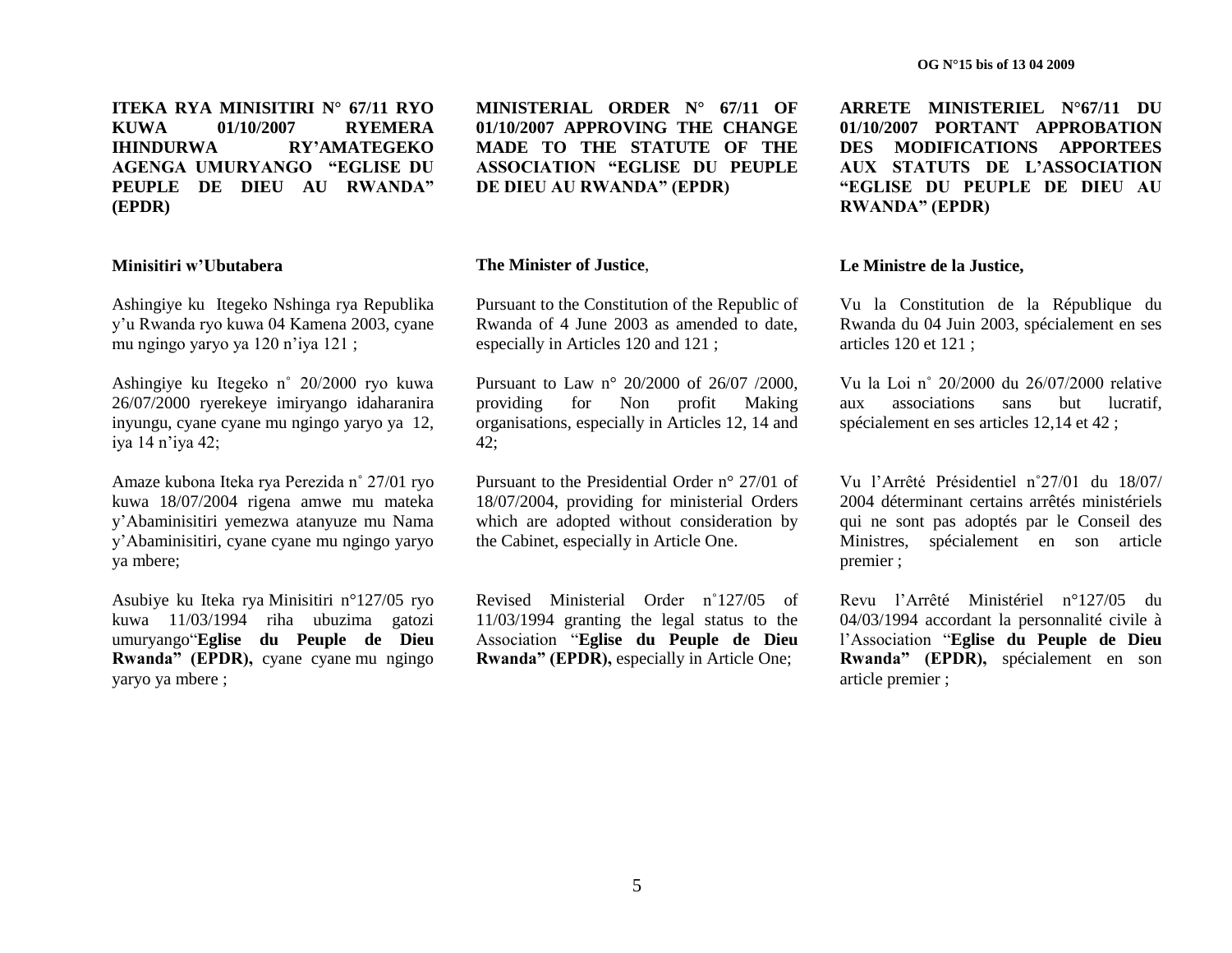**ITEKA RYA MINISITIRI N° 67/11 RYO KUWA 01/10/2007 RYEMERA IHINDURWA RY'AMATEGEKO AGENGA UMURYANGO "EGLISE DU PEUPLE DE DIEU AU RWANDA" (EPDR)**

**Minisitiri w'Ubutabera**

Ashingiye ku Itegeko Nshinga rya Republika y'u Rwanda ryo kuwa 04 Kamena 2003, cyane mu ngingo yaryo ya 120 n'iya 121 ;

Ashingiye ku Itegeko n˚ 20/2000 ryo kuwa 26/07/2000 ryerekeye imiryango idaharanira inyungu, cyane cyane mu ngingo yaryo ya 12, iya 14 n'iya 42;

Amaze kubona Iteka rya Perezida n˚ 27/01 ryo kuwa 18/07/2004 rigena amwe mu mateka y'Abaminisitiri yemezwa atanyuze mu Nama y'Abaminisitiri, cyane cyane mu ngingo yaryo ya mbere;

Asubiye ku Iteka rya Minisitiri n°127/05 ryo kuwa 11/03/1994 riha ubuzima gatozi umuryango"**Eglise du Peuple de Dieu Rwanda" (EPDR),** cyane cyane mu ngingo yaryo ya mbere ;

**MINISTERIAL ORDER N° 67/11 OF 01/10/2007 APPROVING THE CHANGE MADE TO THE STATUTE OF THE ASSOCIATION "EGLISE DU PEUPLE DE DIEU AU RWANDA" (EPDR)**

**The Minister of Justice**,

Pursuant to the Constitution of the Republic of Rwanda of 4 June 2003 as amended to date, especially in Articles 120 and 121 ;

Pursuant to Law n° 20/2000 of 26/07 /2000, providing for Non profit Making organisations, especially in Articles 12, 14 and 42;

Pursuant to the Presidential Order n° 27/01 of 18/07/2004, providing for ministerial Orders which are adopted without consideration by the Cabinet, especially in Article One.

Revised Ministerial Order n˚127/05 of 11/03/1994 granting the legal status to the Association "**Eglise du Peuple de Dieu Rwanda" (EPDR),** especially in Article One;

**ARRETE MINISTERIEL N°67/11 DU 01/10/2007 PORTANT APPROBATION DES MODIFICATIONS APPORTEES AUX STATUTS DE L'ASSOCIATION "EGLISE DU PEUPLE DE DIEU AU RWANDA" (EPDR)**

**Le Ministre de la Justice,**

Vu la Constitution de la République du Rwanda du 04 Juin 2003, spécialement en ses articles 120 et 121 ;

Vu la Loi n˚ 20/2000 du 26/07/2000 relative aux associations sans but lucratif, spécialement en ses articles 12,14 et 42 ;

Vu l'Arrêté Présidentiel n˚27/01 du 18/07/ 2004 déterminant certains arrêtés ministériels qui ne sont pas adoptés par le Conseil des Ministres, spécialement en son article premier ;

Revu l'Arrêté Ministériel n°127/05 du 04/03/1994 accordant la personnalité civile à l'Association "**Eglise du Peuple de Dieu Rwanda" (EPDR),** spécialement en son article premier ;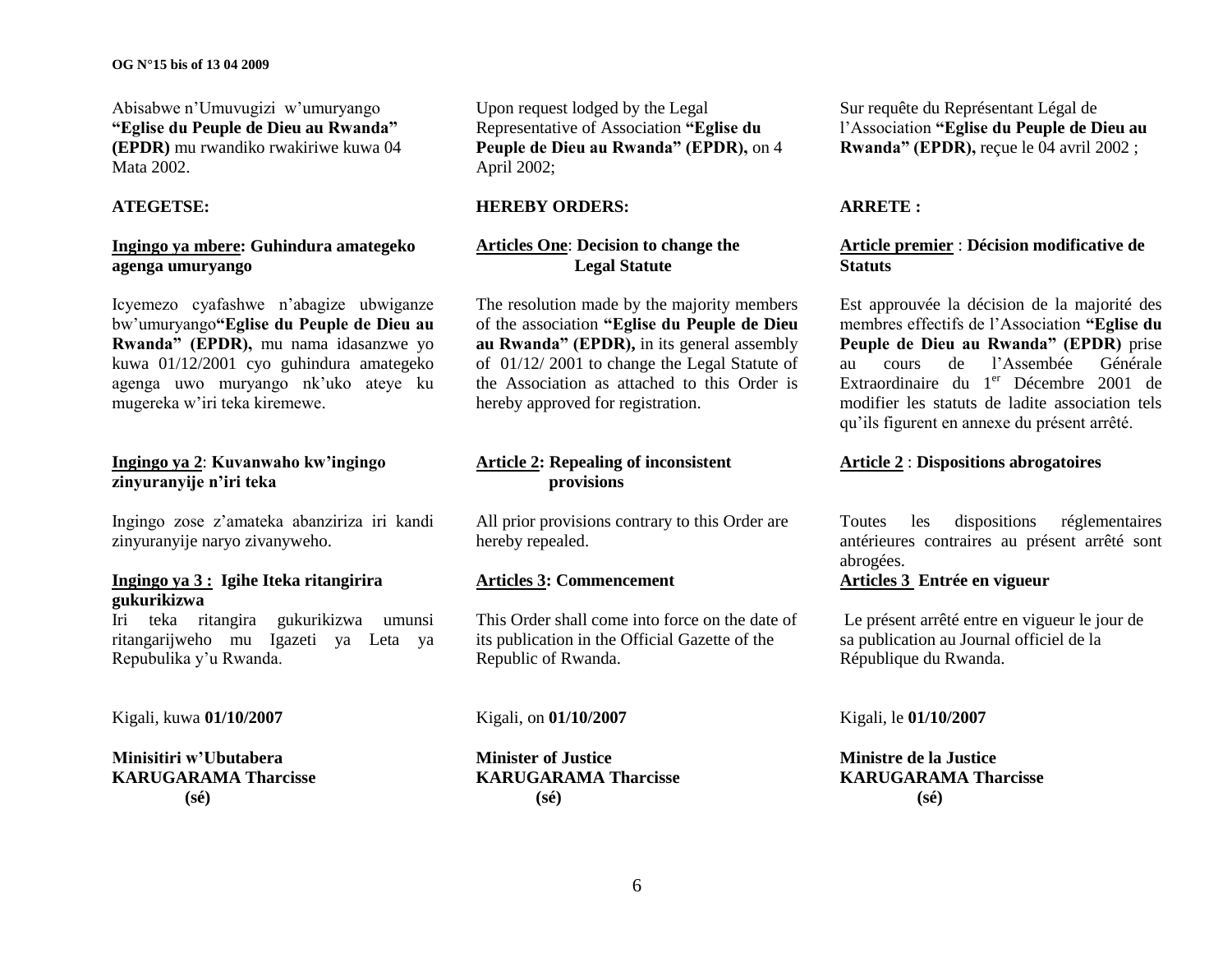Abisabwe n'Umuvugizi w'umuryango **"Eglise du Peuple de Dieu au Rwanda" (EPDR)** mu rwandiko rwakiriwe kuwa 04 Mata 2002.

**ATEGETSE:**

**<u>Ingingo ya mbere</u>: Guhindura amategeko agenga umuryango**

Icyemezo cyafashwe n'abagize ubwiganze bw'umuryango**"Eglise du Peuple de Dieu au Rwanda" (EPDR),** mu nama idasanzwe yo kuwa 01/12/2001 cyo guhindura amategeko agenga uwo muryango nk'uko ateye ku mugereka w'iri teka kiremewe.

**<u>Ingingo ya 2</u>: Kuvanwaho kw'ingingo zinyuranyije n'iri teka**

Ingingo zose z'amateka abanziriza iri kandi zinyuranyije naryo zivanyweho.

**<u>Ingingo ya 3 :</u> Igihe Iteka ritangirira gukurikizwa**

Iri teka ritangira gukurikizwa umunsi ritangarijweho mu Igazeti ya Leta ya Repubulika y'u Rwanda.

Kigali, kuwa **01/10/2007**

**Minisitiri w'Ubutabera**
**KARUGARAMA Tharcisse**
**(sé)**

Upon request lodged by the Legal Representative of Association **"Eglise du Peuple de Dieu au Rwanda" (EPDR),** on 4 April 2002;

**HEREBY ORDERS:**

**<u>Articles One</u>: Decision to change the Legal Statute**

The resolution made by the majority members of the association **"Eglise du Peuple de Dieu au Rwanda" (EPDR),** in its general assembly of 01/12/ 2001 to change the Legal Statute of the Association as attached to this Order is hereby approved for registration.

**<u>Article 2</u>: Repealing of inconsistent provisions**

All prior provisions contrary to this Order are hereby repealed.

**<u>Articles 3</u>: Commencement**

This Order shall come into force on the date of its publication in the Official Gazette of the Republic of Rwanda.

Kigali, on **01/10/2007**

**Minister of Justice**
**KARUGARAMA Tharcisse**
**(sé)**

Sur requête du Représentant Légal de l'Association **"Eglise du Peuple de Dieu au Rwanda" (EPDR),** reçue le 04 avril 2002 ;

**ARRETE :**

**<u>Article premier</u> : Décision modificative de Statuts**

Est approuvée la décision de la majorité des membres effectifs de l'Association **"Eglise du Peuple de Dieu au Rwanda" (EPDR)** prise au cours de l'Assembée Générale Extraordinaire du 1[er] Décembre 2001 de modifier les statuts de ladite association tels qu'ils figurent en annexe du présent arrêté.

**<u>Article 2</u> : Dispositions abrogatoires**

Toutes les dispositions réglementaires antérieures contraires au présent arrêté sont abrogées.

**<u>Articles 3</u> Entrée en vigueur**

Le présent arrêté entre en vigueur le jour de sa publication au Journal officiel de la République du Rwanda.

Kigali, le **01/10/2007**

**Ministre de la Justice**
**KARUGARAMA Tharcisse**
**(sé)**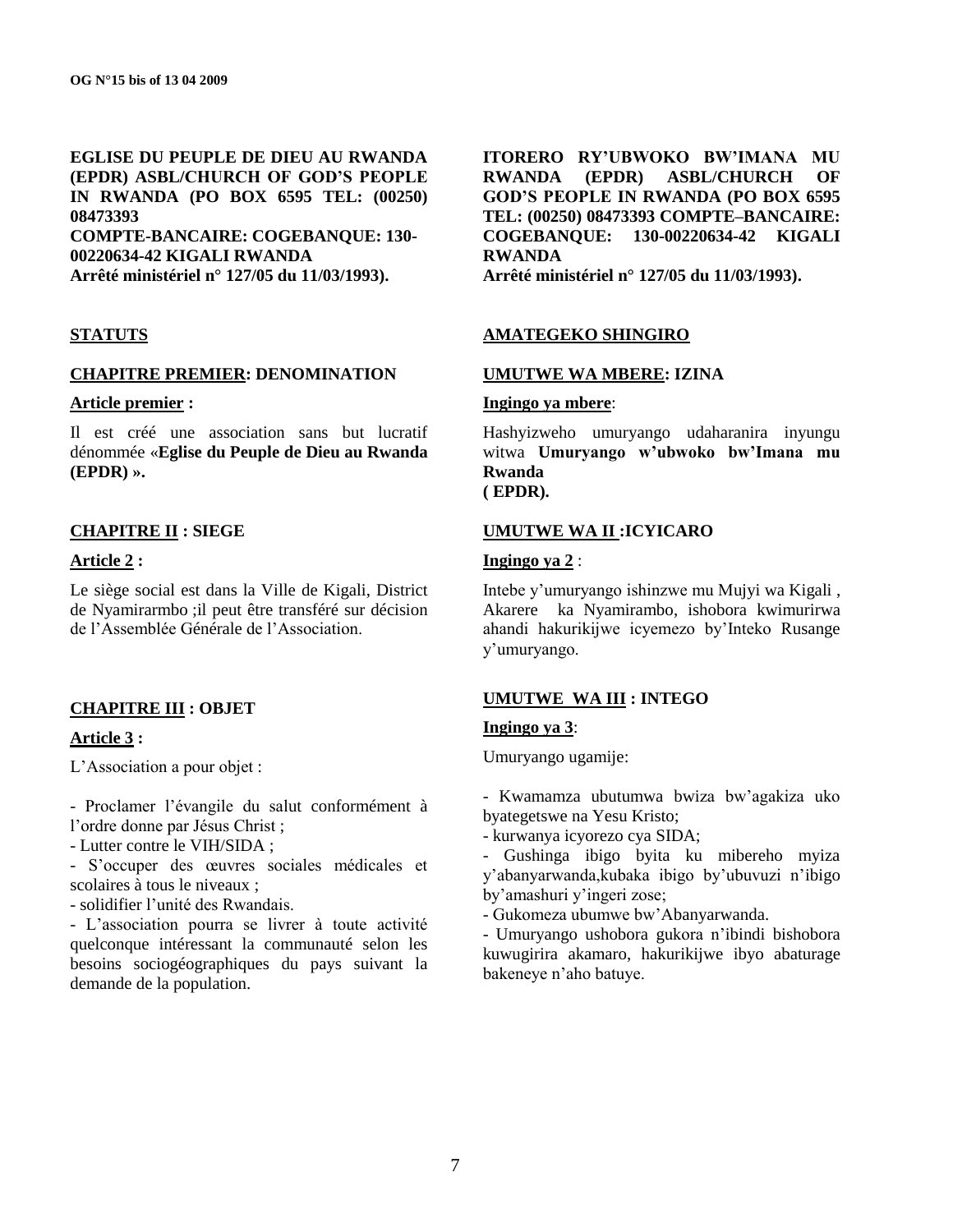**EGLISE DU PEUPLE DE DIEU AU RWANDA (EPDR) ASBL/CHURCH OF GOD'S PEOPLE IN RWANDA (PO BOX 6595 TEL: (00250) 08473393**
**COMPTE-BANCAIRE: COGEBANQUE: 130-00220634-42 KIGALI RWANDA**
**Arrêté ministériel n° 127/05 du 11/03/1993).**

## STATUTS

### CHAPITRE PREMIER: DENOMINATION

**Article premier :**

Il est créé une association sans but lucratif dénommée «**Eglise du Peuple de Dieu au Rwanda (EPDR) ».**

### CHAPITRE II : SIEGE

**Article 2 :**

Le siège social est dans la Ville de Kigali, District de Nyamirarmbo ;il peut être transféré sur décision de l'Assemblée Générale de l'Association.

### CHAPITRE III : OBJET

**Article 3 :**

L'Association a pour objet :

- Proclamer l'évangile du salut conformément à l'ordre donne par Jésus Christ ;
- Lutter contre le VIH/SIDA ;
- S'occuper des œuvres sociales médicales et scolaires à tous le niveaux ;
- solidifier l'unité des Rwandais.
- L'association pourra se livrer à toute activité quelconque intéressant la communauté selon les besoins sociogéographiques du pays suivant la demande de la population.

**ITORERO RY'UBWOKO BW'IMANA MU RWANDA (EPDR) ASBL/CHURCH OF GOD'S PEOPLE IN RWANDA (PO BOX 6595 TEL: (00250) 08473393 COMPTE–BANCAIRE: COGEBANQUE: 130-00220634-42 KIGALI RWANDA**
**Arrêté ministériel n° 127/05 du 11/03/1993).**

## AMATEGEKO SHINGIRO

### UMUTWE WA MBERE: IZINA

**Ingingo ya mbere**:

Hashyizweho umuryango udaharanira inyungu witwa **Umuryango w'ubwoko bw'Imana mu Rwanda ( EPDR).**

### UMUTWE WA II :ICYICARO

**Ingingo ya 2** :

Intebe y'umuryango ishinzwe mu Mujyi wa Kigali , Akarere ka Nyamirambo, ishobora kwimurirwa ahandi hakurikijwe icyemezo by'Inteko Rusange y'umuryango.

### UMUTWE WA III : INTEGO

**Ingingo ya 3**:

Umuryango ugamije:

- Kwamamza ubutumwa bwiza bw'agakiza uko byategetswe na Yesu Kristo;
- kurwanya icyorezo cya SIDA;
- Gushinga ibigo byita ku mibereho myiza y'abanyarwanda,kubaka ibigo by'ubuvuzi n'ibigo by'amashuri y'ingeri zose;
- Gukomeza ubumwe bw'Abanyarwanda.
- Umuryango ushobora gukora n'ibindi bishobora kuwugirira akamaro, hakurikijwe ibyo abaturage bakeneye n'aho batuye.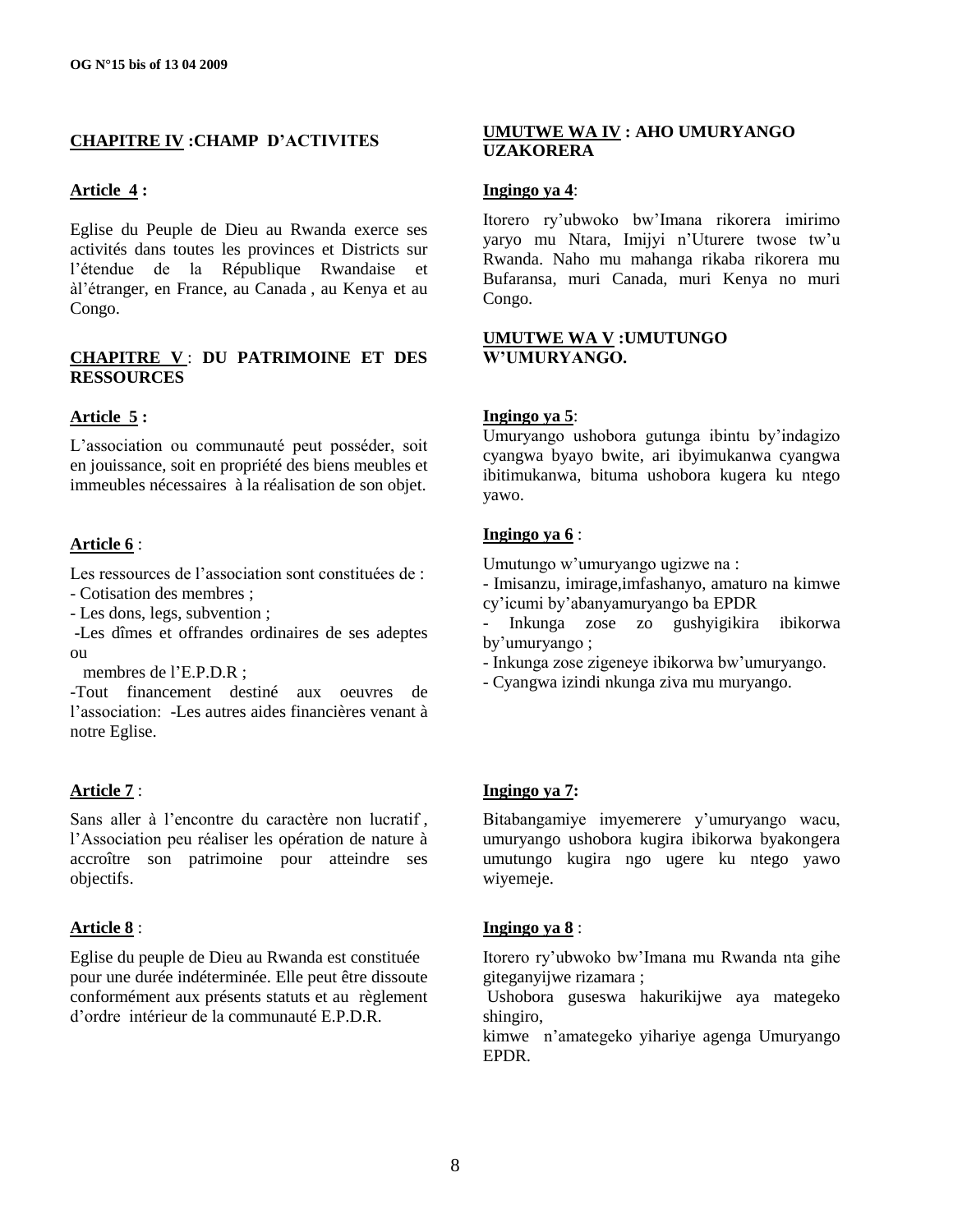**CHAPITRE IV :CHAMP D'ACTIVITES**

**Article 4 :**

Eglise du Peuple de Dieu au Rwanda exerce ses activités dans toutes les provinces et Districts sur l'étendue de la République Rwandaise et àl'étranger, en France, au Canada , au Kenya et au Congo.

**CHAPITRE V : DU PATRIMOINE ET DES RESSOURCES**

**Article 5 :**

L'association ou communauté peut posséder, soit en jouissance, soit en propriété des biens meubles et immeubles nécessaires à la réalisation de son objet.

**Article 6** :

Les ressources de l'association sont constituées de :
- Cotisation des membres ;
- Les dons, legs, subvention ;
-Les dîmes et offrandes ordinaires de ses adeptes ou
 membres de l'E.P.D.R ;
-Tout financement destiné aux oeuvres de l'association: -Les autres aides financières venant à notre Eglise.

**Article 7** :

Sans aller à l'encontre du caractère non lucratif , l'Association peu réaliser les opération de nature à accroître son patrimoine pour atteindre ses objectifs.

**Article 8** :

Eglise du peuple de Dieu au Rwanda est constituée pour une durée indéterminée. Elle peut être dissoute conformément aux présents statuts et au règlement d'ordre intérieur de la communauté E.P.D.R.

**UMUTWE WA IV : AHO UMURYANGO UZAKORERA**

**Ingingo ya 4**:

Itorero ry'ubwoko bw'Imana rikorera imirimo yaryo mu Ntara, Imijyi n'Uturere twose tw'u Rwanda. Naho mu mahanga rikaba rikorera mu Bufaransa, muri Canada, muri Kenya no muri Congo.

**UMUTWE WA V :UMUTUNGO W'UMURYANGO.**

**Ingingo ya 5**:

Umuryango ushobora gutunga ibintu by'indagizo cyangwa byayo bwite, ari ibyimukanwa cyangwa ibitimukanwa, bituma ushobora kugera ku ntego yawo.

**Ingingo ya 6** :

Umutungo w'umuryango ugizwe na :
- Imisanzu, imirage,imfashanyo, amaturo na kimwe cy'icumi by'abanyamuryango ba EPDR
- Inkunga zose zo gushyigikira ibikorwa by'umuryango ;
- Inkunga zose zigeneye ibikorwa bw'umuryango.
- Cyangwa izindi nkunga ziva mu muryango.

**Ingingo ya 7:**

Bitabangamiye imyemerere y'umuryango wacu, umuryango ushobora kugira ibikorwa byakongera umutungo kugira ngo ugere ku ntego yawo wiyemeje.

**Ingingo ya 8** :

Itorero ry'ubwoko bw'Imana mu Rwanda nta gihe giteganyijwe rizamara ;
Ushobora guseswa hakurikijwe aya mategeko shingiro,
kimwe n'amategeko yihariye agenga Umuryango EPDR.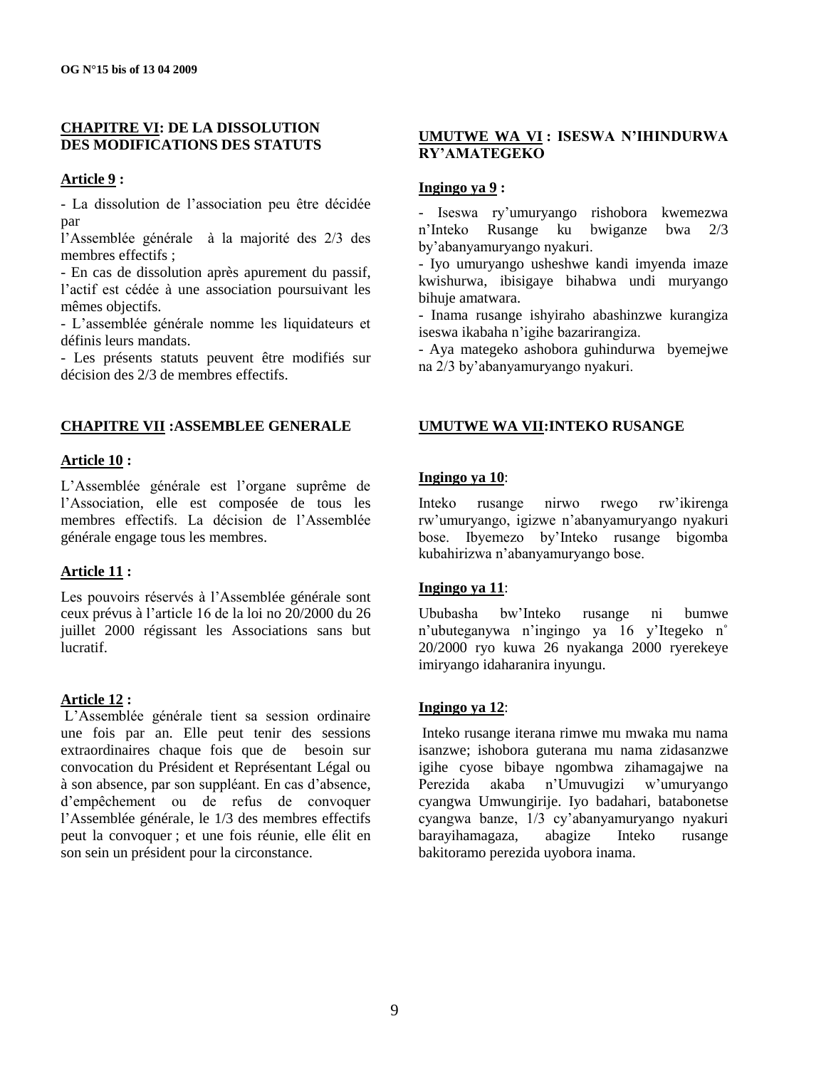**CHAPITRE VI: DE LA DISSOLUTION DES MODIFICATIONS DES STATUTS**

**Article 9 :**

- La dissolution de l'association peu être décidée par
l'Assemblée générale à la majorité des 2/3 des membres effectifs ;
- En cas de dissolution après apurement du passif, l'actif est cédée à une association poursuivant les mêmes objectifs.
- L'assemblée générale nomme les liquidateurs et définis leurs mandats.
- Les présents statuts peuvent être modifiés sur décision des 2/3 de membres effectifs.

**CHAPITRE VII :ASSEMBLEE GENERALE**

**Article 10 :**

L'Assemblée générale est l'organe suprême de l'Association, elle est composée de tous les membres effectifs. La décision de l'Assemblée générale engage tous les membres.

**Article 11 :**

Les pouvoirs réservés à l'Assemblée générale sont ceux prévus à l'article 16 de la loi no 20/2000 du 26 juillet 2000 régissant les Associations sans but lucratif.

**Article 12 :**

L'Assemblée générale tient sa session ordinaire une fois par an. Elle peut tenir des sessions extraordinaires chaque fois que de besoin sur convocation du Président et Représentant Légal ou à son absence, par son suppléant. En cas d'absence, d'empêchement ou de refus de convoquer l'Assemblée générale, le 1/3 des membres effectifs peut la convoquer ; et une fois réunie, elle élit en son sein un président pour la circonstance.

**UMUTWE WA VI : ISESWA N'IHINDURWA RY'AMATEGEKO**

**Ingingo ya 9 :**

- Iseswa ry'umuryango rishobora kwemezwa n'Inteko Rusange ku bwiganze bwa 2/3 by'abanyamuryango nyakuri.
- Iyo umuryango usheshwe kandi imyenda imaze kwishurwa, ibisigaye bihabwa undi muryango bihuje amatwara.
- Inama rusange ishyiraho abashinzwe kurangiza iseswa ikabaha n'igihe bazarirangiza.
- Aya mategeko ashobora guhindurwa byemejwe na 2/3 by'abanyamuryango nyakuri.

**UMUTWE WA VII:INTEKO RUSANGE**

**Ingingo ya 10**:

Inteko rusange nirwo rwego rw'ikirenga rw'umuryango, igizwe n'abanyamuryango nyakuri bose. Ibyemezo by'Inteko rusange bigomba kubahirizwa n'abanyamuryango bose.

**Ingingo ya 11**:

Ububasha bw'Inteko rusange ni bumwe n'ubuteganywa n'ingingo ya 16 y'Itegeko n° 20/2000 ryo kuwa 26 nyakanga 2000 ryerekeye imiryango idaharanira inyungu.

**Ingingo ya 12**:

Inteko rusange iterana rimwe mu mwaka mu nama isanzwe; ishobora guterana mu nama zidasanzwe igihe cyose bibaye ngombwa zihamagajwe na Perezida akaba n'Umuvugizi w'umuryango cyangwa Umwungirije. Iyo badahari, batabonetse cyangwa banze, 1/3 cy'abanyamuryango nyakuri barayihamagaza, abagize Inteko rusange bakitoramo perezida uyobora inama.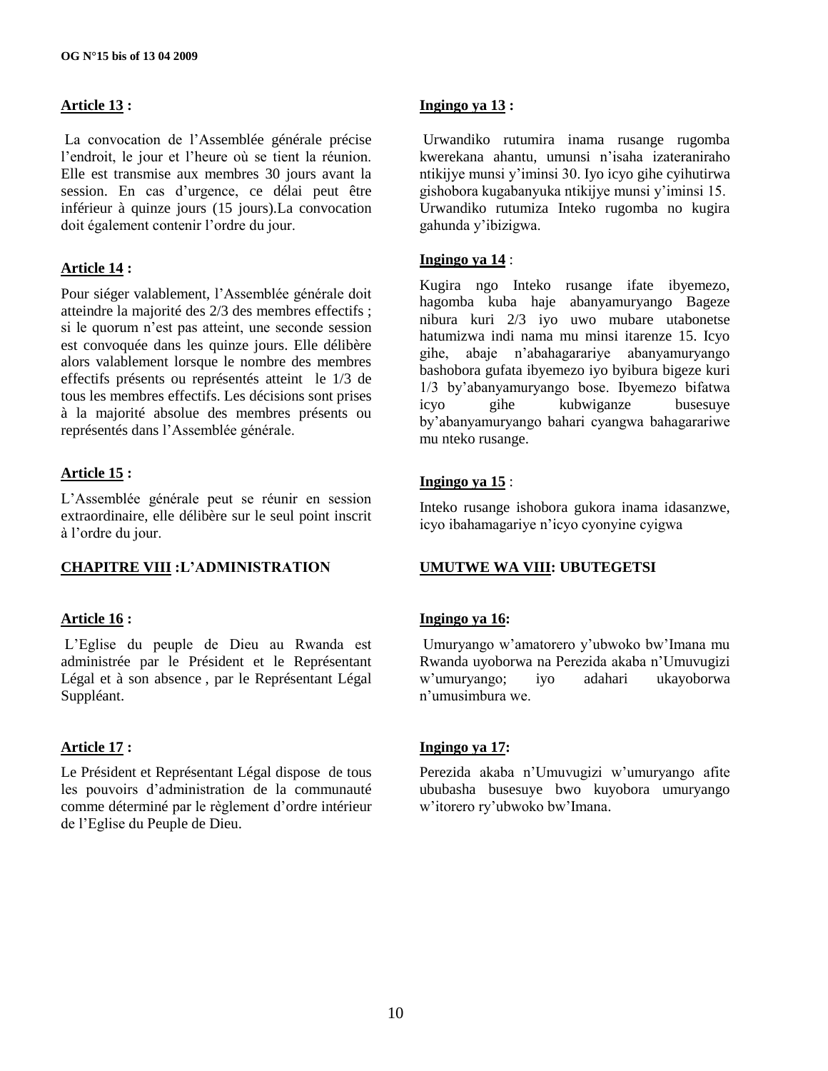**Article 13 :**

La convocation de l'Assemblée générale précise l'endroit, le jour et l'heure où se tient la réunion. Elle est transmise aux membres 30 jours avant la session. En cas d'urgence, ce délai peut être inférieur à quinze jours (15 jours).La convocation doit également contenir l'ordre du jour.

**Article 14 :**

Pour siéger valablement, l'Assemblée générale doit atteindre la majorité des 2/3 des membres effectifs ; si le quorum n'est pas atteint, une seconde session est convoquée dans les quinze jours. Elle délibère alors valablement lorsque le nombre des membres effectifs présents ou représentés atteint le 1/3 de tous les membres effectifs. Les décisions sont prises à la majorité absolue des membres présents ou représentés dans l'Assemblée générale.

**Article 15 :**

L'Assemblée générale peut se réunir en session extraordinaire, elle délibère sur le seul point inscrit à l'ordre du jour.

**CHAPITRE VIII :L'ADMINISTRATION**

**Article 16 :**

L'Eglise du peuple de Dieu au Rwanda est administrée par le Président et le Représentant Légal et à son absence , par le Représentant Légal Suppléant.

**Article 17 :**

Le Président et Représentant Légal dispose de tous les pouvoirs d'administration de la communauté comme déterminé par le règlement d'ordre intérieur de l'Eglise du Peuple de Dieu.

**Ingingo ya 13 :**

Urwandiko rutumira inama rusange rugomba kwerekana ahantu, umunsi n'isaha izateraniraho ntikijye munsi y'iminsi 30. Iyo icyo gihe cyihutirwa gishobora kugabanyuka ntikijye munsi y'iminsi 15. Urwandiko rutumiza Inteko rugomba no kugira gahunda y'ibizigwa.

**Ingingo ya 14** :

Kugira ngo Inteko rusange ifate ibyemezo, hagomba kuba haje abanyamuryango Bageze nibura kuri 2/3 iyo uwo mubare utabonetse hatumizwa indi nama mu minsi itarenze 15. Icyo gihe, abaje n'abahagarariye abanyamuryango bashobora gufata ibyemezo iyo byibura bigeze kuri 1/3 by'abanyamuryango bose. Ibyemezo bifatwa icyo gihe kubwiganze busesuye by'abanyamuryango bahari cyangwa bahagarariwe mu nteko rusange.

**Ingingo ya 15** :

Inteko rusange ishobora gukora inama idasanzwe, icyo ibahamagariye n'icyo cyonyine cyigwa

**UMUTWE WA VIII: UBUTEGETSI**

**Ingingo ya 16:**

Umuryango w'amatorero y'ubwoko bw'Imana mu Rwanda uyoborwa na Perezida akaba n'Umuvugizi w'umuryango; iyo adahari ukayoborwa n'umusimbura we.

**Ingingo ya 17:**

Perezida akaba n'Umuvugizi w'umuryango afite ububasha busesuye bwo kuyobora umuryango w'itorero ry'ubwoko bw'Imana.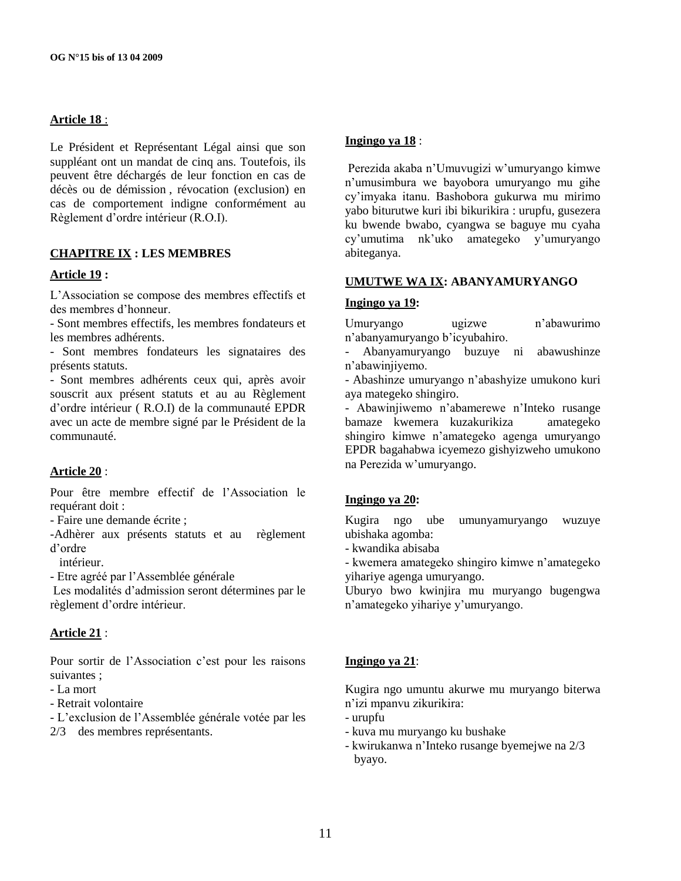**Article 18** :

Le Président et Représentant Légal ainsi que son suppléant ont un mandat de cinq ans. Toutefois, ils peuvent être déchargés de leur fonction en cas de décès ou de démission , révocation (exclusion) en cas de comportement indigne conformément au Règlement d'ordre intérieur (R.O.I).

**Ingingo ya 18** :

Perezida akaba n'Umuvugizi w'umuryango kimwe n'umusimbura we bayobora umuryango mu gihe cy'imyaka itanu. Bashobora gukurwa mu mirimo yabo biturutwe kuri ibi bikurikira : urupfu, gusezera ku bwende bwabo, cyangwa se baguye mu cyaha cy'umutima nk'uko amategeko y'umuryango abiteganya.

## CHAPITRE IX : LES MEMBRES

**Article 19 :**

L'Association se compose des membres effectifs et des membres d'honneur.

- Sont membres effectifs, les membres fondateurs et les membres adhérents.
- Sont membres fondateurs les signataires des présents statuts.
- Sont membres adhérents ceux qui, après avoir souscrit aux présent statuts et au au Règlement d'ordre intérieur ( R.O.I) de la communauté EPDR avec un acte de membre signé par le Président de la communauté.

## UMUTWE WA IX: ABANYAMURYANGO

**Ingingo ya 19:**

Umuryango ugizwe n'abawurimo n'abanyamuryango b'icyubahiro.

- Abanyamuryango buzuye ni abawushinze n'abawinjiyemo.
- Abashinze umuryango n'abashyize umukono kuri aya mategeko shingiro.
- Abawinjiwemo n'abamerewe n'Inteko rusange bamaze kwemera kuzakurikiza amategeko shingiro kimwe n'amategeko agenga umuryango EPDR bagahabwa icyemezo gishyizweho umukono na Perezida w'umuryango.

**Article 20** :

Pour être membre effectif de l'Association le requérant doit :

- Faire une demande écrite ;
- Adhèrer aux présents statuts et au règlement d'ordre intérieur.
- Etre agréé par l'Assemblée générale

Les modalités d'admission seront détermines par le règlement d'ordre intérieur.

**Ingingo ya 20:**

Kugira ngo ube umunyamuryango wuzuye ubishaka agomba:

- kwandika abisaba
- kwemera amategeko shingiro kimwe n'amategeko yihariye agenga umuryango.

Uburyo bwo kwinjira mu muryango bugengwa n'amategeko yihariye y'umuryango.

**Article 21** :

Pour sortir de l'Association c'est pour les raisons suivantes ;

- La mort
- Retrait volontaire
- L'exclusion de l'Assemblée générale votée par les 2/3 des membres représentants.

**Ingingo ya 21**:

Kugira ngo umuntu akurwe mu muryango biterwa n'izi mpanvu zikurikira:

- urupfu
- kuva mu muryango ku bushake
- kwirukanwa n'Inteko rusange byemejwe na 2/3 byayo.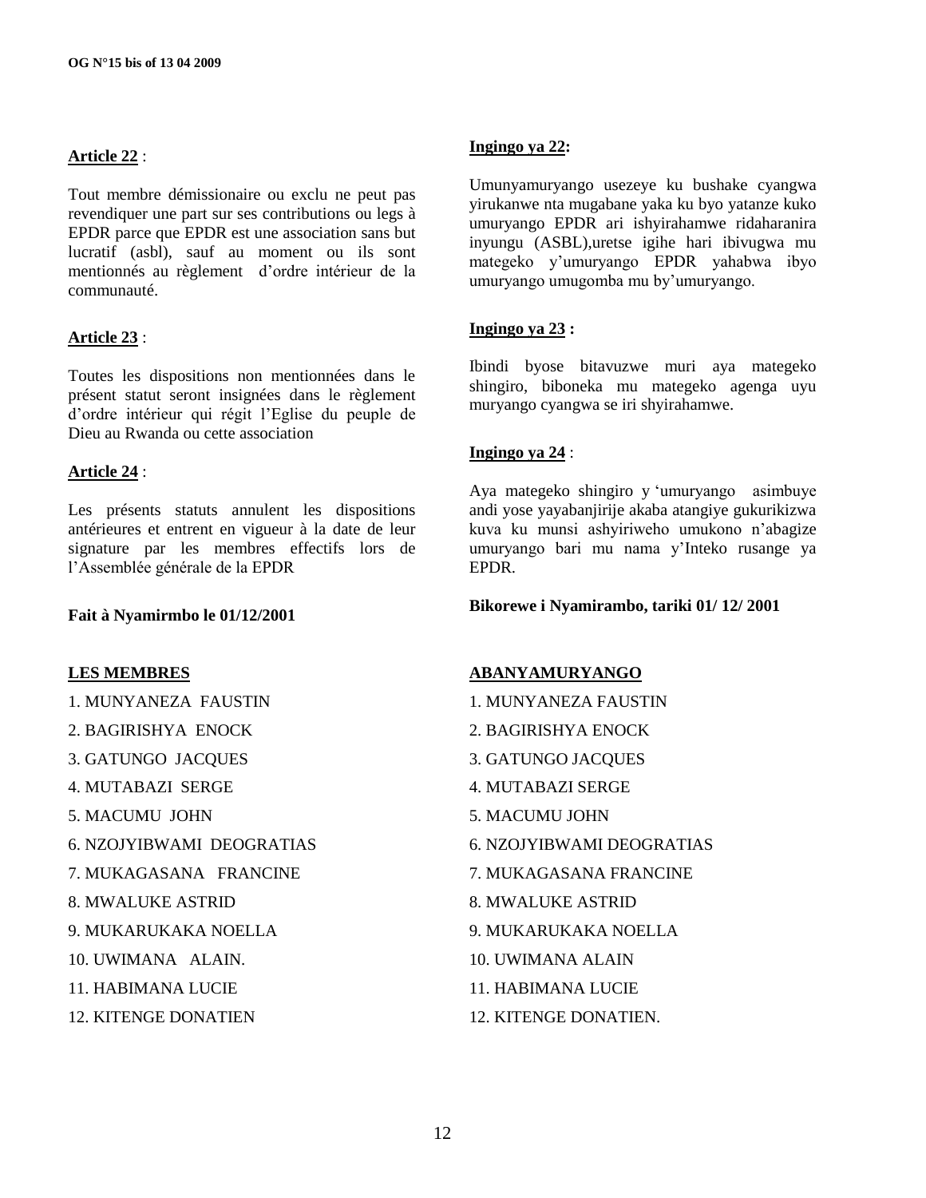**Article 22** :

Tout membre démissionaire ou exclu ne peut pas revendiquer une part sur ses contributions ou legs à EPDR parce que EPDR est une association sans but lucratif (asbl), sauf au moment ou ils sont mentionnés au règlement d'ordre intérieur de la communauté.

**Article 23** :

Toutes les dispositions non mentionnées dans le présent statut seront insignées dans le règlement d'ordre intérieur qui régit l'Eglise du peuple de Dieu au Rwanda ou cette association

**Article 24** :

Les présents statuts annulent les dispositions antérieures et entrent en vigueur à la date de leur signature par les membres effectifs lors de l'Assemblée générale de la EPDR

**Fait à Nyamirmbo le 01/12/2001**

**LES MEMBRES**

1. MUNYANEZA FAUSTIN
2. BAGIRISHYA ENOCK
3. GATUNGO JACQUES
4. MUTABAZI SERGE
5. MACUMU JOHN
6. NZOJYIBWAMI DEOGRATIAS
7. MUKAGASANA FRANCINE
8. MWALUKE ASTRID
9. MUKARUKAKA NOELLA
10. UWIMANA ALAIN.
11. HABIMANA LUCIE
12. KITENGE DONATIEN

**Ingingo ya 22:**

Umunyamuryango usezeye ku bushake cyangwa yirukanwe nta mugabane yaka ku byo yatanze kuko umuryango EPDR ari ishyirahamwe ridaharanira inyungu (ASBL),uretse igihe hari ibivugwa mu mategeko y'umuryango EPDR yahabwa ibyo umuryango umugomba mu by'umuryango.

**Ingingo ya 23 :**

Ibindi byose bitavuzwe muri aya mategeko shingiro, biboneka mu mategeko agenga uyu muryango cyangwa se iri shyirahamwe.

**Ingingo ya 24** :

Aya mategeko shingiro y 'umuryango asimbuye andi yose yayabanjirije akaba atangiye gukurikizwa kuva ku munsi ashyiriweho umukono n'abagize umuryango bari mu nama y'Inteko rusange ya EPDR.

**Bikorewe i Nyamirambo, tariki 01/ 12/ 2001**

**ABANYAMURYANGO**

1. MUNYANEZA FAUSTIN
2. BAGIRISHYA ENOCK
3. GATUNGO JACQUES
4. MUTABAZI SERGE
5. MACUMU JOHN
6. NZOJYIBWAMI DEOGRATIAS
7. MUKAGASANA FRANCINE
8. MWALUKE ASTRID
9. MUKARUKAKA NOELLA
10. UWIMANA ALAIN
11. HABIMANA LUCIE
12. KITENGE DONATIEN.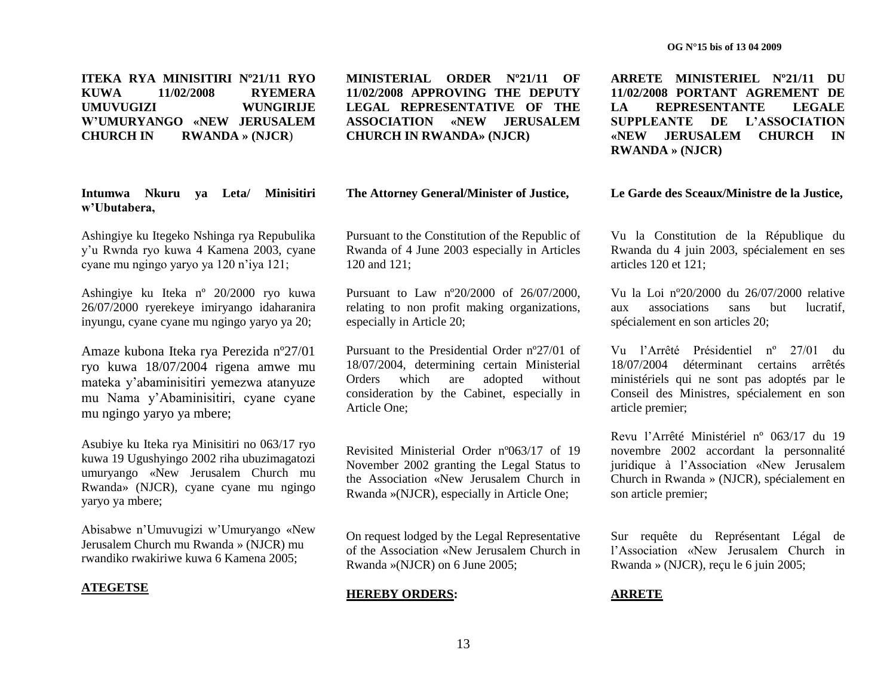**ITEKA RYA MINISITIRI Nº21/11 RYO KUWA 11/02/2008 RYEMERA UMUVUGIZI WUNGIRIJE W'UMURYANGO «NEW JERUSALEM CHURCH IN RWANDA » (NJCR)**

**Intumwa Nkuru ya Leta/ Minisitiri w'Ubutabera,**

Ashingiye ku Itegeko Nshinga rya Repubulika y'u Rwnda ryo kuwa 4 Kamena 2003, cyane cyane mu ngingo yaryo ya 120 n'iya 121;

Ashingiye ku Iteka nº 20/2000 ryo kuwa 26/07/2000 ryerekeye imiryango idaharanira inyungu, cyane cyane mu ngingo yaryo ya 20;

Amaze kubona Iteka rya Perezida nº27/01 ryo kuwa 18/07/2004 rigena amwe mu mateka y'abaminisitiri yemezwa atanyuze mu Nama y'Abaminisitiri, cyane cyane mu ngingo yaryo ya mbere;

Asubiye ku Iteka rya Minisitiri no 063/17 ryo kuwa 19 Ugushyingo 2002 riha ubuzimagatozi umuryango «New Jerusalem Church mu Rwanda» (NJCR), cyane cyane mu ngingo yaryo ya mbere;

Abisabwe n'Umuvugizi w'Umuryango «New Jerusalem Church mu Rwanda » (NJCR) mu rwandiko rwakiriwe kuwa 6 Kamena 2005;

**ATEGETSE**

**MINISTERIAL ORDER Nº21/11 OF 11/02/2008 APPROVING THE DEPUTY LEGAL REPRESENTATIVE OF THE ASSOCIATION «NEW JERUSALEM CHURCH IN RWANDA» (NJCR)**

**The Attorney General/Minister of Justice,**

Pursuant to the Constitution of the Republic of Rwanda of 4 June 2003 especially in Articles 120 and 121;

Pursuant to Law nº20/2000 of 26/07/2000, relating to non profit making organizations, especially in Article 20;

Pursuant to the Presidential Order nº27/01 of 18/07/2004, determining certain Ministerial Orders which are adopted without consideration by the Cabinet, especially in Article One;

Revisited Ministerial Order nº063/17 of 19 November 2002 granting the Legal Status to the Association «New Jerusalem Church in Rwanda »(NJCR), especially in Article One;

On request lodged by the Legal Representative of the Association «New Jerusalem Church in Rwanda »(NJCR) on 6 June 2005;

**HEREBY ORDERS:**

**ARRETE MINISTERIEL Nº21/11 DU 11/02/2008 PORTANT AGREMENT DE LA REPRESENTANTE LEGALE SUPPLEANTE DE L'ASSOCIATION «NEW JERUSALEM CHURCH IN RWANDA » (NJCR)**

**Le Garde des Sceaux/Ministre de la Justice,**

Vu la Constitution de la République du Rwanda du 4 juin 2003, spécialement en ses articles 120 et 121;

Vu la Loi nº20/2000 du 26/07/2000 relative aux associations sans but lucratif, spécialement en son articles 20;

Vu l'Arrêté Présidentiel nº 27/01 du 18/07/2004 déterminant certains arrêtés ministériels qui ne sont pas adoptés par le Conseil des Ministres, spécialement en son article premier;

Revu l'Arrêté Ministériel nº 063/17 du 19 novembre 2002 accordant la personnalité juridique à l'Association «New Jerusalem Church in Rwanda » (NJCR), spécialement en son article premier;

Sur requête du Représentant Légal de l'Association «New Jerusalem Church in Rwanda » (NJCR), reçu le 6 juin 2005;

**ARRETE**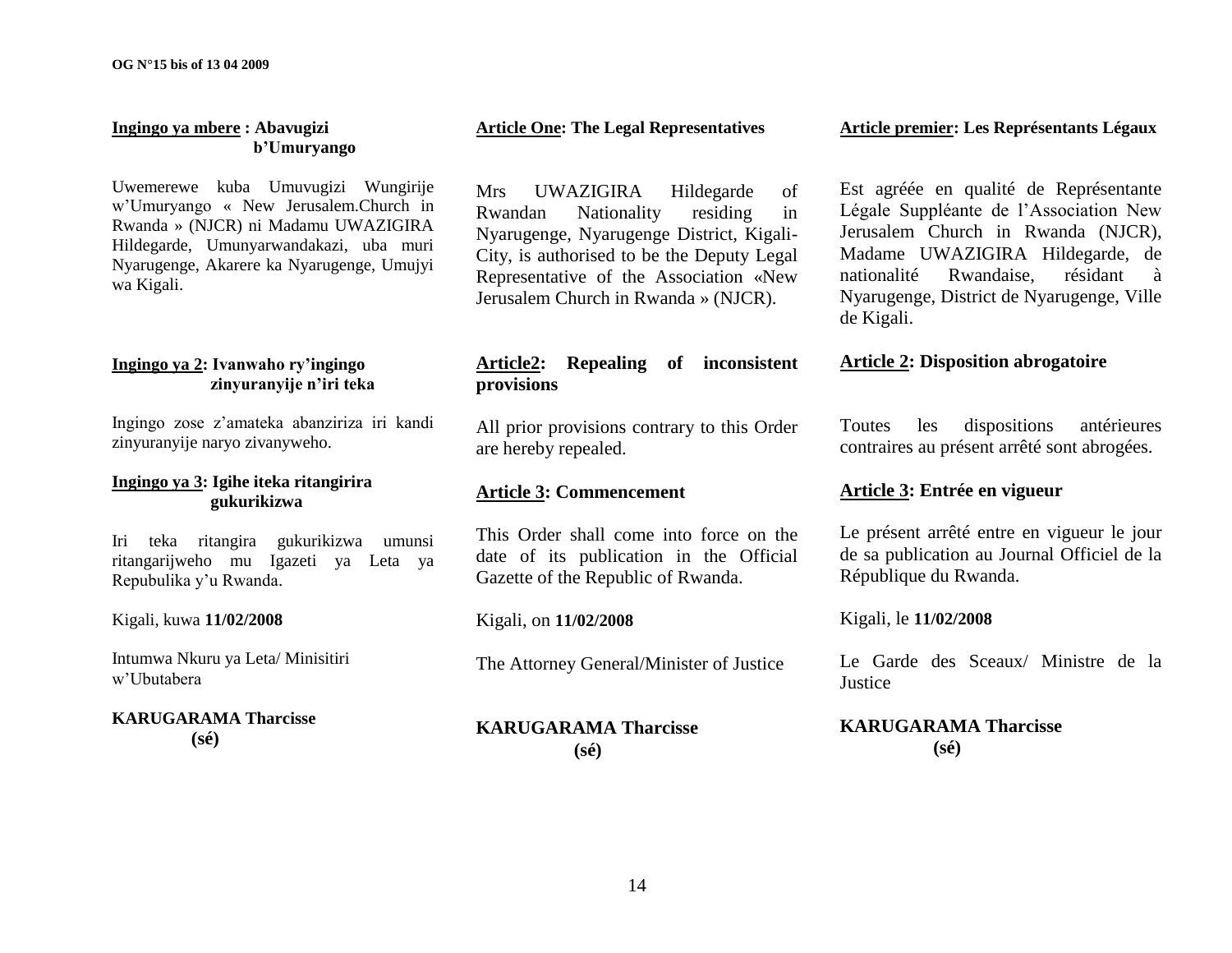**Ingingo ya mbere : Abavugizi b'Umuryango**

Uwemerewe kuba Umuvugizi Wungirije w'Umuryango « New Jerusalem.Church in Rwanda » (NJCR) ni Madamu UWAZIGIRA Hildegarde, Umunyarwandakazi, uba muri Nyarugenge, Akarere ka Nyarugenge, Umujyi wa Kigali.

**Ingingo ya 2: Ivanwaho ry'ingingo zinyuranyije n'iri teka**

Ingingo zose z'amateka abanziriza iri kandi zinyuranyije naryo zivanyweho.

**Ingingo ya 3: Igihe iteka ritangirira gukurikizwa**

Iri teka ritangira gukurikizwa umunsi ritangarijweho mu Igazeti ya Leta ya Repubulika y'u Rwanda.

Kigali, kuwa **11/02/2008**

Intumwa Nkuru ya Leta/ Minisitiri w'Ubutabera

**KARUGARAMA Tharcisse**
**(sé)**

**Article One: The Legal Representatives**

Mrs UWAZIGIRA Hildegarde of Rwandan Nationality residing in Nyarugenge, Nyarugenge District, Kigali-City, is authorised to be the Deputy Legal Representative of the Association «New Jerusalem Church in Rwanda » (NJCR).

**Article2: Repealing of inconsistent provisions**

All prior provisions contrary to this Order are hereby repealed.

**Article 3: Commencement**

This Order shall come into force on the date of its publication in the Official Gazette of the Republic of Rwanda.

Kigali, on **11/02/2008**

The Attorney General/Minister of Justice

**KARUGARAMA Tharcisse**
**(sé)**

**Article premier: Les Représentants Légaux**

Est agréée en qualité de Représentante Légale Suppléante de l'Association New Jerusalem Church in Rwanda (NJCR), Madame UWAZIGIRA Hildegarde, de nationalité Rwandaise, résidant à Nyarugenge, District de Nyarugenge, Ville de Kigali.

**Article 2: Disposition abrogatoire**

Toutes les dispositions antérieures contraires au présent arrêté sont abrogées.

**Article 3: Entrée en vigueur**

Le présent arrêté entre en vigueur le jour de sa publication au Journal Officiel de la République du Rwanda.

Kigali, le **11/02/2008**

Le Garde des Sceaux/ Ministre de la Justice

**KARUGARAMA Tharcisse**
**(sé)**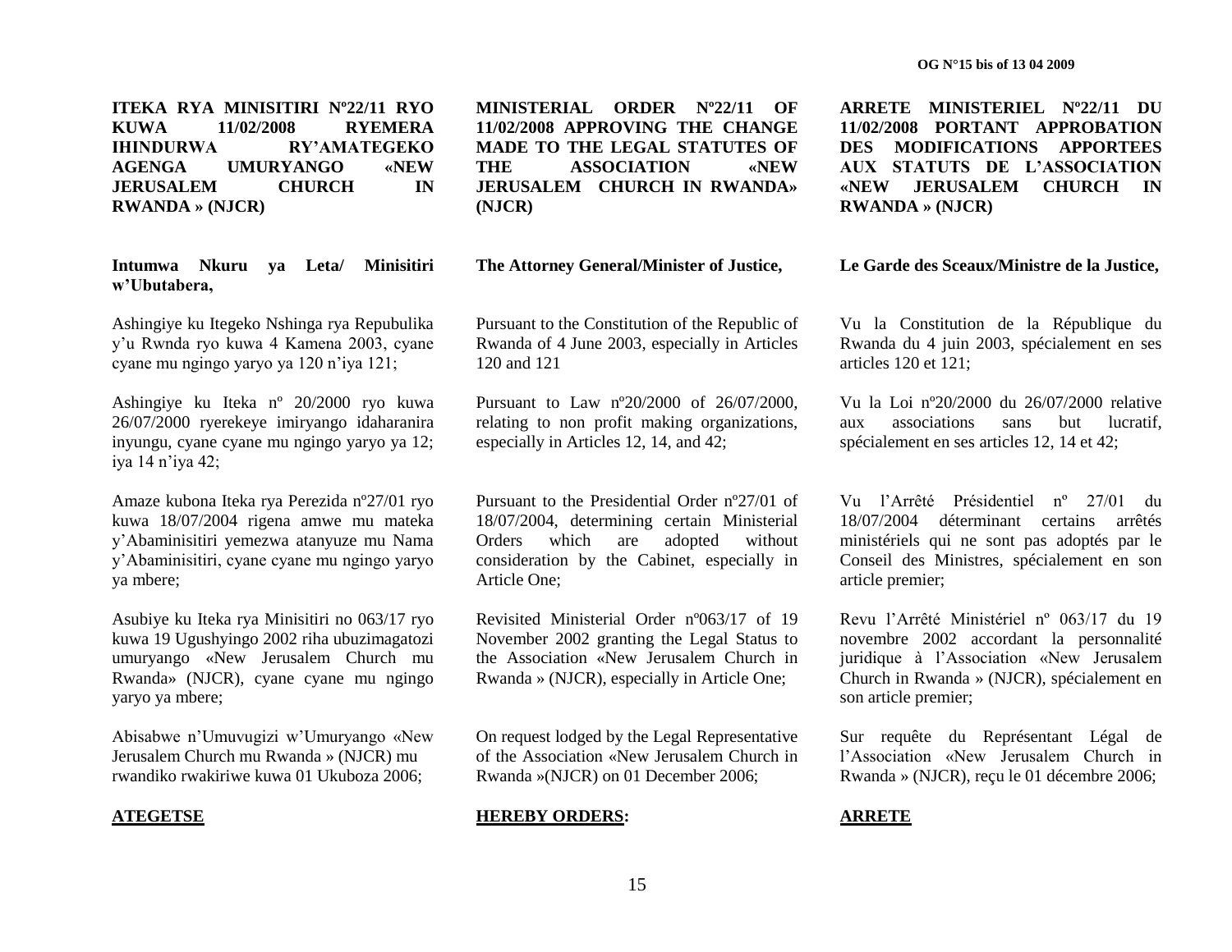**ITEKA RYA MINISITIRI Nº22/11 RYO KUWA 11/02/2008 RYEMERA IHINDURWA RY'AMATEGEKO AGENGA UMURYANGO «NEW JERUSALEM CHURCH IN RWANDA » (NJCR)**

**Intumwa Nkuru ya Leta/ Minisitiri w'Ubutabera,**

Ashingiye ku Itegeko Nshinga rya Repubulika y'u Rwnda ryo kuwa 4 Kamena 2003, cyane cyane mu ngingo yaryo ya 120 n'iya 121;

Ashingiye ku Iteka nº 20/2000 ryo kuwa 26/07/2000 ryerekeye imiryango idaharanira inyungu, cyane cyane mu ngingo yaryo ya 12; iya 14 n'iya 42;

Amaze kubona Iteka rya Perezida nº27/01 ryo kuwa 18/07/2004 rigena amwe mu mateka y'Abaminisitiri yemezwa atanyuze mu Nama y'Abaminisitiri, cyane cyane mu ngingo yaryo ya mbere;

Asubiye ku Iteka rya Minisitiri no 063/17 ryo kuwa 19 Ugushyingo 2002 riha ubuzimagatozi umuryango «New Jerusalem Church mu Rwanda» (NJCR), cyane cyane mu ngingo yaryo ya mbere;

Abisabwe n'Umuvugizi w'Umuryango «New Jerusalem Church mu Rwanda » (NJCR) mu rwandiko rwakiriwe kuwa 01 Ukuboza 2006;

**ATEGETSE**

**MINISTERIAL ORDER Nº22/11 OF 11/02/2008 APPROVING THE CHANGE MADE TO THE LEGAL STATUTES OF THE ASSOCIATION «NEW JERUSALEM CHURCH IN RWANDA» (NJCR)**

**The Attorney General/Minister of Justice,**

Pursuant to the Constitution of the Republic of Rwanda of 4 June 2003, especially in Articles 120 and 121

Pursuant to Law nº20/2000 of 26/07/2000, relating to non profit making organizations, especially in Articles 12, 14, and 42;

Pursuant to the Presidential Order nº27/01 of 18/07/2004, determining certain Ministerial Orders which are adopted without consideration by the Cabinet, especially in Article One;

Revisited Ministerial Order nº063/17 of 19 November 2002 granting the Legal Status to the Association «New Jerusalem Church in Rwanda » (NJCR), especially in Article One;

On request lodged by the Legal Representative of the Association «New Jerusalem Church in Rwanda »(NJCR) on 01 December 2006;

**HEREBY ORDERS:**

**ARRETE MINISTERIEL Nº22/11 DU 11/02/2008 PORTANT APPROBATION DES MODIFICATIONS APPORTEES AUX STATUTS DE L'ASSOCIATION «NEW JERUSALEM CHURCH IN RWANDA » (NJCR)**

**Le Garde des Sceaux/Ministre de la Justice,**

Vu la Constitution de la République du Rwanda du 4 juin 2003, spécialement en ses articles 120 et 121;

Vu la Loi nº20/2000 du 26/07/2000 relative aux associations sans but lucratif, spécialement en ses articles 12, 14 et 42;

Vu l'Arrêté Présidentiel nº 27/01 du 18/07/2004 déterminant certains arrêtés ministériels qui ne sont pas adoptés par le Conseil des Ministres, spécialement en son article premier;

Revu l'Arrêté Ministériel nº 063/17 du 19 novembre 2002 accordant la personnalité juridique à l'Association «New Jerusalem Church in Rwanda » (NJCR), spécialement en son article premier;

Sur requête du Représentant Légal de l'Association «New Jerusalem Church in Rwanda » (NJCR), reçu le 01 décembre 2006;

**ARRETE**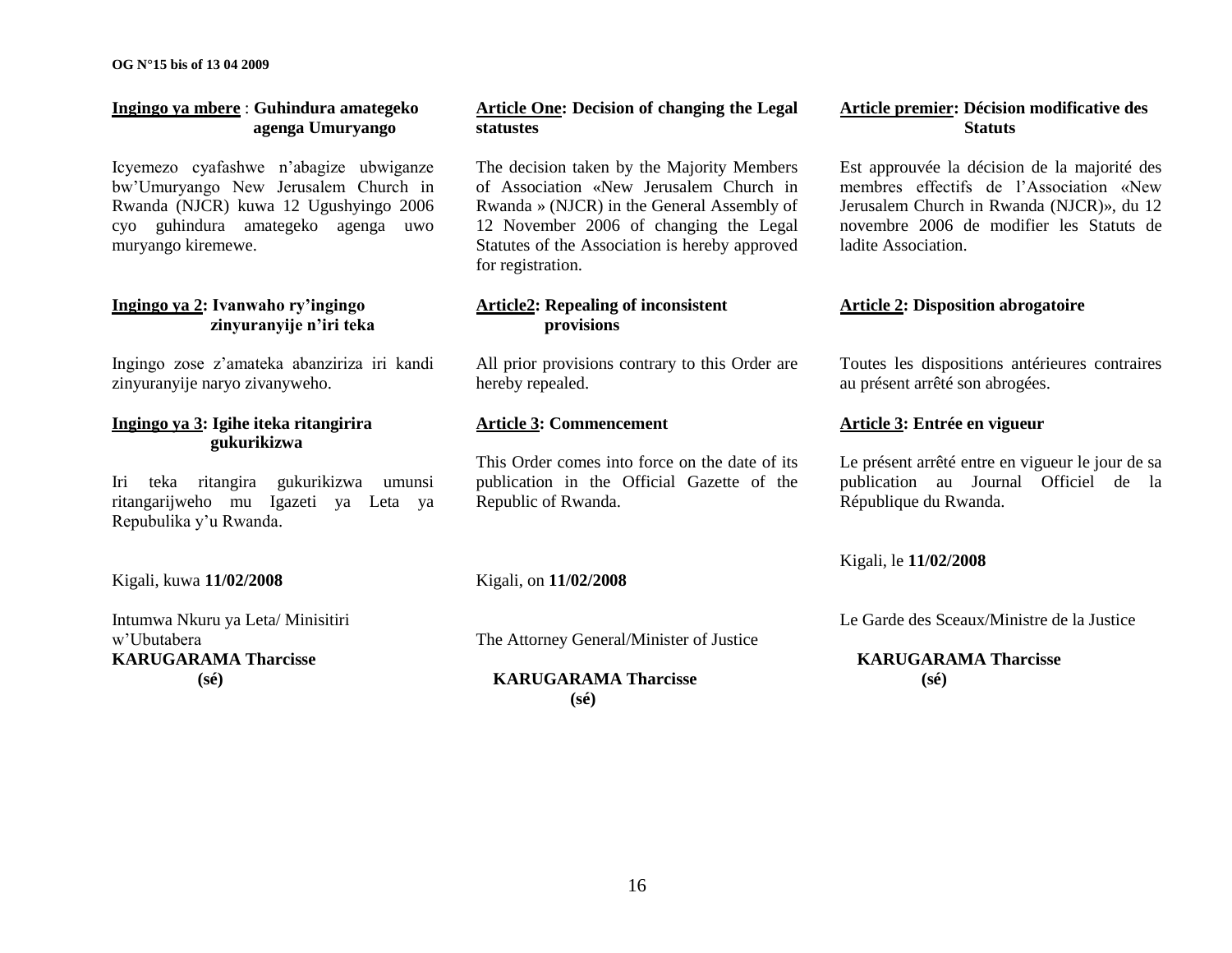**Ingingo ya mbere** : **Guhindura amategeko agenga Umuryango**

Icyemezo cyafashwe n'abagize ubwiganze bw'Umuryango New Jerusalem Church in Rwanda (NJCR) kuwa 12 Ugushyingo 2006 cyo guhindura amategeko agenga uwo muryango kiremewe.

**Ingingo ya 2: Ivanwaho ry'ingingo zinyuranyije n'iri teka**

Ingingo zose z'amateka abanziriza iri kandi zinyuranyije naryo zivanyweho.

**Ingingo ya 3: Igihe iteka ritangirira gukurikizwa**

Iri teka ritangira gukurikizwa umunsi ritangarijweho mu Igazeti ya Leta ya Repubulika y'u Rwanda.

Kigali, kuwa **11/02/2008**

Intumwa Nkuru ya Leta/ Minisitiri w'Ubutabera
**KARUGARAMA Tharcisse**
**(sé)**

**Article One: Decision of changing the Legal statustes**

The decision taken by the Majority Members of Association «New Jerusalem Church in Rwanda » (NJCR) in the General Assembly of 12 November 2006 of changing the Legal Statutes of the Association is hereby approved for registration.

**Article2: Repealing of inconsistent provisions**

All prior provisions contrary to this Order are hereby repealed.

**Article 3: Commencement**

This Order comes into force on the date of its publication in the Official Gazette of the Republic of Rwanda.

Kigali, on **11/02/2008**

The Attorney General/Minister of Justice

**KARUGARAMA Tharcisse**
**(sé)**

**Article premier: Décision modificative des Statuts**

Est approuvée la décision de la majorité des membres effectifs de l'Association «New Jerusalem Church in Rwanda (NJCR)», du 12 novembre 2006 de modifier les Statuts de ladite Association.

**Article 2: Disposition abrogatoire**

Toutes les dispositions antérieures contraires au présent arrêté son abrogées.

**Article 3: Entrée en vigueur**

Le présent arrêté entre en vigueur le jour de sa publication au Journal Officiel de la République du Rwanda.

Kigali, le **11/02/2008**

Le Garde des Sceaux/Ministre de la Justice

**KARUGARAMA Tharcisse**
**(sé)**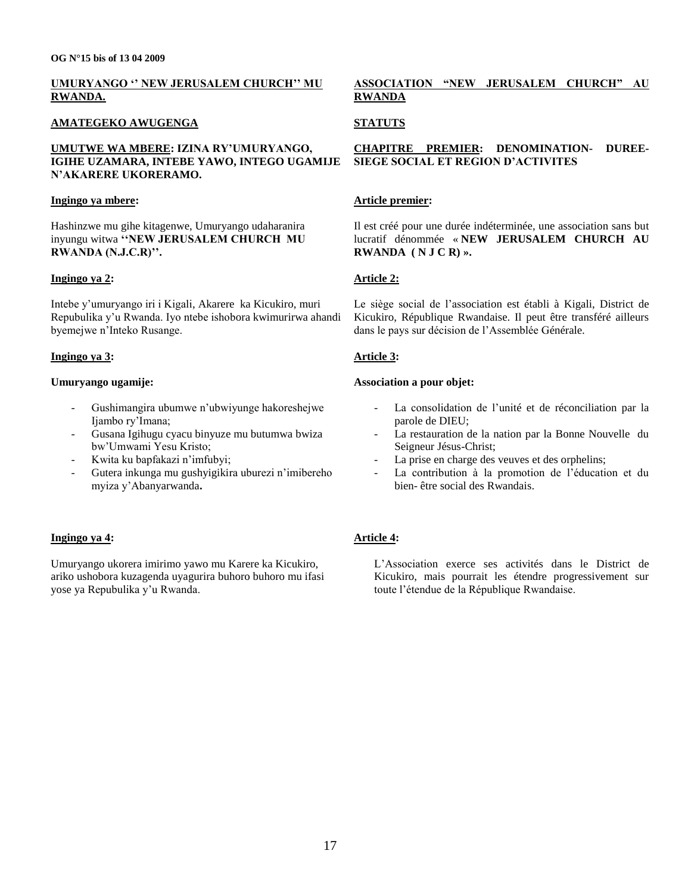**UMURYANGO '' NEW JERUSALEM CHURCH'' MU RWANDA.**

**AMATEGEKO AWUGENGA**

**UMUTWE WA MBERE: IZINA RY'UMURYANGO, IGIHE UZAMARA, INTEBE YAWO, INTEGO UGAMIJE N'AKARERE UKORERAMO.**

**Ingingo ya mbere:**

Hashinzwe mu gihe kitagenwe, Umuryango udaharanira inyungu witwa **''NEW JERUSALEM CHURCH MU RWANDA (N.J.C.R)''.**

**Ingingo ya 2:**

Intebe y'umuryango iri i Kigali, Akarere ka Kicukiro, muri Repubulika y'u Rwanda. Iyo ntebe ishobora kwimurirwa ahandi byemejwe n'Inteko Rusange.

**Ingingo ya 3:**

**Umuryango ugamije:**

- Gushimangira ubumwe n'ubwiyunge hakoreshejwe Ijambo ry'Imana;
- Gusana Igihugu cyacu binyuze mu butumwa bwiza bw'Umwami Yesu Kristo;
- Kwita ku bapfakazi n'imfubyi;
- Gutera inkunga mu gushyigikira uburezi n'imibereho myiza y'Abanyarwanda**.**

**Ingingo ya 4:**

Umuryango ukorera imirimo yawo mu Karere ka Kicukiro, ariko ushobora kuzagenda uyagurira buhoro buhoro mu ifasi yose ya Repubulika y'u Rwanda.

**ASSOCIATION "NEW JERUSALEM CHURCH" AU RWANDA**

**STATUTS**

**CHAPITRE PREMIER: DENOMINATION- DUREE-SIEGE SOCIAL ET REGION D'ACTIVITES**

**Article premier:**

Il est créé pour une durée indéterminée, une association sans but lucratif dénommée « **NEW JERUSALEM CHURCH AU RWANDA ( N J C R) ».**

**Article 2:**

Le siège social de l'association est établi à Kigali, District de Kicukiro, République Rwandaise. Il peut être transféré ailleurs dans le pays sur décision de l'Assemblée Générale.

**Article 3:**

**Association a pour objet:**

- La consolidation de l'unité et de réconciliation par la parole de DIEU;
- La restauration de la nation par la Bonne Nouvelle du Seigneur Jésus-Christ;
- La prise en charge des veuves et des orphelins;
- La contribution à la promotion de l'éducation et du bien- être social des Rwandais.

**Article 4:**

L'Association exerce ses activités dans le District de Kicukiro, mais pourrait les étendre progressivement sur toute l'étendue de la République Rwandaise.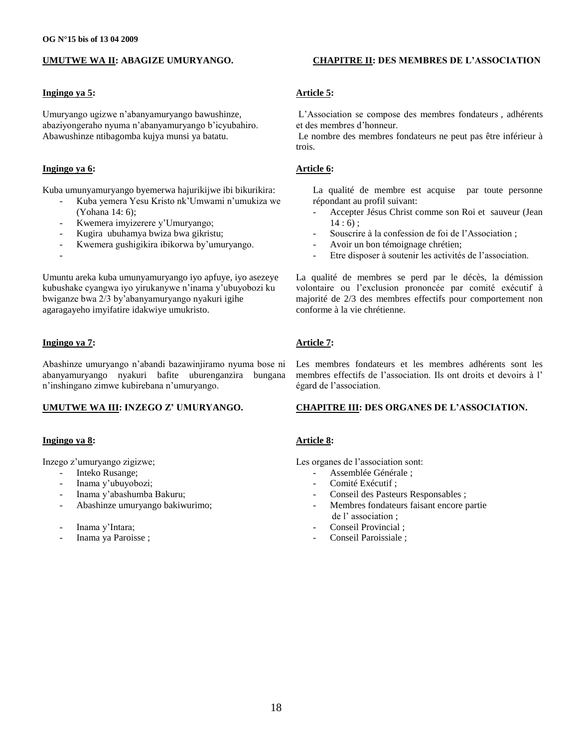## UMUTWE WA II: ABAGIZE UMURYANGO.

### Ingingo ya 5:

Umuryango ugizwe n'abanyamuryango bawushinze, abaziyongeraho nyuma n'abanyamuryango b'icyubahiro. Abawushinze ntibagomba kujya munsi ya batatu.

### Ingingo ya 6:

Kuba umunyamuryango byemerwa hajurikijwe ibi bikurikira:

- Kuba yemera Yesu Kristo nk'Umwami n'umukiza we (Yohana 14: 6);
- Kwemera imyizerere y'Umuryango;
- Kugira ubuhamya bwiza bwa gikristu;
- Kwemera gushigikira ibikorwa by'umuryango.
- 

Umuntu areka kuba umunyamuryango iyo apfuye, iyo asezeye kubushake cyangwa iyo yirukanywe n'inama y'ubuyobozi ku bwiganze bwa 2/3 by'abanyamuryango nyakuri igihe agaragayeho imyifatire idakwiye umukristo.

### Ingingo ya 7:

Abashinze umuryango n'abandi bazawinjiramo nyuma bose ni abanyamuryango nyakuri bafite uburenganzira bungana n'inshingano zimwe kubirebana n'umuryango.

## UMUTWE WA III: INZEGO Z' UMURYANGO.

### Ingingo ya 8:

Inzego z'umuryango zigizwe;

- Inteko Rusange;
- Inama y'ubuyobozi;
- Inama y'abashumba Bakuru;
- Abashinze umuryango bakiwurimo;
- Inama y'Intara;
- Inama ya Paroisse ;

## CHAPITRE II: DES MEMBRES DE L'ASSOCIATION

### Article 5:

L'Association se compose des membres fondateurs , adhérents et des membres d'honneur.
Le nombre des membres fondateurs ne peut pas être inférieur à trois.

### Article 6:

La qualité de membre est acquise par toute personne répondant au profil suivant:

- Accepter Jésus Christ comme son Roi et sauveur (Jean 14 : 6) ;
- Souscrire à la confession de foi de l'Association ;
- Avoir un bon témoignage chrétien;
- Etre disposer à soutenir les activités de l'association.

La qualité de membres se perd par le décès, la démission volontaire ou l'exclusion prononcée par comité exécutif à majorité de 2/3 des membres effectifs pour comportement non conforme à la vie chrétienne.

### Article 7:

Les membres fondateurs et les membres adhérents sont les membres effectifs de l'association. Ils ont droits et devoirs à l' égard de l'association.

## CHAPITRE III: DES ORGANES DE L'ASSOCIATION.

### Article 8:

Les organes de l'association sont:

- Assemblée Générale ;
- Comité Exécutif ;
- Conseil des Pasteurs Responsables ;
- Membres fondateurs faisant encore partie de l' association ;
- Conseil Provincial ;
- Conseil Paroissiale ;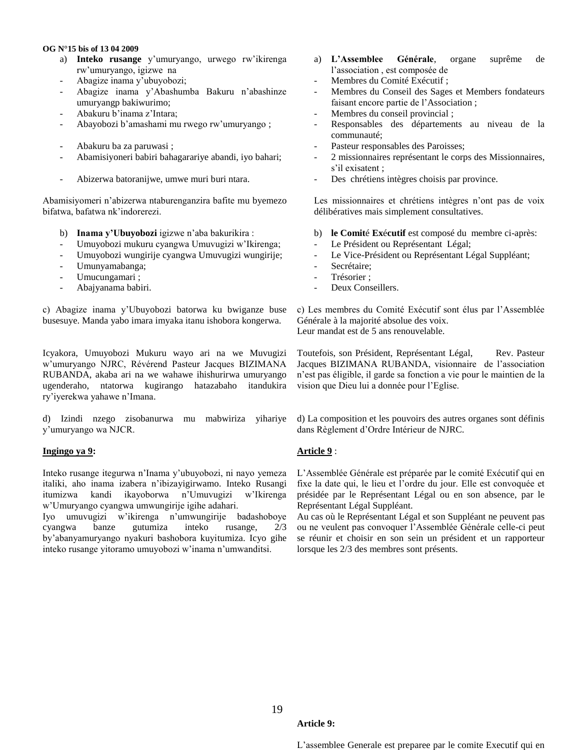a) **Inteko rusange** y'umuryango, urwego rw'ikirenga rw'umuryango, igizwe na
- Abagize inama y'ubuyobozi;
- Abagize inama y'Abashumba Bakuru n'abashinze umuryangp bakiwurimo;
- Abakuru b'inama z'Intara;
- Abayobozi b'amashami mu rwego rw'umuryango ;
- Abakuru ba za paruwasi ;
- Abamisiyoneri babiri bahagarariye abandi, iyo bahari;
- Abizerwa batoranijwe, umwe muri buri ntara.

Abamisiyomeri n'abizerwa ntaburenganzira bafite mu byemezo bifatwa, bafatwa nk'indorerezi.

b) **Inama y'Ubuyobozi** igizwe n'aba bakurikira :
- Umuyobozi mukuru cyangwa Umuvugizi w'Ikirenga;
- Umuyobozi wungirije cyangwa Umuvugizi wungirije;
- Umunyamabanga;
- Umucungamari ;
- Abajyanama babiri.

c) Abagize inama y'Ubuyobozi batorwa ku bwiganze buse busesuye. Manda yabo imara imyaka itanu ishobora kongerwa.

Icyakora, Umuyobozi Mukuru wayo ari na we Muvugizi w'umuryango NJRC, Révérend Pasteur Jacques BIZIMANA RUBANDA, akaba ari na we wahawe ihishurirwa umuryango ugenderaho, ntatorwa kugirango hatazabaho itandukira ry'iyerekwa yahawe n'Imana.

d) Izindi nzego zisobanurwa mu mabwiriza yihariye y'umuryango wa NJCR.

**Ingingo ya 9:**

Inteko rusange itegurwa n'Inama y'ubuyobozi, ni nayo yemeza italiki, aho inama izabera n'ibizayigirwamo. Inteko Rusangi itumizwa kandi ikayoborwa n'Umuvugizi w'Ikirenga w'Umuryango cyangwa umwungirije igihe adahari.
Iyo umuvugizi w'ikirenga n'umwungirije badashoboye cyangwa banze gutumiza inteko rusange, 2/3 by'abanyamuryango nyakuri bashobora kuyitumiza. Icyo gihe inteko rusange yitoramo umuyobozi w'inama n'umwanditsi.

a) **L'Assemblee Générale**, organe suprême de l'association , est composée de
- Membres du Comité Exécutif ;
- Membres du Conseil des Sages et Members fondateurs faisant encore partie de l'Association ;
- Membres du conseil provincial ;
- Responsables des départements au niveau de la communauté;
- Pasteur responsables des Paroisses;
- 2 missionnaires représentant le corps des Missionnaires, s'il exisatent ;
- Des chrétiens intègres choisis par province.

Les missionnaires et chrétiens intègres n'ont pas de voix délibératives mais simplement consultatives.

b) **le Comit**é **Ex**é**cutif** est composé du membre ci-après:
- Le Président ou Représentant Légal;
- Le Vice-Président ou Représentant Légal Suppléant;
- Secrétaire;
- Trésorier ;
- Deux Conseillers.

c) Les membres du Comité Exécutif sont élus par l'Assemblée Générale à la majorité absolue des voix.
Leur mandat est de 5 ans renouvelable.

Toutefois, son Président, Représentant Légal, Rev. Pasteur Jacques BIZIMANA RUBANDA, visionnaire de l'association n'est pas éligible, il garde sa fonction a vie pour le maintien de la vision que Dieu lui a donnée pour l'Eglise.

d) La composition et les pouvoirs des autres organes sont définis dans Règlement d'Ordre Intérieur de NJRC.

**Article 9** :

L'Assemblée Générale est préparée par le comité Exécutif qui en fixe la date qui, le lieu et l'ordre du jour. Elle est convoquée et présidée par le Représentant Légal ou en son absence, par le Représentant Légal Suppléant.
Au cas où le Représentant Légal et son Suppléant ne peuvent pas ou ne veulent pas convoquer l'Assemblée Générale celle-ci peut se réunir et choisir en son sein un président et un rapporteur lorsque les 2/3 des membres sont présents.

**Article 9:**

L'assemblee Generale est preparee par le comite Executif qui en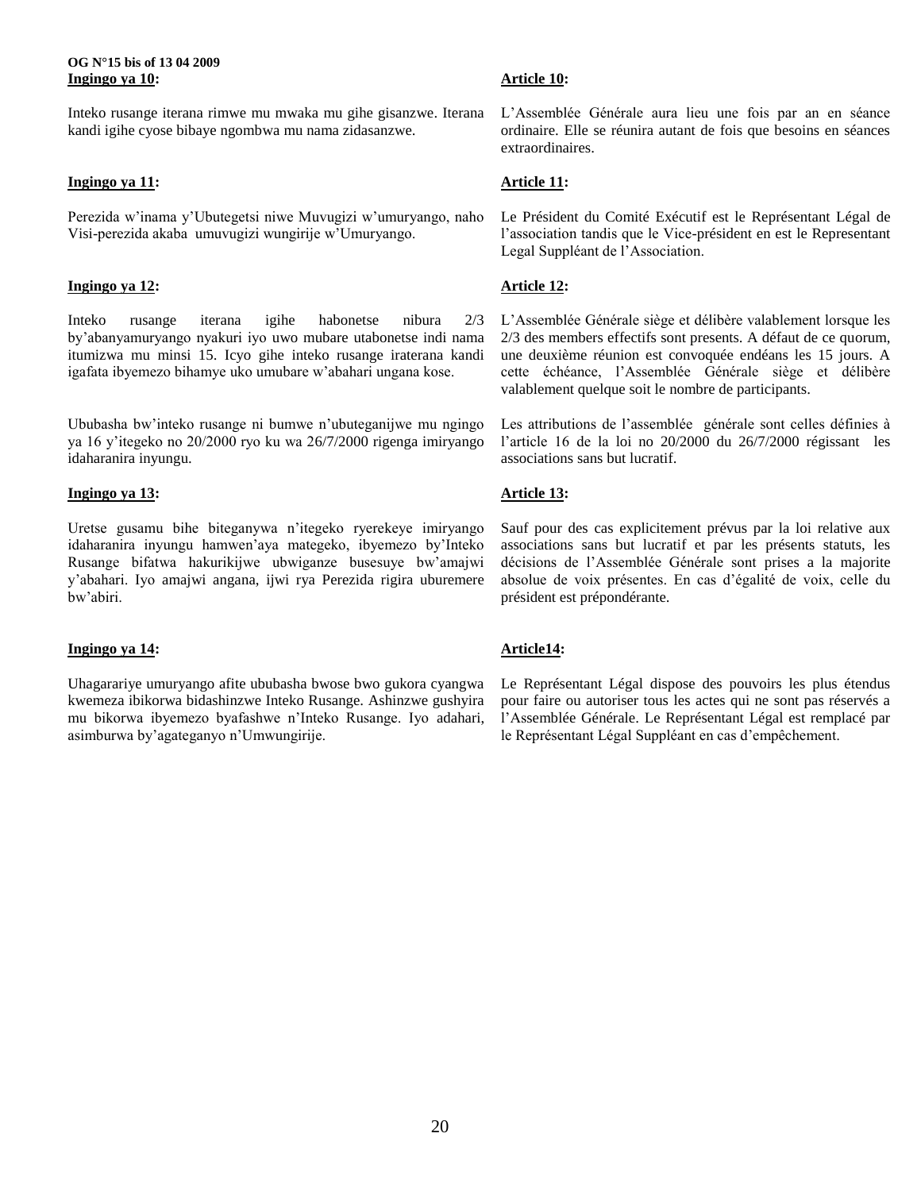**Ingingo ya 10:**

Inteko rusange iterana rimwe mu mwaka mu gihe gisanzwe. Iterana kandi igihe cyose bibaye ngombwa mu nama zidasanzwe.

**Ingingo ya 11:**

Perezida w'inama y'Ubutegetsi niwe Muvugizi w'umuryango, naho Visi-perezida akaba umuvugizi wungirije w'Umuryango.

**Ingingo ya 12:**

Inteko rusange iterana igihe habonetse nibura 2/3 by'abanyamuryango nyakuri iyo uwo mubare utabonetse indi nama itumizwa mu minsi 15. Icyo gihe inteko rusange iraterana kandi igafata ibyemezo bihamye uko umubare w'abahari ungana kose.

Ububasha bw'inteko rusange ni bumwe n'ubuteganijwe mu ngingo ya 16 y'itegeko no 20/2000 ryo ku wa 26/7/2000 rigenga imiryango idaharanira inyungu.

**Ingingo ya 13:**

Uretse gusamu bihe biteganywa n'itegeko ryerekeye imiryango idaharanira inyungu hamwen'aya mategeko, ibyemezo by'Inteko Rusange bifatwa hakurikijwe ubwiganze busesuye bw'amajwi y'abahari. Iyo amajwi angana, ijwi rya Perezida rigira uburemere bw'abiri.

**Ingingo ya 14:**

Uhagarariye umuryango afite ububasha bwose bwo gukora cyangwa kwemeza ibikorwa bidashinzwe Inteko Rusange. Ashinzwe gushyira mu bikorwa ibyemezo byafashwe n'Inteko Rusange. Iyo adahari, asimburwa by'agateganyo n'Umwungirije.

**Article 10:**

L'Assemblée Générale aura lieu une fois par an en séance ordinaire. Elle se réunira autant de fois que besoins en séances extraordinaires.

**Article 11:**

Le Président du Comité Exécutif est le Représentant Légal de l'association tandis que le Vice-président en est le Representant Legal Suppléant de l'Association.

**Article 12:**

L'Assemblée Générale siège et délibère valablement lorsque les 2/3 des members effectifs sont presents. A défaut de ce quorum, une deuxième réunion est convoquée endéans les 15 jours. A cette échéance, l'Assemblée Générale siège et délibère valablement quelque soit le nombre de participants.

Les attributions de l'assemblée générale sont celles définies à l'article 16 de la loi no 20/2000 du 26/7/2000 régissant les associations sans but lucratif.

**Article 13:**

Sauf pour des cas explicitement prévus par la loi relative aux associations sans but lucratif et par les présents statuts, les décisions de l'Assemblée Générale sont prises a la majorite absolue de voix présentes. En cas d'égalité de voix, celle du président est prépondérante.

**Article14:**

Le Représentant Légal dispose des pouvoirs les plus étendus pour faire ou autoriser tous les actes qui ne sont pas réservés a l'Assemblée Générale. Le Représentant Légal est remplacé par le Représentant Légal Suppléant en cas d'empêchement.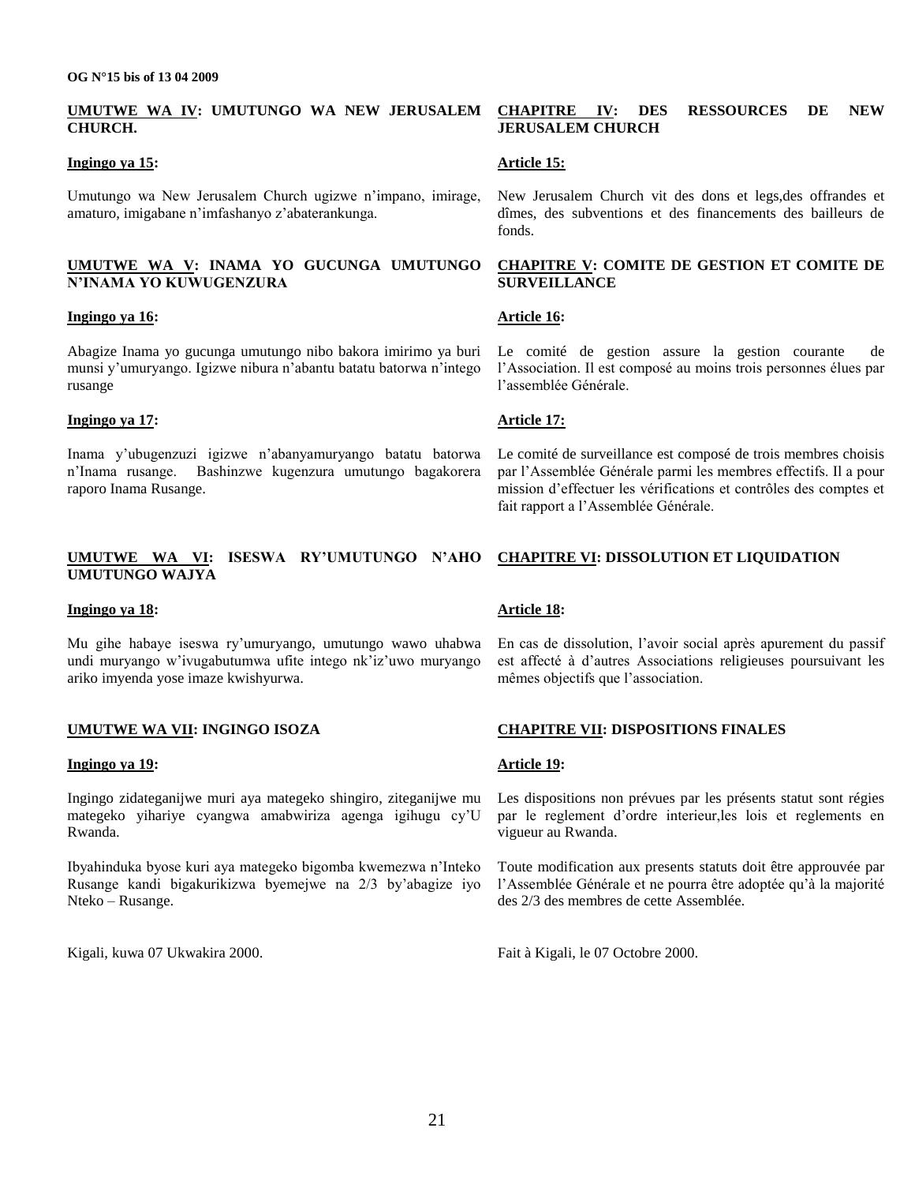**UMUTWE WA IV: UMUTUNGO WA NEW JERUSALEM CHURCH.**

**Ingingo ya 15:**

Umutungo wa New Jerusalem Church ugizwe n'impano, imirage, amaturo, imigabane n'imfashanyo z'abaterankunga.

**UMUTWE WA V: INAMA YO GUCUNGA UMUTUNGO N'INAMA YO KUWUGENZURA**

**Ingingo ya 16:**

Abagize Inama yo gucunga umutungo nibo bakora imirimo ya buri munsi y'umuryango. Igizwe nibura n'abantu batatu batorwa n'intego rusange

**Ingingo ya 17:**

Inama y'ubugenzuzi igizwe n'abanyamuryango batatu batorwa n'Inama rusange. Bashinzwe kugenzura umutungo bagakorera raporo Inama Rusange.

**UMUTWE WA VI: ISESWA RY'UMUTUNGO N'AHO UMUTUNGO WAJYA**

**Ingingo ya 18:**

Mu gihe habaye iseswa ry'umuryango, umutungo wawo uhabwa undi muryango w'ivugabutumwa ufite intego nk'iz'uwo muryango ariko imyenda yose imaze kwishyurwa.

**UMUTWE WA VII: INGINGO ISOZA**

**Ingingo ya 19:**

Ingingo zidateganijwe muri aya mategeko shingiro, ziteganijwe mu mategeko yihariye cyangwa amabwiriza agenga igihugu cy'U Rwanda.

Ibyahinduka byose kuri aya mategeko bigomba kwemezwa n'Inteko Rusange kandi bigakurikizwa byemejwe na 2/3 by'abagize iyo Nteko – Rusange.

Kigali, kuwa 07 Ukwakira 2000.

**CHAPITRE IV: DES RESSOURCES DE NEW JERUSALEM CHURCH**

**Article 15:**

New Jerusalem Church vit des dons et legs,des offrandes et dîmes, des subventions et des financements des bailleurs de fonds.

**CHAPITRE V: COMITE DE GESTION ET COMITE DE SURVEILLANCE**

**Article 16:**

Le comité de gestion assure la gestion courante de l'Association. Il est composé au moins trois personnes élues par l'assemblée Générale.

**Article 17:**

Le comité de surveillance est composé de trois membres choisis par l'Assemblée Générale parmi les membres effectifs. Il a pour mission d'effectuer les vérifications et contrôles des comptes et fait rapport a l'Assemblée Générale.

**CHAPITRE VI: DISSOLUTION ET LIQUIDATION**

**Article 18:**

En cas de dissolution, l'avoir social après apurement du passif est affecté à d'autres Associations religieuses poursuivant les mêmes objectifs que l'association.

**CHAPITRE VII: DISPOSITIONS FINALES**

**Article 19:**

Les dispositions non prévues par les présents statut sont régies par le reglement d'ordre interieur,les lois et reglements en vigueur au Rwanda.

Toute modification aux presents statuts doit être approuvée par l'Assemblée Générale et ne pourra être adoptée qu'à la majorité des 2/3 des membres de cette Assemblée.

Fait à Kigali, le 07 Octobre 2000.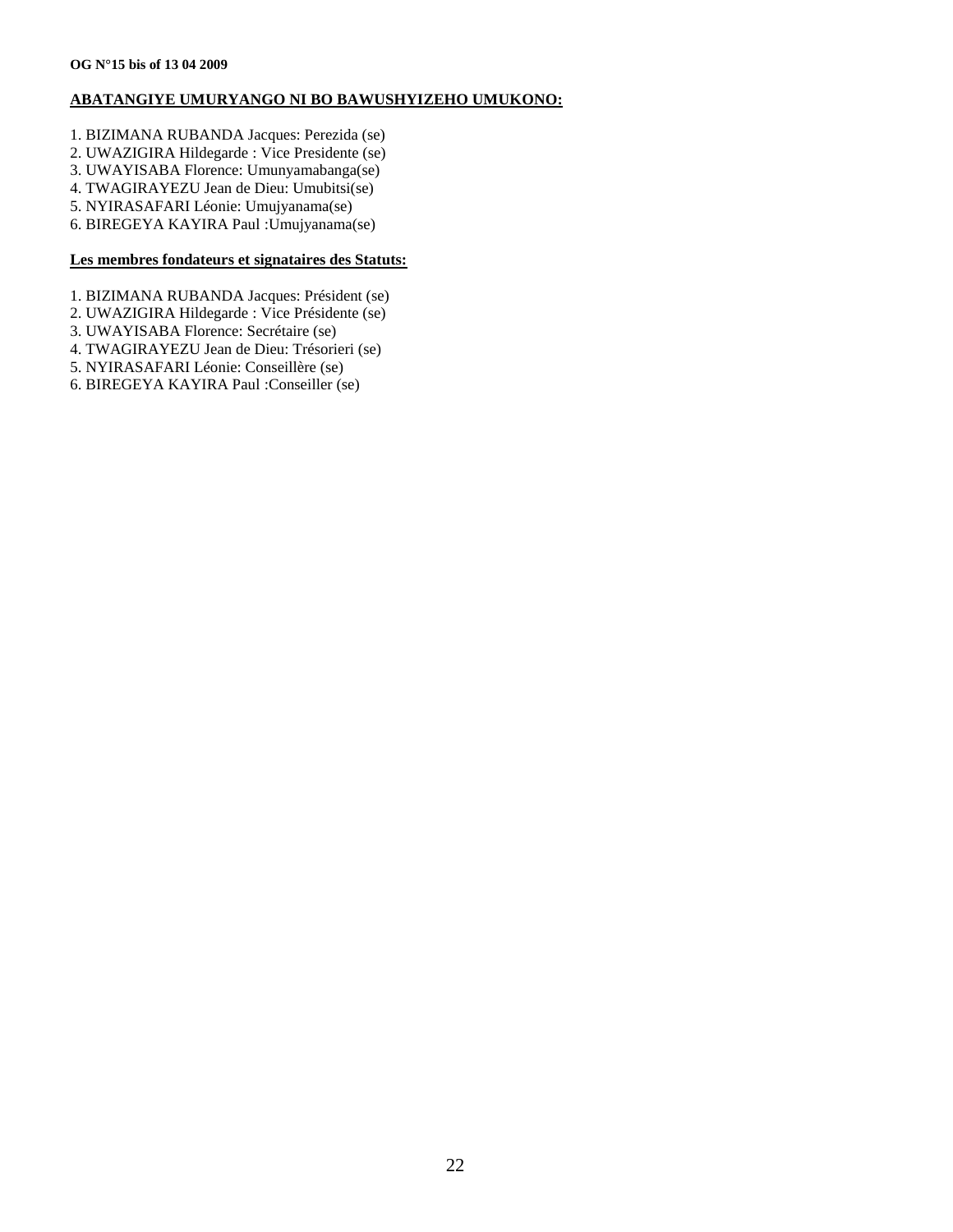**ABATANGIYE UMURYANGO NI BO BAWUSHYIZEHO UMUKONO:**

1. BIZIMANA RUBANDA Jacques: Perezida (se)
2. UWAZIGIRA Hildegarde : Vice Presidente (se)
3. UWAYISABA Florence: Umunyamabanga(se)
4. TWAGIRAYEZU Jean de Dieu: Umubitsi(se)
5. NYIRASAFARI Léonie: Umujyanama(se)
6. BIREGEYA KAYIRA Paul :Umujyanama(se)

**Les membres fondateurs et signataires des Statuts:**

1. BIZIMANA RUBANDA Jacques: Président (se)
2. UWAZIGIRA Hildegarde : Vice Présidente (se)
3. UWAYISABA Florence: Secrétaire (se)
4. TWAGIRAYEZU Jean de Dieu: Trésorieri (se)
5. NYIRASAFARI Léonie: Conseillère (se)
6. BIREGEYA KAYIRA Paul :Conseiller (se)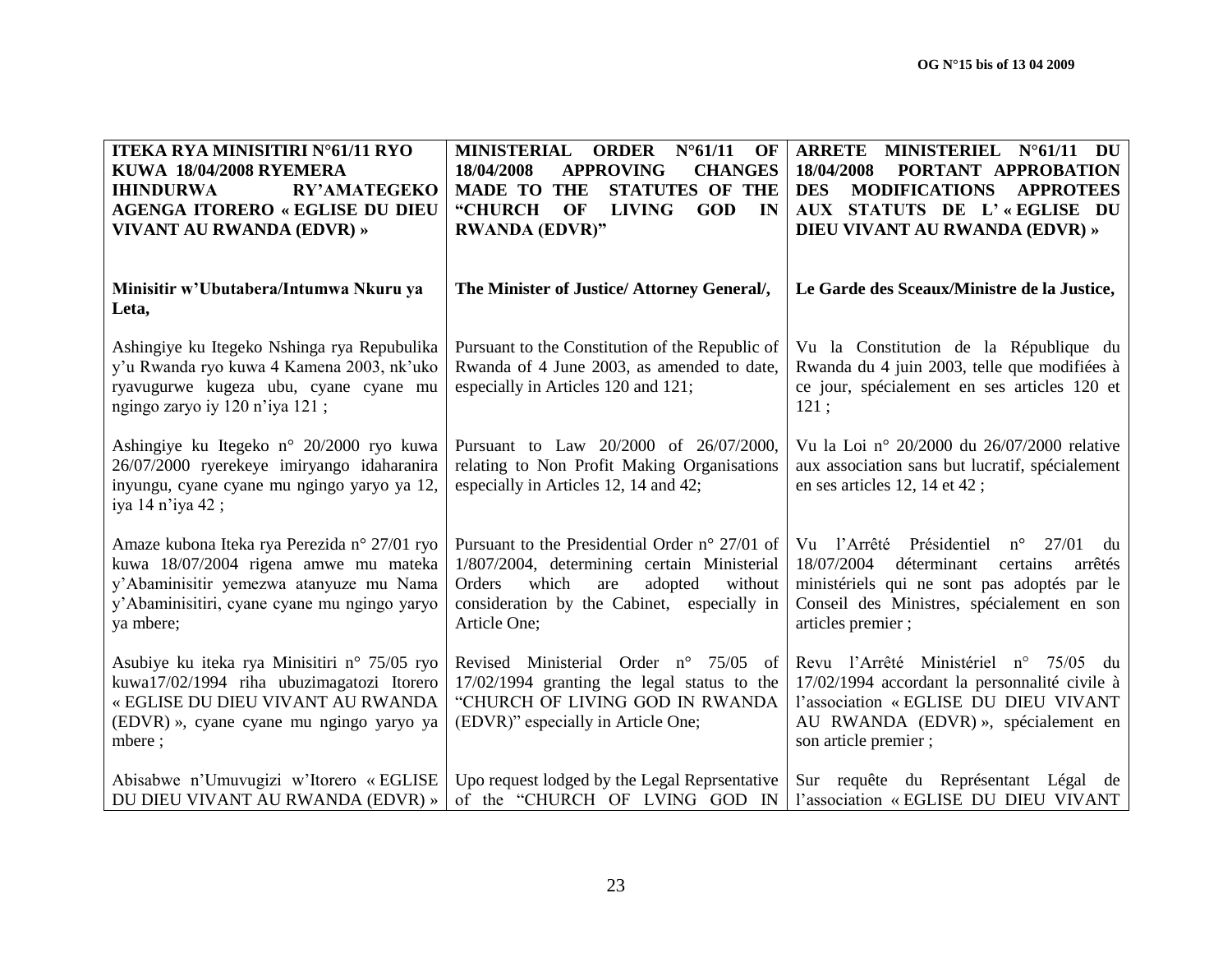| ITEKA RYA MINISITIRI N°61/11 RYO KUWA 18/04/2008 RYEMERA IHINDURWA RY'AMATEGEKO AGENGA ITORERO « EGLISE DU DIEU VIVANT AU RWANDA (EDVR) » | MINISTERIAL ORDER N°61/11 OF 18/04/2008 APPROVING CHANGES MADE TO THE STATUTES OF THE "CHURCH OF LIVING GOD IN RWANDA (EDVR)" | ARRETE MINISTERIEL N°61/11 DU 18/04/2008 PORTANT APPROBATION DES MODIFICATIONS APPROTEES AUX STATUTS DE L' « EGLISE DU DIEU VIVANT AU RWANDA (EDVR) » |
|---|---|---|
| **Minisitir w'Ubutabera/Intumwa Nkuru ya Leta,** | **The Minister of Justice/ Attorney General/,** | **Le Garde des Sceaux/Ministre de la Justice,** |
| Ashingiye ku Itegeko Nshinga rya Repubulika y'u Rwanda ryo kuwa 4 Kamena 2003, nk'uko ryavugurwe kugeza ubu, cyane cyane mu ngingo zaryo iy 120 n'iya 121 ; | Pursuant to the Constitution of the Republic of Rwanda of 4 June 2003, as amended to date, especially in Articles 120 and 121; | Vu la Constitution de la République du Rwanda du 4 juin 2003, telle que modifiées à ce jour, spécialement en ses articles 120 et 121 ; |
| Ashingiye ku Itegeko n° 20/2000 ryo kuwa 26/07/2000 ryerekeye imiryango idaharanira inyungu, cyane cyane mu ngingo yaryo ya 12, iya 14 n'iya 42 ; | Pursuant to Law 20/2000 of 26/07/2000, relating to Non Profit Making Organisations especially in Articles 12, 14 and 42; | Vu la Loi n° 20/2000 du 26/07/2000 relative aux association sans but lucratif, spécialement en ses articles 12, 14 et 42 ; |
| Amaze kubona Iteka rya Perezida n° 27/01 ryo kuwa 18/07/2004 rigena amwe mu mateka y'Abaminisitir yemezwa atanyuze mu Nama y'Abaminisitiri, cyane cyane mu ngingo yaryo ya mbere; | Pursuant to the Presidential Order n° 27/01 of 1/807/2004, determining certain Ministerial Orders which are adopted without consideration by the Cabinet, especially in Article One; | Vu l'Arrêté Présidentiel n° 27/01 du 18/07/2004 déterminant certains arrêtés ministériels qui ne sont pas adoptés par le Conseil des Ministres, spécialement en son articles premier ; |
| Asubiye ku iteka rya Minisitiri n° 75/05 ryo kuwa17/02/1994 riha ubuzimagatozi Itorero « EGLISE DU DIEU VIVANT AU RWANDA (EDVR) », cyane cyane mu ngingo yaryo ya mbere ; | Revised Ministerial Order n° 75/05 of 17/02/1994 granting the legal status to the "CHURCH OF LIVING GOD IN RWANDA (EDVR)" especially in Article One; | Revu l'Arrêté Ministériel n° 75/05 du 17/02/1994 accordant la personnalité civile à l'association « EGLISE DU DIEU VIVANT AU RWANDA (EDVR) », spécialement en son article premier ; |
| Abisabwe n'Umuvugizi w'Itorero « EGLISE DU DIEU VIVANT AU RWANDA (EDVR) » | Upo request lodged by the Legal Reprsentative of the "CHURCH OF LVING GOD IN | Sur requête du Représentant Légal de l'association « EGLISE DU DIEU VIVANT |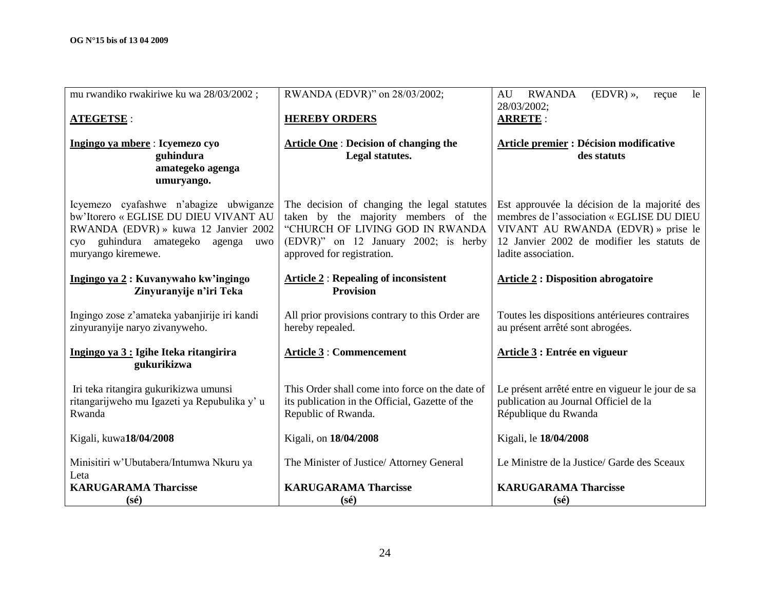| | | |
|---|---|---|
| mu rwandiko rwakiriwe ku wa 28/03/2002 ; | RWANDA (EDVR)" on 28/03/2002; | AU RWANDA (EDVR) », reçue le 28/03/2002; |
| **<u>ATEGETSE</u>** : | **<u>HEREBY ORDERS</u>** | **<u>ARRETE</u>** : |
| **<u>Ingingo ya mbere</u> : Icyemezo cyo guhindura amategeko agenga umuryango.** | **<u>Article One</u> : Decision of changing the Legal statutes.** | **<u>Article premier</u> : Décision modificative des statuts** |
| Icyemezo cyafashwe n'abagize ubwiganze bw'Itorero « EGLISE DU DIEU VIVANT AU RWANDA (EDVR) » kuwa 12 Janvier 2002 cyo guhindura amategeko agenga uwo muryango kiremewe. | The decision of changing the legal statutes taken by the majority members of the "CHURCH OF LIVING GOD IN RWANDA (EDVR)" on 12 January 2002; is herby approved for registration. | Est approuvée la décision de la majorité des membres de l'association « EGLISE DU DIEU VIVANT AU RWANDA (EDVR) » prise le 12 Janvier 2002 de modifier les statuts de ladite association. |
| **<u>Ingingo ya 2</u> : Kuvanywaho kw'ingingo Zinyuranyije n'iri Teka** | **<u>Article 2</u> : Repealing of inconsistent Provision** | **<u>Article 2</u> : Disposition abrogatoire** |
| Ingingo zose z'amateka yabanjirije iri kandi zinyuranyije naryo zivanyweho. | All prior provisions contrary to this Order are hereby repealed. | Toutes les dispositions antérieures contraires au présent arrêté sont abrogées. |
| **<u>Ingingo ya 3 :</u> Igihe Iteka ritangirira gukurikizwa** | **<u>Article 3</u> : Commencement** | **<u>Article 3</u> : Entrée en vigueur** |
| Iri teka ritangira gukurikizwa umunsi ritangarijweho mu Igazeti ya Repubulika y' u Rwanda | This Order shall come into force on the date of its publication in the Official, Gazette of the Republic of Rwanda. | Le présent arrêté entre en vigueur le jour de sa publication au Journal Officiel de la République du Rwanda |
| Kigali, kuwa**18/04/2008** | Kigali, on **18/04/2008** | Kigali, le **18/04/2008** |
| Minisitiri w'Ubutabera/Intumwa Nkuru ya Leta<br>**KARUGARAMA Tharcisse**<br>**(sé)** | The Minister of Justice/ Attorney General<br><br>**KARUGARAMA Tharcisse**<br>**(sé)** | Le Ministre de la Justice/ Garde des Sceaux<br><br>**KARUGARAMA Tharcisse**<br>**(sé)** |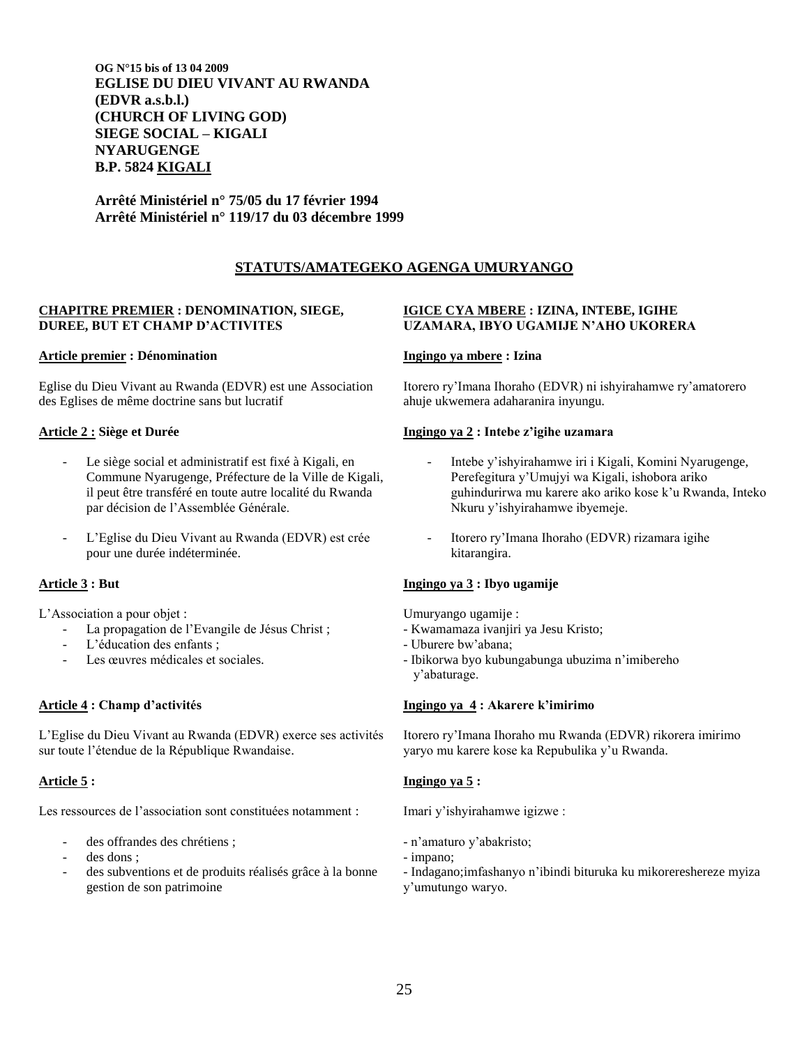**OG N°15 bis of 13 04 2009**
**EGLISE DU DIEU VIVANT AU RWANDA**
**(EDVR a.s.b.l.)**
**(CHURCH OF LIVING GOD)**
**SIEGE SOCIAL – KIGALI**
**NYARUGENGE**
**B.P. 5824 KIGALI**

**Arrêté Ministériel n° 75/05 du 17 février 1994**
**Arrêté Ministériel n° 119/17 du 03 décembre 1999**

## STATUTS/AMATEGEKO AGENGA UMURYANGO

### CHAPITRE PREMIER : DENOMINATION, SIEGE, DUREE, BUT ET CHAMP D'ACTIVITES

**Article premier : Dénomination**

Eglise du Dieu Vivant au Rwanda (EDVR) est une Association des Eglises de même doctrine sans but lucratif

**Article 2 : Siège et Durée**

- Le siège social et administratif est fixé à Kigali, en Commune Nyarugenge, Préfecture de la Ville de Kigali, il peut être transféré en toute autre localité du Rwanda par décision de l'Assemblée Générale.
- L'Eglise du Dieu Vivant au Rwanda (EDVR) est crée pour une durée indéterminée.

**Article 3 : But**

L'Association a pour objet :

- La propagation de l'Evangile de Jésus Christ ;
- L'éducation des enfants ;
- Les œuvres médicales et sociales.

**Article 4 : Champ d'activités**

L'Eglise du Dieu Vivant au Rwanda (EDVR) exerce ses activités sur toute l'étendue de la République Rwandaise.

**Article 5 :**

Les ressources de l'association sont constituées notamment :

- des offrandes des chrétiens ;
- des dons ;
- des subventions et de produits réalisés grâce à la bonne gestion de son patrimoine

### IGICE CYA MBERE : IZINA, INTEBE, IGIHE UZAMARA, IBYO UGAMIJE N'AHO UKORERA

**Ingingo ya mbere : Izina**

Itorero ry'Imana Ihoraho (EDVR) ni ishyirahamwe ry'amatorero ahuje ukwemera adaharanira inyungu.

**Ingingo ya 2 : Intebe z'igihe uzamara**

- Intebe y'ishyirahamwe iri i Kigali, Komini Nyarugenge, Perefegitura y'Umujyi wa Kigali, ishobora ariko guhindurirwa mu karere ako ariko kose k'u Rwanda, Inteko Nkuru y'ishyirahamwe ibyemeje.
- Itorero ry'Imana Ihoraho (EDVR) rizamara igihe kitarangira.

**Ingingo ya 3 : Ibyo ugamije**

Umuryango ugamije :

- Kwamamaza ivanjiri ya Jesu Kristo;
- Uburere bw'abana;
- Ibikorwa byo kubungabunga ubuzima n'imibereho y'abaturage.

**Ingingo ya 4 : Akarere k'imirimo**

Itorero ry'Imana Ihoraho mu Rwanda (EDVR) rikorera imirimo yaryo mu karere kose ka Repubulika y'u Rwanda.

**Ingingo ya 5 :**

Imari y'ishyirahamwe igizwe :

- n'amaturo y'abakristo;
- impano;
- Indagano;imfashanyo n'ibindi bituruka ku mikoreshereze myiza y'umutungo waryo.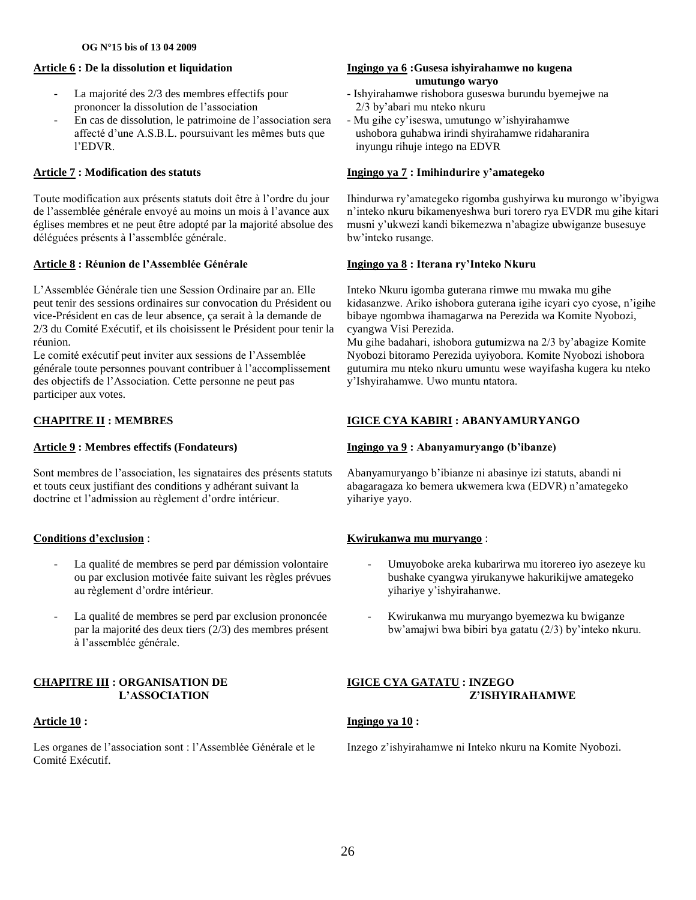**Article 6 : De la dissolution et liquidation**

- La majorité des 2/3 des membres effectifs pour prononcer la dissolution de l'association
- En cas de dissolution, le patrimoine de l'association sera affecté d'une A.S.B.L. poursuivant les mêmes buts que l'EDVR.

**Article 7 : Modification des statuts**

Toute modification aux présents statuts doit être à l'ordre du jour de l'assemblée générale envoyé au moins un mois à l'avance aux églises membres et ne peut être adopté par la majorité absolue des déléguées présents à l'assemblée générale.

**Article 8 : Réunion de l'Assemblée Générale**

L'Assemblée Générale tien une Session Ordinaire par an. Elle peut tenir des sessions ordinaires sur convocation du Président ou vice-Président en cas de leur absence, ça serait à la demande de 2/3 du Comité Exécutif, et ils choisissent le Président pour tenir la réunion.

Le comité exécutif peut inviter aux sessions de l'Assemblée générale toute personnes pouvant contribuer à l'accomplissement des objectifs de l'Association. Cette personne ne peut pas participer aux votes.

**CHAPITRE II : MEMBRES**

**Article 9 : Membres effectifs (Fondateurs)**

Sont membres de l'association, les signataires des présents statuts et touts ceux justifiant des conditions y adhérant suivant la doctrine et l'admission au règlement d'ordre intérieur.

**Conditions d'exclusion** :

- La qualité de membres se perd par démission volontaire ou par exclusion motivée faite suivant les règles prévues au règlement d'ordre intérieur.
- La qualité de membres se perd par exclusion prononcée par la majorité des deux tiers (2/3) des membres présent à l'assemblée générale.

**CHAPITRE III : ORGANISATION DE L'ASSOCIATION**

**Article 10 :**

Les organes de l'association sont : l'Assemblée Générale et le Comité Exécutif.

**Ingingo ya 6 :Gusesa ishyirahamwe no kugena umutungo waryo**

- Ishyirahamwe rishobora guseswa burundu byemejwe na 2/3 by'abari mu nteko nkuru
- Mu gihe cy'iseswa, umutungo w'ishyirahamwe ushobora guhabwa irindi shyirahamwe ridaharanira inyungu rihuje intego na EDVR

**Ingingo ya 7 : Imihindurire y'amategeko**

Ihindurwa ry'amategeko rigomba gushyirwa ku murongo w'ibyigwa n'inteko nkuru bikamenyeshwa buri torero rya EVDR mu gihe kitari musni y'ukwezi kandi bikemezwa n'abagize ubwiganze busesuye bw'inteko rusange.

**Ingingo ya 8 : Iterana ry'Inteko Nkuru**

Inteko Nkuru igomba guterana rimwe mu mwaka mu gihe kidasanzwe. Ariko ishobora guterana igihe icyari cyo cyose, n'igihe bibaye ngombwa ihamagarwa na Perezida wa Komite Nyobozi, cyangwa Visi Perezida.

Mu gihe badahari, ishobora gutumizwa na 2/3 by'abagize Komite Nyobozi bitoramo Perezida uyiyobora. Komite Nyobozi ishobora gutumira mu nteko nkuru umuntu wese wayifasha kugera ku nteko y'Ishyirahamwe. Uwo muntu ntatora.

**IGICE CYA KABIRI : ABANYAMURYANGO**

**Ingingo ya 9 : Abanyamuryango (b'ibanze)**

Abanyamuryango b'ibianze ni abasinye izi statuts, abandi ni abagaragaza ko bemera ukwemera kwa (EDVR) n'amategeko yihariye yayo.

**Kwirukanwa mu muryango** :

- Umuyoboke areka kubarirwa mu itorereo iyo asezeye ku bushake cyangwa yirukanywe hakurikijwe amategeko yihariye y'ishyirahanwe.
- Kwirukanwa mu muryango byemezwa ku bwiganze bw'amajwi bwa bibiri bya gatatu (2/3) by'inteko nkuru.

**IGICE CYA GATATU : INZEGO Z'ISHYIRAHAMWE**

**Ingingo ya 10 :**

Inzego z'ishyirahamwe ni Inteko nkuru na Komite Nyobozi.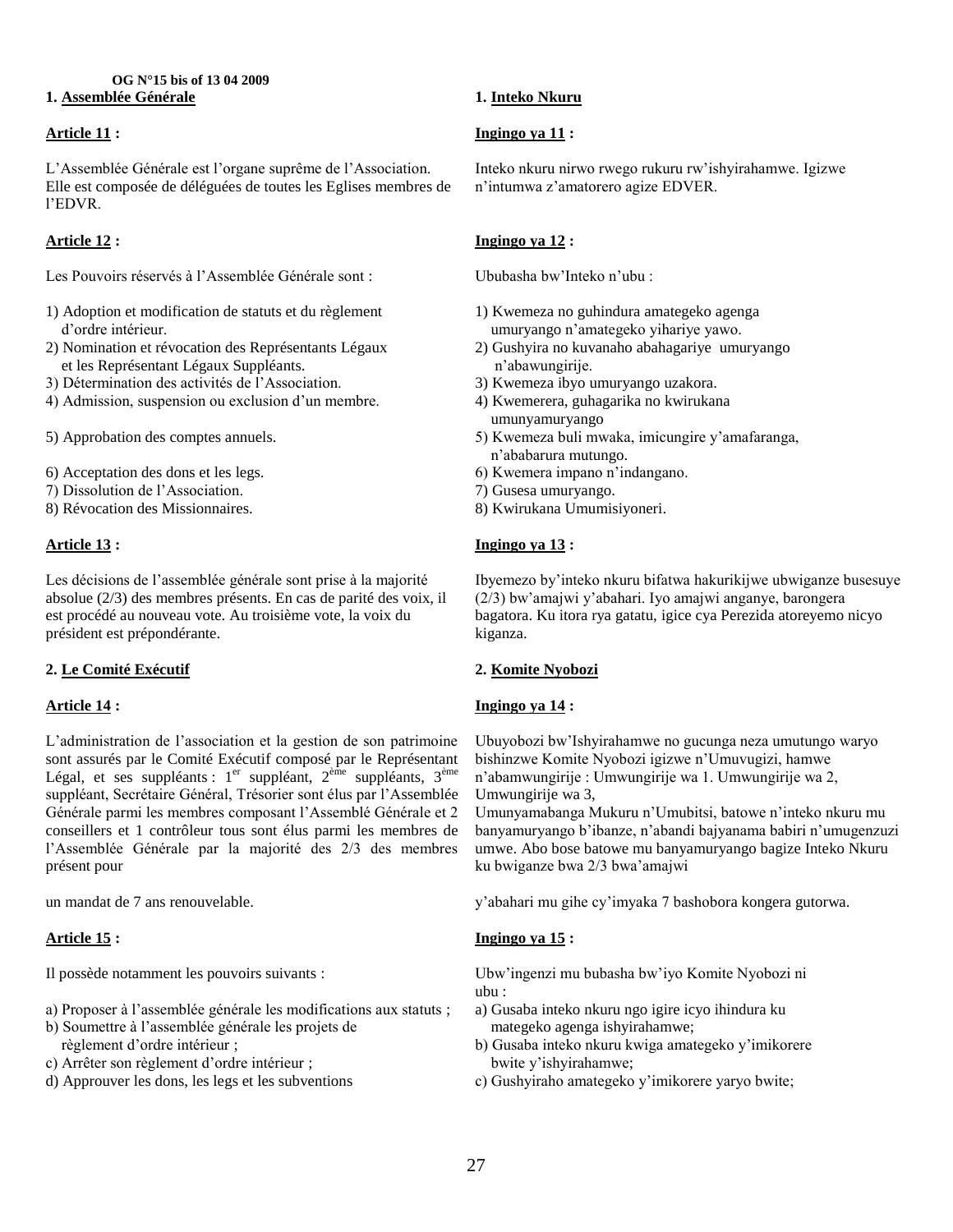**OG N°15 bis of 13 04 2009**

**1. Assemblée Générale**

**Article 11 :**

L'Assemblée Générale est l'organe suprême de l'Association. Elle est composée de déléguées de toutes les Eglises membres de l'EDVR.

**Article 12 :**

Les Pouvoirs réservés à l'Assemblée Générale sont :

1) Adoption et modification de statuts et du règlement d'ordre intérieur.
2) Nomination et révocation des Représentants Légaux et les Représentant Légaux Suppléants.
3) Détermination des activités de l'Association.
4) Admission, suspension ou exclusion d'un membre.
5) Approbation des comptes annuels.
6) Acceptation des dons et les legs.
7) Dissolution de l'Association.
8) Révocation des Missionnaires.

**Article 13 :**

Les décisions de l'assemblée générale sont prise à la majorité absolue (2/3) des membres présents. En cas de parité des voix, il est procédé au nouveau vote. Au troisième vote, la voix du président est prépondérante.

**2. Le Comité Exécutif**

**Article 14 :**

L'administration de l'association et la gestion de son patrimoine sont assurés par le Comité Exécutif composé par le Représentant Légal, et ses suppléants : 1er suppléant, 2ème suppléants, 3ème suppléant, Secrétaire Général, Trésorier sont élus par l'Assemblée Générale parmi les membres composant l'Assemblé Générale et 2 conseillers et 1 contrôleur tous sont élus parmi les membres de l'Assemblée Générale par la majorité des 2/3 des membres présent pour un mandat de 7 ans renouvelable.

**Article 15 :**

Il possède notamment les pouvoirs suivants :

a) Proposer à l'assemblée générale les modifications aux statuts ;
b) Soumettre à l'assemblée générale les projets de règlement d'ordre intérieur ;
c) Arrêter son règlement d'ordre intérieur ;
d) Approuver les dons, les legs et les subventions

**1. Inteko Nkuru**

**Ingingo ya 11 :**

Inteko nkuru nirwo rwego rukuru rw'ishyirahamwe. Igizwe n'intumwa z'amatorero agize EDVER.

**Ingingo ya 12 :**

Ububasha bw'Inteko n'ubu :

1) Kwemeza no guhindura amategeko agenga umuryango n'amategeko yihariye yawo.
2) Gushyira no kuvanaho abahagariye umuryango n'abawungirije.
3) Kwemeza ibyo umuryango uzakora.
4) Kwemerera, guhagarika no kwirukana umunyamuryango
5) Kwemeza buli mwaka, imicungire y'amafaranga, n'ababarura mutungo.
6) Kwemera impano n'indangano.
7) Gusesa umuryango.
8) Kwirukana Umumisiyoneri.

**Ingingo ya 13 :**

Ibyemezo by'inteko nkuru bifatwa hakurikijwe ubwiganze busesuye (2/3) bw'amajwi y'abahari. Iyo amajwi anganye, barongera bagatora. Ku itora rya gatatu, igice cya Perezida atoreyemo nicyo kiganza.

**2. Komite Nyobozi**

**Ingingo ya 14 :**

Ubuyobozi bw'Ishyirahamwe no gucunga neza umutungo waryo bishinzwe Komite Nyobozi igizwe n'Umuvugizi, hamwe n'abamwungirije : Umwungirije wa 1. Umwungirije wa 2, Umwungirije wa 3, Umunyamabanga Mukuru n'Umubitsi, batowe n'inteko nkuru mu banyamuryango b'ibanze, n'abandi bajyanama babiri n'umugenzuzi umwe. Abo bose batowe mu banyamuryango bagize Inteko Nkuru ku bwiganze bwa 2/3 bwa'amajwi y'abahari mu gihe cy'imyaka 7 bashobora kongera gutorwa.

**Ingingo ya 15 :**

Ubw'ingenzi mu bubasha bw'iyo Komite Nyobozi ni ubu :

a) Gusaba inteko nkuru ngo igire icyo ihindura ku mategeko agenga ishyirahamwe;
b) Gusaba inteko nkuru kwiga amategeko y'imikorere bwite y'ishyirahamwe;
c) Gushyiraho amategeko y'imikorere yaryo bwite;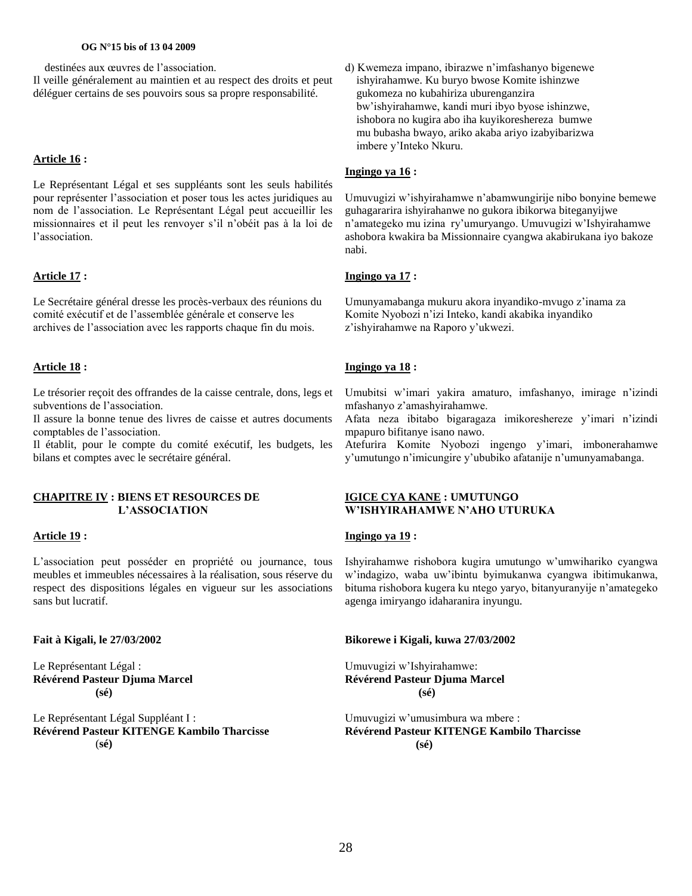destinées aux œuvres de l'association.
Il veille généralement au maintien et au respect des droits et peut déléguer certains de ses pouvoirs sous sa propre responsabilité.

**Article 16 :**

Le Représentant Légal et ses suppléants sont les seuls habilités pour représenter l'association et poser tous les actes juridiques au nom de l'association. Le Représentant Légal peut accueillir les missionnaires et il peut les renvoyer s'il n'obéit pas à la loi de l'association.

**Article 17 :**

Le Secrétaire général dresse les procès-verbaux des réunions du comité exécutif et de l'assemblée générale et conserve les archives de l'association avec les rapports chaque fin du mois.

**Article 18 :**

Le trésorier reçoit des offrandes de la caisse centrale, dons, legs et subventions de l'association.
Il assure la bonne tenue des livres de caisse et autres documents comptables de l'association.
Il établit, pour le compte du comité exécutif, les budgets, les bilans et comptes avec le secrétaire général.

**CHAPITRE IV : BIENS ET RESOURCES DE L'ASSOCIATION**

**Article 19 :**

L'association peut posséder en propriété ou journance, tous meubles et immeubles nécessaires à la réalisation, sous réserve du respect des dispositions légales en vigueur sur les associations sans but lucratif.

**Fait à Kigali, le 27/03/2002**

Le Représentant Légal :
**Révérend Pasteur Djuma Marcel**
**(sé)**

Le Représentant Légal Suppléant I :
**Révérend Pasteur KITENGE Kambilo Tharcisse**
(**sé)**

d) Kwemeza impano, ibirazwe n'imfashanyo bigenewe ishyirahamwe. Ku buryo bwose Komite ishinzwe gukomeza no kubahiriza uburenganzira bw'ishyirahamwe, kandi muri ibyo byose ishinzwe, ishobora no kugira abo iha kuyikoreshereza bumwe mu bubasha bwayo, ariko akaba ariyo izabyibarizwa imbere y'Inteko Nkuru.

**Ingingo ya 16 :**

Umuvugizi w'ishyirahamwe n'abamwungirije nibo bonyine bemewe guhagararira ishyirahanwe no gukora ibikorwa biteganyijwe n'amategeko mu izina ry'umuryango. Umuvugizi w'Ishyirahamwe ashobora kwakira ba Missionnaire cyangwa akabirukana iyo bakoze nabi.

**Ingingo ya 17 :**

Umunyamabanga mukuru akora inyandiko-mvugo z'inama za Komite Nyobozi n'izi Inteko, kandi akabika inyandiko z'ishyirahamwe na Raporo y'ukwezi.

**Ingingo ya 18 :**

Umubitsi w'imari yakira amaturo, imfashanyo, imirage n'izindi mfashanyo z'amashyirahamwe.
Afata neza ibitabo bigaragaza imikoreshereze y'imari n'izindi mpapuro bifitanye isano nawo.
Atefurira Komite Nyobozi ingengo y'imari, imbonerahamwe y'umutungo n'imicungire y'ububiko afatanije n'umunyamabanga.

**IGICE CYA KANE : UMUTUNGO W'ISHYIRAHAMWE N'AHO UTURUKA**

**Ingingo ya 19 :**

Ishyirahamwe rishobora kugira umutungo w'umwihariko cyangwa w'indagizo, waba uw'ibintu byimukanwa cyangwa ibitimukanwa, bituma rishobora kugera ku ntego yaryo, bitanyuranyije n'amategeko agenga imiryango idaharanira inyungu.

**Bikorewe i Kigali, kuwa 27/03/2002**

Umuvugizi w'Ishyirahamwe:
**Révérend Pasteur Djuma Marcel**
**(sé)**

Umuvugizi w'umusimbura wa mbere :
**Révérend Pasteur KITENGE Kambilo Tharcisse**
**(sé)**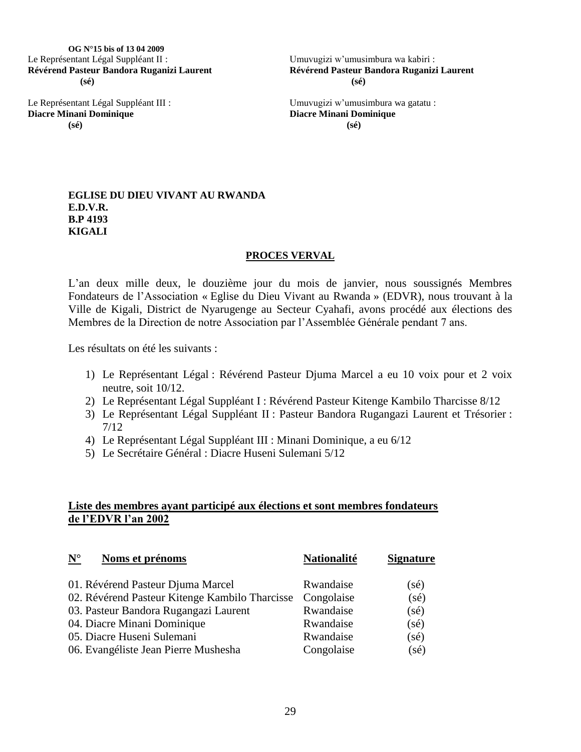Le Représentant Légal Suppléant II :
**Révérend Pasteur Bandora Ruganizi Laurent**
**(sé)**

Umuvugizi w'umusimbura wa kabiri :
**Révérend Pasteur Bandora Ruganizi Laurent**
**(sé)**

Le Représentant Légal Suppléant III :
**Diacre Minani Dominique**
**(sé)**

Umuvugizi w'umusimbura wa gatatu :
**Diacre Minani Dominique**
**(sé)**

**EGLISE DU DIEU VIVANT AU RWANDA**
**E.D.V.R.**
**B.P 4193**
**KIGALI**

**PROCES VERVAL**

L'an deux mille deux, le douzième jour du mois de janvier, nous soussignés Membres Fondateurs de l'Association « Eglise du Dieu Vivant au Rwanda » (EDVR), nous trouvant à la Ville de Kigali, District de Nyarugenge au Secteur Cyahafi, avons procédé aux élections des Membres de la Direction de notre Association par l'Assemblée Générale pendant 7 ans.

Les résultats on été les suivants :

1) Le Représentant Légal : Révérend Pasteur Djuma Marcel a eu 10 voix pour et 2 voix neutre, soit 10/12.
2) Le Représentant Légal Suppléant I : Révérend Pasteur Kitenge Kambilo Tharcisse 8/12
3) Le Représentant Légal Suppléant II : Pasteur Bandora Rugangazi Laurent et Trésorier : 7/12
4) Le Représentant Légal Suppléant III : Minani Dominique, a eu 6/12
5) Le Secrétaire Général : Diacre Huseni Sulemani 5/12

**Liste des membres ayant participé aux élections et sont membres fondateurs de l'EDVR l'an 2002**

| N° | Noms et prénoms | Nationalité | Signature |
|---|---|---|---|
| 01. | Révérend Pasteur Djuma Marcel | Rwandaise | (sé) |
| 02. | Révérend Pasteur Kitenge Kambilo Tharcisse | Congolaise | (sé) |
| 03. | Pasteur Bandora Rugangazi Laurent | Rwandaise | (sé) |
| 04. | Diacre Minani Dominique | Rwandaise | (sé) |
| 05. | Diacre Huseni Sulemani | Rwandaise | (sé) |
| 06. | Evangéliste Jean Pierre Mushesha | Congolaise | (sé) |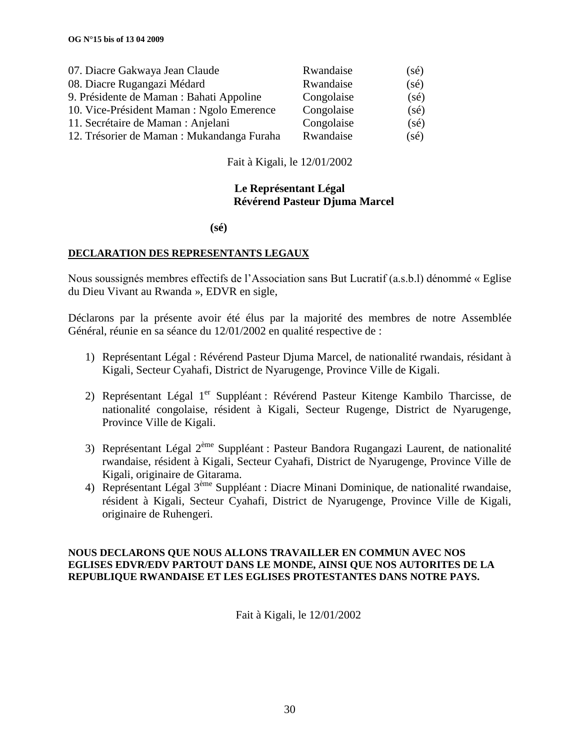| | | |
|---|---|---|
| 07. Diacre Gakwaya Jean Claude | Rwandaise | (sé) |
| 08. Diacre Rugangazi Médard | Rwandaise | (sé) |
| 9. Présidente de Maman : Bahati Appoline | Congolaise | (sé) |
| 10. Vice-Président Maman : Ngolo Emerence | Congolaise | (sé) |
| 11. Secrétaire de Maman : Anjelani | Congolaise | (sé) |
| 12. Trésorier de Maman : Mukandanga Furaha | Rwandaise | (sé) |

Fait à Kigali, le 12/01/2002

**Le Représentant Légal**
**Révérend Pasteur Djuma Marcel**

**(sé)**

**DECLARATION DES REPRESENTANTS LEGAUX**

Nous soussignés membres effectifs de l'Association sans But Lucratif (a.s.b.l) dénommé « Eglise du Dieu Vivant au Rwanda », EDVR en sigle,

Déclarons par la présente avoir été élus par la majorité des membres de notre Assemblée Général, réunie en sa séance du 12/01/2002 en qualité respective de :

1) Représentant Légal : Révérend Pasteur Djuma Marcel, de nationalité rwandais, résidant à Kigali, Secteur Cyahafi, District de Nyarugenge, Province Ville de Kigali.

2) Représentant Légal 1er Suppléant : Révérend Pasteur Kitenge Kambilo Tharcisse, de nationalité congolaise, résident à Kigali, Secteur Rugenge, District de Nyarugenge, Province Ville de Kigali.

3) Représentant Légal 2ème Suppléant : Pasteur Bandora Rugangazi Laurent, de nationalité rwandaise, résident à Kigali, Secteur Cyahafi, District de Nyarugenge, Province Ville de Kigali, originaire de Gitarama.
4) Représentant Légal 3ème Suppléant : Diacre Minani Dominique, de nationalité rwandaise, résident à Kigali, Secteur Cyahafi, District de Nyarugenge, Province Ville de Kigali, originaire de Ruhengeri.

**NOUS DECLARONS QUE NOUS ALLONS TRAVAILLER EN COMMUN AVEC NOS EGLISES EDVR/EDV PARTOUT DANS LE MONDE, AINSI QUE NOS AUTORITES DE LA REPUBLIQUE RWANDAISE ET LES EGLISES PROTESTANTES DANS NOTRE PAYS.**

Fait à Kigali, le 12/01/2002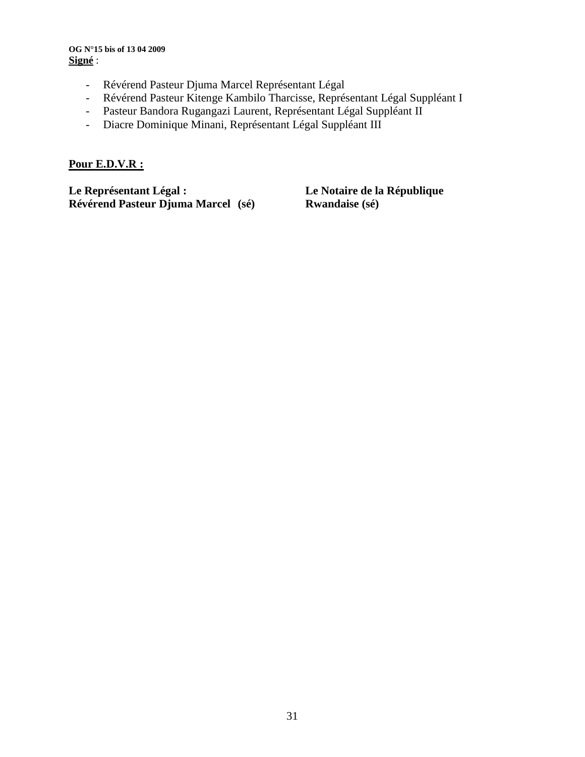**OG N°15 bis of 13 04 2009**

**Signé** :

- Révérend Pasteur Djuma Marcel Représentant Légal
- Révérend Pasteur Kitenge Kambilo Tharcisse, Représentant Légal Suppléant I
- Pasteur Bandora Rugangazi Laurent, Représentant Légal Suppléant II
- Diacre Dominique Minani, Représentant Légal Suppléant III

**Pour E.D.V.R :**

**Le Représentant Légal :**
**Révérend Pasteur Djuma Marcel (sé)**

**Le Notaire de la République Rwandaise (sé)**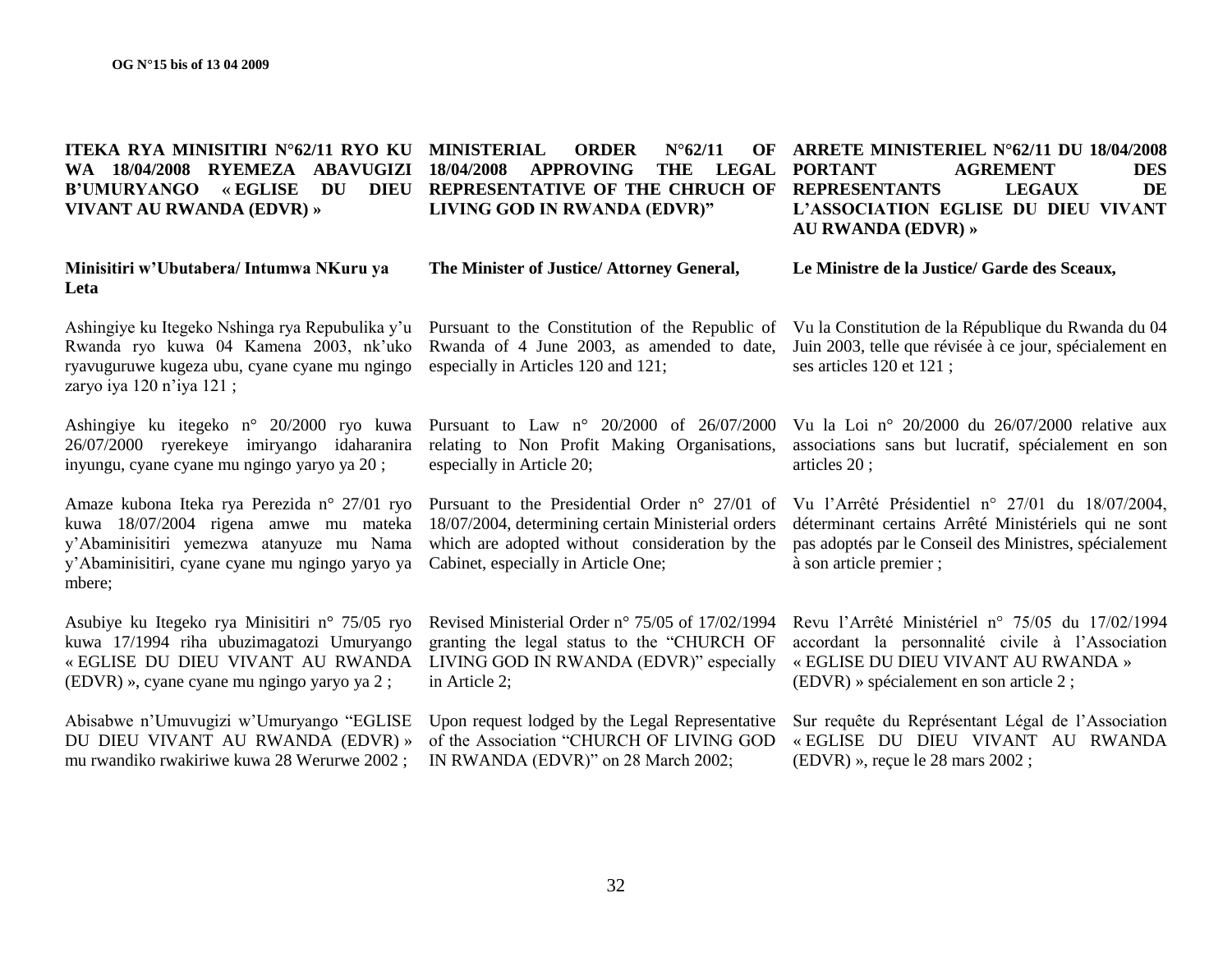**ITEKA RYA MINISITIRI N°62/11 RYO KU WA 18/04/2008 RYEMEZA ABAVUGIZI B'UMURYANGO « EGLISE DU DIEU VIVANT AU RWANDA (EDVR) »**

**Minisitiri w'Ubutabera/ Intumwa NKuru ya Leta**

Ashingiye ku Itegeko Nshinga rya Repubulika y'u Rwanda ryo kuwa 04 Kamena 2003, nk'uko ryavuguruwe kugeza ubu, cyane cyane mu ngingo zaryo iya 120 n'iya 121 ;

Ashingiye ku itegeko n° 20/2000 ryo kuwa 26/07/2000 ryerekeye imiryango idaharanira inyungu, cyane cyane mu ngingo yaryo ya 20 ;

Amaze kubona Iteka rya Perezida n° 27/01 ryo kuwa 18/07/2004 rigena amwe mu mateka y'Abaminisitiri yemezwa atanyuze mu Nama y'Abaminisitiri, cyane cyane mu ngingo yaryo ya mbere;

Asubiye ku Itegeko rya Minisitiri n° 75/05 ryo kuwa 17/1994 riha ubuzimagatozi Umuryango « EGLISE DU DIEU VIVANT AU RWANDA (EDVR) », cyane cyane mu ngingo yaryo ya 2 ;

Abisabwe n'Umuvugizi w'Umuryango "EGLISE DU DIEU VIVANT AU RWANDA (EDVR) » mu rwandiko rwakiriwe kuwa 28 Werurwe 2002 ;

**MINISTERIAL ORDER N°62/11 OF 18/04/2008 APPROVING THE LEGAL REPRESENTATIVE OF THE CHRUCH OF LIVING GOD IN RWANDA (EDVR)"**

**The Minister of Justice/ Attorney General,**

Pursuant to the Constitution of the Republic of Rwanda of 4 June 2003, as amended to date, especially in Articles 120 and 121;

Pursuant to Law n° 20/2000 of 26/07/2000 relating to Non Profit Making Organisations, especially in Article 20;

Pursuant to the Presidential Order n° 27/01 of 18/07/2004, determining certain Ministerial orders which are adopted without consideration by the Cabinet, especially in Article One;

Revised Ministerial Order n° 75/05 of 17/02/1994 granting the legal status to the "CHURCH OF LIVING GOD IN RWANDA (EDVR)" especially in Article 2;

Upon request lodged by the Legal Representative of the Association "CHURCH OF LIVING GOD IN RWANDA (EDVR)" on 28 March 2002;

**ARRETE MINISTERIEL N°62/11 DU 18/04/2008 PORTANT AGREMENT DES REPRESENTANTS LEGAUX DE L'ASSOCIATION EGLISE DU DIEU VIVANT AU RWANDA (EDVR) »**

**Le Ministre de la Justice/ Garde des Sceaux,**

Vu la Constitution de la République du Rwanda du 04 Juin 2003, telle que révisée à ce jour, spécialement en ses articles 120 et 121 ;

Vu la Loi n° 20/2000 du 26/07/2000 relative aux associations sans but lucratif, spécialement en son articles 20 ;

Vu l'Arrêté Présidentiel n° 27/01 du 18/07/2004, déterminant certains Arrêté Ministériels qui ne sont pas adoptés par le Conseil des Ministres, spécialement à son article premier ;

Revu l'Arrêté Ministériel n° 75/05 du 17/02/1994 accordant la personnalité civile à l'Association « EGLISE DU DIEU VIVANT AU RWANDA » (EDVR) » spécialement en son article 2 ;

Sur requête du Représentant Légal de l'Association « EGLISE DU DIEU VIVANT AU RWANDA (EDVR) », reçue le 28 mars 2002 ;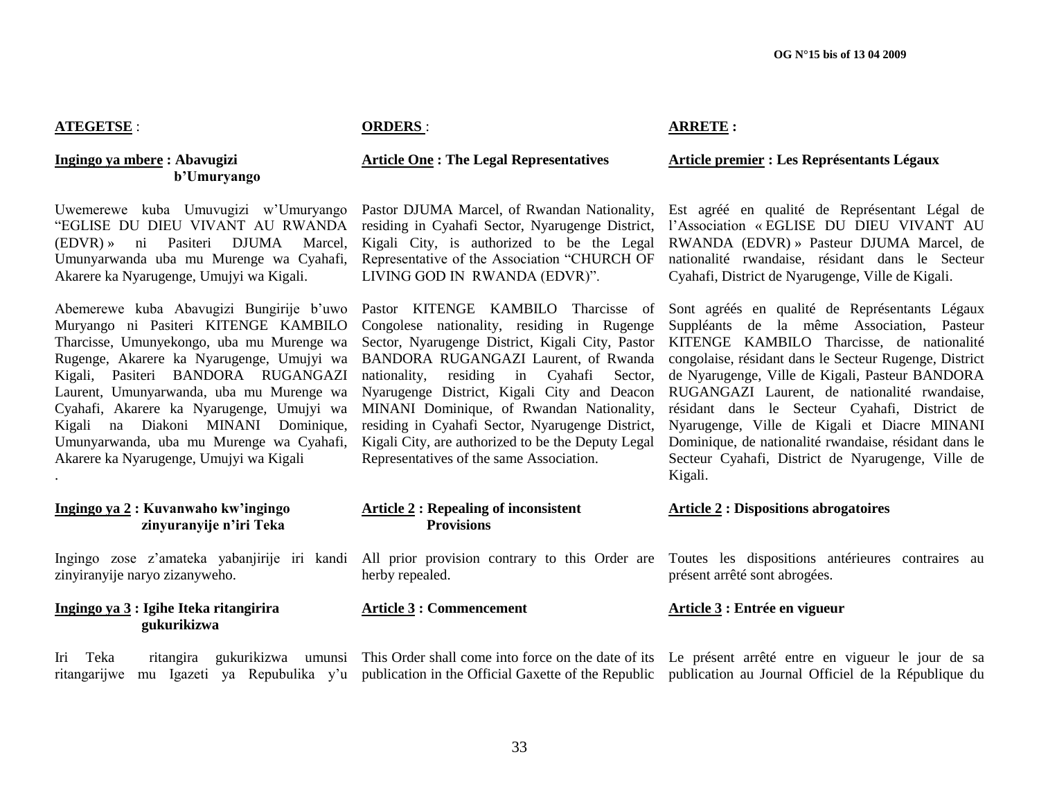**ATEGETSE** :

**Ingingo ya mbere : Abavugizi b'Umuryango**

Uwemerewe kuba Umuvugizi w'Umuryango "EGLISE DU DIEU VIVANT AU RWANDA (EDVR) » ni Pasiteri DJUMA Marcel, Umunyarwanda uba mu Murenge wa Cyahafi, Akarere ka Nyarugenge, Umujyi wa Kigali.

Abemerewe kuba Abavugizi Bungirije b'uwo Muryango ni Pasiteri KITENGE KAMBILO Tharcisse, Umunyekongo, uba mu Murenge wa Rugenge, Akarere ka Nyarugenge, Umujyi wa Kigali, Pasiteri BANDORA RUGANGAZI Laurent, Umunyarwanda, uba mu Murenge wa Cyahafi, Akarere ka Nyarugenge, Umujyi wa Kigali na Diakoni MINANI Dominique, Umunyarwanda, uba mu Murenge wa Cyahafi, Akarere ka Nyarugenge, Umujyi wa Kigali

.

**Ingingo ya 2 : Kuvanwaho kw'ingingo zinyuranyije n'iri Teka**

Ingingo zose z'amateka yabanjirije iri kandi zinyiranyije naryo zizanyweho.

**Ingingo ya 3 : Igihe Iteka ritangirira gukurikizwa**

Iri Teka ritangira gukurikizwa umunsi ritangarijwe mu Igazeti ya Repubulika y'u

**ORDERS** :

**Article One : The Legal Representatives**

Pastor DJUMA Marcel, of Rwandan Nationality, residing in Cyahafi Sector, Nyarugenge District, Kigali City, is authorized to be the Legal Representative of the Association "CHURCH OF LIVING GOD IN RWANDA (EDVR)".

Pastor KITENGE KAMBILO Tharcisse of Congolese nationality, residing in Rugenge Sector, Nyarugenge District, Kigali City, Pastor BANDORA RUGANGAZI Laurent, of Rwanda nationality, residing in Cyahafi Sector, Nyarugenge District, Kigali City and Deacon MINANI Dominique, of Rwandan Nationality, residing in Cyahafi Sector, Nyarugenge District, Kigali City, are authorized to be the Deputy Legal Representatives of the same Association.

**Article 2 : Repealing of inconsistent Provisions**

All prior provision contrary to this Order are herby repealed.

**Article 3 : Commencement**

This Order shall come into force on the date of its publication in the Official Gaxette of the Republic

**ARRETE :**

**Article premier : Les Représentants Légaux**

Est agréé en qualité de Représentant Légal de l'Association « EGLISE DU DIEU VIVANT AU RWANDA (EDVR) » Pasteur DJUMA Marcel, de nationalité rwandaise, résidant dans le Secteur Cyahafi, District de Nyarugenge, Ville de Kigali.

Sont agréés en qualité de Représentants Légaux Suppléants de la même Association, Pasteur KITENGE KAMBILO Tharcisse, de nationalité congolaise, résidant dans le Secteur Rugenge, District de Nyarugenge, Ville de Kigali, Pasteur BANDORA RUGANGAZI Laurent, de nationalité rwandaise, résidant dans le Secteur Cyahafi, District de Nyarugenge, Ville de Kigali et Diacre MINANI Dominique, de nationalité rwandaise, résidant dans le Secteur Cyahafi, District de Nyarugenge, Ville de Kigali.

**Article 2 : Dispositions abrogatoires**

Toutes les dispositions antérieures contraires au présent arrêté sont abrogées.

**Article 3 : Entrée en vigueur**

Le présent arrêté entre en vigueur le jour de sa publication au Journal Officiel de la République du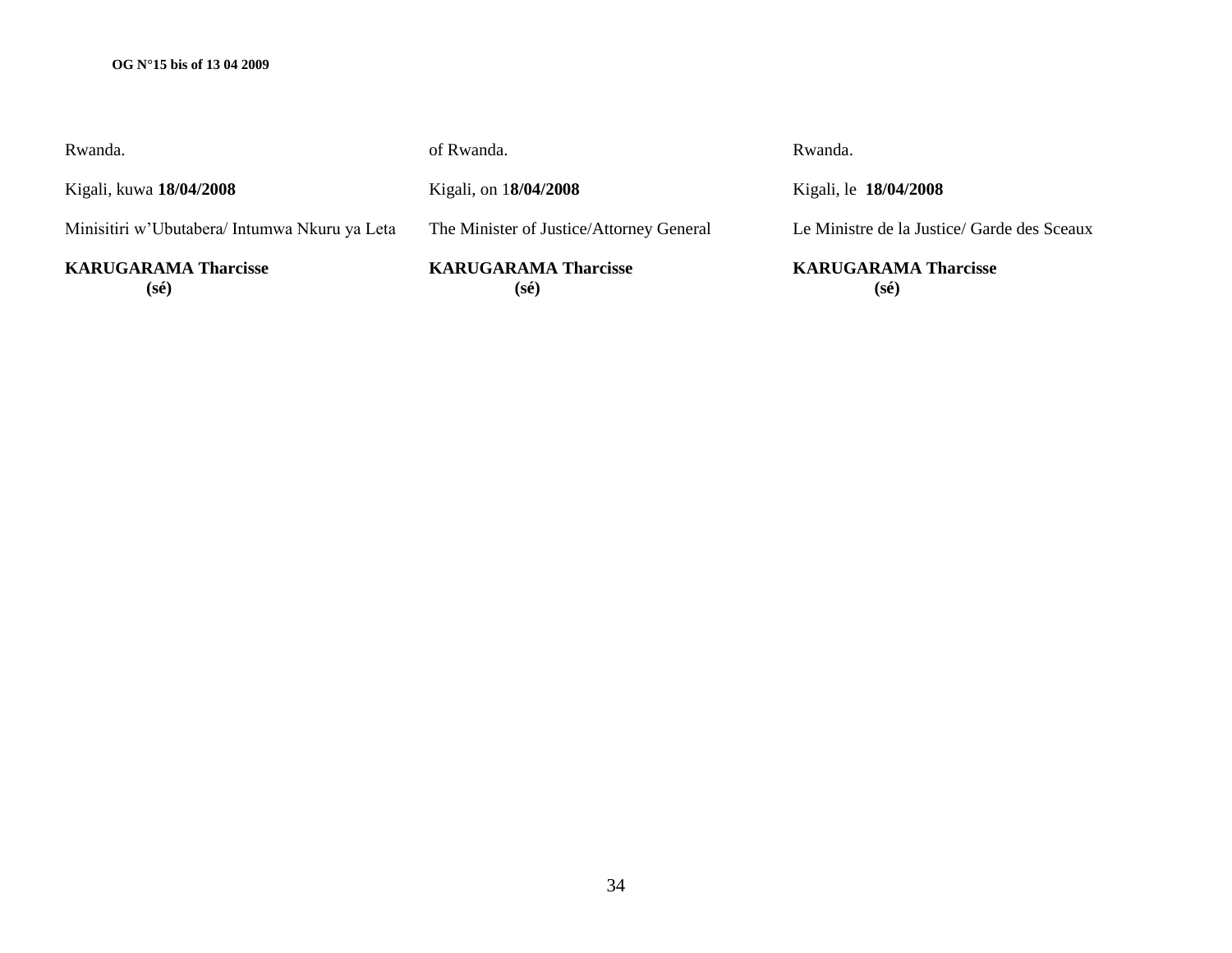Rwanda.

Kigali, kuwa **18/04/2008**

Minisitiri w'Ubutabera/ Intumwa Nkuru ya Leta

**KARUGARAMA Tharcisse**
**(sé)**

of Rwanda.

Kigali, on 1**8/04/2008**

The Minister of Justice/Attorney General

**KARUGARAMA Tharcisse**
**(sé)**

Rwanda.

Kigali, le **18/04/2008**

Le Ministre de la Justice/ Garde des Sceaux

**KARUGARAMA Tharcisse**
**(sé)**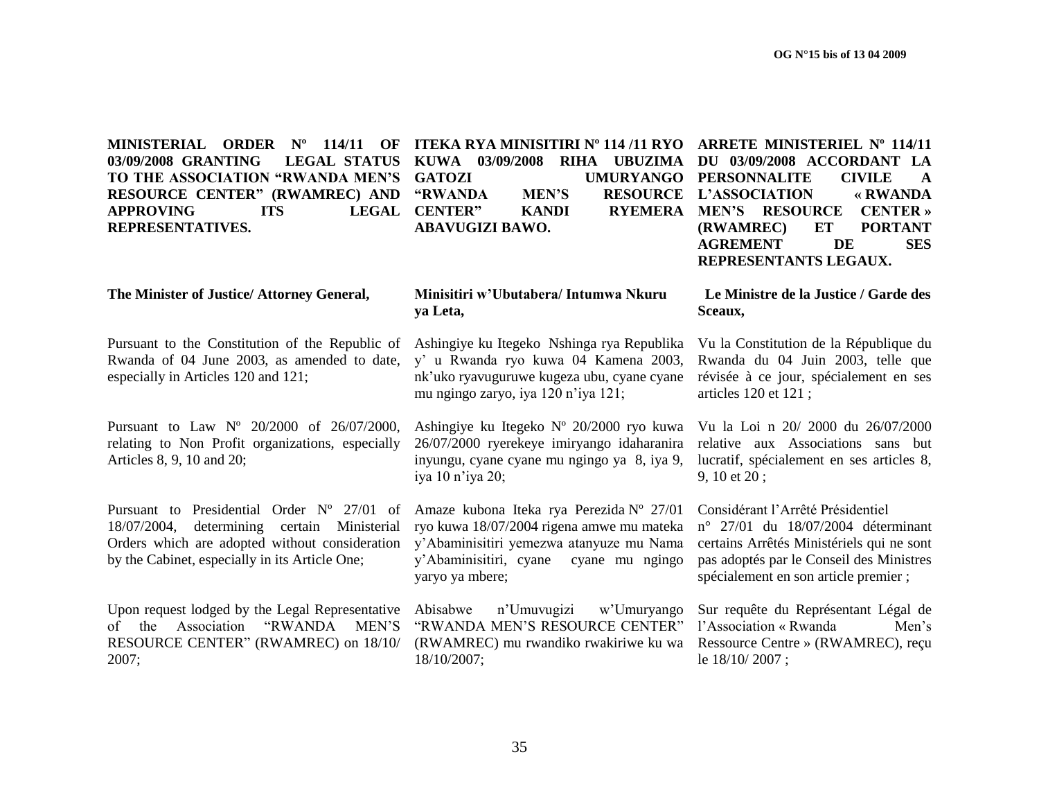**MINISTERIAL ORDER Nº 114/11 OF 03/09/2008 GRANTING LEGAL STATUS TO THE ASSOCIATION "RWANDA MEN'S RESOURCE CENTER" (RWAMREC) AND APPROVING ITS LEGAL REPRESENTATIVES.**

**The Minister of Justice/ Attorney General,**

Pursuant to the Constitution of the Republic of Rwanda of 04 June 2003, as amended to date, especially in Articles 120 and 121;

Pursuant to Law Nº 20/2000 of 26/07/2000, relating to Non Profit organizations, especially Articles 8, 9, 10 and 20;

Pursuant to Presidential Order Nº 27/01 of 18/07/2004, determining certain Ministerial Orders which are adopted without consideration by the Cabinet, especially in its Article One;

Upon request lodged by the Legal Representative of the Association "RWANDA MEN'S RESOURCE CENTER" (RWAMREC) on 18/10/ 2007;

**ITEKA RYA MINISITIRI Nº 114 /11 RYO KUWA 03/09/2008 RIHA UBUZIMA GATOZI UMURYANGO "RWANDA MEN'S RESOURCE CENTER" KANDI RYEMERA ABAVUGIZI BAWO.**

**Minisitiri w'Ubutabera/ Intumwa Nkuru ya Leta,**

Ashingiye ku Itegeko Nshinga rya Republika y' u Rwanda ryo kuwa 04 Kamena 2003, nk'uko ryavuguruwe kugeza ubu, cyane cyane mu ngingo zaryo, iya 120 n'iya 121;

Ashingiye ku Itegeko Nº 20/2000 ryo kuwa 26/07/2000 ryerekeye imiryango idaharanira inyungu, cyane cyane mu ngingo ya 8, iya 9, iya 10 n'iya 20;

Amaze kubona Iteka rya Perezida Nº 27/01 ryo kuwa 18/07/2004 rigena amwe mu mateka y'Abaminisitiri yemezwa atanyuze mu Nama y'Abaminisitiri, cyane cyane mu ngingo yaryo ya mbere;

Abisabwe n'Umuvugizi w'Umuryango "RWANDA MEN'S RESOURCE CENTER" (RWAMREC) mu rwandiko rwakiriwe ku wa 18/10/2007;

**ARRETE MINISTERIEL Nº 114/11 DU 03/09/2008 ACCORDANT LA PERSONNALITE CIVILE A L'ASSOCIATION « RWANDA MEN'S RESOURCE CENTER » (RWAMREC) ET PORTANT AGREMENT DE SES REPRESENTANTS LEGAUX.**

**Le Ministre de la Justice / Garde des Sceaux,**

Vu la Constitution de la République du Rwanda du 04 Juin 2003, telle que révisée à ce jour, spécialement en ses articles 120 et 121 ;

Vu la Loi n 20/ 2000 du 26/07/2000 relative aux Associations sans but lucratif, spécialement en ses articles 8, 9, 10 et 20 ;

Considérant l'Arrêté Présidentiel n° 27/01 du 18/07/2004 déterminant certains Arrêtés Ministériels qui ne sont pas adoptés par le Conseil des Ministres spécialement en son article premier ;

Sur requête du Représentant Légal de l'Association « Rwanda Men's Ressource Centre » (RWAMREC), reçu le 18/10/ 2007 ;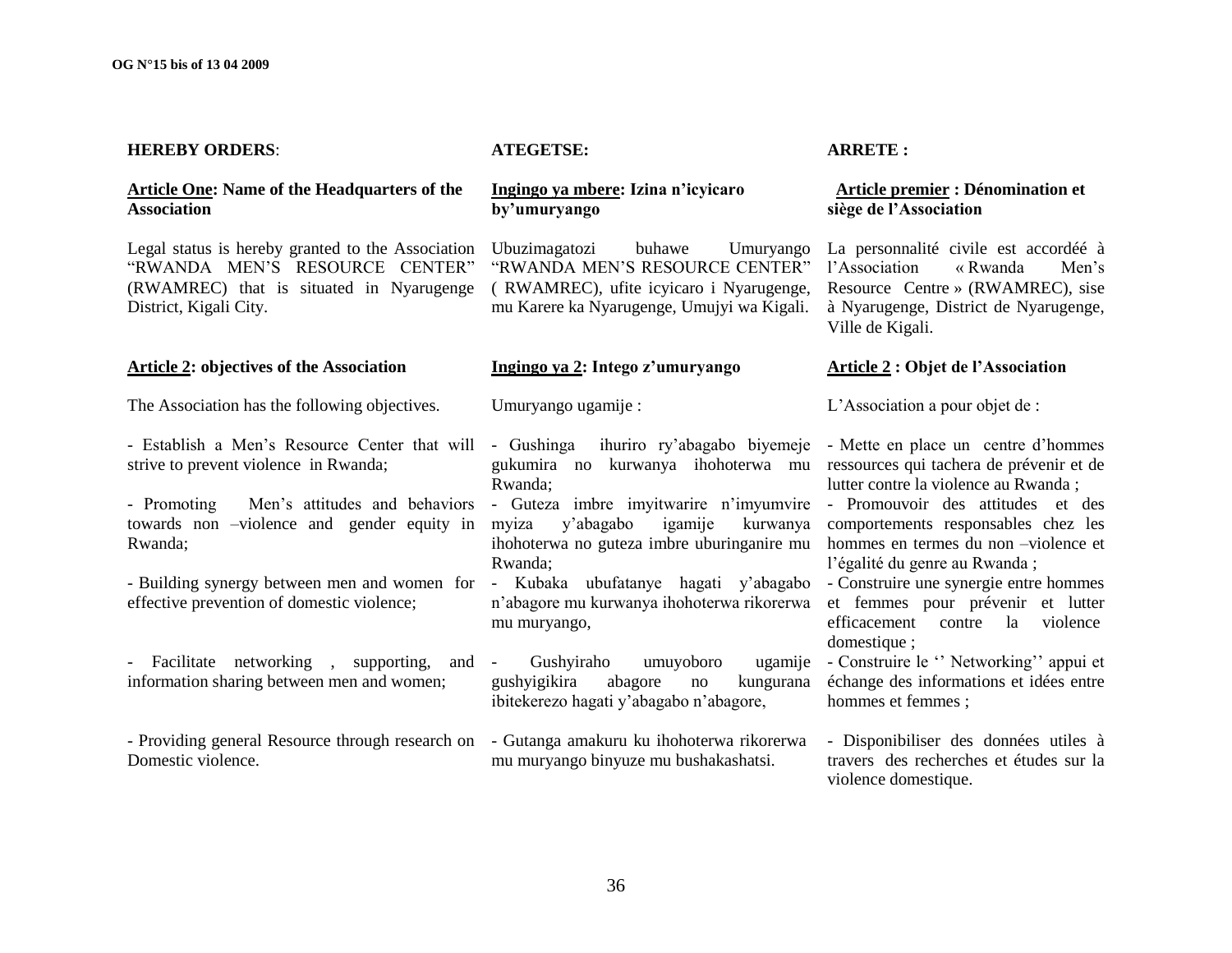**HEREBY ORDERS**:

**Article One: Name of the Headquarters of the Association**

Legal status is hereby granted to the Association "RWANDA MEN'S RESOURCE CENTER" (RWAMREC) that is situated in Nyarugenge District, Kigali City.

**Article 2: objectives of the Association**

The Association has the following objectives.

- Establish a Men's Resource Center that will strive to prevent violence in Rwanda;

- Promoting Men's attitudes and behaviors towards non –violence and gender equity in Rwanda;

- Building synergy between men and women for effective prevention of domestic violence;

- Facilitate networking , supporting, and information sharing between men and women;

- Providing general Resource through research on Domestic violence.

**ATEGETSE:**

**Ingingo ya mbere: Izina n'icyicaro by'umuryango**

Ubuzimagatozi buhawe Umuryango "RWANDA MEN'S RESOURCE CENTER" ( RWAMREC), ufite icyicaro i Nyarugenge, mu Karere ka Nyarugenge, Umujyi wa Kigali.

**Ingingo ya 2: Intego z'umuryango**

Umuryango ugamije :

- Gushinga ihuriro ry'abagabo biyemeje gukumira no kurwanya ihohoterwa mu Rwanda;
- Guteza imbre imyitwarire n'imyumvire myiza y'abagabo igamije kurwanya ihohoterwa no guteza imbre uburinganire mu Rwanda;
- Kubaka ubufatanye hagati y'abagabo n'abagore mu kurwanya ihohoterwa rikorerwa mu muryango,

- Gushyiraho umuyoboro ugamije gushyigikira abagore no kungurana ibitekerezo hagati y'abagabo n'abagore,

- Gutanga amakuru ku ihohoterwa rikorerwa mu muryango binyuze mu bushakashatsi.

**ARRETE :**

**Article premier : Dénomination et siège de l'Association**

La personnalité civile est accordéé à l'Association « Rwanda Men's Resource Centre » (RWAMREC), sise à Nyarugenge, District de Nyarugenge, Ville de Kigali.

**Article 2 : Objet de l'Association**

L'Association a pour objet de :

- Mette en place un centre d'hommes ressources qui tachera de prévenir et de lutter contre la violence au Rwanda ;
- Promouvoir des attitudes et des comportements responsables chez les hommes en termes du non –violence et l'égalité du genre au Rwanda ;
- Construire une synergie entre hommes et femmes pour prévenir et lutter efficacement contre la violence domestique ;
- Construire le '' Networking'' appui et échange des informations et idées entre hommes et femmes ;

- Disponibiliser des données utiles à travers des recherches et études sur la violence domestique.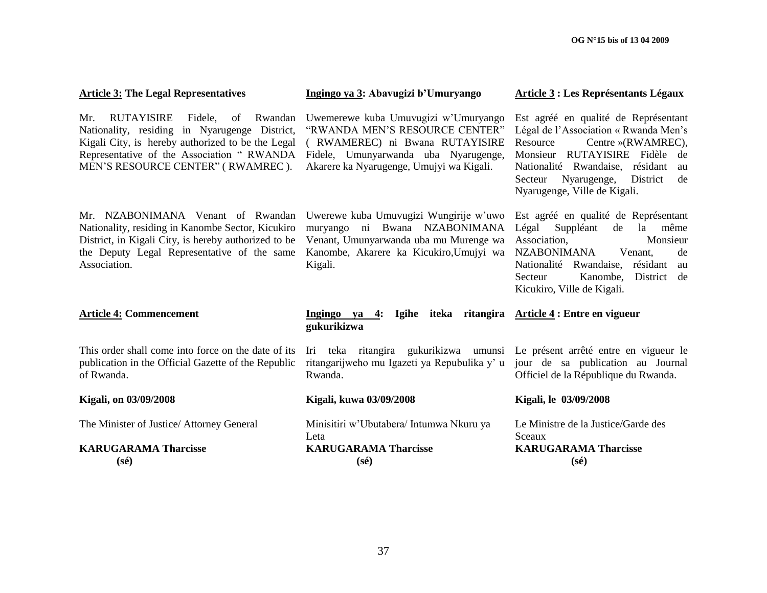**Article 3: The Legal Representatives**

Mr. RUTAYISIRE Fidele, of Rwandan Nationality, residing in Nyarugenge District, Kigali City, is hereby authorized to be the Legal Representative of the Association " RWANDA MEN'S RESOURCE CENTER" ( RWAMREC ).

Mr. NZABONIMANA Venant of Rwandan Nationality, residing in Kanombe Sector, Kicukiro District, in Kigali City, is hereby authorized to be the Deputy Legal Representative of the same Association.

**Article 4: Commencement**

This order shall come into force on the date of its publication in the Official Gazette of the Republic of Rwanda.

**Kigali, on 03/09/2008**

The Minister of Justice/ Attorney General

**KARUGARAMA Tharcisse**
**(sé)**

**Ingingo ya 3: Abavugizi b'Umuryango**

Uwemerewe kuba Umuvugizi w'Umuryango "RWANDA MEN'S RESOURCE CENTER" ( RWAMEREC) ni Bwana RUTAYISIRE Fidele, Umunyarwanda uba Nyarugenge, Akarere ka Nyarugenge, Umujyi wa Kigali.

Uwerewe kuba Umuvugizi Wungirije w'uwo muryango ni Bwana NZABONIMANA Venant, Umunyarwanda uba mu Murenge wa Kanombe, Akarere ka Kicukiro,Umujyi wa Kigali.

**Ingingo ya 4: Igihe iteka ritangira gukurikizwa**

Iri teka ritangira gukurikizwa umunsi ritangarijweho mu Igazeti ya Repubulika y' u Rwanda.

**Kigali, kuwa 03/09/2008**

Minisitiri w'Ubutabera/ Intumwa Nkuru ya Leta
**KARUGARAMA Tharcisse**
**(sé)**

**Article 3 : Les Représentants Légaux**

Est agréé en qualité de Représentant Légal de l'Association « Rwanda Men's Resource Centre »(RWAMREC), Monsieur RUTAYISIRE Fidèle de Nationalité Rwandaise, résidant au Secteur Nyarugenge, District de Nyarugenge, Ville de Kigali.

Est agréé en qualité de Représentant Légal Suppléant de la même Association, Monsieur NZABONIMANA Venant, de Nationalité Rwandaise, résidant au Secteur Kanombe, District de Kicukiro, Ville de Kigali.

**Article 4 : Entre en vigueur**

Le présent arrêté entre en vigueur le jour de sa publication au Journal Officiel de la République du Rwanda.

**Kigali, le 03/09/2008**

Le Ministre de la Justice/Garde des Sceaux
**KARUGARAMA Tharcisse**
**(sé)**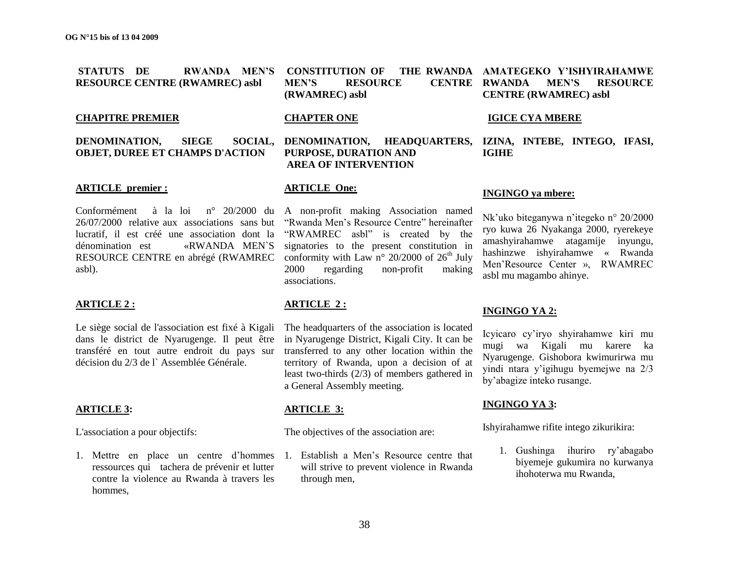**STATUTS DE RWANDA MEN'S RESOURCE CENTRE (RWAMREC) asbl**

**CHAPITRE PREMIER**

**DENOMINATION, SIEGE SOCIAL, OBJET, DUREE ET CHAMPS D'ACTION**

**ARTICLE premier :**

Conformément à la loi n° 20/2000 du 26/07/2000 relative aux associations sans but lucratif, il est créé une association dont la dénomination est «RWANDA MEN`S RESOURCE CENTRE en abrégé (RWAMREC asbl).

**ARTICLE 2 :**

Le siège social de l'association est fixé à Kigali dans le district de Nyarugenge. Il peut être transféré en tout autre endroit du pays sur décision du 2/3 de l` Assemblée Générale.

**ARTICLE 3:**

L'association a pour objectifs:

1. Mettre en place un centre d'hommes ressources qui tachera de prévenir et lutter contre la violence au Rwanda à travers les hommes,

**CONSTITUTION OF THE RWANDA MEN'S RESOURCE CENTRE (RWAMREC) asbl**

**CHAPTER ONE**

**DENOMINATION, HEADQUARTERS, PURPOSE, DURATION AND AREA OF INTERVENTION**

**ARTICLE One:**

A non-profit making Association named "Rwanda Men's Resource Centre" hereinafter "RWAMREC asbl" is created by the signatories to the present constitution in conformity with Law n° 20/2000 of 26th July 2000 regarding non-profit making associations.

**ARTICLE 2 :**

The headquarters of the association is located in Nyarugenge District, Kigali City. It can be transferred to any other location within the territory of Rwanda, upon a decision of at least two-thirds (2/3) of members gathered in a General Assembly meeting.

**ARTICLE 3:**

The objectives of the association are:

1. Establish a Men's Resource centre that will strive to prevent violence in Rwanda through men,

**AMATEGEKO Y'ISHYIRAHAMWE RWANDA MEN'S RESOURCE CENTRE (RWAMREC) asbl**

**IGICE CYA MBERE**

**IZINA, INTEBE, INTEGO, IFASI, IGIHE**

**INGINGO ya mbere:**

Nk'uko biteganywa n'itegeko n° 20/2000 ryo kuwa 26 Nyakanga 2000, ryerekeye amashyirahamwe atagamije inyungu, hashinzwe ishyirahamwe « Rwanda Men'Resource Center », RWAMREC asbl mu magambo ahinye.

**INGINGO YA 2:**

Icyicaro cy'iryo shyirahamwe kiri mu mugi wa Kigali mu karere ka Nyarugenge. Gishobora kwimurirwa mu yindi ntara y'igihugu byemejwe na 2/3 by'abagize inteko rusange.

**INGINGO YA 3:**

Ishyirahamwe rifite intego zikurikira:

1. Gushinga ihuriro ry'abagabo biyemeje gukumira no kurwanya ihohoterwa mu Rwanda,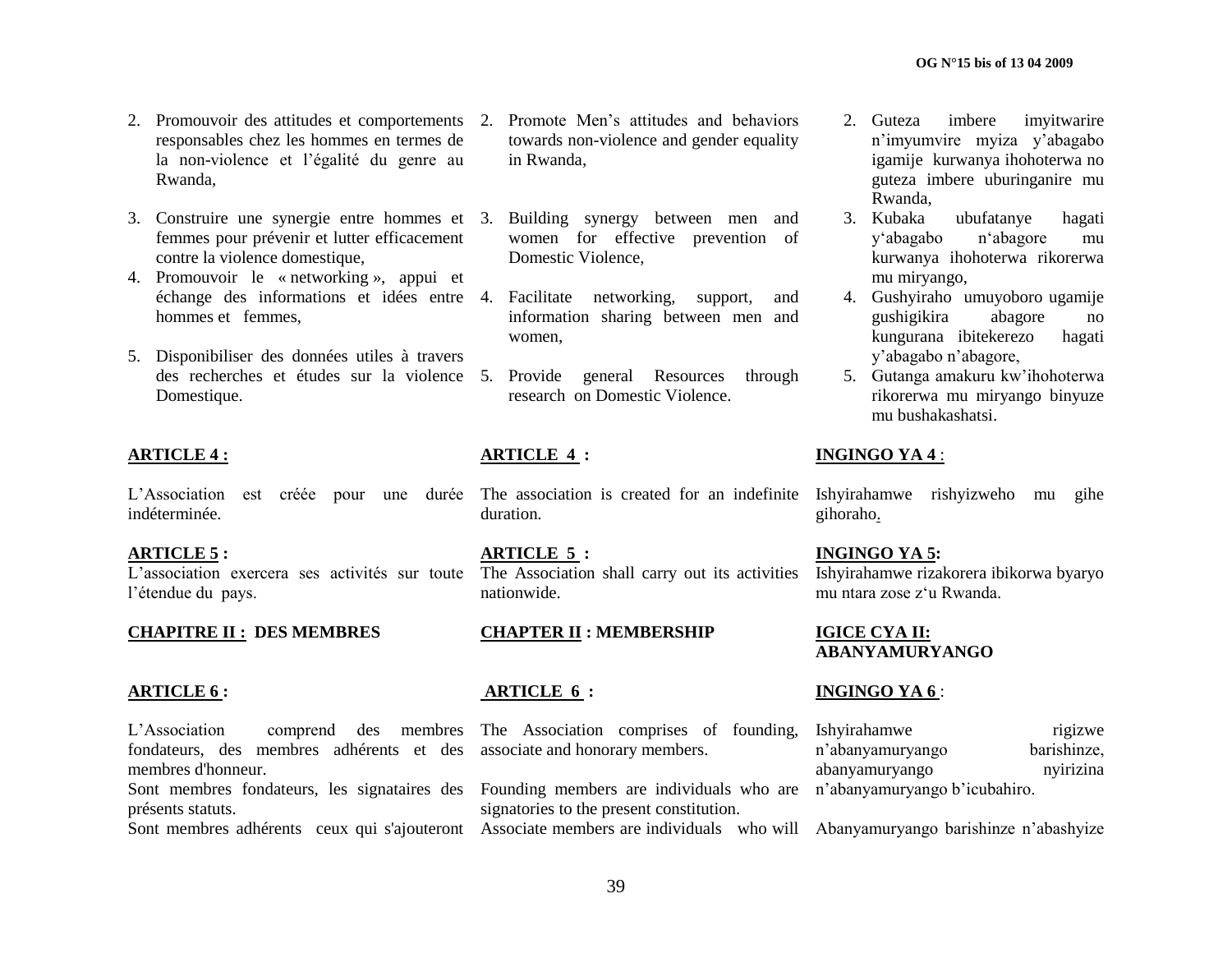2. Promouvoir des attitudes et comportements responsables chez les hommes en termes de la non-violence et l'égalité du genre au Rwanda,
3. Construire une synergie entre hommes et femmes pour prévenir et lutter efficacement contre la violence domestique,
4. Promouvoir le « networking », appui et échange des informations et idées entre hommes et femmes,
5. Disponibiliser des données utiles à travers des recherches et études sur la violence Domestique.

**ARTICLE 4 :**

L'Association est créée pour une durée indéterminée.

**ARTICLE 5 :**

L'association exercera ses activités sur toute l'étendue du pays.

**CHAPITRE II : DES MEMBRES**

**ARTICLE 6 :**

L'Association comprend des membres fondateurs, des membres adhérents et des membres d'honneur.

Sont membres fondateurs, les signataires des présents statuts.

Sont membres adhérents ceux qui s'ajouteront

2. Promote Men's attitudes and behaviors towards non-violence and gender equality in Rwanda,
3. Building synergy between men and women for effective prevention of Domestic Violence,
4. Facilitate networking, support, and information sharing between men and women,
5. Provide general Resources through research on Domestic Violence.

**ARTICLE 4 :**

The association is created for an indefinite duration.

**ARTICLE 5 :**

The Association shall carry out its activities nationwide.

**CHAPTER II : MEMBERSHIP**

**ARTICLE 6 :**

The Association comprises of founding, associate and honorary members.

Founding members are individuals who are signatories to the present constitution.

Associate members are individuals who will

2. Guteza imbere imyitwarire n'imyumvire myiza y'abagabo igamije kurwanya ihohoterwa no guteza imbere uburinganire mu Rwanda,
3. Kubaka ubufatanye hagati y'abagabo n'abagore mu kurwanya ihohoterwa rikorerwa mu miryango,
4. Gushyiraho umuyoboro ugamije gushigikira abagore no kungurana ibitekerezo hagati y'abagabo n'abagore,
5. Gutanga amakuru kw'ihohoterwa rikorerwa mu miryango binyuze mu bushakashatsi.

**INGINGO YA 4 :**

Ishyirahamwe rishyizweho mu gihe gihoraho.

**INGINGO YA 5:**

Ishyirahamwe rizakorera ibikorwa byaryo mu ntara zose z'u Rwanda.

**IGICE CYA II: ABANYAMURYANGO**

**INGINGO YA 6 :**

Ishyirahamwe rigizwe n'abanyamuryango barishinze, abanyamuryango nyirizina n'abanyamuryango b'icubahiro.

Abanyamuryango barishinze n'abashyize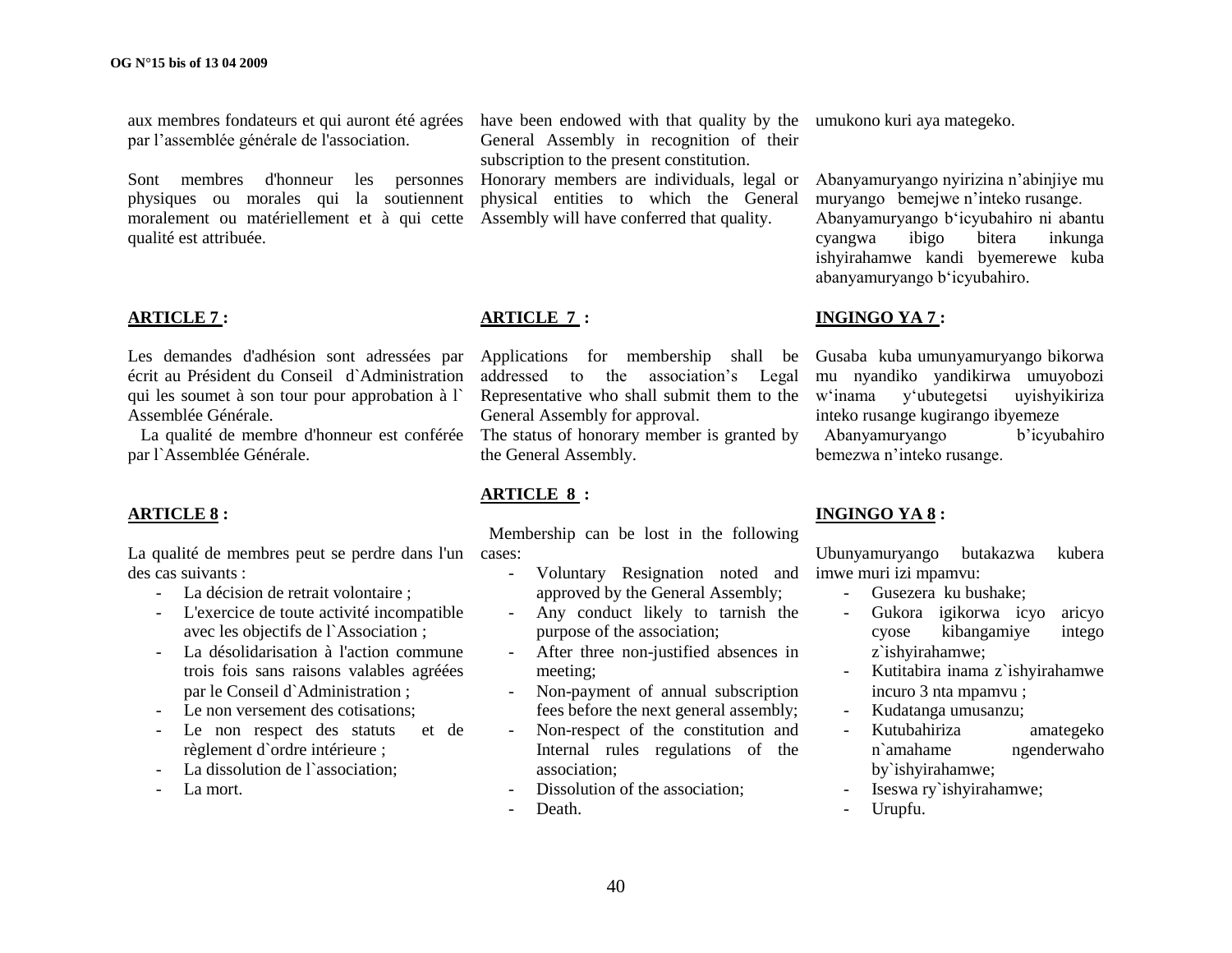aux membres fondateurs et qui auront été agrées par l'assemblée générale de l'association.

Sont membres d'honneur les personnes physiques ou morales qui la soutiennent moralement ou matériellement et à qui cette qualité est attribuée.

**ARTICLE 7 :**

Les demandes d'adhésion sont adressées par écrit au Président du Conseil d`Administration qui les soumet à son tour pour approbation à l` Assemblée Générale.

La qualité de membre d'honneur est conférée par l`Assemblée Générale.

**ARTICLE 8 :**

La qualité de membres peut se perdre dans l'un des cas suivants :

- La décision de retrait volontaire ;
- L'exercice de toute activité incompatible avec les objectifs de l`Association ;
- La désolidarisation à l'action commune trois fois sans raisons valables agréées par le Conseil d`Administration ;
- Le non versement des cotisations;
- Le non respect des statuts et de règlement d`ordre intérieure ;
- La dissolution de l`association;
- La mort.

have been endowed with that quality by the General Assembly in recognition of their subscription to the present constitution.

Honorary members are individuals, legal or physical entities to which the General Assembly will have conferred that quality.

**ARTICLE 7 :**

Applications for membership shall be addressed to the association's Legal Representative who shall submit them to the General Assembly for approval.

The status of honorary member is granted by the General Assembly.

**ARTICLE 8 :**

Membership can be lost in the following cases:

- Voluntary Resignation noted and approved by the General Assembly;
- Any conduct likely to tarnish the purpose of the association;
- After three non-justified absences in meeting;
- Non-payment of annual subscription fees before the next general assembly;
- Non-respect of the constitution and Internal rules regulations of the association;
- Dissolution of the association;
- Death.

umukono kuri aya mategeko.

Abanyamuryango nyirizina n'abinjiye mu muryango bemejwe n'inteko rusange.

Abanyamuryango b'icyubahiro ni abantu cyangwa ibigo bitera inkunga ishyirahamwe kandi byemerewe kuba abanyamuryango b'icyubahiro.

**INGINGO YA 7 :**

Gusaba kuba umunyamuryango bikorwa mu nyandiko yandikirwa umuyobozi w'inama y'ubutegetsi uyishyikiriza inteko rusange kugirango ibyemeze

Abanyamuryango b'icyubahiro bemezwa n'inteko rusange.

**INGINGO YA 8 :**

Ubunyamuryango butakazwa kubera imwe muri izi mpamvu:

- Gusezera ku bushake;
- Gukora igikorwa icyo aricyo cyose kibangamiye intego z`ishyirahamwe;
- Kutitabira inama z`ishyirahamwe incuro 3 nta mpamvu ;
- Kudatanga umusanzu;
- Kutubahiriza amategeko n`amahame ngenderwaho by`ishyirahamwe;
- Iseswa ry`ishyirahamwe;
- Urupfu.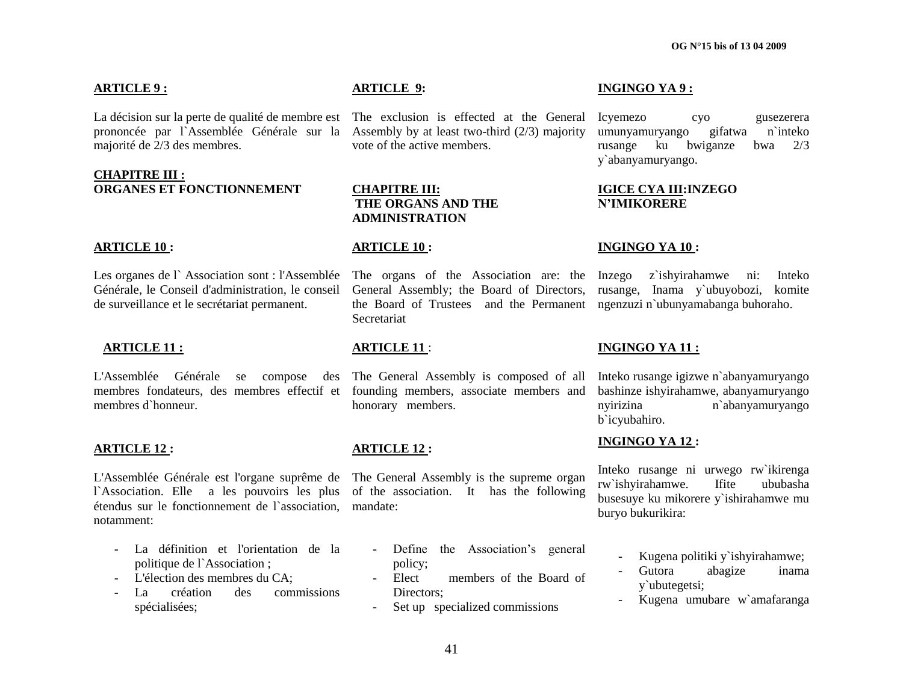**ARTICLE 9 :**

La décision sur la perte de qualité de membre est prononcée par l`Assemblée Générale sur la majorité de 2/3 des membres.

**CHAPITRE III :**
**ORGANES ET FONCTIONNEMENT**

**ARTICLE 10 :**

Les organes de l` Association sont : l'Assemblée Générale, le Conseil d'administration, le conseil de surveillance et le secrétariat permanent.

**ARTICLE 11 :**

L'Assemblée Générale se compose des membres fondateurs, des membres effectif et membres d`honneur.

**ARTICLE 12 :**

L'Assemblée Générale est l'organe suprême de l`Association. Elle a les pouvoirs les plus étendus sur le fonctionnement de l`association, notamment:

- La définition et l'orientation de la politique de l`Association ;
- L'élection des membres du CA;
- La création des commissions spécialisées;

**ARTICLE 9:**

The exclusion is effected at the General Assembly by at least two-third (2/3) majority vote of the active members.

**CHAPITRE III:**
**THE ORGANS AND THE ADMINISTRATION**

**ARTICLE 10 :**

The organs of the Association are: the General Assembly; the Board of Directors, the Board of Trustees and the Permanent Secretariat

**ARTICLE 11** :

The General Assembly is composed of all founding members, associate members and honorary members.

**ARTICLE 12 :**

The General Assembly is the supreme organ of the association. It has the following mandate:

- Define the Association's general policy;
- Elect members of the Board of Directors;
- Set up specialized commissions

**INGINGO YA 9 :**

Icyemezo cyo gusezerera umunyamuryango gifatwa n`inteko rusange ku bwiganze bwa 2/3 y`abanyamuryango.

**IGICE CYA III:INZEGO N'IMIKORERE**

**INGINGO YA 10 :**

Inzego z`ishyirahamwe ni: Inteko rusange, Inama y`ubuyobozi, komite ngenzuzi n`ubunyamabanga buhoraho.

**INGINGO YA 11 :**

Inteko rusange igizwe n`abanyamuryango bashinze ishyirahamwe, abanyamuryango nyirizina n`abanyamuryango b`icyubahiro.

**INGINGO YA 12 :**

Inteko rusange ni urwego rw`ikirenga rw`ishyirahamwe. Ifite ububasha busesuye ku mikorere y`ishirahamwe mu buryo bukurikira:

- Kugena politiki y`ishyirahamwe;
- Gutora abagize inama y`ubutegetsi;
- Kugena umubare w`amafaranga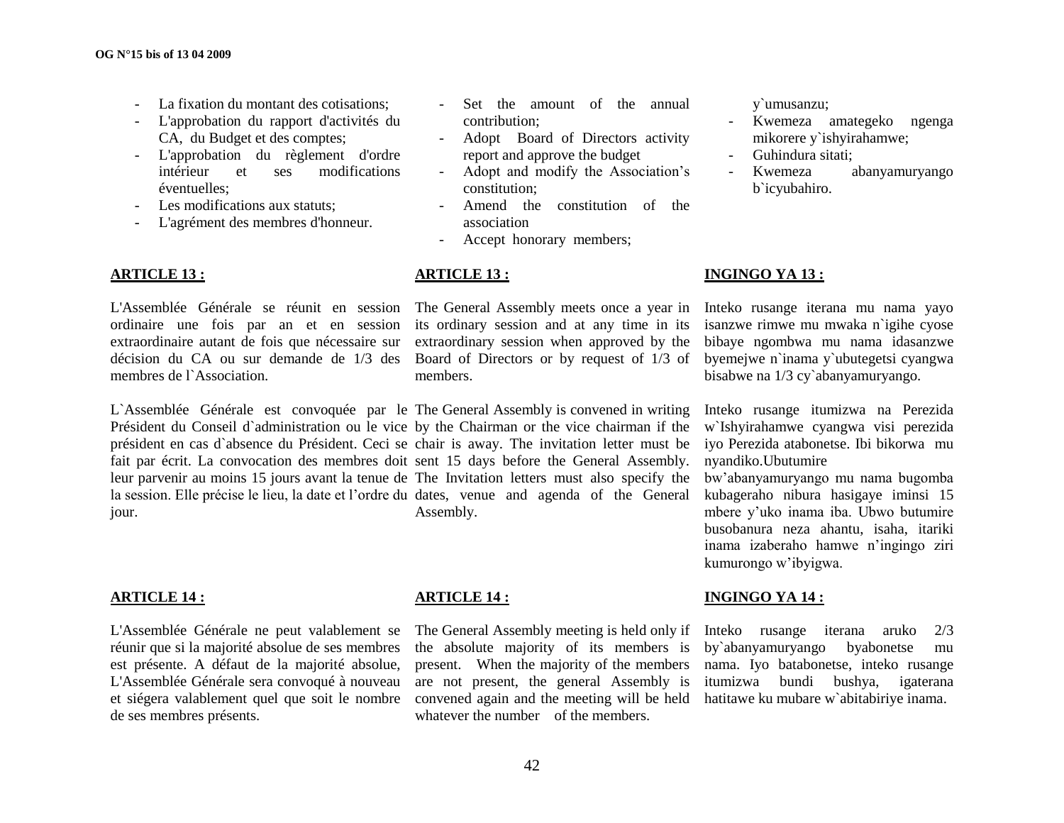- La fixation du montant des cotisations;
- L'approbation du rapport d'activités du CA, du Budget et des comptes;
- L'approbation du règlement d'ordre intérieur et ses modifications éventuelles;
- Les modifications aux statuts;
- L'agrément des membres d'honneur.

**ARTICLE 13 :**

L'Assemblée Générale se réunit en session ordinaire une fois par an et en session extraordinaire autant de fois que nécessaire sur décision du CA ou sur demande de 1/3 des membres de l`Association.

L`Assemblée Générale est convoquée par le Président du Conseil d`administration ou le vice président en cas d`absence du Président. Ceci se fait par écrit. La convocation des membres doit leur parvenir au moins 15 jours avant la tenue de la session. Elle précise le lieu, la date et l'ordre du jour.

**ARTICLE 14 :**

L'Assemblée Générale ne peut valablement se réunir que si la majorité absolue de ses membres est présente. A défaut de la majorité absolue, L'Assemblée Générale sera convoqué à nouveau et siégera valablement quel que soit le nombre de ses membres présents.

- Set the amount of the annual contribution;
- Adopt Board of Directors activity report and approve the budget
- Adopt and modify the Association's constitution;
- Amend the constitution of the association
- Accept honorary members;

**ARTICLE 13 :**

The General Assembly meets once a year in its ordinary session and at any time in its extraordinary session when approved by the Board of Directors or by request of 1/3 of members.

The General Assembly is convened in writing by the Chairman or the vice chairman if the chair is away. The invitation letter must be sent 15 days before the General Assembly. The Invitation letters must also specify the dates, venue and agenda of the General Assembly.

**ARTICLE 14 :**

The General Assembly meeting is held only if the absolute majority of its members is present. When the majority of the members are not present, the general Assembly is convened again and the meeting will be held whatever the number of the members.

y`umusanzu;
- Kwemeza amategeko ngenga mikorere y`ishyirahamwe;
- Guhindura sitati;
- Kwemeza abanyamuryango b`icyubahiro.

**INGINGO YA 13 :**

Inteko rusange iterana mu nama yayo isanzwe rimwe mu mwaka n`igihe cyose bibaye ngombwa mu nama idasanzwe byemejwe n`inama y`ubutegetsi cyangwa bisabwe na 1/3 cy`abanyamuryango.

Inteko rusange itumizwa na Perezida w`Ishyirahamwe cyangwa visi perezida iyo Perezida atabonetse. Ibi bikorwa mu nyandiko.Ubutumire bw'abanyamuryango mu nama bugomba kubageraho nibura hasigaye iminsi 15 mbere y'uko inama iba. Ubwo butumire busobanura neza ahantu, isaha, itariki inama izaberaho hamwe n'ingingo ziri kumurongo w'ibyigwa.

**INGINGO YA 14 :**

Inteko rusange iterana aruko 2/3 by`abanyamuryango byabonetse mu nama. Iyo batabonetse, inteko rusange itumizwa bundi bushya, igaterana hatitawe ku mubare w`abitabiriye inama.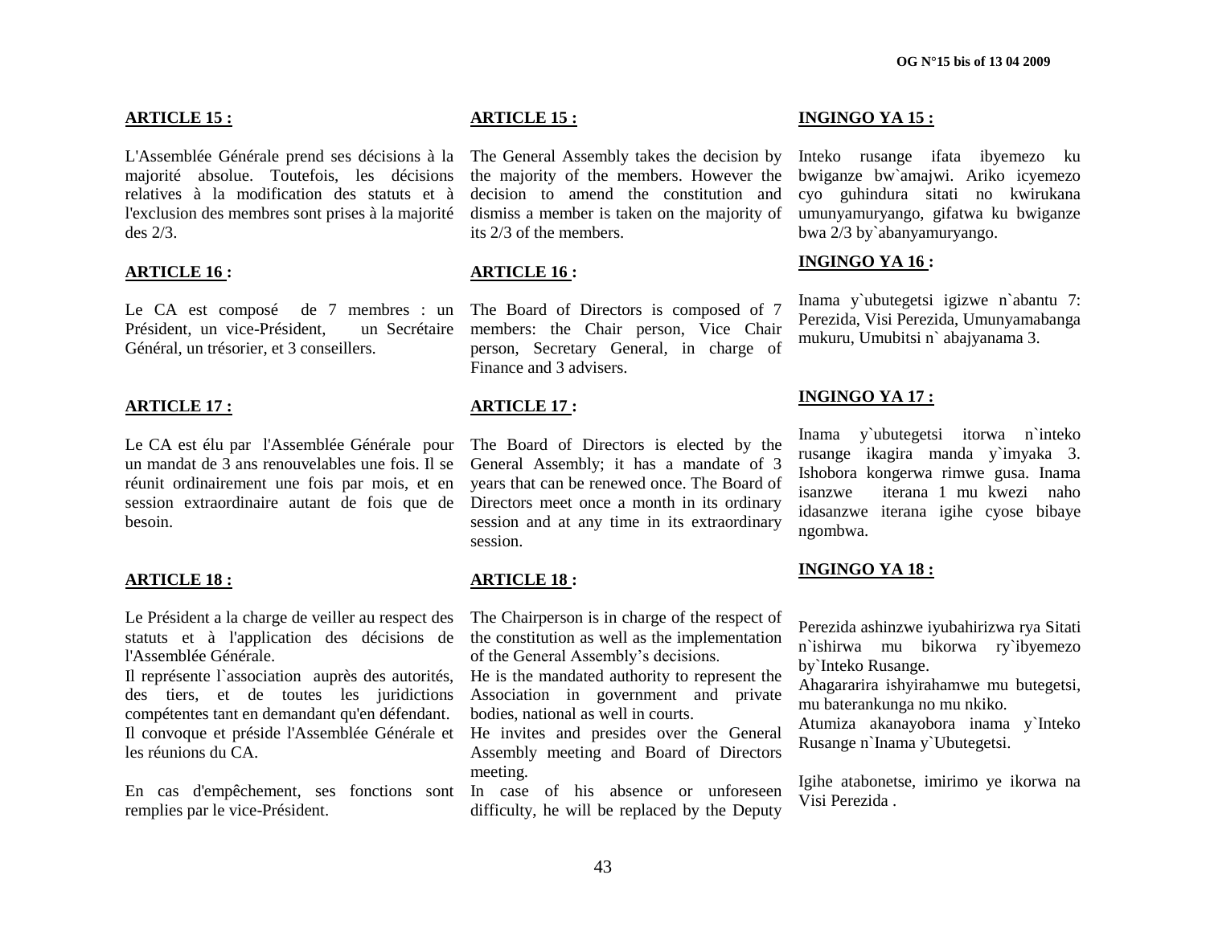**ARTICLE 15 :**

L'Assemblée Générale prend ses décisions à la majorité absolue. Toutefois, les décisions relatives à la modification des statuts et à l'exclusion des membres sont prises à la majorité des 2/3.

**ARTICLE 16 :**

Le CA est composé de 7 membres : un Président, un vice-Président, un Secrétaire Général, un trésorier, et 3 conseillers.

**ARTICLE 17 :**

Le CA est élu par l'Assemblée Générale pour un mandat de 3 ans renouvelables une fois. Il se réunit ordinairement une fois par mois, et en session extraordinaire autant de fois que de besoin.

**ARTICLE 18 :**

Le Président a la charge de veiller au respect des statuts et à l'application des décisions de l'Assemblée Générale.
Il représente l`association auprès des autorités, des tiers, et de toutes les juridictions compétentes tant en demandant qu'en défendant.
Il convoque et préside l'Assemblée Générale et les réunions du CA.

En cas d'empêchement, ses fonctions sont remplies par le vice-Président.

**ARTICLE 15 :**

The General Assembly takes the decision by the majority of the members. However the decision to amend the constitution and dismiss a member is taken on the majority of its 2/3 of the members.

**ARTICLE 16 :**

The Board of Directors is composed of 7 members: the Chair person, Vice Chair person, Secretary General, in charge of Finance and 3 advisers.

**ARTICLE 17 :**

The Board of Directors is elected by the General Assembly; it has a mandate of 3 years that can be renewed once. The Board of Directors meet once a month in its ordinary session and at any time in its extraordinary session.

**ARTICLE 18 :**

The Chairperson is in charge of the respect of the constitution as well as the implementation of the General Assembly's decisions.
He is the mandated authority to represent the Association in government and private bodies, national as well in courts.
He invites and presides over the General Assembly meeting and Board of Directors meeting.
In case of his absence or unforeseen difficulty, he will be replaced by the Deputy

**INGINGO YA 15 :**

Inteko rusange ifata ibyemezo ku bwiganze bw`amajwi. Ariko icyemezo cyo guhindura sitati no kwirukana umunyamuryango, gifatwa ku bwiganze bwa 2/3 by`abanyamuryango.

**INGINGO YA 16 :**

Inama y`ubutegetsi igizwe n`abantu 7: Perezida, Visi Perezida, Umunyamabanga mukuru, Umubitsi n` abajyanama 3.

**INGINGO YA 17 :**

Inama y`ubutegetsi itorwa n`inteko rusange ikagira manda y`imyaka 3. Ishobora kongerwa rimwe gusa. Inama isanzwe iterana 1 mu kwezi naho idasanzwe iterana igihe cyose bibaye ngombwa.

**INGINGO YA 18 :**

Perezida ashinzwe iyubahirizwa rya Sitati n`ishirwa mu bikorwa ry`ibyemezo by`Inteko Rusange.
Ahagararira ishyirahamwe mu butegetsi, mu baterankunga no mu nkiko.
Atumiza akanayobora inama y`Inteko Rusange n`Inama y`Ubutegetsi.

Igihe atabonetse, imirimo ye ikorwa na Visi Perezida .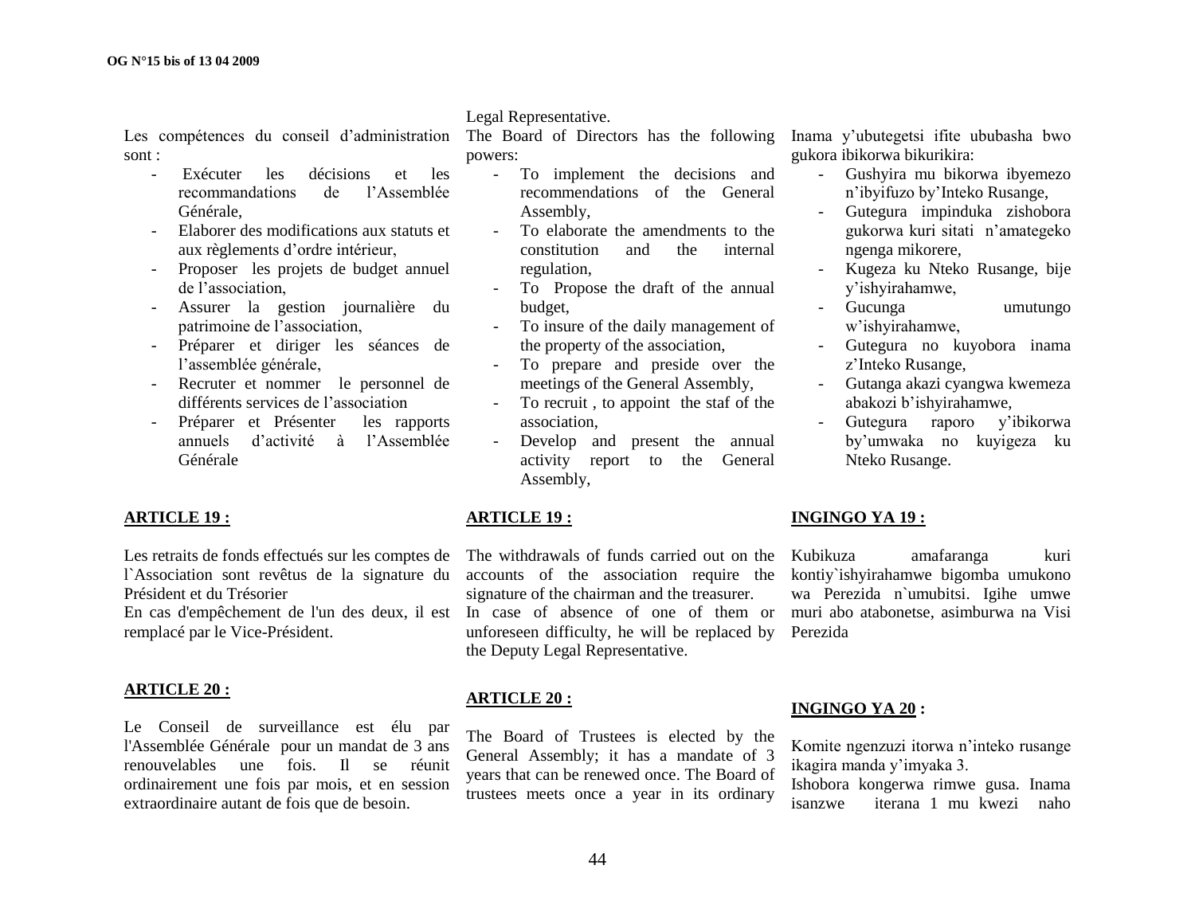Les compétences du conseil d'administration sont :

- Exécuter les décisions et les recommandations de l'Assemblée Générale,
- Elaborer des modifications aux statuts et aux règlements d'ordre intérieur,
- Proposer les projets de budget annuel de l'association,
- Assurer la gestion journalière du patrimoine de l'association,
- Préparer et diriger les séances de l'assemblée générale,
- Recruter et nommer le personnel de différents services de l'association
- Préparer et Présenter les rapports annuels d'activité à l'Assemblée Générale

**ARTICLE 19 :**

Les retraits de fonds effectués sur les comptes de l`Association sont revêtus de la signature du Président et du Trésorier

En cas d'empêchement de l'un des deux, il est remplacé par le Vice-Président.

**ARTICLE 20 :**

Le Conseil de surveillance est élu par l'Assemblée Générale pour un mandat de 3 ans renouvelables une fois. Il se réunit ordinairement une fois par mois, et en session extraordinaire autant de fois que de besoin.

Legal Representative.

The Board of Directors has the following powers:

- To implement the decisions and recommendations of the General Assembly,
- To elaborate the amendments to the constitution and the internal regulation,
- To Propose the draft of the annual budget,
- To insure of the daily management of the property of the association,
- To prepare and preside over the meetings of the General Assembly,
- To recruit , to appoint the staf of the association,
- Develop and present the annual activity report to the General Assembly,

**ARTICLE 19 :**

The withdrawals of funds carried out on the accounts of the association require the signature of the chairman and the treasurer.

In case of absence of one of them or unforeseen difficulty, he will be replaced by the Deputy Legal Representative.

**ARTICLE 20 :**

The Board of Trustees is elected by the General Assembly; it has a mandate of 3 years that can be renewed once. The Board of trustees meets once a year in its ordinary

Inama y'ubutegetsi ifite ububasha bwo gukora ibikorwa bikurikira:

- Gushyira mu bikorwa ibyemezo n'ibyifuzo by'Inteko Rusange,
- Gutegura impinduka zishobora gukorwa kuri sitati n'amategeko ngenga mikorere,
- Kugeza ku Nteko Rusange, bije y'ishyirahamwe,
- Gucunga umutungo w'ishyirahamwe,
- Gutegura no kuyobora inama z'Inteko Rusange,
- Gutanga akazi cyangwa kwemeza abakozi b'ishyirahamwe,
- Gutegura raporo y'ibikorwa by'umwaka no kuyigeza ku Nteko Rusange.

**INGINGO YA 19 :**

Kubikuza amafaranga kuri kontiy`ishyirahamwe bigomba umukono wa Perezida n`umubitsi. Igihe umwe muri abo atabonetse, asimburwa na Visi Perezida

**INGINGO YA 20 :**

Komite ngenzuzi itorwa n'inteko rusange ikagira manda y'imyaka 3.

Ishobora kongerwa rimwe gusa. Inama isanzwe iterana 1 mu kwezi naho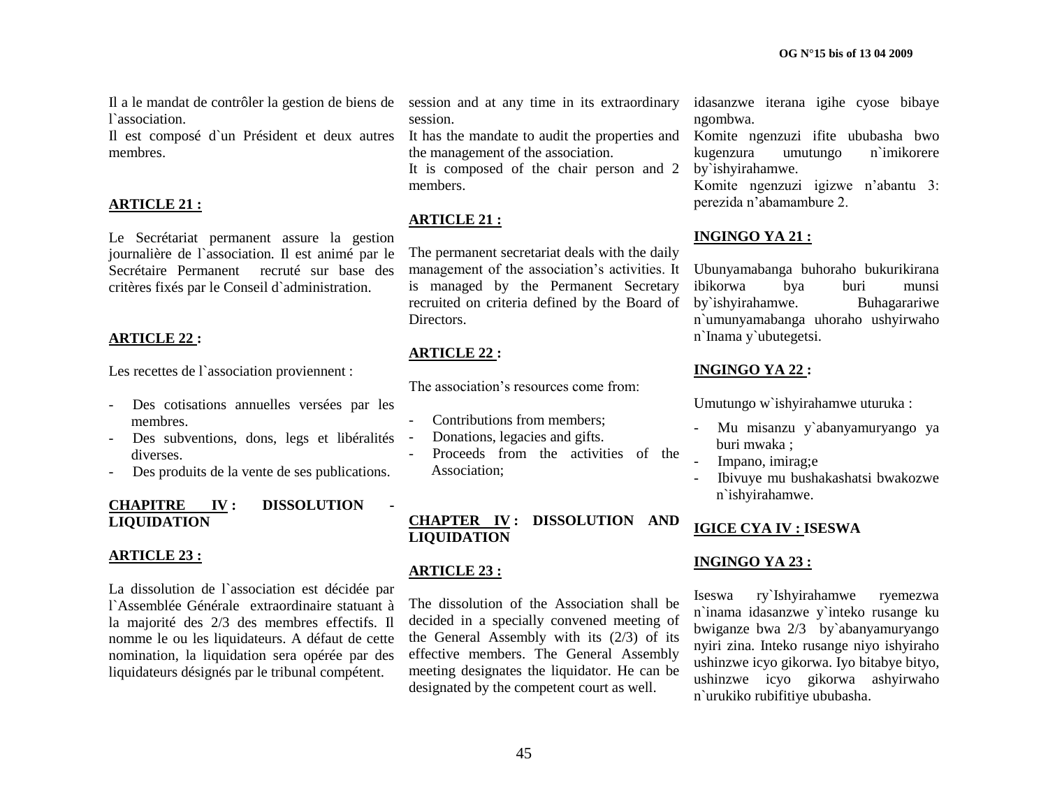Il a le mandat de contrôler la gestion de biens de l`association.

Il est composé d`un Président et deux autres membres.

**ARTICLE 21 :**

Le Secrétariat permanent assure la gestion journalière de l`association. Il est animé par le Secrétaire Permanent recruté sur base des critères fixés par le Conseil d`administration.

**ARTICLE 22 :**

Les recettes de l`association proviennent :

- Des cotisations annuelles versées par les membres.
- Des subventions, dons, legs et libéralités diverses.
- Des produits de la vente de ses publications.

**CHAPITRE IV : DISSOLUTION - LIQUIDATION**

**ARTICLE 23 :**

La dissolution de l`association est décidée par l`Assemblée Générale extraordinaire statuant à la majorité des 2/3 des membres effectifs. Il nomme le ou les liquidateurs. A défaut de cette nomination, la liquidation sera opérée par des liquidateurs désignés par le tribunal compétent.

session and at any time in its extraordinary session.

It has the mandate to audit the properties and the management of the association.

It is composed of the chair person and 2 members.

**ARTICLE 21 :**

The permanent secretariat deals with the daily management of the association's activities. It is managed by the Permanent Secretary recruited on criteria defined by the Board of Directors.

**ARTICLE 22 :**

The association's resources come from:

- Contributions from members;
- Donations, legacies and gifts.
- Proceeds from the activities of the Association;

**CHAPTER IV : DISSOLUTION AND LIQUIDATION**

**ARTICLE 23 :**

The dissolution of the Association shall be decided in a specially convened meeting of the General Assembly with its (2/3) of its effective members. The General Assembly meeting designates the liquidator. He can be designated by the competent court as well.

idasanzwe iterana igihe cyose bibaye ngombwa.

Komite ngenzuzi ifite ububasha bwo kugenzura umutungo n`imikorere by`ishyirahamwe.

Komite ngenzuzi igizwe n'abantu 3: perezida n'abamambure 2.

**INGINGO YA 21 :**

Ubunyamabanga buhoraho bukurikirana ibikorwa bya buri munsi by`ishyirahamwe. Buhagarariwe n`umunyamabanga uhoraho ushyirwaho n`Inama y`ubutegetsi.

**INGINGO YA 22 :**

Umutungo w`ishyirahamwe uturuka :

- Mu misanzu y`abanyamuryango ya buri mwaka ;
- Impano, imirag;e
- Ibivuye mu bushakashatsi bwakozwe n`ishyirahamwe.

**IGICE CYA IV : ISESWA**

**INGINGO YA 23 :**

Iseswa ry`Ishyirahamwe ryemezwa n`inama idasanzwe y`inteko rusange ku bwiganze bwa 2/3 by`abanyamuryango nyiri zina. Inteko rusange niyo ishyiraho ushinzwe icyo gikorwa. Iyo bitabye bityo, ushinzwe icyo gikorwa ashyirwaho n`urukiko rubifitiye ububasha.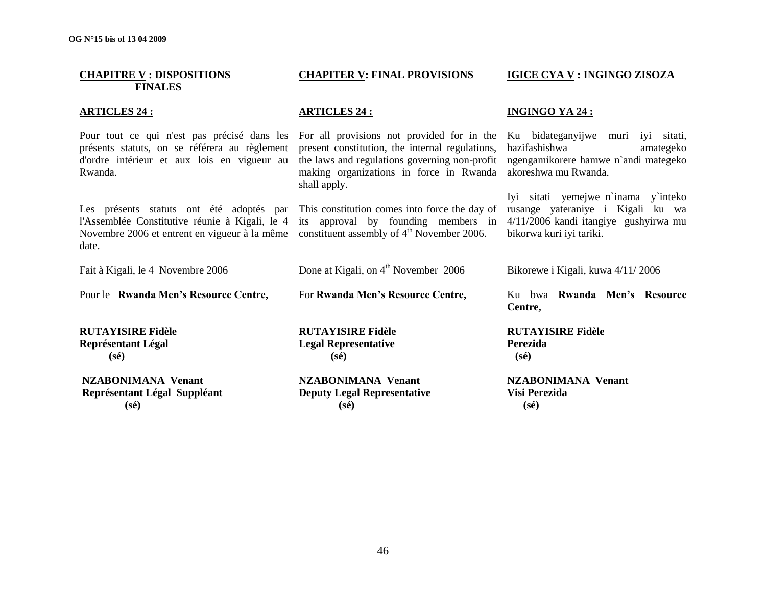## CHAPITRE V : DISPOSITIONS FINALES

### ARTICLES 24 :

Pour tout ce qui n'est pas précisé dans les présents statuts, on se référera au règlement d'ordre intérieur et aux lois en vigueur au Rwanda.

Les présents statuts ont été adoptés par l'Assemblée Constitutive réunie à Kigali, le 4 Novembre 2006 et entrent en vigueur à la même date.

Fait à Kigali, le 4 Novembre 2006

Pour le **Rwanda Men's Resource Centre,**

**RUTAYISIRE Fidèle**
**Représentant Légal**
**(sé)**

**NZABONIMANA Venant**
**Représentant Légal Suppléant**
**(sé)**

## CHAPITER V: FINAL PROVISIONS

### ARTICLES 24 :

For all provisions not provided for in the present constitution, the internal regulations, the laws and regulations governing non-profit making organizations in force in Rwanda shall apply.

This constitution comes into force the day of its approval by founding members in constituent assembly of 4th November 2006.

Done at Kigali, on 4th November 2006

For **Rwanda Men's Resource Centre,**

**RUTAYISIRE Fidèle**
**Legal Representative**
**(sé)**

**NZABONIMANA Venant**
**Deputy Legal Representative**
**(sé)**

## IGICE CYA V : INGINGO ZISOZA

### INGINGO YA 24 :

Ku bidateganyijwe muri iyi sitati, hazifashishwa amategeko ngengamikorere hamwe n`andi mategeko akoreshwa mu Rwanda.

Iyi sitati yemejwe n`inama y`inteko rusange yateraniye i Kigali ku wa 4/11/2006 kandi itangiye gushyirwa mu bikorwa kuri iyi tariki.

Bikorewe i Kigali, kuwa 4/11/ 2006

Ku bwa **Rwanda Men's Resource Centre,**

**RUTAYISIRE Fidèle**
**Perezida**
**(sé)**

**NZABONIMANA Venant**
**Visi Perezida**
**(sé)**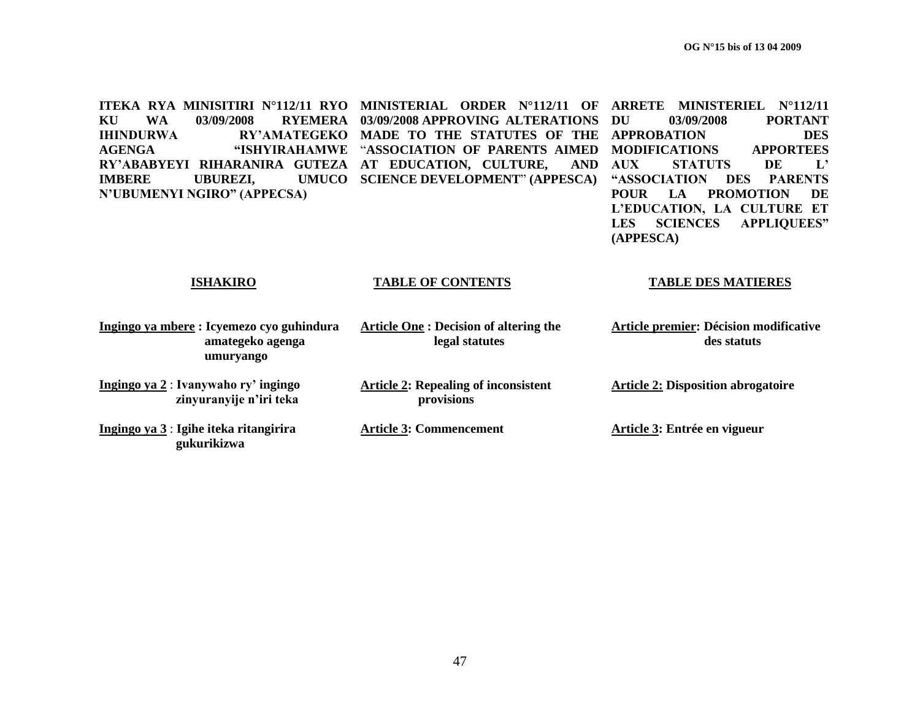**ITEKA RYA MINISITIRI N°112/11 RYO KU WA 03/09/2008 RYEMERA IHINDURWA RY'AMATEGEKO AGENGA "ISHYIRAHAMWE RY'ABABYEYI RIHARANIRA GUTEZA IMBERE UBUREZI, UMUCO N'UBUMENYI NGIRO" (APPECSA)**

**ISHAKIRO**

**Ingingo ya mbere : Icyemezo cyo guhindura amategeko agenga umuryango**

**Ingingo ya 2 : Ivanywaho ry' ingingo zinyuranyije n'iri teka**

**Ingingo ya 3 : Igihe iteka ritangirira gukurikizwa**

**MINISTERIAL ORDER N°112/11 OF 03/09/2008 APPROVING ALTERATIONS MADE TO THE STATUTES OF THE "ASSOCIATION OF PARENTS AIMED AT EDUCATION, CULTURE, AND SCIENCE DEVELOPMENT" (APPESCA)**

**TABLE OF CONTENTS**

**Article One : Decision of altering the legal statutes**

**Article 2: Repealing of inconsistent provisions**

**Article 3: Commencement**

**ARRETE MINISTERIEL N°112/11 DU 03/09/2008 PORTANT APPROBATION DES MODIFICATIONS APPORTEES AUX STATUTS DE L' "ASSOCIATION DES PARENTS POUR LA PROMOTION DE L'EDUCATION, LA CULTURE ET LES SCIENCES APPLIQUEES" (APPESCA)**

**TABLE DES MATIERES**

**Article premier: Décision modificative des statuts**

**Article 2: Disposition abrogatoire**

**Article 3: Entrée en vigueur**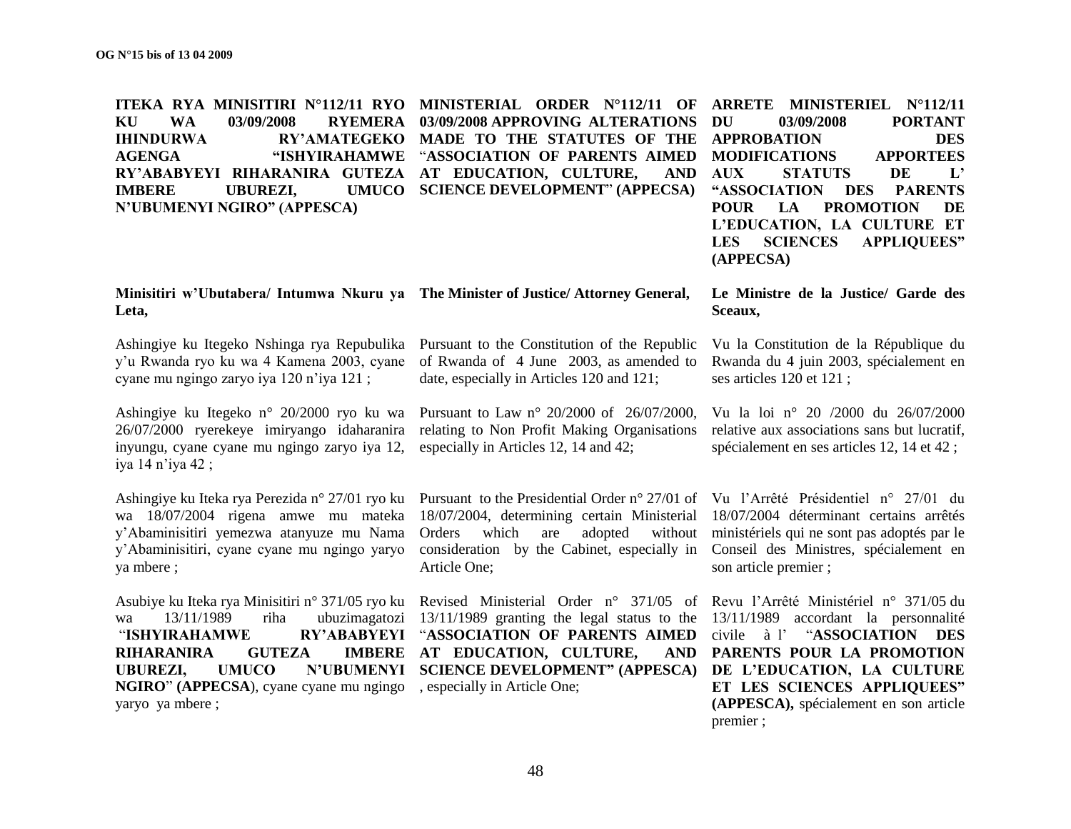**ITEKA RYA MINISITIRI N°112/11 RYO KU WA 03/09/2008 RYEMERA IHINDURWA RY'AMATEGEKO AGENGA "ISHYIRAHAMWE RY'ABABYEYI RIHARANIRA GUTEZA IMBERE UBUREZI, UMUCO N'UBUMENYI NGIRO" (APPESCA)**

**Minisitiri w'Ubutabera/ Intumwa Nkuru ya Leta,**

Ashingiye ku Itegeko Nshinga rya Repubulika y'u Rwanda ryo ku wa 4 Kamena 2003, cyane cyane mu ngingo zaryo iya 120 n'iya 121 ;

Ashingiye ku Itegeko n° 20/2000 ryo ku wa 26/07/2000 ryerekeye imiryango idaharanira inyungu, cyane cyane mu ngingo zaryo iya 12, iya 14 n'iya 42 ;

Ashingiye ku Iteka rya Perezida n° 27/01 ryo ku wa 18/07/2004 rigena amwe mu mateka y'Abaminisitiri yemezwa atanyuze mu Nama y'Abaminisitiri, cyane cyane mu ngingo yaryo ya mbere ;

Asubiye ku Iteka rya Minisitiri n° 371/05 ryo ku wa 13/11/1989 riha ubuzimagatozi "**ISHYIRAHAMWE RY'ABABYEYI RIHARANIRA GUTEZA IMBERE UBUREZI, UMUCO N'UBUMENYI NGIRO**" **(APPESCA**), cyane cyane mu ngingo yaryo ya mbere ;

**MINISTERIAL ORDER N°112/11 OF 03/09/2008 APPROVING ALTERATIONS MADE TO THE STATUTES OF THE "ASSOCIATION OF PARENTS AIMED AT EDUCATION, CULTURE, AND SCIENCE DEVELOPMENT" (APPECSA)**

**The Minister of Justice/ Attorney General,**

Pursuant to the Constitution of the Republic of Rwanda of 4 June 2003, as amended to date, especially in Articles 120 and 121;

Pursuant to Law n° 20/2000 of 26/07/2000, relating to Non Profit Making Organisations especially in Articles 12, 14 and 42;

Pursuant to the Presidential Order n° 27/01 of 18/07/2004, determining certain Ministerial Orders which are adopted without consideration by the Cabinet, especially in Article One;

Revised Ministerial Order n° 371/05 of 13/11/1989 granting the legal status to the "**ASSOCIATION OF PARENTS AIMED AT EDUCATION, CULTURE, AND SCIENCE DEVELOPMENT" (APPESCA)** , especially in Article One;

**ARRETE MINISTERIEL N°112/11 DU 03/09/2008 PORTANT APPROBATION DES MODIFICATIONS APPORTEES AUX STATUTS DE L' "ASSOCIATION DES PARENTS POUR LA PROMOTION DE L'EDUCATION, LA CULTURE ET LES SCIENCES APPLIQUEES" (APPECSA)**

**Le Ministre de la Justice/ Garde des Sceaux,**

Vu la Constitution de la République du Rwanda du 4 juin 2003, spécialement en ses articles 120 et 121 ;

Vu la loi n° 20 /2000 du 26/07/2000 relative aux associations sans but lucratif, spécialement en ses articles 12, 14 et 42 ;

Vu l'Arrêté Présidentiel n° 27/01 du 18/07/2004 déterminant certains arrêtés ministériels qui ne sont pas adoptés par le Conseil des Ministres, spécialement en son article premier ;

Revu l'Arrêté Ministériel n° 371/05 du 13/11/1989 accordant la personnalité civile à l' "**ASSOCIATION DES PARENTS POUR LA PROMOTION DE L'EDUCATION, LA CULTURE ET LES SCIENCES APPLIQUEES" (APPESCA),** spécialement en son article premier ;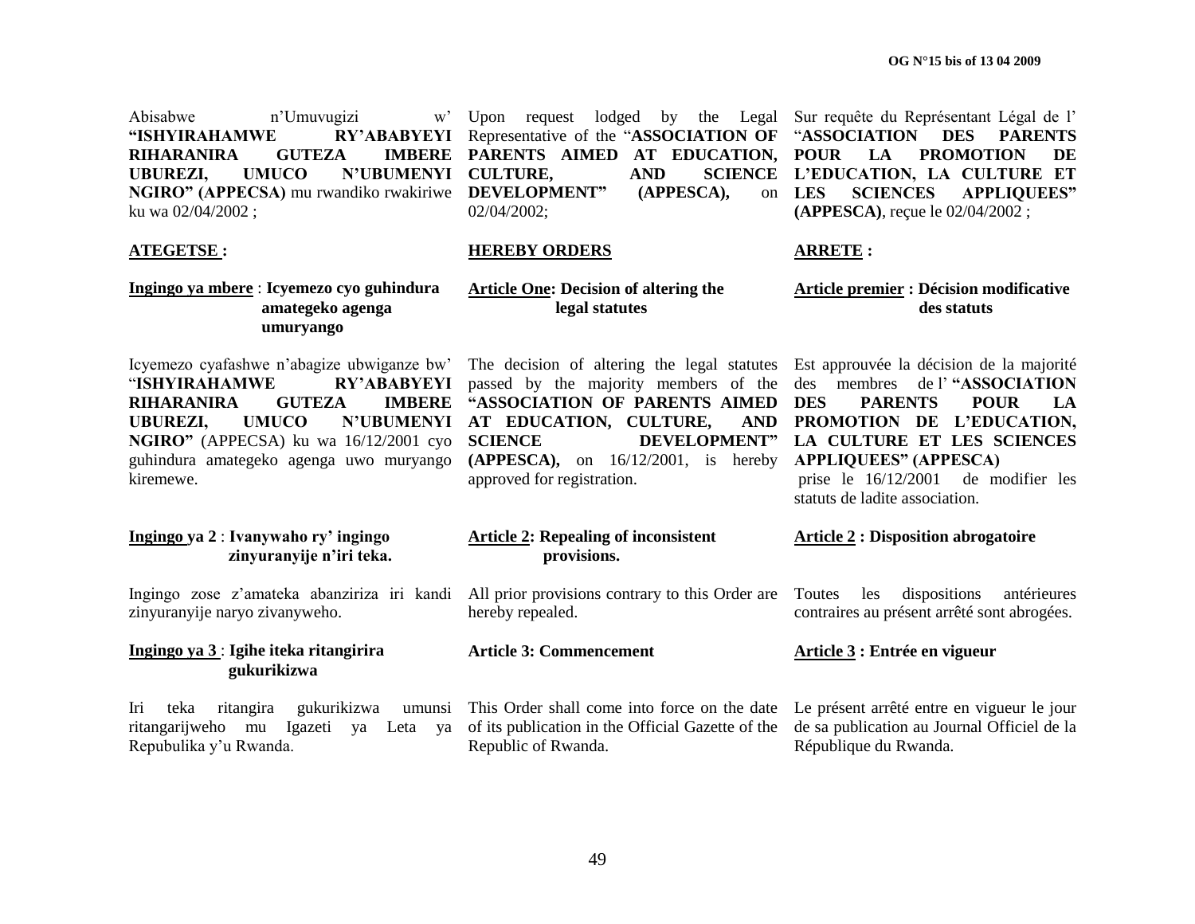Abisabwe n'Umuvugizi w' **"ISHYIRAHAMWE RY'ABABYEYI RIHARANIRA GUTEZA IMBERE UBUREZI, UMUCO N'UBUMENYI NGIRO" (APPECSA)** mu rwandiko rwakiriwe ku wa 02/04/2002 ;

**ATEGETSE :**

**Ingingo ya mbere** : **Icyemezo cyo guhindura amategeko agenga umuryango**

Icyemezo cyafashwe n'abagize ubwiganze bw' "**ISHYIRAHAMWE RY'ABABYEYI RIHARANIRA GUTEZA IMBERE UBUREZI, UMUCO N'UBUMENYI NGIRO"** (APPECSA) ku wa 16/12/2001 cyo guhindura amategeko agenga uwo muryango kiremewe.

**Ingingo ya 2** : **Ivanywaho ry' ingingo zinyuranyije n'iri teka.**

Ingingo zose z'amateka abanziriza iri kandi zinyuranyije naryo zivanyweho.

**Ingingo ya 3** : **Igihe iteka ritangirira gukurikizwa**

Iri teka ritangira gukurikizwa umunsi ritangarijweho mu Igazeti ya Leta ya Repubulika y'u Rwanda.

Upon request lodged by the Legal Representative of the "**ASSOCIATION OF PARENTS AIMED AT EDUCATION, CULTURE, AND SCIENCE DEVELOPMENT" (APPESCA),** on 02/04/2002;

**HEREBY ORDERS**

**Article One: Decision of altering the legal statutes**

The decision of altering the legal statutes passed by the majority members of the **"ASSOCIATION OF PARENTS AIMED AT EDUCATION, CULTURE, AND SCIENCE DEVELOPMENT" (APPESCA),** on 16/12/2001, is hereby approved for registration.

**Article 2: Repealing of inconsistent provisions.**

All prior provisions contrary to this Order are hereby repealed.

**Article 3: Commencement**

This Order shall come into force on the date of its publication in the Official Gazette of the Republic of Rwanda.

Sur requête du Représentant Légal de l' "**ASSOCIATION DES PARENTS POUR LA PROMOTION DE L'EDUCATION, LA CULTURE ET LES SCIENCES APPLIQUEES" (APPESCA)**, reçue le 02/04/2002 ;

**ARRETE :**

**Article premier : Décision modificative des statuts**

Est approuvée la décision de la majorité des membres de l' **"ASSOCIATION DES PARENTS POUR LA PROMOTION DE L'EDUCATION, LA CULTURE ET LES SCIENCES APPLIQUEES" (APPESCA)** prise le 16/12/2001 de modifier les statuts de ladite association.

**Article 2 : Disposition abrogatoire**

Toutes les dispositions antérieures contraires au présent arrêté sont abrogées.

**Article 3 : Entrée en vigueur**

Le présent arrêté entre en vigueur le jour de sa publication au Journal Officiel de la République du Rwanda.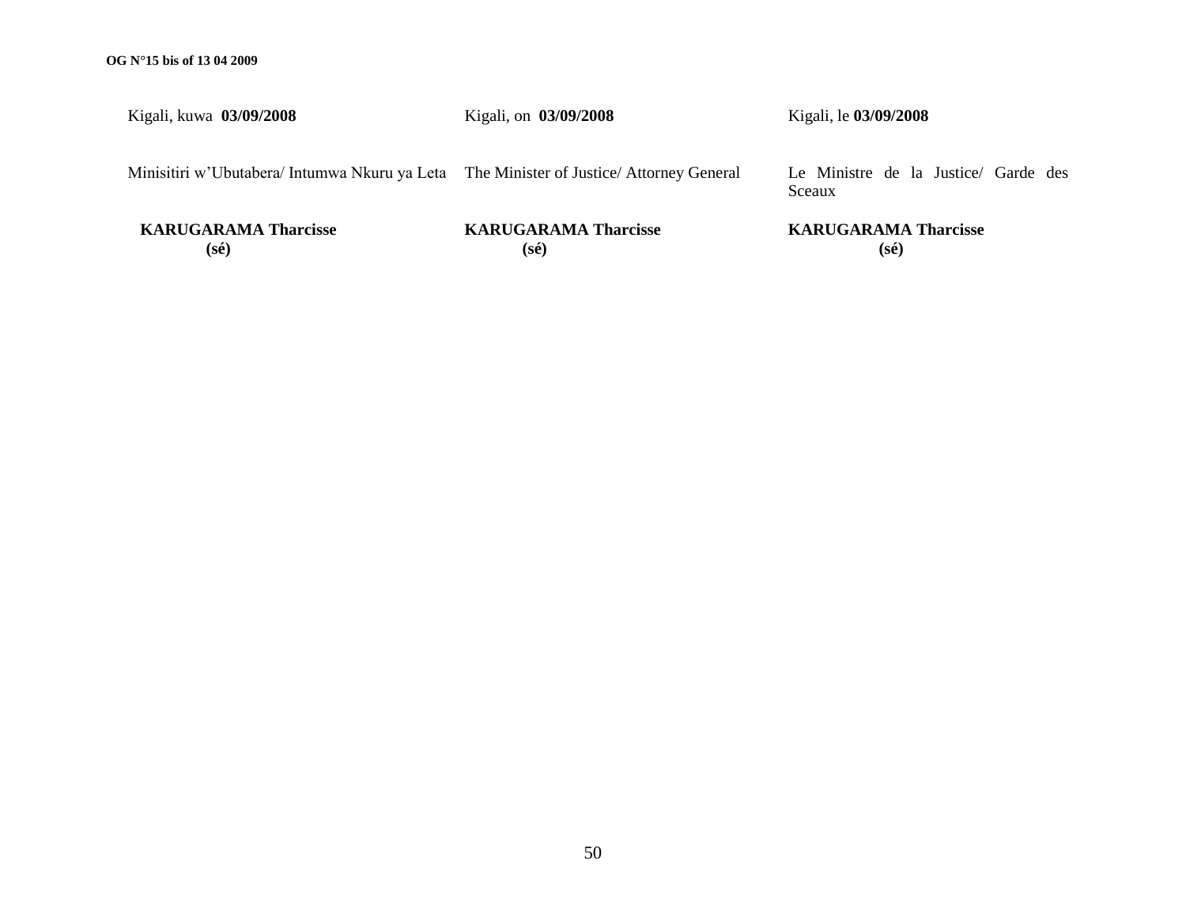| | | |
|---|---|---|
| Kigali, kuwa **03/09/2008** | Kigali, on **03/09/2008** | Kigali, le **03/09/2008** |
| Minisitiri w'Ubutabera/ Intumwa Nkuru ya Leta | The Minister of Justice/ Attorney General | Le Ministre de la Justice/ Garde des Sceaux |
| **KARUGARAMA Tharcisse** **(sé)** | **KARUGARAMA Tharcisse** **(sé)** | **KARUGARAMA Tharcisse** **(sé)** |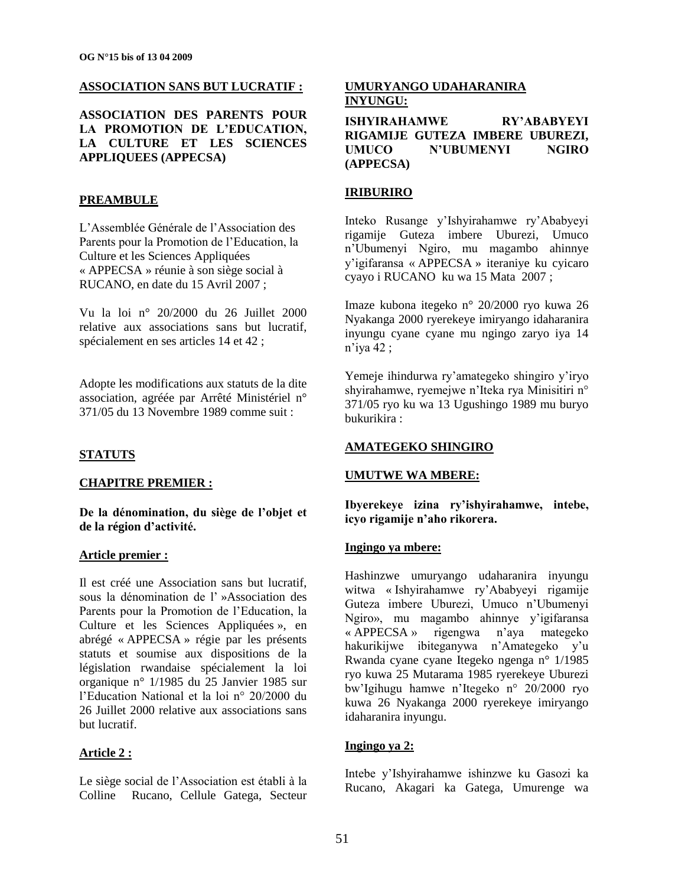**ASSOCIATION SANS BUT LUCRATIF :**

**ASSOCIATION DES PARENTS POUR LA PROMOTION DE L'EDUCATION, LA CULTURE ET LES SCIENCES APPLIQUEES (APPECSA)**

**PREAMBULE**

L'Assemblée Générale de l'Association des Parents pour la Promotion de l'Education, la Culture et les Sciences Appliquées « APPECSA » réunie à son siège social à RUCANO, en date du 15 Avril 2007 ;

Vu la loi n° 20/2000 du 26 Juillet 2000 relative aux associations sans but lucratif, spécialement en ses articles 14 et 42 ;

Adopte les modifications aux statuts de la dite association, agréée par Arrêté Ministériel n° 371/05 du 13 Novembre 1989 comme suit :

**STATUTS**

**CHAPITRE PREMIER :**

**De la dénomination, du siège de l'objet et de la région d'activité.**

**Article premier :**

Il est créé une Association sans but lucratif, sous la dénomination de l' »Association des Parents pour la Promotion de l'Education, la Culture et les Sciences Appliquées », en abrégé « APPECSA » régie par les présents statuts et soumise aux dispositions de la législation rwandaise spécialement la loi organique n° 1/1985 du 25 Janvier 1985 sur l'Education National et la loi n° 20/2000 du 26 Juillet 2000 relative aux associations sans but lucratif.

**Article 2 :**

Le siège social de l'Association est établi à la Colline Rucano, Cellule Gatega, Secteur

**UMURYANGO UDAHARANIRA INYUNGU:**

**ISHYIRAHAMWE RY'ABABYEYI RIGAMIJE GUTEZA IMBERE UBUREZI, UMUCO N'UBUMENYI NGIRO (APPECSA)**

**IRIBURIRO**

Inteko Rusange y'Ishyirahamwe ry'Ababyeyi rigamije Guteza imbere Uburezi, Umuco n'Ubumenyi Ngiro, mu magambo ahinnye y'igifaransa « APPECSA » iteraniye ku cyicaro cyayo i RUCANO ku wa 15 Mata 2007 ;

Imaze kubona itegeko n° 20/2000 ryo kuwa 26 Nyakanga 2000 ryerekeye imiryango idaharanira inyungu cyane cyane mu ngingo zaryo iya 14 n'iya 42 ;

Yemeje ihindurwa ry'amategeko shingiro y'iryo shyirahamwe, ryemejwe n'Iteka rya Minisitiri n° 371/05 ryo ku wa 13 Ugushingo 1989 mu buryo bukurikira :

**AMATEGEKO SHINGIRO**

**UMUTWE WA MBERE:**

**Ibyerekeye izina ry'ishyirahamwe, intebe, icyo rigamije n'aho rikorera.**

**Ingingo ya mbere:**

Hashinzwe umuryango udaharanira inyungu witwa « Ishyirahamwe ry'Ababyeyi rigamije Guteza imbere Uburezi, Umuco n'Ubumenyi Ngiro», mu magambo ahinnye y'igifaransa « APPECSA » rigengwa n'aya mategeko hakurikijwe ibiteganywa n'Amategeko y'u Rwanda cyane cyane Itegeko ngenga n° 1/1985 ryo kuwa 25 Mutarama 1985 ryerekeye Uburezi bw'Igihugu hamwe n'Itegeko n° 20/2000 ryo kuwa 26 Nyakanga 2000 ryerekeye imiryango idaharanira inyungu.

**Ingingo ya 2:**

Intebe y'Ishyirahamwe ishinzwe ku Gasozi ka Rucano, Akagari ka Gatega, Umurenge wa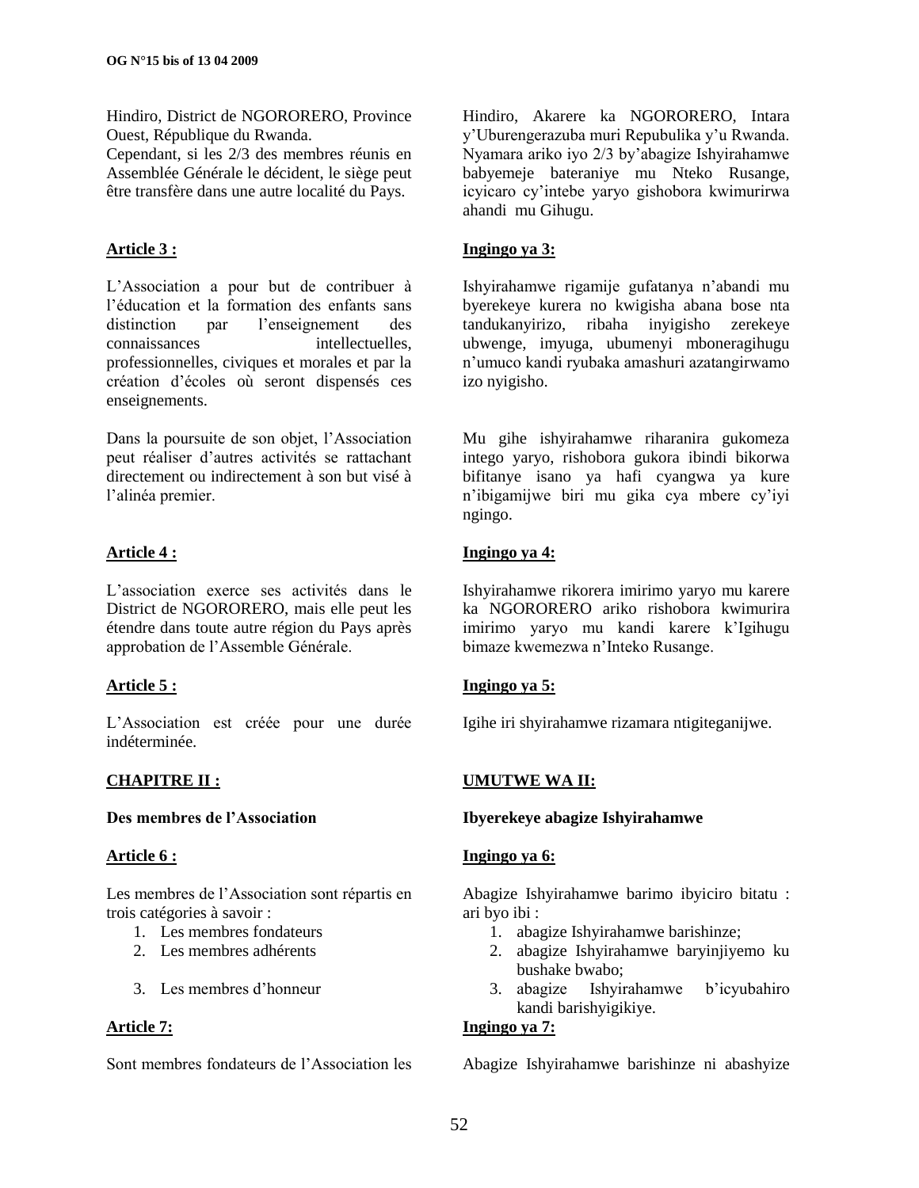Hindiro, District de NGORORERO, Province Ouest, République du Rwanda.
Cependant, si les 2/3 des membres réunis en Assemblée Générale le décident, le siège peut être transfère dans une autre localité du Pays.

**Article 3 :**

L'Association a pour but de contribuer à l'éducation et la formation des enfants sans distinction par l'enseignement des connaissances intellectuelles, professionnelles, civiques et morales et par la création d'écoles où seront dispensés ces enseignements.

Dans la poursuite de son objet, l'Association peut réaliser d'autres activités se rattachant directement ou indirectement à son but visé à l'alinéa premier.

**Article 4 :**

L'association exerce ses activités dans le District de NGORORERO, mais elle peut les étendre dans toute autre région du Pays après approbation de l'Assemble Générale.

**Article 5 :**

L'Association est créée pour une durée indéterminée.

**CHAPITRE II :**

**Des membres de l'Association**

**Article 6 :**

Les membres de l'Association sont répartis en trois catégories à savoir :

1. Les membres fondateurs
2. Les membres adhérents
3. Les membres d'honneur

**Article 7:**

Sont membres fondateurs de l'Association les

Hindiro, Akarere ka NGORORERO, Intara y'Uburengerazuba muri Repubulika y'u Rwanda.
Nyamara ariko iyo 2/3 by'abagize Ishyirahamwe babyemeje bateraniye mu Nteko Rusange, icyicaro cy'intebe yaryo gishobora kwimurirwa ahandi mu Gihugu.

**Ingingo ya 3:**

Ishyirahamwe rigamije gufatanya n'abandi mu byerekeye kurera no kwigisha abana bose nta tandukanyirizo, ribaha inyigisho zerekeye ubwenge, imyuga, ubumenyi mboneragihugu n'umuco kandi ryubaka amashuri azatangirwamo izo nyigisho.

Mu gihe ishyirahamwe riharanira gukomeza intego yaryo, rishobora gukora ibindi bikorwa bifitanye isano ya hafi cyangwa ya kure n'ibigamijwe biri mu gika cya mbere cy'iyi ngingo.

**Ingingo ya 4:**

Ishyirahamwe rikorera imirimo yaryo mu karere ka NGORORERO ariko rishobora kwimurira imirimo yaryo mu kandi karere k'Igihugu bimaze kwemezwa n'Inteko Rusange.

**Ingingo ya 5:**

Igihe iri shyirahamwe rizamara ntigiteganijwe.

**UMUTWE WA II:**

**Ibyerekeye abagize Ishyirahamwe**

**Ingingo ya 6:**

Abagize Ishyirahamwe barimo ibyiciro bitatu : ari byo ibi :

1. abagize Ishyirahamwe barishinze;
2. abagize Ishyirahamwe baryinjiyemo ku bushake bwabo;
3. abagize Ishyirahamwe b'icyubahiro kandi barishyigikiye.

**Ingingo ya 7:**

Abagize Ishyirahamwe barishinze ni abashyize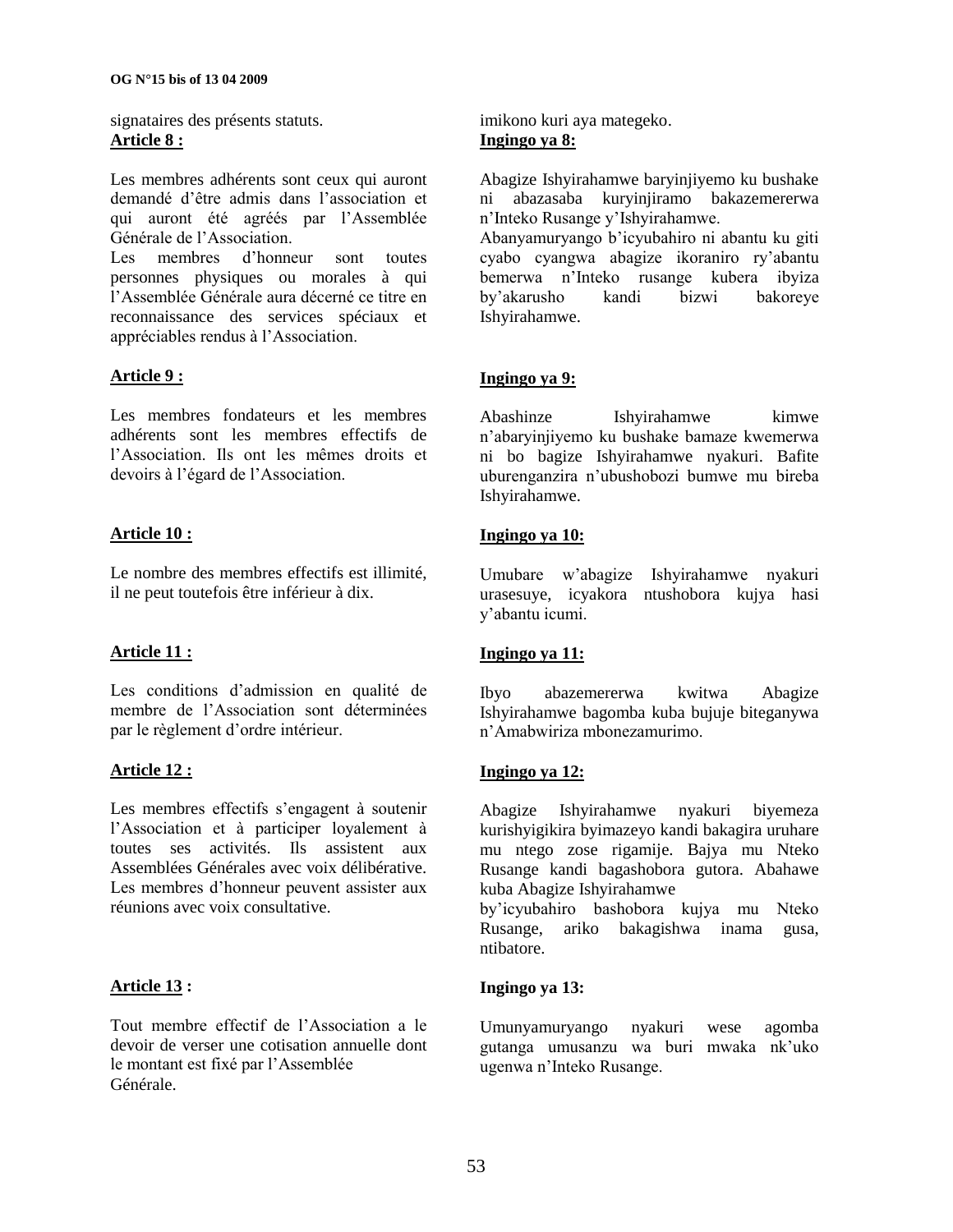signataires des présents statuts.

**Article 8 :**

Les membres adhérents sont ceux qui auront demandé d'être admis dans l'association et qui auront été agréés par l'Assemblée Générale de l'Association.

Les membres d'honneur sont toutes personnes physiques ou morales à qui l'Assemblée Générale aura décerné ce titre en reconnaissance des services spéciaux et appréciables rendus à l'Association.

**Article 9 :**

Les membres fondateurs et les membres adhérents sont les membres effectifs de l'Association. Ils ont les mêmes droits et devoirs à l'égard de l'Association.

**Article 10 :**

Le nombre des membres effectifs est illimité, il ne peut toutefois être inférieur à dix.

**Article 11 :**

Les conditions d'admission en qualité de membre de l'Association sont déterminées par le règlement d'ordre intérieur.

**Article 12 :**

Les membres effectifs s'engagent à soutenir l'Association et à participer loyalement à toutes ses activités. Ils assistent aux Assemblées Générales avec voix délibérative. Les membres d'honneur peuvent assister aux réunions avec voix consultative.

**Article 13 :**

Tout membre effectif de l'Association a le devoir de verser une cotisation annuelle dont le montant est fixé par l'Assemblée Générale.

imikono kuri aya mategeko.

**Ingingo ya 8:**

Abagize Ishyirahamwe baryinjiyemo ku bushake ni abazasaba kuryinjiramo bakazemererwa n'Inteko Rusange y'Ishyirahamwe.

Abanyamuryango b'icyubahiro ni abantu ku giti cyabo cyangwa abagize ikoraniro ry'abantu bemerwa n'Inteko rusange kubera ibyiza by'akarusho kandi bizwi bakoreye Ishyirahamwe.

**Ingingo ya 9:**

Abashinze Ishyirahamwe kimwe n'abaryinjiyemo ku bushake bamaze kwemerwa ni bo bagize Ishyirahamwe nyakuri. Bafite uburenganzira n'ubushobozi bumwe mu bireba Ishyirahamwe.

**Ingingo ya 10:**

Umubare w'abagize Ishyirahamwe nyakuri urasesuye, icyakora ntushobora kujya hasi y'abantu icumi.

**Ingingo ya 11:**

Ibyo abazemererwa kwitwa Abagize Ishyirahamwe bagomba kuba bujuje biteganywa n'Amabwiriza mbonezamurimo.

**Ingingo ya 12:**

Abagize Ishyirahamwe nyakuri biyemeza kurishyigikira byimazeyo kandi bakagira uruhare mu ntego zose rigamije. Bajya mu Nteko Rusange kandi bagashobora gutora. Abahawe kuba Abagize Ishyirahamwe by'icyubahiro bashobora kujya mu Nteko Rusange, ariko bakagishwa inama gusa, ntibatore.

**Ingingo ya 13:**

Umunyamuryango nyakuri wese agomba gutanga umusanzu wa buri mwaka nk'uko ugenwa n'Inteko Rusange.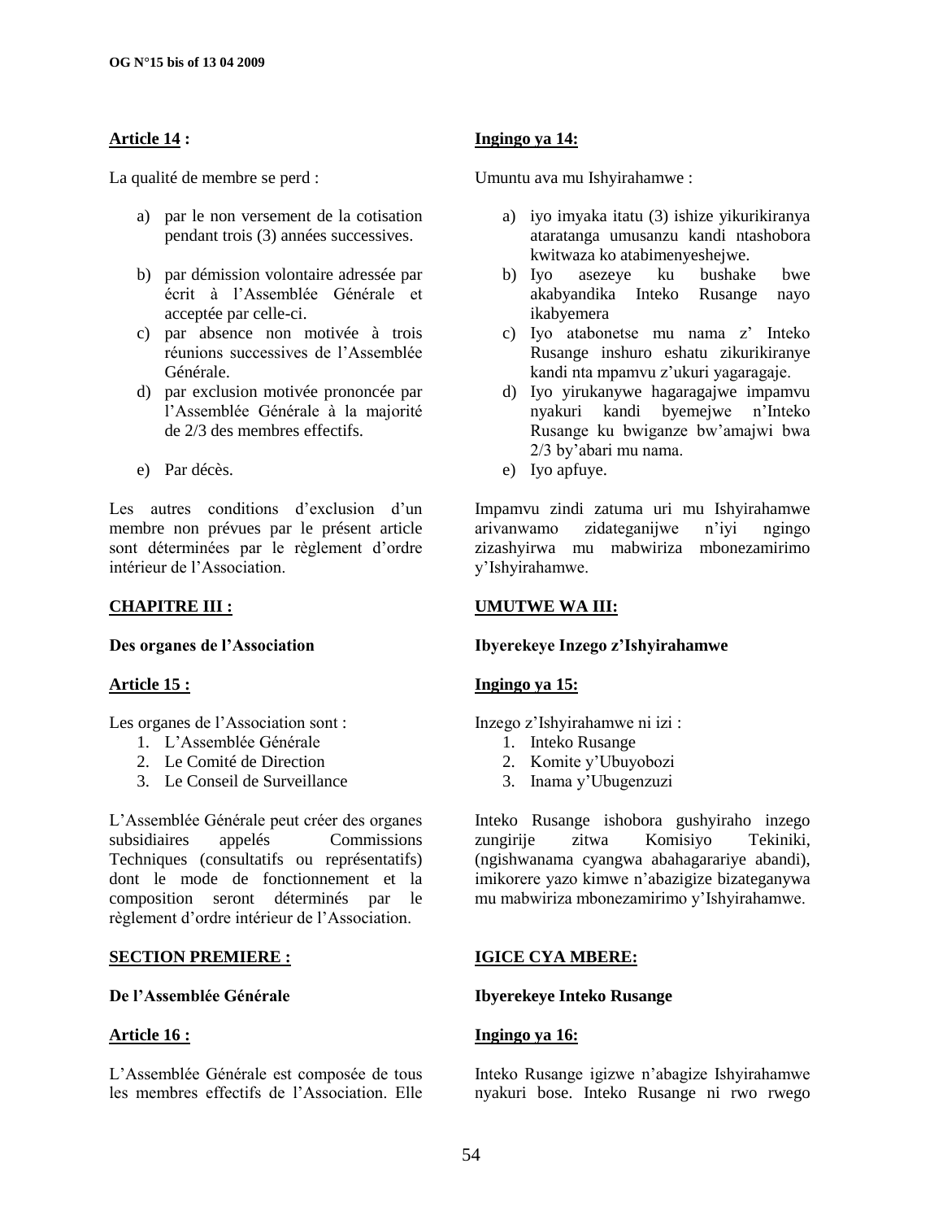**Article 14 :**

La qualité de membre se perd :

a) par le non versement de la cotisation pendant trois (3) années successives.
b) par démission volontaire adressée par écrit à l'Assemblée Générale et acceptée par celle-ci.
c) par absence non motivée à trois réunions successives de l'Assemblée Générale.
d) par exclusion motivée prononcée par l'Assemblée Générale à la majorité de 2/3 des membres effectifs.
e) Par décès.

Les autres conditions d'exclusion d'un membre non prévues par le présent article sont déterminées par le règlement d'ordre intérieur de l'Association.

## CHAPITRE III :

### Des organes de l'Association

**Article 15 :**

Les organes de l'Association sont :

1. L'Assemblée Générale
2. Le Comité de Direction
3. Le Conseil de Surveillance

L'Assemblée Générale peut créer des organes subsidiaires appelés Commissions Techniques (consultatifs ou représentatifs) dont le mode de fonctionnement et la composition seront déterminés par le règlement d'ordre intérieur de l'Association.

## SECTION PREMIERE :

### De l'Assemblée Générale

**Article 16 :**

L'Assemblée Générale est composée de tous les membres effectifs de l'Association. Elle

**Ingingo ya 14:**

Umuntu ava mu Ishyirahamwe :

a) iyo imyaka itatu (3) ishize yikurikiranya ataratanga umusanzu kandi ntashobora kwitwaza ko atabimenyeshejwe.
b) Iyo asezeye ku bushake bwe akabyandika Inteko Rusange nayo ikabyemera
c) Iyo atabonetse mu nama z' Inteko Rusange inshuro eshatu zikurikiranye kandi nta mpamvu z'ukuri yagaragaje.
d) Iyo yirukanywe hagaragajwe impamvu nyakuri kandi byemejwe n'Inteko Rusange ku bwiganze bw'amajwi bwa 2/3 by'abari mu nama.
e) Iyo apfuye.

Impamvu zindi zatuma uri mu Ishyirahamwe arivanwamo zidateganijwe n'iyi ngingo zizashyirwa mu mabwiriza mbonezamirimo y'Ishyirahamwe.

## UMUTWE WA III:

### Ibyerekeye Inzego z'Ishyirahamwe

**Ingingo ya 15:**

Inzego z'Ishyirahamwe ni izi :

1. Inteko Rusange
2. Komite y'Ubuyobozi
3. Inama y'Ubugenzuzi

Inteko Rusange ishobora gushyiraho inzego zungirije zitwa Komisiyo Tekiniki, (ngishwanama cyangwa abahagarariye abandi), imikorere yazo kimwe n'abazigize bizateganywa mu mabwiriza mbonezamirimo y'Ishyirahamwe.

## IGICE CYA MBERE:

### Ibyerekeye Inteko Rusange

**Ingingo ya 16:**

Inteko Rusange igizwe n'abagize Ishyirahamwe nyakuri bose. Inteko Rusange ni rwo rwego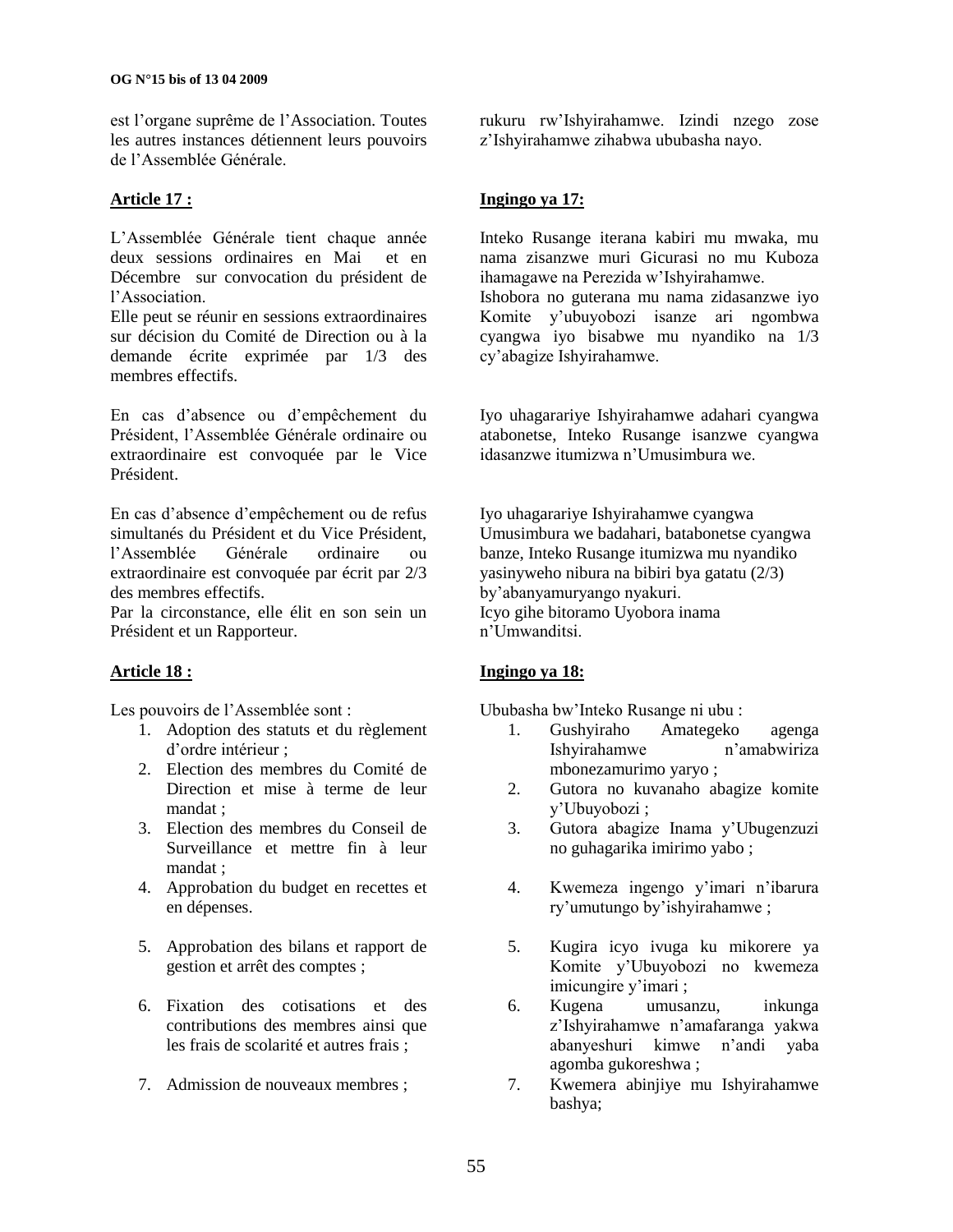est l'organe suprême de l'Association. Toutes les autres instances détiennent leurs pouvoirs de l'Assemblée Générale.

rukuru rw'Ishyirahamwe. Izindi nzego zose z'Ishyirahamwe zihabwa ububasha nayo.

**Article 17 :**

L'Assemblée Générale tient chaque année deux sessions ordinaires en Mai et en Décembre sur convocation du président de l'Association.

Elle peut se réunir en sessions extraordinaires sur décision du Comité de Direction ou à la demande écrite exprimée par 1/3 des membres effectifs.

En cas d'absence ou d'empêchement du Président, l'Assemblée Générale ordinaire ou extraordinaire est convoquée par le Vice Président.

En cas d'absence d'empêchement ou de refus simultanés du Président et du Vice Président, l'Assemblée Générale ordinaire ou extraordinaire est convoquée par écrit par 2/3 des membres effectifs.

Par la circonstance, elle élit en son sein un Président et un Rapporteur.

**Ingingo ya 17:**

Inteko Rusange iterana kabiri mu mwaka, mu nama zisanzwe muri Gicurasi no mu Kuboza ihamagawe na Perezida w'Ishyirahamwe.

Ishobora no guterana mu nama zidasanzwe iyo Komite y'ubuyobozi isanze ari ngombwa cyangwa iyo bisabwe mu nyandiko na 1/3 cy'abagize Ishyirahamwe.

Iyo uhagarariye Ishyirahamwe adahari cyangwa atabonetse, Inteko Rusange isanzwe cyangwa idasanzwe itumizwa n'Umusimbura we.

Iyo uhagarariye Ishyirahamwe cyangwa Umusimbura we badahari, batabonetse cyangwa banze, Inteko Rusange itumizwa mu nyandiko yasinyweho nibura na bibiri bya gatatu (2/3) by'abanyamuryango nyakuri.

Icyo gihe bitoramo Uyobora inama n'Umwanditsi.

**Article 18 :**

Les pouvoirs de l'Assemblée sont :

1. Adoption des statuts et du règlement d'ordre intérieur ;
2. Election des membres du Comité de Direction et mise à terme de leur mandat ;
3. Election des membres du Conseil de Surveillance et mettre fin à leur mandat ;
4. Approbation du budget en recettes et en dépenses.
5. Approbation des bilans et rapport de gestion et arrêt des comptes ;
6. Fixation des cotisations et des contributions des membres ainsi que les frais de scolarité et autres frais ;
7. Admission de nouveaux membres ;

**Ingingo ya 18:**

Ububasha bw'Inteko Rusange ni ubu :

1. Gushyiraho Amategeko agenga Ishyirahamwe n'amabwiriza mbonezamurimo yaryo ;
2. Gutora no kuvanaho abagize komite y'Ubuyobozi ;
3. Gutora abagize Inama y'Ubugenzuzi no guhagarika imirimo yabo ;
4. Kwemeza ingengo y'imari n'ibarura ry'umutungo by'ishyirahamwe ;
5. Kugira icyo ivuga ku mikorere ya Komite y'Ubuyobozi no kwemeza imicungire y'imari ;
6. Kugena umusanzu, inkunga z'Ishyirahamwe n'amafaranga yakwa abanyeshuri kimwe n'andi yaba agomba gukoreshwa ;
7. Kwemera abinjiye mu Ishyirahamwe bashya;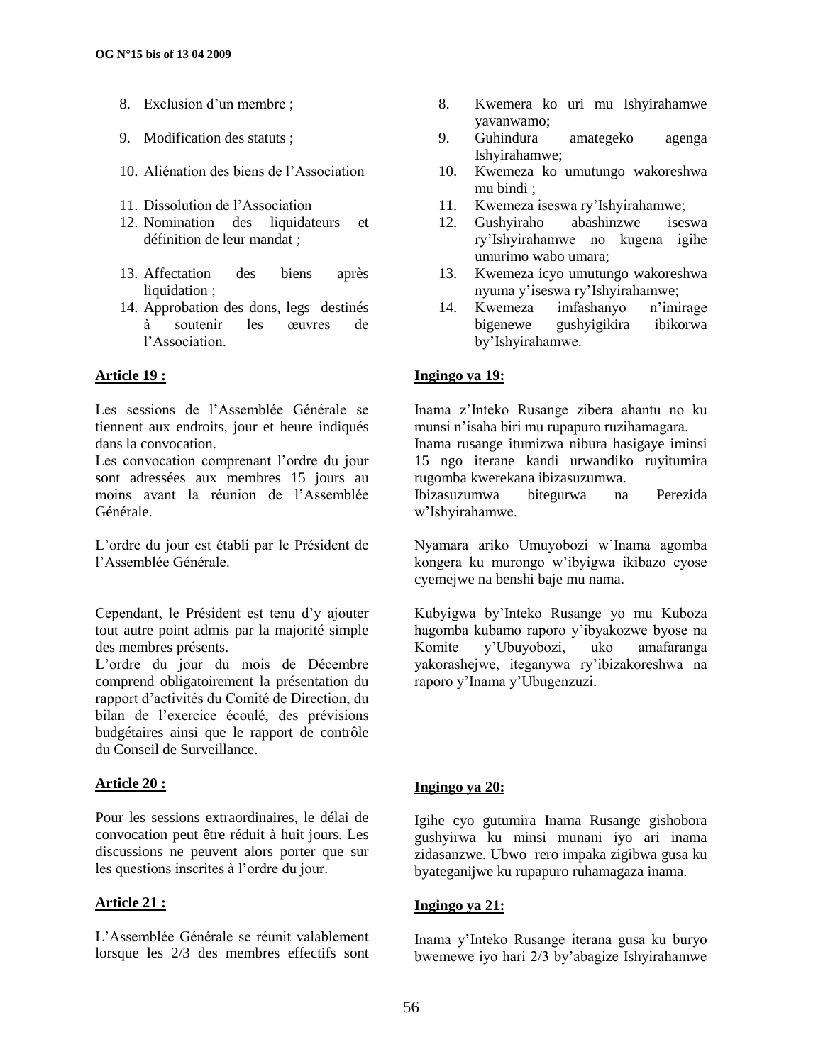8. Exclusion d'un membre ;
9. Modification des statuts ;
10. Aliénation des biens de l'Association
11. Dissolution de l'Association
12. Nomination des liquidateurs et définition de leur mandat ;
13. Affectation des biens après liquidation ;
14. Approbation des dons, legs destinés à soutenir les œuvres de l'Association.

**Article 19 :**

Les sessions de l'Assemblée Générale se tiennent aux endroits, jour et heure indiqués dans la convocation.
Les convocation comprenant l'ordre du jour sont adressées aux membres 15 jours au moins avant la réunion de l'Assemblée Générale.

L'ordre du jour est établi par le Président de l'Assemblée Générale.

Cependant, le Président est tenu d'y ajouter tout autre point admis par la majorité simple des membres présents.
L'ordre du jour du mois de Décembre comprend obligatoirement la présentation du rapport d'activités du Comité de Direction, du bilan de l'exercice écoulé, des prévisions budgétaires ainsi que le rapport de contrôle du Conseil de Surveillance.

**Article 20 :**

Pour les sessions extraordinaires, le délai de convocation peut être réduit à huit jours. Les discussions ne peuvent alors porter que sur les questions inscrites à l'ordre du jour.

**Article 21 :**

L'Assemblée Générale se réunit valablement lorsque les 2/3 des membres effectifs sont

8. Kwemera ko uri mu Ishyirahamwe yavanwamo;
9. Guhindura amategeko agenga Ishyirahamwe;
10. Kwemeza ko umutungo wakoreshwa mu bindi ;
11. Kwemeza iseswa ry'Ishyirahamwe;
12. Gushyiraho abashinzwe iseswa ry'Ishyirahamwe no kugena igihe umurimo wabo umara;
13. Kwemeza icyo umutungo wakoreshwa nyuma y'iseswa ry'Ishyirahamwe;
14. Kwemeza imfashanyo n'imirage bigenewe gushyigikira ibikorwa by'Ishyirahamwe.

**Ingingo ya 19:**

Inama z'Inteko Rusange zibera ahantu no ku munsi n'isaha biri mu rupapuro ruzihamagara.
Inama rusange itumizwa nibura hasigaye iminsi 15 ngo iterane kandi urwandiko ruyitumira rugomba kwerekana ibizasuzumwa.
Ibizasuzumwa bitegurwa na Perezida w'Ishyirahamwe.

Nyamara ariko Umuyobozi w'Inama agomba kongera ku murongo w'ibyigwa ikibazo cyose cyemejwe na benshi baje mu nama.

Kubyigwa by'Inteko Rusange yo mu Kuboza hagomba kubamo raporo y'ibyakozwe byose na Komite y'Ubuyobozi, uko amafaranga yakorashejwe, iteganywa ry'ibizakoreshwa na raporo y'Inama y'Ubugenzuzi.

**Ingingo ya 20:**

Igihe cyo gutumira Inama Rusange gishobora gushyirwa ku minsi munani iyo ari inama zidasanzwe. Ubwo rero impaka zigibwa gusa ku byateganijwe ku rupapuro ruhamagaza inama.

**Ingingo ya 21:**

Inama y'Inteko Rusange iterana gusa ku buryo bwemewe iyo hari 2/3 by'abagize Ishyirahamwe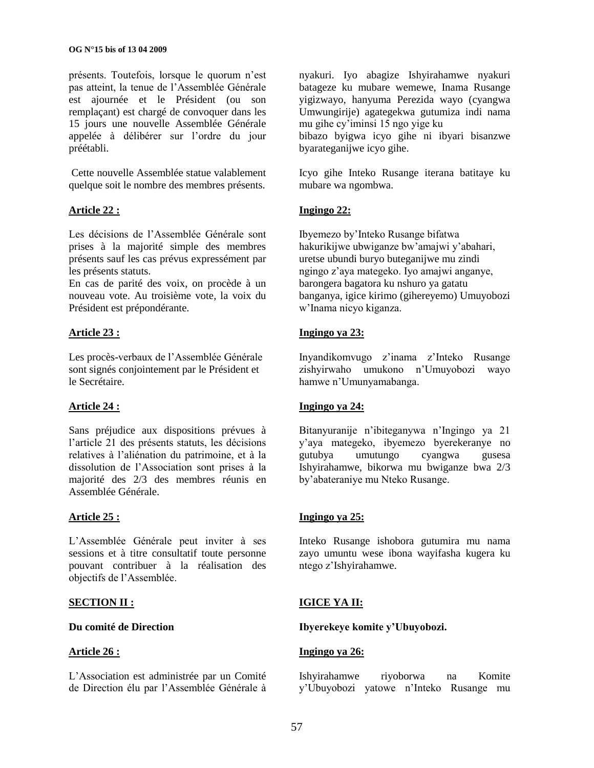présents. Toutefois, lorsque le quorum n'est pas atteint, la tenue de l'Assemblée Générale est ajournée et le Président (ou son remplaçant) est chargé de convoquer dans les 15 jours une nouvelle Assemblée Générale appelée à délibérer sur l'ordre du jour préétabli.

Cette nouvelle Assemblée statue valablement quelque soit le nombre des membres présents.

**Article 22 :**

Les décisions de l'Assemblée Générale sont prises à la majorité simple des membres présents sauf les cas prévus expressément par les présents statuts.
En cas de parité des voix, on procède à un nouveau vote. Au troisième vote, la voix du Président est prépondérante.

**Article 23 :**

Les procès-verbaux de l'Assemblée Générale sont signés conjointement par le Président et le Secrétaire.

**Article 24 :**

Sans préjudice aux dispositions prévues à l'article 21 des présents statuts, les décisions relatives à l'aliénation du patrimoine, et à la dissolution de l'Association sont prises à la majorité des 2/3 des membres réunis en Assemblée Générale.

**Article 25 :**

L'Assemblée Générale peut inviter à ses sessions et à titre consultatif toute personne pouvant contribuer à la réalisation des objectifs de l'Assemblée.

**SECTION II :**

**Du comité de Direction**

**Article 26 :**

L'Association est administrée par un Comité de Direction élu par l'Assemblée Générale à

nyakuri. Iyo abagize Ishyirahamwe nyakuri batageze ku mubare wemewe, Inama Rusange yigizwayo, hanyuma Perezida wayo (cyangwa Umwungirije) agategekwa gutumiza indi nama mu gihe cy'iminsi 15 ngo yige ku
bibazo byigwa icyo gihe ni ibyari bisanzwe byarateganijwe icyo gihe.

Icyo gihe Inteko Rusange iterana batitaye ku mubare wa ngombwa.

**Ingingo 22:**

Ibyemezo by'Inteko Rusange bifatwa hakurikijwe ubwiganze bw'amajwi y'abahari, uretse ubundi buryo buteganijwe mu zindi ngingo z'aya mategeko. Iyo amajwi anganye, barongera bagatora ku nshuro ya gatatu banganya, igice kirimo (gihereyemo) Umuyobozi w'Inama nicyo kiganza.

**Ingingo ya 23:**

Inyandikomvugo z'inama z'Inteko Rusange zishyirwaho umukono n'Umuyobozi wayo hamwe n'Umunyamabanga.

**Ingingo ya 24:**

Bitanyuranije n'ibiteganywa n'Ingingo ya 21 y'aya mategeko, ibyemezo byerekeranye no gutubya umutungo cyangwa gusesa Ishyirahamwe, bikorwa mu bwiganze bwa 2/3 by'abateraniye mu Nteko Rusange.

**Ingingo ya 25:**

Inteko Rusange ishobora gutumira mu nama zayo umuntu wese ibona wayifasha kugera ku ntego z'Ishyirahamwe.

**IGICE YA II:**

**Ibyerekeye komite y'Ubuyobozi.**

**Ingingo ya 26:**

Ishyirahamwe riyoborwa na Komite y'Ubuyobozi yatowe n'Inteko Rusange mu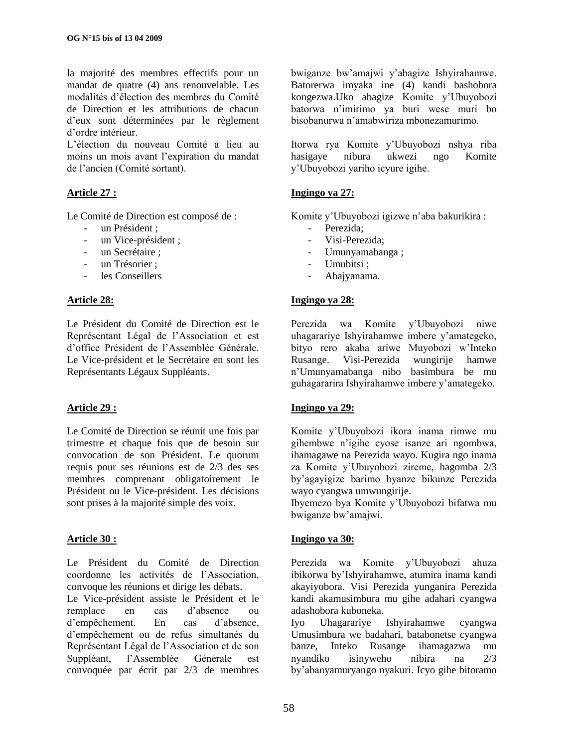la majorité des membres effectifs pour un mandat de quatre (4) ans renouvelable. Les modalités d'élection des membres du Comité de Direction et les attributions de chacun d'eux sont déterminées par le règlement d'ordre intérieur.

L'élection du nouveau Comité a lieu au moins un mois avant l'expiration du mandat de l'ancien (Comité sortant).

**Article 27 :**

Le Comité de Direction est composé de :

- un Président ;
- un Vice-président ;
- un Secrétaire ;
- un Trésorier ;
- les Conseillers

**Article 28:**

Le Président du Comité de Direction est le Représentant Légal de l'Association et est d'office Président de l'Assemblée Générale. Le Vice-président et le Secrétaire en sont les Représentants Légaux Suppléants.

**Article 29 :**

Le Comité de Direction se réunit une fois par trimestre et chaque fois que de besoin sur convocation de son Président. Le quorum requis pour ses réunions est de 2/3 des ses membres comprenant obligatoirement le Président ou le Vice-président. Les décisions sont prises à la majorité simple des voix.

**Article 30 :**

Le Président du Comité de Direction coordonne les activités de l'Association, convoque les réunions et dirige les débats.

Le Vice-président assiste le Président et le remplace en cas d'absence ou d'empêchement. En cas d'absence, d'empêchement ou de refus simultanés du Représentant Légal de l'Association et de son Suppléant, l'Assemblée Générale est convoquée par écrit par 2/3 de membres

bwiganze bw'amajwi y'abagize Ishyirahamwe. Batorerwa imyaka ine (4) kandi bashobora kongezwa.Uko abagize Komite y'Ubuyobozi batorwa n'imirimo ya buri wese muri bo bisobanurwa n'amabwiriza mbonezamurimo.

Itorwa rya Komite y'Ubuyobozi nshya riba hasigaye nibura ukwezi ngo Komite y'Ubuyobozi yariho icyure igihe.

**Ingingo ya 27:**

Komite y'Ubuyobozi igizwe n'aba bakurikira :

- Perezida;
- Visi-Perezida;
- Umunyamabanga ;
- Umubitsi ;
- Abajyanama.

**Ingingo ya 28:**

Perezida wa Komite y'Ubuyobozi niwe uhagarariye Ishyirahamwe imbere y'amategeko, bityo rero akaba ariwe Muyobozi w'Inteko Rusange. Visi-Perezida wungirije hamwe n'Umunyamabanga nibo basimbura be mu guhagararira Ishyirahamwe imbere y'amategeko.

**Ingingo ya 29:**

Komite y'Ubuyobozi ikora inama rimwe mu gihembwe n'igihe cyose isanze ari ngombwa, ihamagawe na Perezida wayo. Kugira ngo inama za Komite y'Ubuyobozi ziteme, hagomba 2/3 by'agayigize barimo byanze bikunze Perezida wayo cyangwa umwungirije.

Ibyemezo bya Komite y'Ubuyobozi bifatwa mu bwiganze bw'amajwi.

**Ingingo ya 30:**

Perezida wa Komite y'Ubuyobozi ahuza ibikorwa by'Ishyirahamwe, atumira inama kandi akayiyobora. Visi Perezida yunganira Perezida kandi akamusimbura mu gihe adahari cyangwa adashobora kuboneka.

Iyo Uhagarariye Ishyirahamwe cyangwa Umusimbura we badahari, batabonetse cyangwa banze, Inteko Rusange ihamagazwa mu nyandiko isinyweho nibira na 2/3 by'abanyamuryango nyakuri. Icyo gihe bitoramo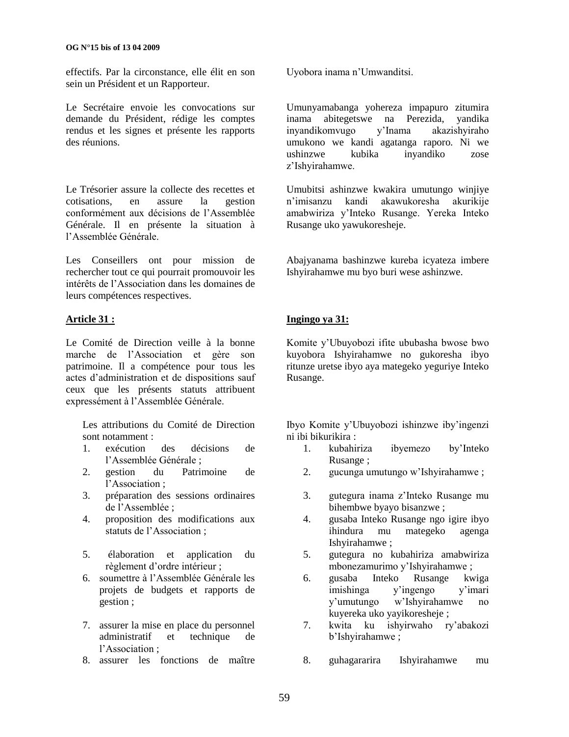effectifs. Par la circonstance, elle élit en son sein un Président et un Rapporteur.

Uyobora inama n'Umwanditsi.

Le Secrétaire envoie les convocations sur demande du Président, rédige les comptes rendus et les signes et présente les rapports des réunions.

Umunyamabanga yohereza impapuro zitumira inama abitegetswe na Perezida, yandika inyandikomvugo y'Inama akazishyiraho umukono we kandi agatanga raporo. Ni we ushinzwe kubika inyandiko zose z'Ishyirahamwe.

Le Trésorier assure la collecte des recettes et cotisations, en assure la gestion conformément aux décisions de l'Assemblée Générale. Il en présente la situation à l'Assemblée Générale.

Umubitsi ashinzwe kwakira umutungo winjiye n'imisanzu kandi akawukoresha akurikije amabwiriza y'Inteko Rusange. Yereka Inteko Rusange uko yawukoresheje.

Les Conseillers ont pour mission de rechercher tout ce qui pourrait promouvoir les intérêts de l'Association dans les domaines de leurs compétences respectives.

Abajyanama bashinzwe kureba icyateza imbere Ishyirahamwe mu byo buri wese ashinzwe.

**Article 31 :**

Le Comité de Direction veille à la bonne marche de l'Association et gère son patrimoine. Il a compétence pour tous les actes d'administration et de dispositions sauf ceux que les présents statuts attribuent expressément à l'Assemblée Générale.

Les attributions du Comité de Direction sont notamment :

1. exécution des décisions de l'Assemblée Générale ;
2. gestion du Patrimoine de l'Association ;
3. préparation des sessions ordinaires de l'Assemblée ;
4. proposition des modifications aux statuts de l'Association ;
5. élaboration et application du règlement d'ordre intérieur ;
6. soumettre à l'Assemblée Générale les projets de budgets et rapports de gestion ;
7. assurer la mise en place du personnel administratif et technique de l'Association ;
8. assurer les fonctions de maître

**Ingingo ya 31:**

Komite y'Ubuyobozi ifite ububasha bwose bwo kuyobora Ishyirahamwe no gukoresha ibyo ritunze uretse ibyo aya mategeko yeguriye Inteko Rusange.

Ibyo Komite y'Ubuyobozi ishinzwe iby'ingenzi ni ibi bikurikira :

1. kubahiriza ibyemezo by'Inteko Rusange ;
2. gucunga umutungo w'Ishyirahamwe ;
3. gutegura inama z'Inteko Rusange mu bihembwe byayo bisanzwe ;
4. gusaba Inteko Rusange ngo igire ibyo ihindura mu mategeko agenga Ishyirahamwe ;
5. gutegura no kubahiriza amabwiriza mbonezamurimo y'Ishyirahamwe ;
6. gusaba Inteko Rusange kwiga imishinga y'ingengo y'imari y'umutungo w'Ishyirahamwe no kuyereka uko yayikoresheje ;
7. kwita ku ishyirwaho ry'abakozi b'Ishyirahamwe ;
8. guhagararira Ishyirahamwe mu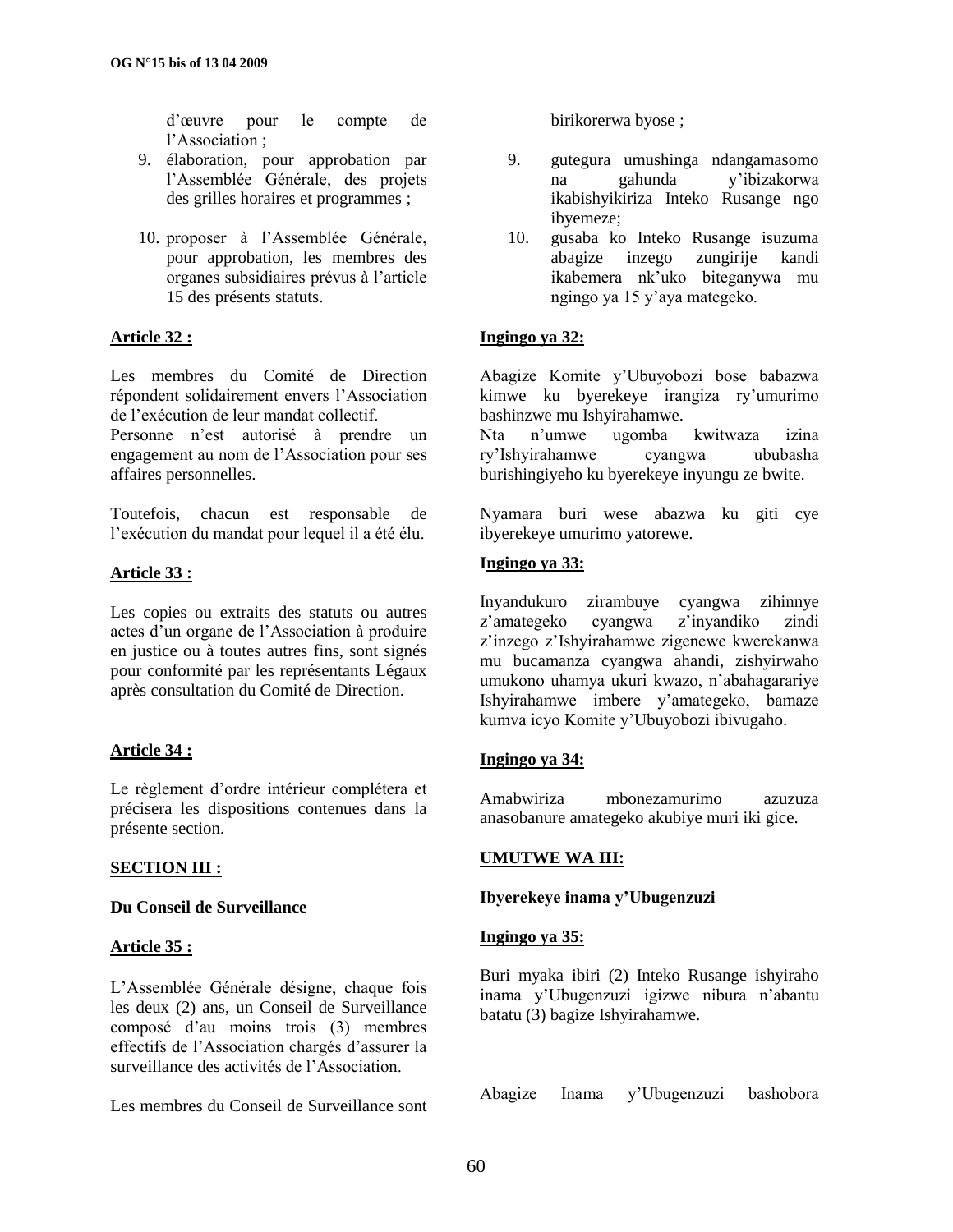d'œuvre pour le compte de l'Association ;

9. élaboration, pour approbation par l'Assemblée Générale, des projets des grilles horaires et programmes ;

10. proposer à l'Assemblée Générale, pour approbation, les membres des organes subsidiaires prévus à l'article 15 des présents statuts.

**Article 32 :**

Les membres du Comité de Direction répondent solidairement envers l'Association de l'exécution de leur mandat collectif.
Personne n'est autorisé à prendre un engagement au nom de l'Association pour ses affaires personnelles.

Toutefois, chacun est responsable de l'exécution du mandat pour lequel il a été élu.

**Article 33 :**

Les copies ou extraits des statuts ou autres actes d'un organe de l'Association à produire en justice ou à toutes autres fins, sont signés pour conformité par les représentants Légaux après consultation du Comité de Direction.

**Article 34 :**

Le règlement d'ordre intérieur complétera et précisera les dispositions contenues dans la présente section.

**SECTION III :**

**Du Conseil de Surveillance**

**Article 35 :**

L'Assemblée Générale désigne, chaque fois les deux (2) ans, un Conseil de Surveillance composé d'au moins trois (3) membres effectifs de l'Association chargés d'assurer la surveillance des activités de l'Association.

Les membres du Conseil de Surveillance sont

birikorerwa byose ;

9. gutegura umushinga ndangamasomo na gahunda y'ibizakorwa ikabishyikiriza Inteko Rusange ngo ibyemeze;

10. gusaba ko Inteko Rusange isuzuma abagize inzego zungirije kandi ikabemera nk'uko biteganywa mu ngingo ya 15 y'aya mategeko.

**Ingingo ya 32:**

Abagize Komite y'Ubuyobozi bose babazwa kimwe ku byerekeye irangiza ry'umurimo bashinzwe mu Ishyirahamwe.
Nta n'umwe ugomba kwitwaza izina ry'Ishyirahamwe cyangwa ububasha burishingiyeho ku byerekeye inyungu ze bwite.

Nyamara buri wese abazwa ku giti cye ibyerekeye umurimo yatorewe.

**Ingingo ya 33:**

Inyandukuro zirambuye cyangwa zihinnye z'amategeko cyangwa z'inyandiko zindi z'inzego z'Ishyirahamwe zigenewe kwerekanwa mu bucamanza cyangwa ahandi, zishyirwaho umukono uhamya ukuri kwazo, n'abahagarariye Ishyirahamwe imbere y'amategeko, bamaze kumva icyo Komite y'Ubuyobozi ibivugaho.

**Ingingo ya 34:**

Amabwiriza mbonezamurimo azuzuza anasobanure amategeko akubiye muri iki gice.

**UMUTWE WA III:**

**Ibyerekeye inama y'Ubugenzuzi**

**Ingingo ya 35:**

Buri myaka ibiri (2) Inteko Rusange ishyiraho inama y'Ubugenzuzi igizwe nibura n'abantu batatu (3) bagize Ishyirahamwe.

Abagize Inama y'Ubugenzuzi bashobora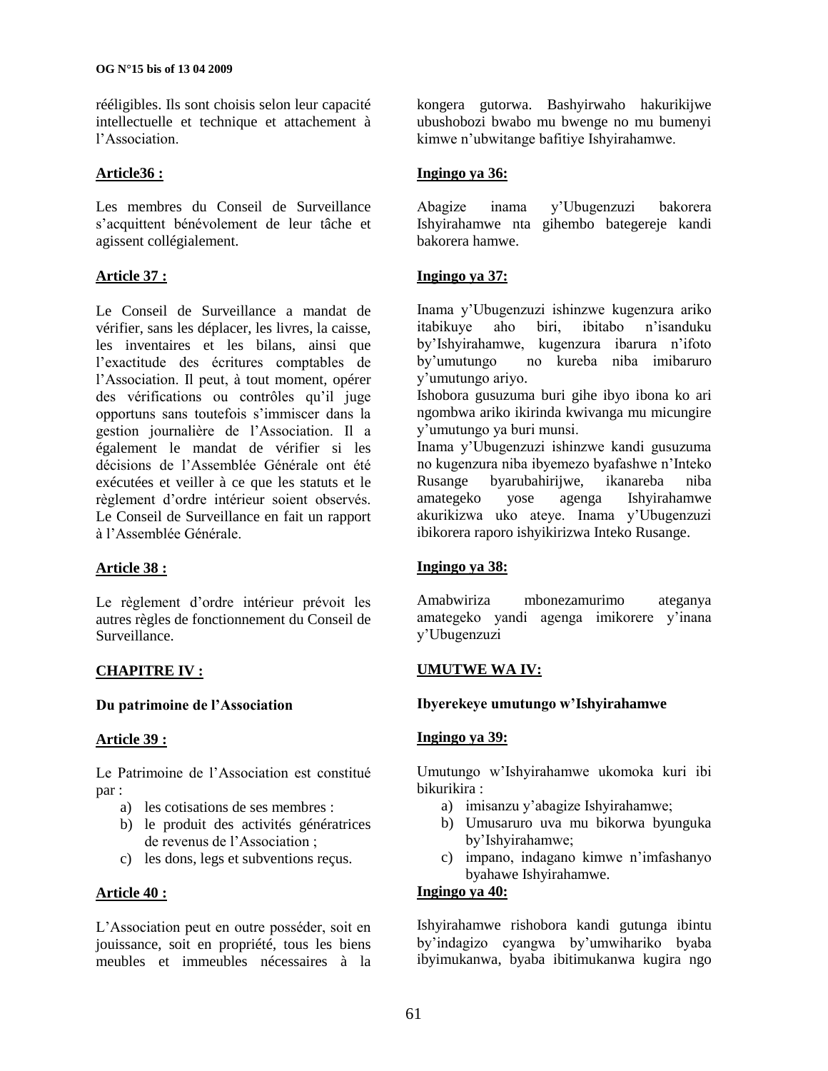rééligibles. Ils sont choisis selon leur capacité intellectuelle et technique et attachement à l'Association.

**Article36 :**

Les membres du Conseil de Surveillance s'acquittent bénévolement de leur tâche et agissent collégialement.

**Article 37 :**

Le Conseil de Surveillance a mandat de vérifier, sans les déplacer, les livres, la caisse, les inventaires et les bilans, ainsi que l'exactitude des écritures comptables de l'Association. Il peut, à tout moment, opérer des vérifications ou contrôles qu'il juge opportuns sans toutefois s'immiscer dans la gestion journalière de l'Association. Il a également le mandat de vérifier si les décisions de l'Assemblée Générale ont été exécutées et veiller à ce que les statuts et le règlement d'ordre intérieur soient observés. Le Conseil de Surveillance en fait un rapport à l'Assemblée Générale.

**Article 38 :**

Le règlement d'ordre intérieur prévoit les autres règles de fonctionnement du Conseil de Surveillance.

**CHAPITRE IV :**

**Du patrimoine de l'Association**

**Article 39 :**

Le Patrimoine de l'Association est constitué par :

a) les cotisations de ses membres :
b) le produit des activités génératrices de revenus de l'Association ;
c) les dons, legs et subventions reçus.

**Article 40 :**

L'Association peut en outre posséder, soit en jouissance, soit en propriété, tous les biens meubles et immeubles nécessaires à la

kongera gutorwa. Bashyirwaho hakurikijwe ubushobozi bwabo mu bwenge no mu bumenyi kimwe n'ubwitange bafitiye Ishyirahamwe.

**Ingingo ya 36:**

Abagize inama y'Ubugenzuzi bakorera Ishyirahamwe nta gihembo bategereje kandi bakorera hamwe.

**Ingingo ya 37:**

Inama y'Ubugenzuzi ishinzwe kugenzura ariko itabikuye aho biri, ibitabo n'isanduku by'Ishyirahamwe, kugenzura ibarura n'ifoto by'umutungo no kureba niba imibaruro y'umutungo ariyo.
Ishobora gusuzuma buri gihe ibyo ibona ko ari ngombwa ariko ikirinda kwivanga mu micungire y'umutungo ya buri munsi.
Inama y'Ubugenzuzi ishinzwe kandi gusuzuma no kugenzura niba ibyemezo byafashwe n'Inteko Rusange byarubahirijwe, ikanareba niba amategeko yose agenga Ishyirahamwe akurikizwa uko ateye. Inama y'Ubugenzuzi ibikorera raporo ishyikirizwa Inteko Rusange.

**Ingingo ya 38:**

Amabwiriza mbonezamurimo ateganya amategeko yandi agenga imikorere y'inana y'Ubugenzuzi

**UMUTWE WA IV:**

**Ibyerekeye umutungo w'Ishyirahamwe**

**Ingingo ya 39:**

Umutungo w'Ishyirahamwe ukomoka kuri ibi bikurikira :

a) imisanzu y'abagize Ishyirahamwe;
b) Umusaruro uva mu bikorwa byunguka by'Ishyirahamwe;
c) impano, indagano kimwe n'imfashanyo byahawe Ishyirahamwe.

**Ingingo ya 40:**

Ishyirahamwe rishobora kandi gutunga ibintu by'indagizo cyangwa by'umwihariko byaba ibyimukanwa, byaba ibitimukanwa kugira ngo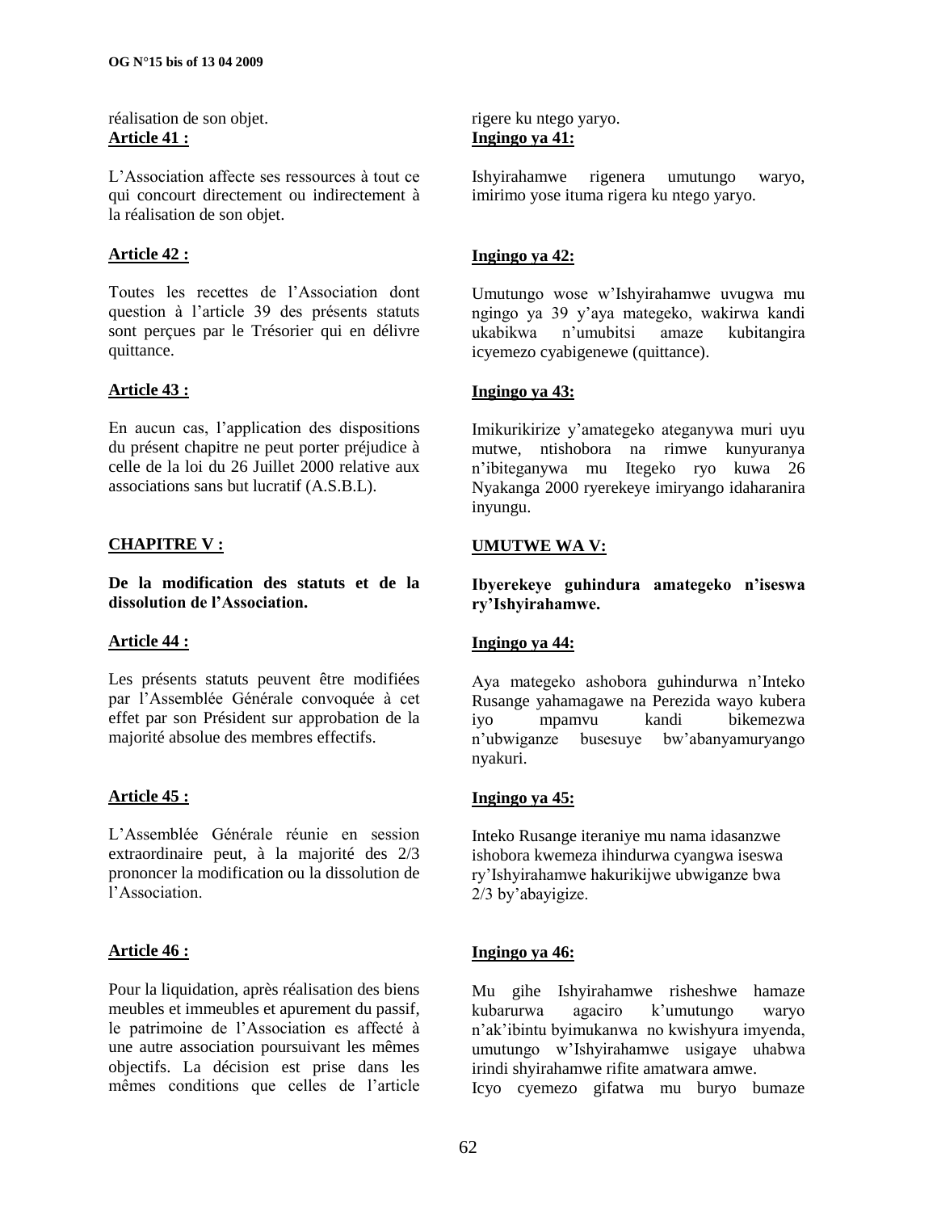réalisation de son objet.

**Article 41 :**

L'Association affecte ses ressources à tout ce qui concourt directement ou indirectement à la réalisation de son objet.

**Article 42 :**

Toutes les recettes de l'Association dont question à l'article 39 des présents statuts sont perçues par le Trésorier qui en délivre quittance.

**Article 43 :**

En aucun cas, l'application des dispositions du présent chapitre ne peut porter préjudice à celle de la loi du 26 Juillet 2000 relative aux associations sans but lucratif (A.S.B.L).

**CHAPITRE V :**

**De la modification des statuts et de la dissolution de l'Association.**

**Article 44 :**

Les présents statuts peuvent être modifiées par l'Assemblée Générale convoquée à cet effet par son Président sur approbation de la majorité absolue des membres effectifs.

**Article 45 :**

L'Assemblée Générale réunie en session extraordinaire peut, à la majorité des 2/3 prononcer la modification ou la dissolution de l'Association.

**Article 46 :**

Pour la liquidation, après réalisation des biens meubles et immeubles et apurement du passif, le patrimoine de l'Association es affecté à une autre association poursuivant les mêmes objectifs. La décision est prise dans les mêmes conditions que celles de l'article

rigere ku ntego yaryo.

**Ingingo ya 41:**

Ishyirahamwe rigenera umutungo waryo, imirimo yose ituma rigera ku ntego yaryo.

**Ingingo ya 42:**

Umutungo wose w'Ishyirahamwe uvugwa mu ngingo ya 39 y'aya mategeko, wakirwa kandi ukabikwa n'umubitsi amaze kubitangira icyemezo cyabigenewe (quittance).

**Ingingo ya 43:**

Imikurikirize y'amategeko ateganywa muri uyu mutwe, ntishobora na rimwe kunyuranya n'ibiteganywa mu Itegeko ryo kuwa 26 Nyakanga 2000 ryerekeye imiryango idaharanira inyungu.

**UMUTWE WA V:**

**Ibyerekeye guhindura amategeko n'iseswa ry'Ishyirahamwe.**

**Ingingo ya 44:**

Aya mategeko ashobora guhindurwa n'Inteko Rusange yahamagawe na Perezida wayo kubera iyo mpamvu kandi bikemezwa n'ubwiganze busesuye bw'abanyamuryango nyakuri.

**Ingingo ya 45:**

Inteko Rusange iteraniye mu nama idasanzwe ishobora kwemeza ihindurwa cyangwa iseswa ry'Ishyirahamwe hakurikijwe ubwiganze bwa 2/3 by'abayigize.

**Ingingo ya 46:**

Mu gihe Ishyirahamwe risheshwe hamaze kubarurwa agaciro k'umutungo waryo n'ak'ibintu byimukanwa no kwishyura imyenda, umutungo w'Ishyirahamwe usigaye uhabwa irindi shyirahamwe rifite amatwara amwe.
Icyo cyemezo gifatwa mu buryo bumaze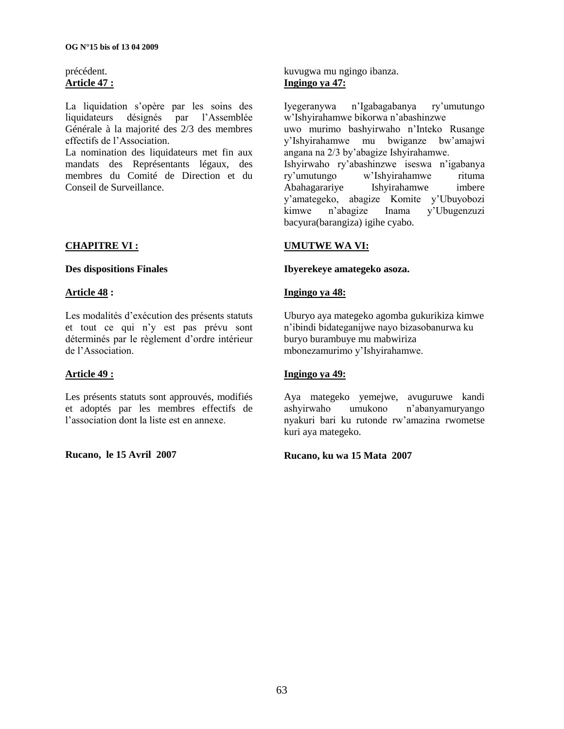précédent.

**Article 47 :**

La liquidation s'opère par les soins des liquidateurs désignés par l'Assemblée Générale à la majorité des 2/3 des membres effectifs de l'Association.

La nomination des liquidateurs met fin aux mandats des Représentants légaux, des membres du Comité de Direction et du Conseil de Surveillance.

## CHAPITRE VI :

**Des dispositions Finales**

**Article 48 :**

Les modalités d'exécution des présents statuts et tout ce qui n'y est pas prévu sont déterminés par le règlement d'ordre intérieur de l'Association.

**Article 49 :**

Les présents statuts sont approuvés, modifiés et adoptés par les membres effectifs de l'association dont la liste est en annexe.

**Rucano, le 15 Avril 2007**

kuvugwa mu ngingo ibanza.

**Ingingo ya 47:**

Iyegeranywa n'Igabagabanya ry'umutungo w'Ishyirahamwe bikorwa n'abashinzwe uwo murimo bashyirwaho n'Inteko Rusange y'Ishyirahamwe mu bwiganze bw'amajwi angana na 2/3 by'abagize Ishyirahamwe.

Ishyirwaho ry'abashinzwe iseswa n'igabanya ry'umutungo w'Ishyirahamwe rituma Abahagarariye Ishyirahamwe imbere y'amategeko, abagize Komite y'Ubuyobozi kimwe n'abagize Inama y'Ubugenzuzi bacyura(barangiza) igihe cyabo.

## UMUTWE WA VI:

**Ibyerekeye amategeko asoza.**

**Ingingo ya 48:**

Uburyo aya mategeko agomba gukurikiza kimwe n'ibindi bidateganijwe nayo bizasobanurwa ku buryo burambuye mu mabwiriza mbonezamurimo y'Ishyirahamwe.

**Ingingo ya 49:**

Aya mategeko yemejwe, avuguruwe kandi ashyirwaho umukono n'abanyamuryango nyakuri bari ku rutonde rw'amazina rwometse kuri aya mategeko.

**Rucano, ku wa 15 Mata 2007**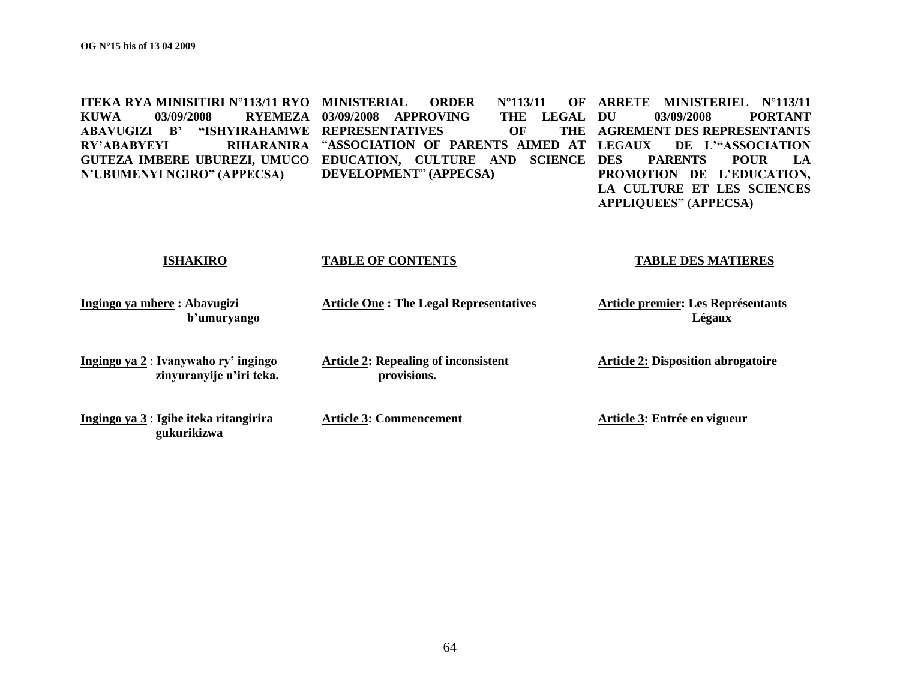**ITEKA RYA MINISITIRI N°113/11 RYO KUWA 03/09/2008 RYEMEZA ABAVUGIZI B' "ISHYIRAHAMWE RY'ABABYEYI RIHARANIRA GUTEZA IMBERE UBUREZI, UMUCO N'UBUMENYI NGIRO" (APPECSA)**

**ISHAKIRO**

**Ingingo ya mbere : Abavugizi b'umuryango**

**Ingingo ya 2 : Ivanywaho ry' ingingo zinyuranyije n'iri teka.**

**Ingingo ya 3 : Igihe iteka ritangirira gukurikizwa**

**MINISTERIAL ORDER N°113/11 OF 03/09/2008 APPROVING THE LEGAL REPRESENTATIVES OF THE "ASSOCIATION OF PARENTS AIMED AT EDUCATION, CULTURE AND SCIENCE DEVELOPMENT" (APPECSA)**

**TABLE OF CONTENTS**

**Article One : The Legal Representatives**

**Article 2: Repealing of inconsistent provisions.**

**Article 3: Commencement**

**ARRETE MINISTERIEL N°113/11 DU 03/09/2008 PORTANT AGREMENT DES REPRESENTANTS LEGAUX DE L'"ASSOCIATION DES PARENTS POUR LA PROMOTION DE L'EDUCATION, LA CULTURE ET LES SCIENCES APPLIQUEES" (APPECSA)**

**TABLE DES MATIERES**

**Article premier: Les Représentants Légaux**

**Article 2: Disposition abrogatoire**

**Article 3: Entrée en vigueur**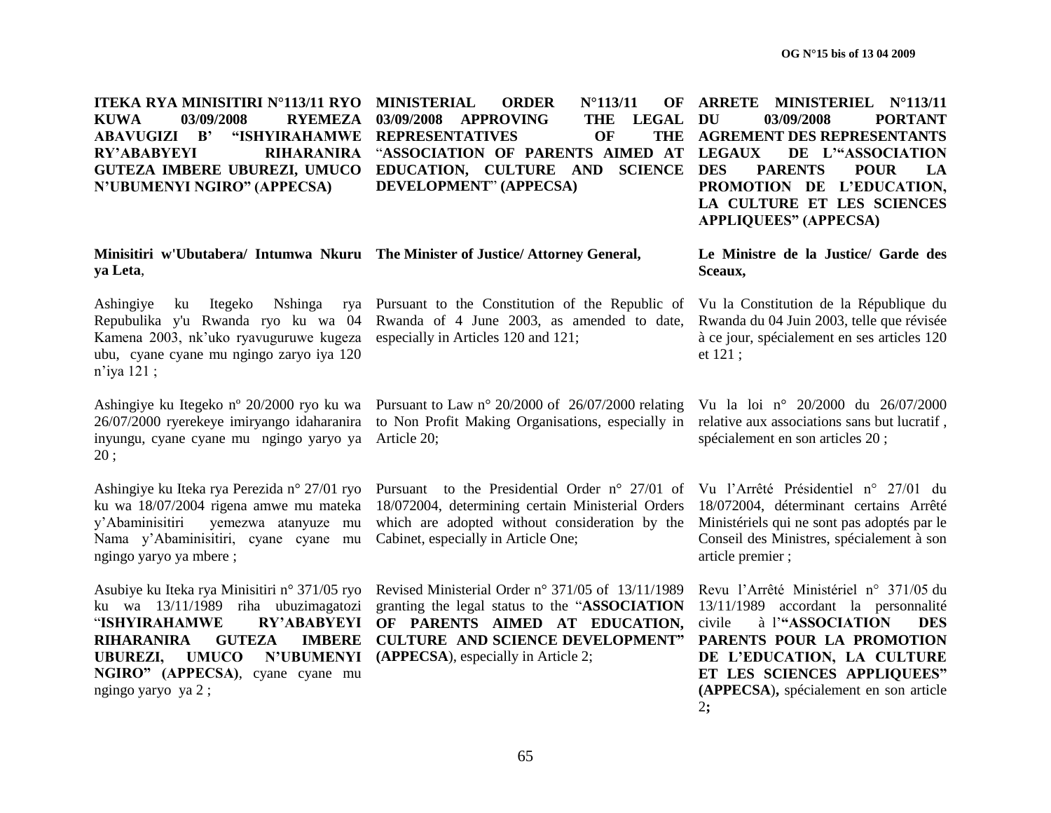**ITEKA RYA MINISITIRI N°113/11 RYO KUWA 03/09/2008 RYEMEZA ABAVUGIZI B' "ISHYIRAHAMWE RY'ABABYEYI RIHARANIRA GUTEZA IMBERE UBUREZI, UMUCO N'UBUMENYI NGIRO" (APPECSA)**

**Minisitiri w'Ubutabera/ Intumwa Nkuru ya Leta**,

Ashingiye ku Itegeko Nshinga rya Repubulika y'u Rwanda ryo ku wa 04 Kamena 2003, nk'uko ryavuguruwe kugeza ubu, cyane cyane mu ngingo zaryo iya 120 n'iya 121 ;

Ashingiye ku Itegeko nº 20/2000 ryo ku wa 26/07/2000 ryerekeye imiryango idaharanira inyungu, cyane cyane mu ngingo yaryo ya 20 ;

Ashingiye ku Iteka rya Perezida n° 27/01 ryo ku wa 18/07/2004 rigena amwe mu mateka y'Abaminisitiri yemezwa atanyuze mu Nama y'Abaminisitiri, cyane cyane mu ngingo yaryo ya mbere ;

Asubiye ku Iteka rya Minisitiri n° 371/05 ryo ku wa 13/11/1989 riha ubuzimagatozi "**ISHYIRAHAMWE RY'ABABYEYI RIHARANIRA GUTEZA IMBERE UBUREZI, UMUCO N'UBUMENYI NGIRO" (APPECSA)**, cyane cyane mu ngingo yaryo ya 2 ;

**MINISTERIAL ORDER N°113/11 OF 03/09/2008 APPROVING THE LEGAL REPRESENTATIVES OF THE "ASSOCIATION OF PARENTS AIMED AT EDUCATION, CULTURE AND SCIENCE DEVELOPMENT" (APPECSA)**

**The Minister of Justice/ Attorney General,**

Pursuant to the Constitution of the Republic of Rwanda of 4 June 2003, as amended to date, especially in Articles 120 and 121;

Pursuant to Law n° 20/2000 of 26/07/2000 relating to Non Profit Making Organisations, especially in Article 20;

Pursuant to the Presidential Order n° 27/01 of 18/072004, determining certain Ministerial Orders which are adopted without consideration by the Cabinet, especially in Article One;

Revised Ministerial Order n° 371/05 of 13/11/1989 granting the legal status to the "**ASSOCIATION OF PARENTS AIMED AT EDUCATION, CULTURE AND SCIENCE DEVELOPMENT" (APPECSA**), especially in Article 2;

**ARRETE MINISTERIEL N°113/11 DU 03/09/2008 PORTANT AGREMENT DES REPRESENTANTS LEGAUX DE L'"ASSOCIATION DES PARENTS POUR LA PROMOTION DE L'EDUCATION, LA CULTURE ET LES SCIENCES APPLIQUEES" (APPECSA)**

**Le Ministre de la Justice/ Garde des Sceaux,**

Vu la Constitution de la République du Rwanda du 04 Juin 2003, telle que révisée à ce jour, spécialement en ses articles 120 et 121 ;

Vu la loi n° 20/2000 du 26/07/2000 relative aux associations sans but lucratif , spécialement en son articles 20 ;

Vu l'Arrêté Présidentiel n° 27/01 du 18/072004, déterminant certains Arrêté Ministériels qui ne sont pas adoptés par le Conseil des Ministres, spécialement à son article premier ;

Revu l'Arrêté Ministériel n° 371/05 du 13/11/1989 accordant la personnalité civile à l'**"ASSOCIATION DES PARENTS POUR LA PROMOTION DE L'EDUCATION, LA CULTURE ET LES SCIENCES APPLIQUEES" (APPECSA**)**,** spécialement en son article 2**;**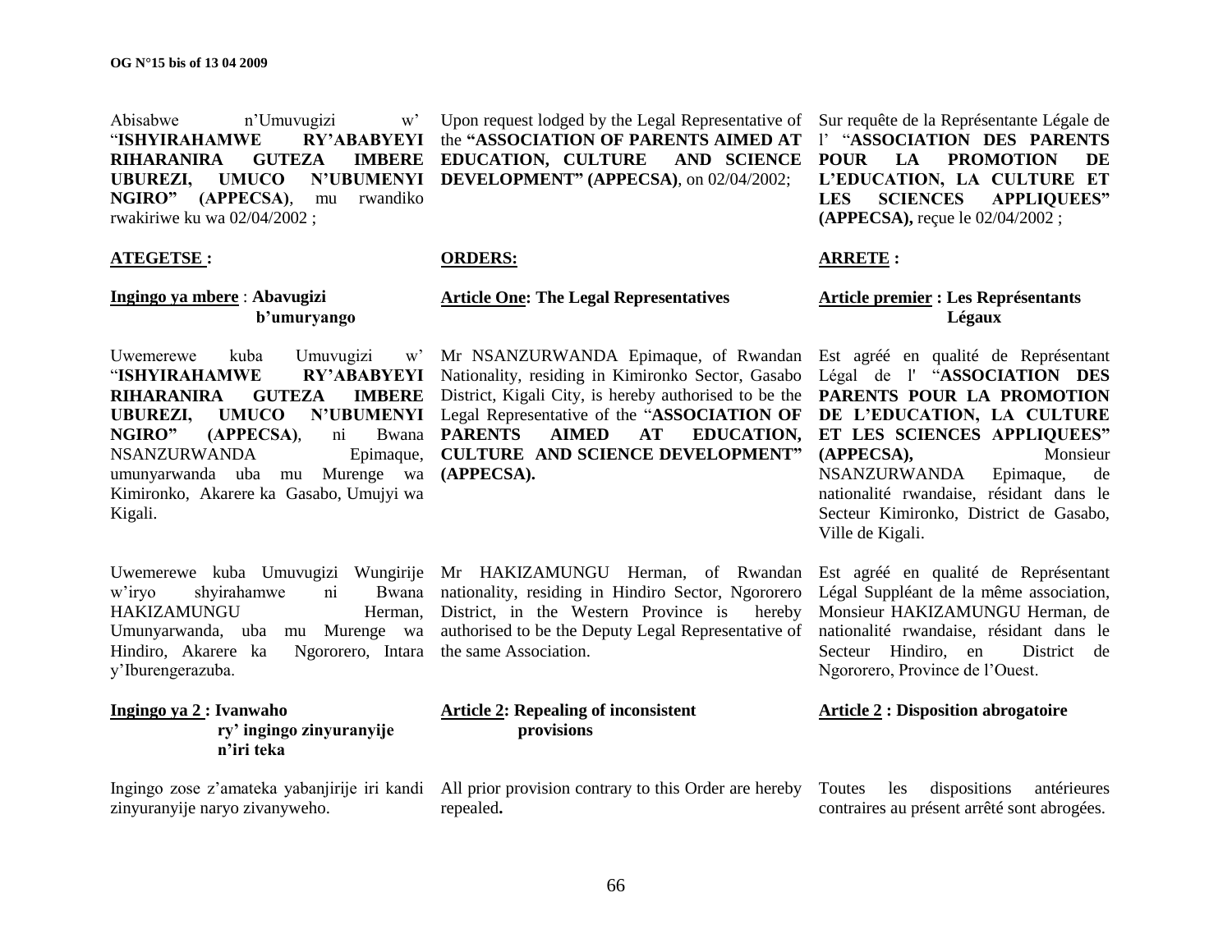Abisabwe n'Umuvugizi w' "**ISHYIRAHAMWE RY'ABABYEYI RIHARANIRA GUTEZA IMBERE UBUREZI, UMUCO N'UBUMENYI NGIRO" (APPECSA)**, mu rwandiko rwakiriwe ku wa 02/04/2002 ;

**ATEGETSE :**

**Ingingo ya mbere** : **Abavugizi b'umuryango**

Uwemerewe kuba Umuvugizi w' "**ISHYIRAHAMWE RY'ABABYEYI RIHARANIRA GUTEZA IMBERE UBUREZI, UMUCO N'UBUMENYI NGIRO" (APPECSA)**, ni Bwana NSANZURWANDA Epimaque, umunyarwanda uba mu Murenge wa Kimironko, Akarere ka Gasabo, Umujyi wa Kigali.

Uwemerewe kuba Umuvugizi Wungirije w'iryo shyirahamwe ni Bwana HAKIZAMUNGU Herman, Umunyarwanda, uba mu Murenge wa Hindiro, Akarere ka Ngororero, Intara y'Iburengerazuba.

**Ingingo ya 2 : Ivanwaho ry' ingingo zinyuranyije n'iri teka**

Ingingo zose z'amateka yabanjirije iri kandi zinyuranyije naryo zivanyweho.

Upon request lodged by the Legal Representative of the **"ASSOCIATION OF PARENTS AIMED AT EDUCATION, CULTURE AND SCIENCE DEVELOPMENT" (APPECSA)**, on 02/04/2002;

**ORDERS:**

**Article One: The Legal Representatives**

Mr NSANZURWANDA Epimaque, of Rwandan Nationality, residing in Kimironko Sector, Gasabo District, Kigali City, is hereby authorised to be the Legal Representative of the "**ASSOCIATION OF PARENTS AIMED AT EDUCATION, CULTURE AND SCIENCE DEVELOPMENT" (APPECSA).**

Mr HAKIZAMUNGU Herman, of Rwandan nationality, residing in Hindiro Sector, Ngororero District, in the Western Province is hereby authorised to be the Deputy Legal Representative of the same Association.

**Article 2: Repealing of inconsistent provisions**

All prior provision contrary to this Order are hereby repealed**.**

Sur requête de la Représentante Légale de l' "**ASSOCIATION DES PARENTS POUR LA PROMOTION DE L'EDUCATION, LA CULTURE ET LES SCIENCES APPLIQUEES" (APPECSA),** reçue le 02/04/2002 ;

**ARRETE :**

**Article premier : Les Représentants Légaux**

Est agréé en qualité de Représentant Légal de l' "**ASSOCIATION DES PARENTS POUR LA PROMOTION DE L'EDUCATION, LA CULTURE ET LES SCIENCES APPLIQUEES" (APPECSA),** Monsieur NSANZURWANDA Epimaque, de nationalité rwandaise, résidant dans le Secteur Kimironko, District de Gasabo, Ville de Kigali.

Est agréé en qualité de Représentant Légal Suppléant de la même association, Monsieur HAKIZAMUNGU Herman, de nationalité rwandaise, résidant dans le Secteur Hindiro, en District de Ngororero, Province de l'Ouest.

**Article 2 : Disposition abrogatoire**

Toutes les dispositions antérieures contraires au présent arrêté sont abrogées.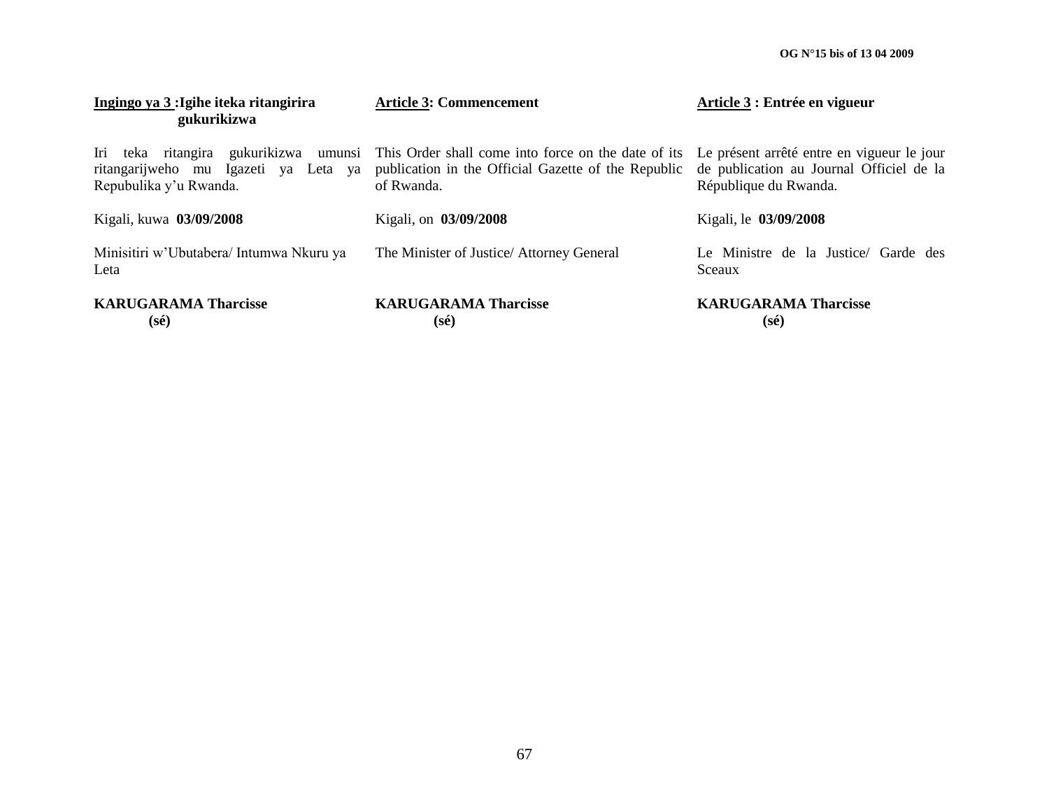**Ingingo ya 3 :Igihe iteka ritangirira gukurikizwa**

Iri teka ritangira gukurikizwa umunsi ritangarijweho mu Igazeti ya Leta ya Repubulika y'u Rwanda.

Kigali, kuwa **03/09/2008**

Minisitiri w'Ubutabera/ Intumwa Nkuru ya Leta

**KARUGARAMA Tharcisse**
**(sé)**

**Article 3: Commencement**

This Order shall come into force on the date of its publication in the Official Gazette of the Republic of Rwanda.

Kigali, on **03/09/2008**

The Minister of Justice/ Attorney General

**KARUGARAMA Tharcisse**
**(sé)**

**Article 3 : Entrée en vigueur**

Le présent arrêté entre en vigueur le jour de publication au Journal Officiel de la République du Rwanda.

Kigali, le **03/09/2008**

Le Ministre de la Justice/ Garde des Sceaux

**KARUGARAMA Tharcisse**
**(sé)**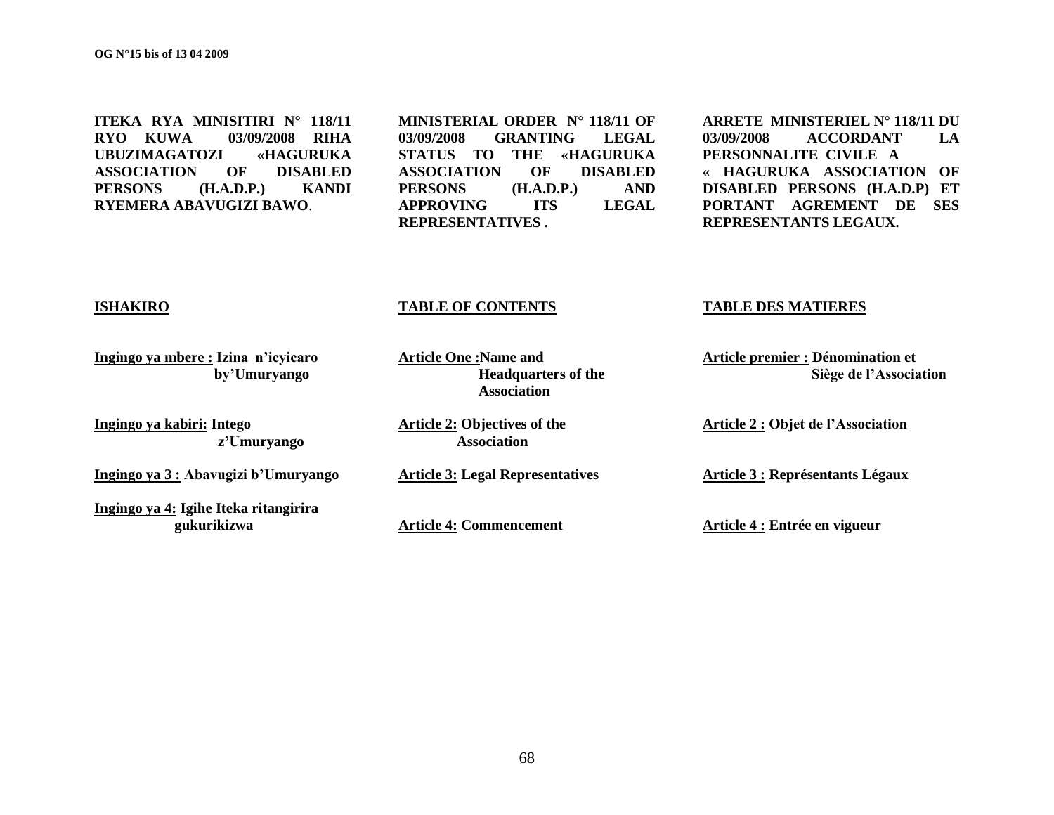**ITEKA RYA MINISITIRI N° 118/11 RYO KUWA 03/09/2008 RIHA UBUZIMAGATOZI «HAGURUKA ASSOCIATION OF DISABLED PERSONS (H.A.D.P.) KANDI RYEMERA ABAVUGIZI BAWO**.

**ISHAKIRO**

**Ingingo ya mbere :** **Izina n'icyicaro by'Umuryango**

**Ingingo ya kabiri:** **Intego z'Umuryango**

**Ingingo ya 3 :** **Abavugizi b'Umuryango**

**Ingingo ya 4:** **Igihe Iteka ritangirira gukurikizwa**

**MINISTERIAL ORDER N° 118/11 OF 03/09/2008 GRANTING LEGAL STATUS TO THE «HAGURUKA ASSOCIATION OF DISABLED PERSONS (H.A.D.P.) AND APPROVING ITS LEGAL REPRESENTATIVES .**

**TABLE OF CONTENTS**

**Article One :** **Name and Headquarters of the Association**

**Article 2:** **Objectives of the Association**

**Article 3:** **Legal Representatives**

**Article 4:** **Commencement**

**ARRETE MINISTERIEL N° 118/11 DU 03/09/2008 ACCORDANT LA PERSONNALITE CIVILE A « HAGURUKA ASSOCIATION OF DISABLED PERSONS (H.A.D.P) ET PORTANT AGREMENT DE SES REPRESENTANTS LEGAUX.**

**TABLE DES MATIERES**

**Article premier :** **Dénomination et Siège de l'Association**

**Article 2 :** **Objet de l'Association**

**Article 3 :** **Représentants Légaux**

**Article 4 :** **Entrée en vigueur**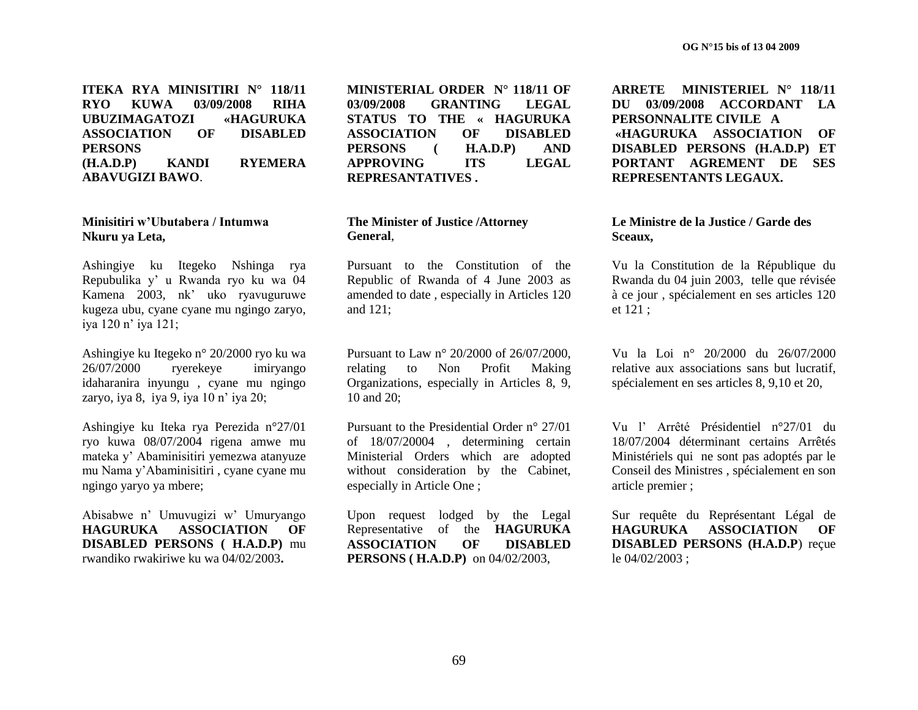**ITEKA RYA MINISITIRI N° 118/11 RYO KUWA 03/09/2008 RIHA UBUZIMAGATOZI «HAGURUKA ASSOCIATION OF DISABLED PERSONS (H.A.D.P) KANDI RYEMERA ABAVUGIZI BAWO**.

**Minisitiri w'Ubutabera / Intumwa Nkuru ya Leta,**

Ashingiye ku Itegeko Nshinga rya Repubulika y' u Rwanda ryo ku wa 04 Kamena 2003, nk' uko ryavuguruwe kugeza ubu, cyane cyane mu ngingo zaryo, iya 120 n' iya 121;

Ashingiye ku Itegeko n° 20/2000 ryo ku wa 26/07/2000 ryerekeye imiryango idaharanira inyungu , cyane mu ngingo zaryo, iya 8, iya 9, iya 10 n' iya 20;

Ashingiye ku Iteka rya Perezida n°27/01 ryo kuwa 08/07/2004 rigena amwe mu mateka y' Abaminisitiri yemezwa atanyuze mu Nama y'Abaminisitiri , cyane cyane mu ngingo yaryo ya mbere;

Abisabwe n' Umuvugizi w' Umuryango **HAGURUKA ASSOCIATION OF DISABLED PERSONS ( H.A.D.P)** mu rwandiko rwakiriwe ku wa 04/02/2003**.**

**MINISTERIAL ORDER N° 118/11 OF 03/09/2008 GRANTING LEGAL STATUS TO THE « HAGURUKA ASSOCIATION OF DISABLED PERSONS ( H.A.D.P) AND APPROVING ITS LEGAL REPRESANTATIVES .**

**The Minister of Justice /Attorney General**,

Pursuant to the Constitution of the Republic of Rwanda of 4 June 2003 as amended to date , especially in Articles 120 and 121;

Pursuant to Law n° 20/2000 of 26/07/2000, relating to Non Profit Making Organizations, especially in Articles 8, 9, 10 and 20;

Pursuant to the Presidential Order n° 27/01 of 18/07/20004 , determining certain Ministerial Orders which are adopted without consideration by the Cabinet, especially in Article One ;

Upon request lodged by the Legal Representative of the **HAGURUKA ASSOCIATION OF DISABLED PERSONS ( H.A.D.P)** on 04/02/2003,

**ARRETE MINISTERIEL N° 118/11 DU 03/09/2008 ACCORDANT LA PERSONNALITE CIVILE A «HAGURUKA ASSOCIATION OF DISABLED PERSONS (H.A.D.P) ET PORTANT AGREMENT DE SES REPRESENTANTS LEGAUX.**

**Le Ministre de la Justice / Garde des Sceaux,**

Vu la Constitution de la République du Rwanda du 04 juin 2003, telle que révisée à ce jour , spécialement en ses articles 120 et 121 ;

Vu la Loi n° 20/2000 du 26/07/2000 relative aux associations sans but lucratif, spécialement en ses articles 8, 9,10 et 20,

Vu l' Arrêté Présidentiel n°27/01 du 18/07/2004 déterminant certains Arrêtés Ministériels qui ne sont pas adoptés par le Conseil des Ministres , spécialement en son article premier ;

Sur requête du Représentant Légal de **HAGURUKA ASSOCIATION OF DISABLED PERSONS (H.A.D.P**) reçue le 04/02/2003 ;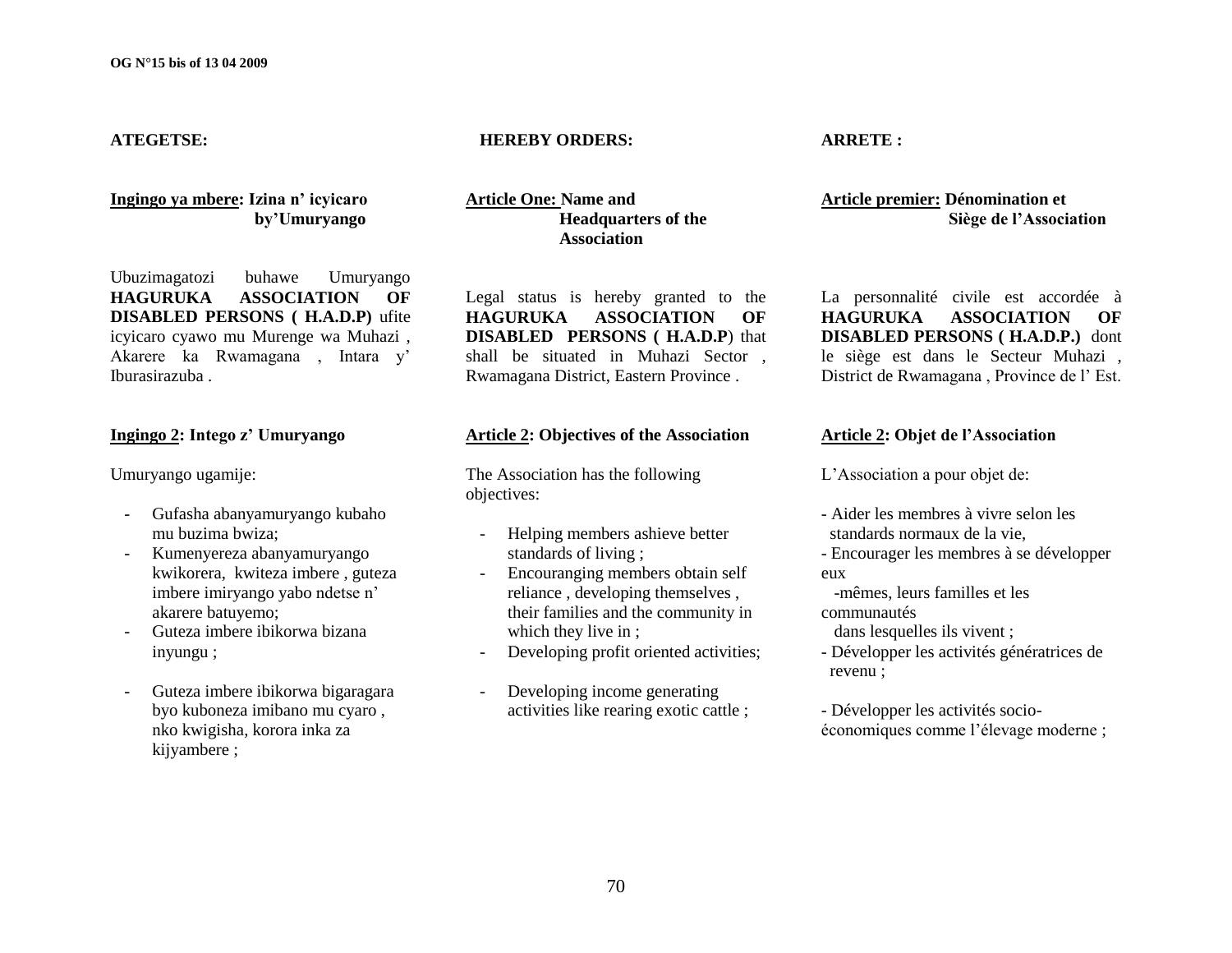**ATEGETSE:**

**Ingingo ya mbere: Izina n' icyicaro by'Umuryango**

Ubuzimagatozi buhawe Umuryango **HAGURUKA ASSOCIATION OF DISABLED PERSONS ( H.A.D.P)** ufite icyicaro cyawo mu Murenge wa Muhazi , Akarere ka Rwamagana , Intara y' Iburasirazuba .

**Ingingo 2: Intego z' Umuryango**

Umuryango ugamije:

- Gufasha abanyamuryango kubaho mu buzima bwiza;
- Kumenyereza abanyamuryango kwikorera, kwiteza imbere , guteza imbere imiryango yabo ndetse n' akarere batuyemo;
- Guteza imbere ibikorwa bizana inyungu ;
- Guteza imbere ibikorwa bigaragara byo kuboneza imibano mu cyaro , nko kwigisha, korora inka za kijyambere ;

**HEREBY ORDERS:**

**Article One: Name and Headquarters of the Association**

Legal status is hereby granted to the **HAGURUKA ASSOCIATION OF DISABLED PERSONS ( H.A.D.P**) that shall be situated in Muhazi Sector , Rwamagana District, Eastern Province .

**Article 2: Objectives of the Association**

The Association has the following objectives:

- Helping members ashieve better standards of living ;
- Encouranging members obtain self reliance , developing themselves , their families and the community in which they live in ;
- Developing profit oriented activities;
- Developing income generating activities like rearing exotic cattle ;

**ARRETE :**

**Article premier: Dénomination et Siège de l'Association**

La personnalité civile est accordée à **HAGURUKA ASSOCIATION OF DISABLED PERSONS ( H.A.D.P.)** dont le siège est dans le Secteur Muhazi , District de Rwamagana , Province de l' Est.

**Article 2: Objet de l'Association**

L'Association a pour objet de:

- Aider les membres à vivre selon les standards normaux de la vie,
- Encourager les membres à se développer eux-mêmes, leurs familles et les communautés dans lesquelles ils vivent ;
- Développer les activités génératrices de revenu ;
- Développer les activités socio-économiques comme l'élevage moderne ;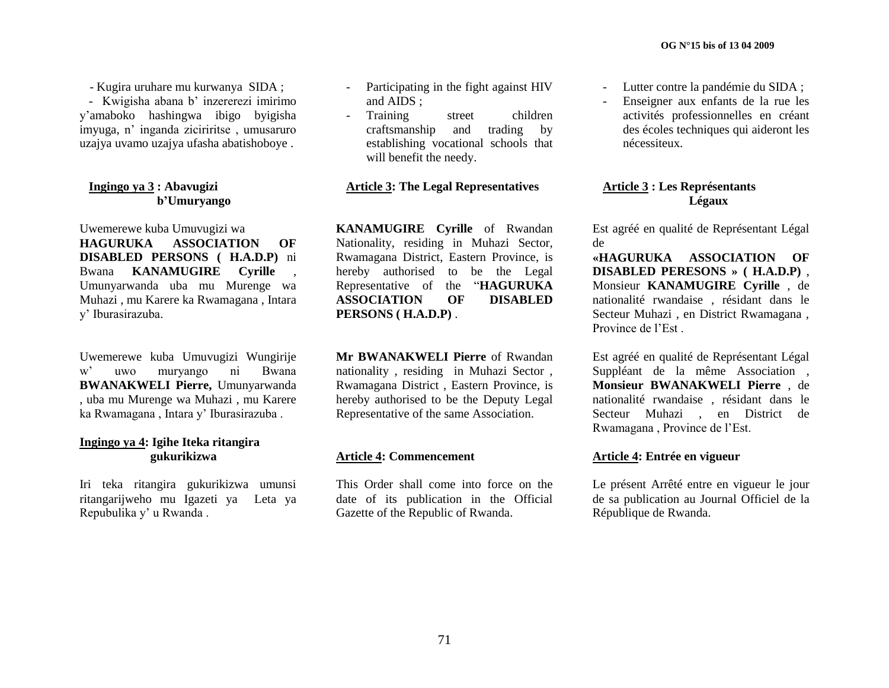- Kugira uruhare mu kurwanya SIDA ;
- Kwigisha abana b' inzererezi imirimo y'amaboko hashingwa ibigo byigisha imyuga, n' inganda zicirirtse , umusaruro uzajya uvamo uzajya ufasha abatishoboye .

**Ingingo ya 3 : Abavugizi b'Umuryango**

Uwemerewe kuba Umuvugizi wa **HAGURUKA ASSOCIATION OF DISABLED PERSONS ( H.A.D.P)** ni Bwana **KANAMUGIRE Cyrille** , Umunyarwanda uba mu Murenge wa Muhazi , mu Karere ka Rwamagana , Intara y' Iburasirazuba.

Uwemerewe kuba Umuvugizi Wungirije w' uwo muryango ni Bwana **BWANAKWELI Pierre,** Umunyarwanda , uba mu Murenge wa Muhazi , mu Karere ka Rwamagana , Intara y' Iburasirazuba .

**Ingingo ya 4: Igihe Iteka ritangira gukurikizwa**

Iri teka ritangira gukurikizwa umunsi ritangarijweho mu Igazeti ya Leta ya Repubulika y' u Rwanda .

- Participating in the fight against HIV and AIDS ;
- Training street children craftsmanship and trading by establishing vocational schools that will benefit the needy.

**Article 3: The Legal Representatives**

**KANAMUGIRE Cyrille** of Rwandan Nationality, residing in Muhazi Sector, Rwamagana District, Eastern Province, is hereby authorised to be the Legal Representative of the "**HAGURUKA ASSOCIATION OF DISABLED PERSONS ( H.A.D.P)** .

**Mr BWANAKWELI Pierre** of Rwandan nationality , residing in Muhazi Sector , Rwamagana District , Eastern Province, is hereby authorised to be the Deputy Legal Representative of the same Association.

**Article 4: Commencement**

This Order shall come into force on the date of its publication in the Official Gazette of the Republic of Rwanda.

- Lutter contre la pandémie du SIDA ;
- Enseigner aux enfants de la rue les activités professionnelles en créant des écoles techniques qui aideront les nécessiteux.

**Article 3 : Les Représentants Légaux**

Est agréé en qualité de Représentant Légal de **«HAGURUKA ASSOCIATION OF DISABLED PERESONS » ( H.A.D.P)** , Monsieur **KANAMUGIRE Cyrille** , de nationalité rwandaise , résidant dans le Secteur Muhazi , en District Rwamagana , Province de l'Est .

Est agréé en qualité de Représentant Légal Suppléant de la même Association , **Monsieur BWANAKWELI Pierre** , de nationalité rwandaise , résidant dans le Secteur Muhazi , en District de Rwamagana , Province de l'Est.

**Article 4: Entrée en vigueur**

Le présent Arrêté entre en vigueur le jour de sa publication au Journal Officiel de la République de Rwanda.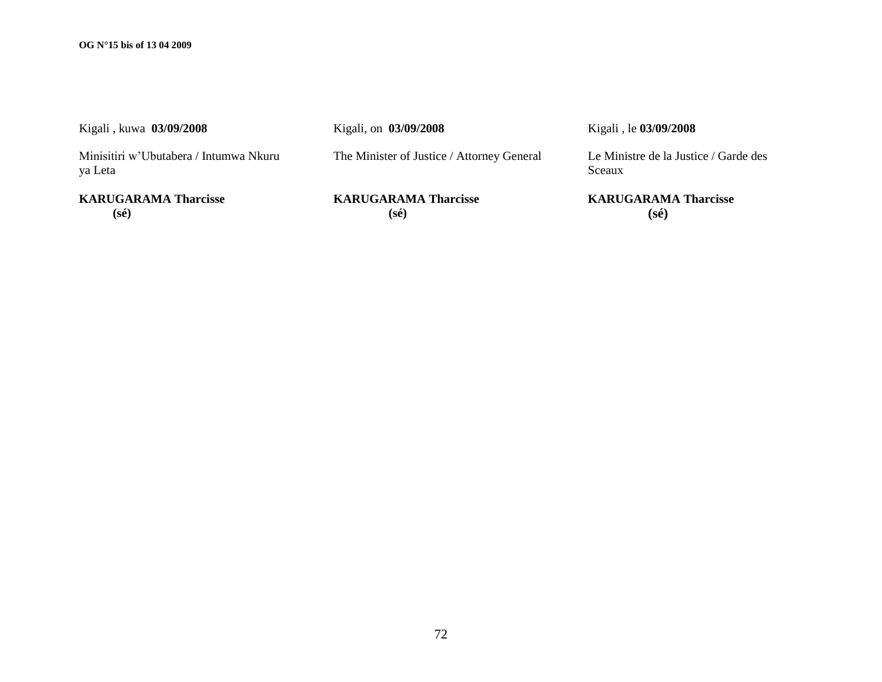Kigali , kuwa **03/09/2008**

Minisitiri w'Ubutabera / Intumwa Nkuru ya Leta

**KARUGARAMA Tharcisse**
**(sé)**

Kigali, on **03/09/2008**

The Minister of Justice / Attorney General

**KARUGARAMA Tharcisse**
**(sé)**

Kigali , le **03/09/2008**

Le Ministre de la Justice / Garde des Sceaux

**KARUGARAMA Tharcisse**
**(sé)**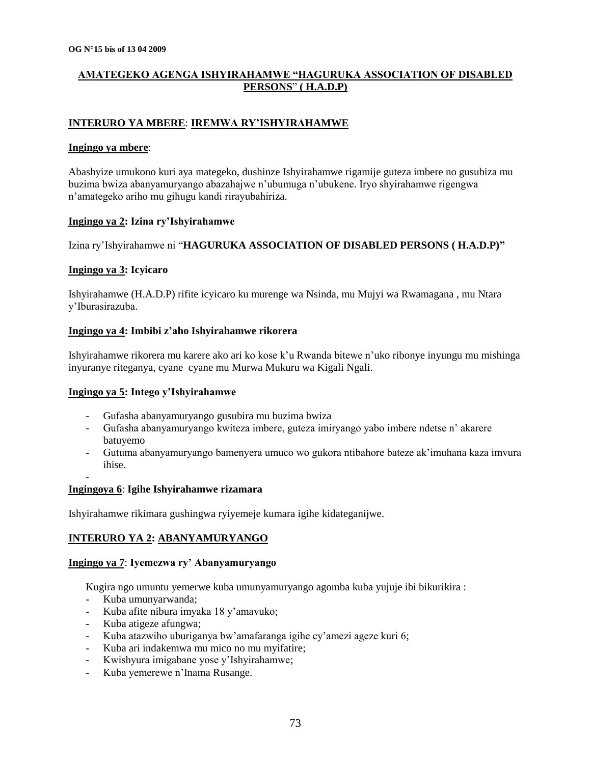**AMATEGEKO AGENGA ISHYIRAHAMWE "HAGURUKA ASSOCIATION OF DISABLED PERSONS" ( H.A.D.P)**

## INTERURO YA MBERE: IREMWA RY'ISHYIRAHAMWE

**Ingingo ya mbere**:

Abashyize umukono kuri aya mategeko, dushinze Ishyirahamwe rigamije guteza imbere no gusubiza mu buzima bwiza abanyamuryango abazahajwe n'ubumuga n'ubukene. Iryo shyirahamwe rigengwa n'amategeko ariho mu gihugu kandi rirayubahiriza.

**Ingingo ya 2: Izina ry'Ishyirahamwe**

Izina ry'Ishyirahamwe ni "**HAGURUKA ASSOCIATION OF DISABLED PERSONS ( H.A.D.P)"**

**Ingingo ya 3: Icyicaro**

Ishyirahamwe (H.A.D.P) rifite icyicaro ku murenge wa Nsinda, mu Mujyi wa Rwamagana , mu Ntara y'Iburasirazuba.

**Ingingo ya 4: Imbibi z'aho Ishyirahamwe rikorera**

Ishyirahamwe rikorera mu karere ako ari ko kose k'u Rwanda bitewe n'uko ribonye inyungu mu mishinga inyuranye riteganya, cyane cyane mu Murwa Mukuru wa Kigali Ngali.

**Ingingo ya 5: Intego y'Ishyirahamwe**

- Gufasha abanyamuryango gusubira mu buzima bwiza
- Gufasha abanyamuryango kwiteza imbere, guteza imiryango yabo imbere ndetse n' akarere batuyemo
- Gutuma abanyamuryango bamenyera umuco wo gukora ntibahore bateze ak'imuhana kaza imvura ihise.
-

**Ingingoya 6**: **Igihe Ishyirahamwe rizamara**

Ishyirahamwe rikimara gushingwa ryiyemeje kumara igihe kidateganijwe.

## INTERURO YA 2: ABANYAMURYANGO

**Ingingo ya 7**: **Iyemezwa ry' Abanyamuryango**

Kugira ngo umuntu yemerwe kuba umunyamuryango agomba kuba yujuje ibi bikurikira :

- Kuba umunyarwanda;
- Kuba afite nibura imyaka 18 y'amavuko;
- Kuba atigeze afungwa;
- Kuba atazwiho uburiganya bw'amafaranga igihe cy'amezi ageze kuri 6;
- Kuba ari indakemwa mu mico no mu myifatire;
- Kwishyura imigabane yose y'Ishyirahamwe;
- Kuba yemerewe n'Inama Rusange.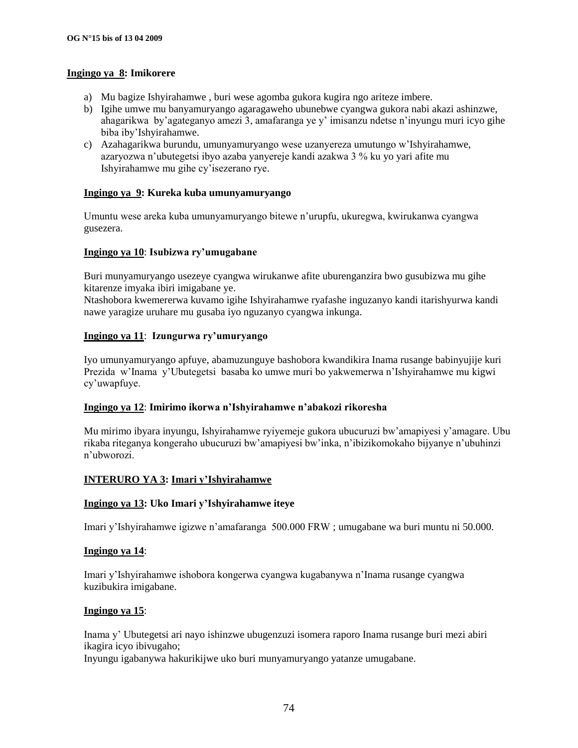**Ingingo ya 8: Imikorere**

a) Mu bagize Ishyirahamwe , buri wese agomba gukora kugira ngo ariteze imbere.
b) Igihe umwe mu banyamuryango agaragaweho ubunebwe cyangwa gukora nabi akazi ashinzwe, ahagarikwa by'agateganyo amezi 3, amafaranga ye y' imisanzu ndetse n'inyungu muri icyo gihe biba iby'Ishyirahamwe.
c) Azahagarikwa burundu, umunyamuryango wese uzanyereza umutungo w'Ishyirahamwe, azaryozwa n'ubutegetsi ibyo azaba yanyereje kandi azakwa 3 % ku yo yari afite mu Ishyirahamwe mu gihe cy'isezerano rye.

**Ingingo ya 9: Kureka kuba umunyamuryango**

Umuntu wese areka kuba umunyamuryango bitewe n'urupfu, ukuregwa, kwirukanwa cyangwa gusezera.

**Ingingo ya 10: Isubizwa ry'umugabane**

Buri munyamuryango usezeye cyangwa wirukanwe afite uburenganzira bwo gusubizwa mu gihe kitarenze imyaka ibiri imigabane ye.
Ntashobora kwemererwa kuvamo igihe Ishyirahamwe ryafashe inguzanyo kandi itarishyurwa kandi nawe yaragize uruhare mu gusaba iyo nguzanyo cyangwa inkunga.

**Ingingo ya 11: Izungurwa ry'umuryango**

Iyo umunyamuryango apfuye, abamuzunguye bashobora kwandikira Inama rusange babinyujije kuri Prezida w'Inama y'Ubutegetsi basaba ko umwe muri bo yakwemerwa n'Ishyirahamwe mu kigwi cy'uwapfuye.

**Ingingo ya 12: Imirimo ikorwa n'Ishyirahamwe n'abakozi rikoresha**

Mu mirimo ibyara inyungu, Ishyirahamwe ryiyemeje gukora ubucuruzi bw'amapiyesi y'amagare. Ubu rikaba riteganya kongeraho ubucuruzi bw'amapiyesi bw'inka, n'ibizikomokaho bijyanye n'ubuhinzi n'ubworozi.

**INTERURO YA 3: Imari y'Ishyirahamwe**

**Ingingo ya 13: Uko Imari y'Ishyirahamwe iteye**

Imari y'Ishyirahamwe igizwe n'amafaranga 500.000 FRW ; umugabane wa buri muntu ni 50.000.

**Ingingo ya 14:**

Imari y'Ishyirahamwe ishobora kongerwa cyangwa kugabanywa n'Inama rusange cyangwa kuzibukira imigabane.

**Ingingo ya 15:**

Inama y' Ubutegetsi ari nayo ishinzwe ubugenzuzi isomera raporo Inama rusange buri mezi abiri ikagira icyo ibivugaho;
Inyungu igabanywa hakurikijwe uko buri munyamuryango yatanze umugabane.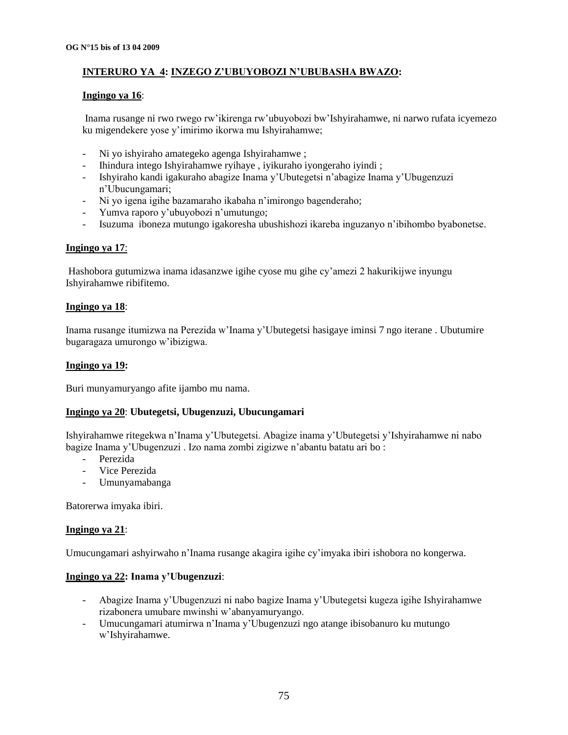## INTERURO YA 4: INZEGO Z'UBUYOBOZI N'UBUBASHA BWAZO:

**Ingingo ya 16**:

Inama rusange ni rwo rwego rw'ikirenga rw'ubuyobozi bw'Ishyirahamwe, ni narwo rufata icyemezo ku migendekere yose y'imirimo ikorwa mu Ishyirahamwe;

- Ni yo ishyiraho amategeko agenga Ishyirahamwe ;
- Ihindura intego Ishyirahamwe ryihaye , iyikuraho iyongeraho iyindi ;
- Ishyiraho kandi igakuraho abagize Inama y'Ubutegetsi n'abagize Inama y'Ubugenzuzi n'Ubucungamari;
- Ni yo igena igihe bazamaraho ikabaha n'imirongo bagenderaho;
- Yumva raporo y'ubuyobozi n'umutungo;
- Isuzuma iboneza mutungo igakoresha ubushishozi ikareba inguzanyo n'ibihombo byabonetse.

**Ingingo ya 17**:

Hashobora gutumizwa inama idasanzwe igihe cyose mu gihe cy'amezi 2 hakurikijwe inyungu Ishyirahamwe ribifitemo.

**Ingingo ya 18**:

Inama rusange itumizwa na Perezida w'Inama y'Ubutegetsi hasigaye iminsi 7 ngo iterane . Ubutumire bugaragaza umurongo w'ibizigwa.

**Ingingo ya 19:**

Buri munyamuryango afite ijambo mu nama.

**Ingingo ya 20**: **Ubutegetsi, Ubugenzuzi, Ubucungamari**

Ishyirahamwe ritegekwa n'Inama y'Ubutegetsi. Abagize inama y'Ubutegetsi y'Ishyirahamwe ni nabo bagize Inama y'Ubugenzuzi . Izo nama zombi zigizwe n'abantu batatu ari bo :

- Perezida
- Vice Perezida
- Umunyamabanga

Batorerwa imyaka ibiri.

**Ingingo ya 21**:

Umucungamari ashyirwaho n'Inama rusange akagira igihe cy'imyaka ibiri ishobora no kongerwa.

**Ingingo ya 22: Inama y'Ubugenzuzi**:

- Abagize Inama y'Ubugenzuzi ni nabo bagize Inama y'Ubutegetsi kugeza igihe Ishyirahamwe rizabonera umubare mwinshi w'abanyamuryango.
- Umucungamari atumirwa n'Inama y'Ubugenzuzi ngo atange ibisobanuro ku mutungo w'Ishyirahamwe.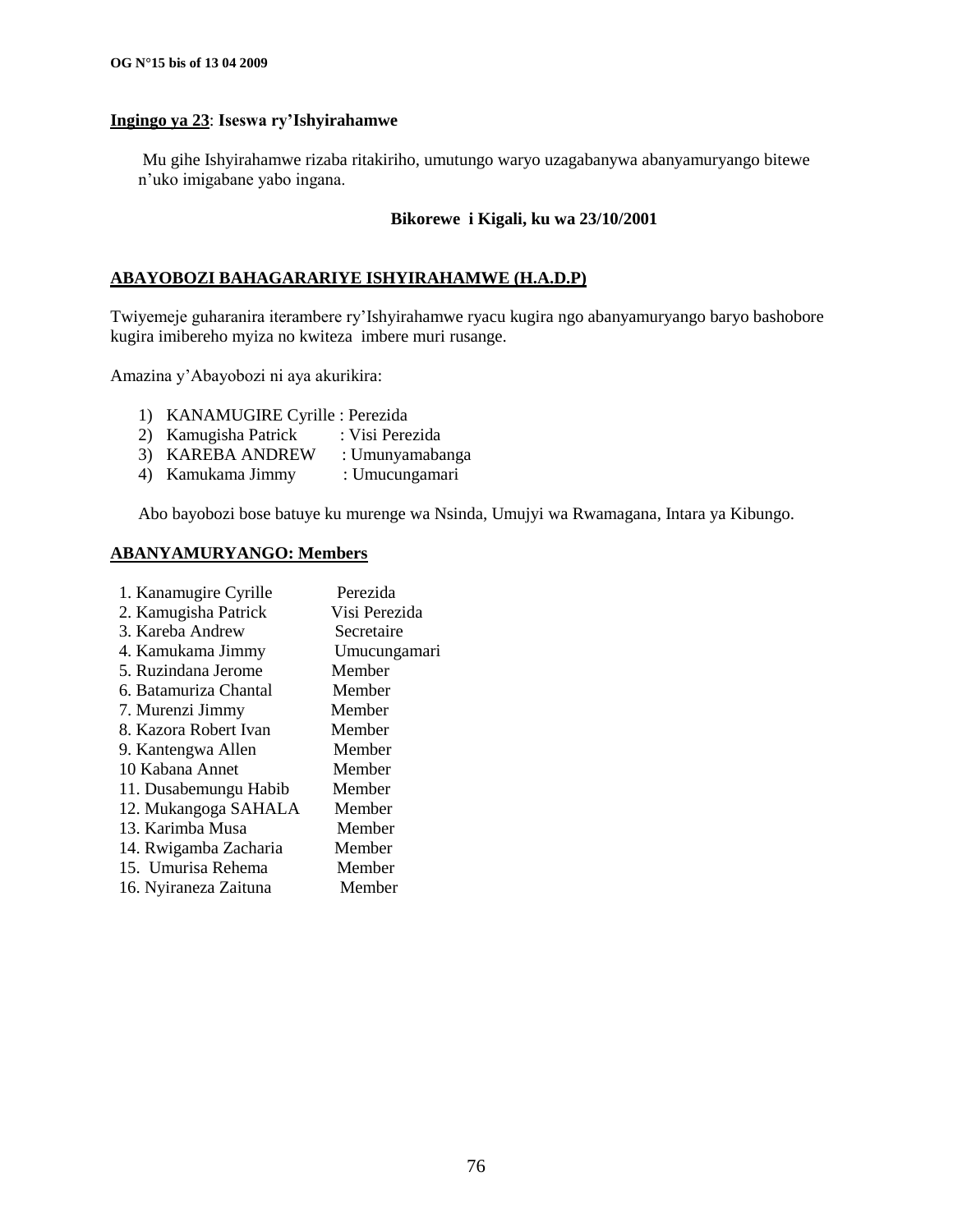**<u>Ingingo ya 23</u>: Iseswa ry'Ishyirahamwe**

Mu gihe Ishyirahamwe rizaba ritakiriho, umutungo waryo uzagabanywa abanyamuryango bitewe n'uko imigabane yabo ingana.

**Bikorewe i Kigali, ku wa 23/10/2001**

**<u>ABAYOBOZI BAHAGARARIYE ISHYIRAHAMWE (H.A.D.P)</u>**

Twiyemeje guharanira iterambere ry'Ishyirahamwe ryacu kugira ngo abanyamuryango baryo bashobore kugira imibereho myiza no kwiteza imbere muri rusange.

Amazina y'Abayobozi ni aya akurikira:

1) KANAMUGIRE Cyrille : Perezida
2) Kamugisha Patrick : Visi Perezida
3) KAREBA ANDREW : Umunyamabanga
4) Kamukama Jimmy : Umucungamari

Abo bayobozi bose batuye ku murenge wa Nsinda, Umujyi wa Rwamagana, Intara ya Kibungo.

**<u>ABANYAMURYANGO: Members</u>**

| | |
|---|---|
| 1. Kanamugire Cyrille | Perezida |
| 2. Kamugisha Patrick | Visi Perezida |
| 3. Kareba Andrew | Secretaire |
| 4. Kamukama Jimmy | Umucungamari |
| 5. Ruzindana Jerome | Member |
| 6. Batamuriza Chantal | Member |
| 7. Murenzi Jimmy | Member |
| 8. Kazora Robert Ivan | Member |
| 9. Kantengwa Allen | Member |
| 10 Kabana Annet | Member |
| 11. Dusabemungu Habib | Member |
| 12. Mukangoga SAHALA | Member |
| 13. Karimba Musa | Member |
| 14. Rwigamba Zacharia | Member |
| 15. Umurisa Rehema | Member |
| 16. Nyiraneza Zaituna | Member |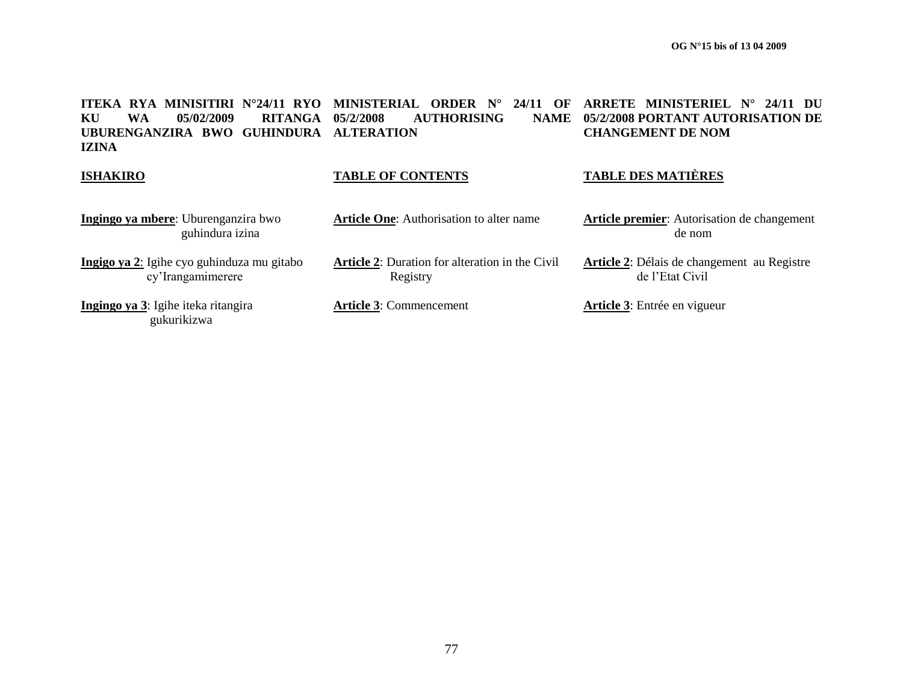**ITEKA RYA MINISITIRI N°24/11 RYO KU WA 05/02/2009 RITANGA UBURENGANZIRA BWO GUHINDURA IZINA**

**ISHAKIRO**

**Ingingo ya mbere**: Uburenganzira bwo guhindura izina

**Ingigo ya 2**: Igihe cyo guhinduza mu gitabo cy'Irangamimerere

**Ingingo ya 3**: Igihe iteka ritangira gukurikizwa

**MINISTERIAL ORDER N° 24/11 OF 05/2/2008 AUTHORISING NAME ALTERATION**

**TABLE OF CONTENTS**

**Article One**: Authorisation to alter name

**Article 2**: Duration for alteration in the Civil Registry

**Article 3**: Commencement

**ARRETE MINISTERIEL N° 24/11 DU 05/2/2008 PORTANT AUTORISATION DE CHANGEMENT DE NOM**

**TABLE DES MATIÈRES**

**Article premier**: Autorisation de changement de nom

**Article 2**: Délais de changement au Registre de l'Etat Civil

**Article 3**: Entrée en vigueur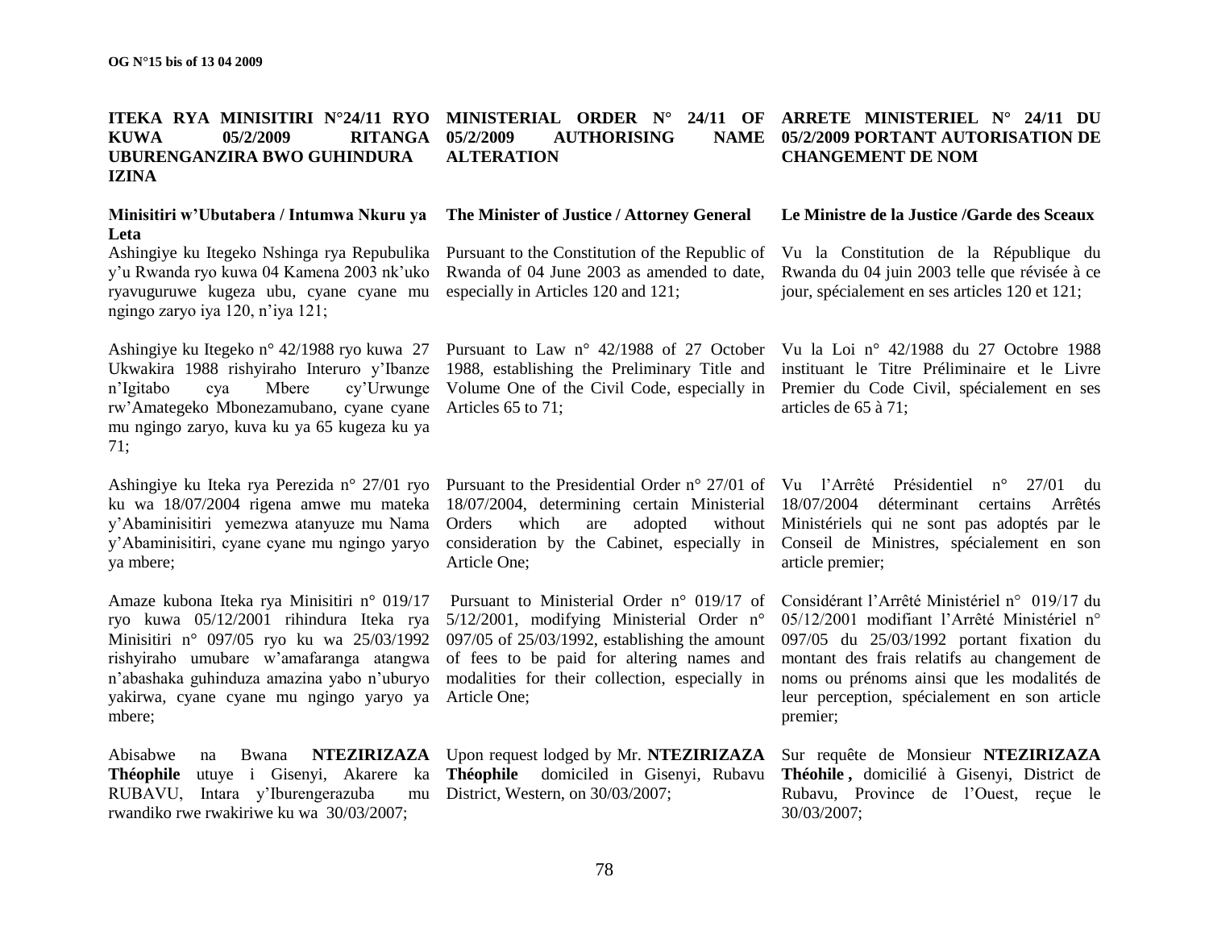**ITEKA RYA MINISITIRI N°24/11 RYO KUWA 05/2/2009 RITANGA UBURENGANZIRA BWO GUHINDURA IZINA**

**Minisitiri w'Ubutabera / Intumwa Nkuru ya Leta**

Ashingiye ku Itegeko Nshinga rya Repubulika y'u Rwanda ryo kuwa 04 Kamena 2003 nk'uko ryavuguruwe kugeza ubu, cyane cyane mu ngingo zaryo iya 120, n'iya 121;

Ashingiye ku Itegeko n° 42/1988 ryo kuwa 27 Ukwakira 1988 rishyiraho Interuro y'Ibanze n'Igitabo cya Mbere cy'Urwunge rw'Amategeko Mbonezamubano, cyane cyane mu ngingo zaryo, kuva ku ya 65 kugeza ku ya 71;

Ashingiye ku Iteka rya Perezida n° 27/01 ryo ku wa 18/07/2004 rigena amwe mu mateka y'Abaminisitiri yemezwa atanyuze mu Nama y'Abaminisitiri, cyane cyane mu ngingo yaryo ya mbere;

Amaze kubona Iteka rya Minisitiri n° 019/17 ryo kuwa 05/12/2001 rihindura Iteka rya Minisitiri n° 097/05 ryo ku wa 25/03/1992 rishyiraho umubare w'amafaranga atangwa n'abashaka guhinduza amazina yabo n'uburyo yakirwa, cyane cyane mu ngingo yaryo ya mbere;

Abisabwe na Bwana **NTEZIRIZAZA Théophile** utuye i Gisenyi, Akarere ka RUBAVU, Intara y'Iburengerazuba mu rwandiko rwe rwakiriwe ku wa 30/03/2007;

**MINISTERIAL ORDER N° 24/11 OF 05/2/2009 AUTHORISING NAME ALTERATION**

**The Minister of Justice / Attorney General**

Pursuant to the Constitution of the Republic of Rwanda of 04 June 2003 as amended to date, especially in Articles 120 and 121;

Pursuant to Law n° 42/1988 of 27 October 1988, establishing the Preliminary Title and Volume One of the Civil Code, especially in Articles 65 to 71;

Pursuant to the Presidential Order n° 27/01 of 18/07/2004, determining certain Ministerial Orders which are adopted without consideration by the Cabinet, especially in Article One;

Pursuant to Ministerial Order n° 019/17 of 5/12/2001, modifying Ministerial Order n° 097/05 of 25/03/1992, establishing the amount of fees to be paid for altering names and modalities for their collection, especially in Article One;

Upon request lodged by Mr. **NTEZIRIZAZA Théophile** domiciled in Gisenyi, Rubavu District, Western, on 30/03/2007;

**ARRETE MINISTERIEL N° 24/11 DU 05/2/2009 PORTANT AUTORISATION DE CHANGEMENT DE NOM**

**Le Ministre de la Justice /Garde des Sceaux**

Vu la Constitution de la République du Rwanda du 04 juin 2003 telle que révisée à ce jour, spécialement en ses articles 120 et 121;

Vu la Loi n° 42/1988 du 27 Octobre 1988 instituant le Titre Préliminaire et le Livre Premier du Code Civil, spécialement en ses articles de 65 à 71;

Vu l'Arrêté Présidentiel n° 27/01 du 18/07/2004 déterminant certains Arrêtés Ministériels qui ne sont pas adoptés par le Conseil de Ministres, spécialement en son article premier;

Considérant l'Arrêté Ministériel n° 019/17 du 05/12/2001 modifiant l'Arrêté Ministériel n° 097/05 du 25/03/1992 portant fixation du montant des frais relatifs au changement de noms ou prénoms ainsi que les modalités de leur perception, spécialement en son article premier;

Sur requête de Monsieur **NTEZIRIZAZA Théohile ,** domicilié à Gisenyi, District de Rubavu, Province de l'Ouest, reçue le 30/03/2007;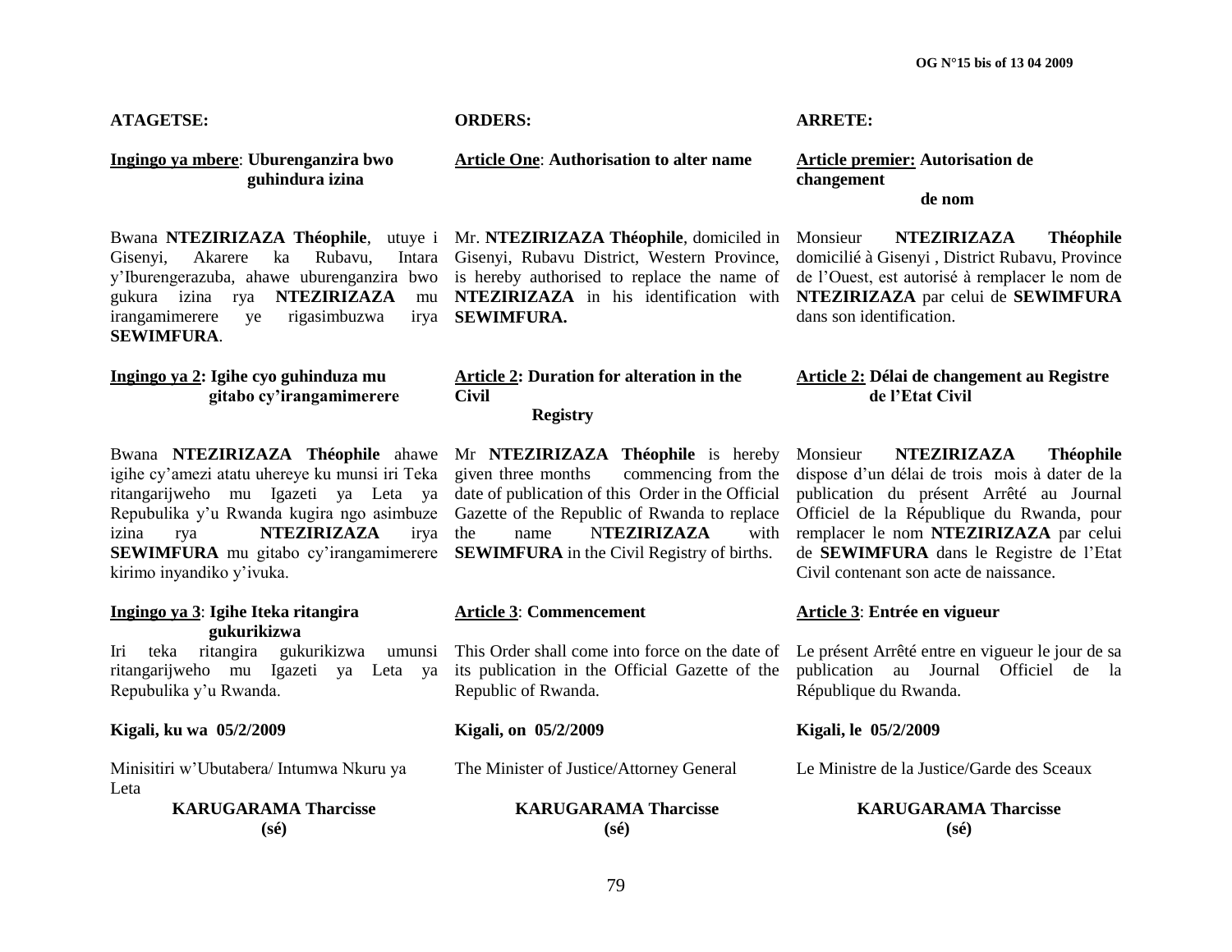**ATAGETSE:**

**Ingingo ya mbere**: **Uburenganzira bwo guhindura izina**

Bwana **NTEZIRIZAZA Théophile**, utuye i Gisenyi, Akarere ka Rubavu, Intara y'Iburengerazuba, ahawe uburenganzira bwo gukura izina rya **NTEZIRIZAZA** mu irangamimerere ye rigasimbuzwa irya **SEWIMFURA**.

**Ingingo ya 2: Igihe cyo guhinduza mu gitabo cy'irangamimerere**

Bwana **NTEZIRIZAZA Théophile** ahawe igihe cy'amezi atatu uhereye ku munsi iri Teka ritangarijweho mu Igazeti ya Leta ya Repubulika y'u Rwanda kugira ngo asimbuze izina rya **NTEZIRIZAZA** irya **SEWIMFURA** mu gitabo cy'irangamimerere kirimo inyandiko y'ivuka.

**Ingingo ya 3**: **Igihe Iteka ritangira gukurikizwa**

Iri teka ritangira gukurikizwa umunsi ritangarijweho mu Igazeti ya Leta ya Repubulika y'u Rwanda.

**Kigali, ku wa 05/2/2009**

Minisitiri w'Ubutabera/ Intumwa Nkuru ya Leta

**KARUGARAMA Tharcisse**
**(sé)**

**ORDERS:**

**Article One**: **Authorisation to alter name**

Mr. **NTEZIRIZAZA Théophile**, domiciled in Gisenyi, Rubavu District, Western Province, is hereby authorised to replace the name of **NTEZIRIZAZA** in his identification with **SEWIMFURA.**

**Article 2: Duration for alteration in the Civil Registry**

Mr **NTEZIRIZAZA Théophile** is hereby given three months commencing from the date of publication of this Order in the Official Gazette of the Republic of Rwanda to replace the name N**TEZIRIZAZA** with **SEWIMFURA** in the Civil Registry of births.

**Article 3**: **Commencement**

This Order shall come into force on the date of its publication in the Official Gazette of the Republic of Rwanda.

**Kigali, on 05/2/2009**

The Minister of Justice/Attorney General

**KARUGARAMA Tharcisse**
**(sé)**

**ARRETE:**

**Article premier: Autorisation de changement de nom**

Monsieur **NTEZIRIZAZA Théophile** domicilié à Gisenyi , District Rubavu, Province de l'Ouest, est autorisé à remplacer le nom de **NTEZIRIZAZA** par celui de **SEWIMFURA** dans son identification.

**Article 2: Délai de changement au Registre de l'Etat Civil**

Monsieur **NTEZIRIZAZA Théophile** dispose d'un délai de trois mois à dater de la publication du présent Arrêté au Journal Officiel de la République du Rwanda, pour remplacer le nom **NTEZIRIZAZA** par celui de **SEWIMFURA** dans le Registre de l'Etat Civil contenant son acte de naissance.

**Article 3**: **Entrée en vigueur**

Le présent Arrêté entre en vigueur le jour de sa publication au Journal Officiel de la République du Rwanda.

**Kigali, le 05/2/2009**

Le Ministre de la Justice/Garde des Sceaux

**KARUGARAMA Tharcisse**
**(sé)**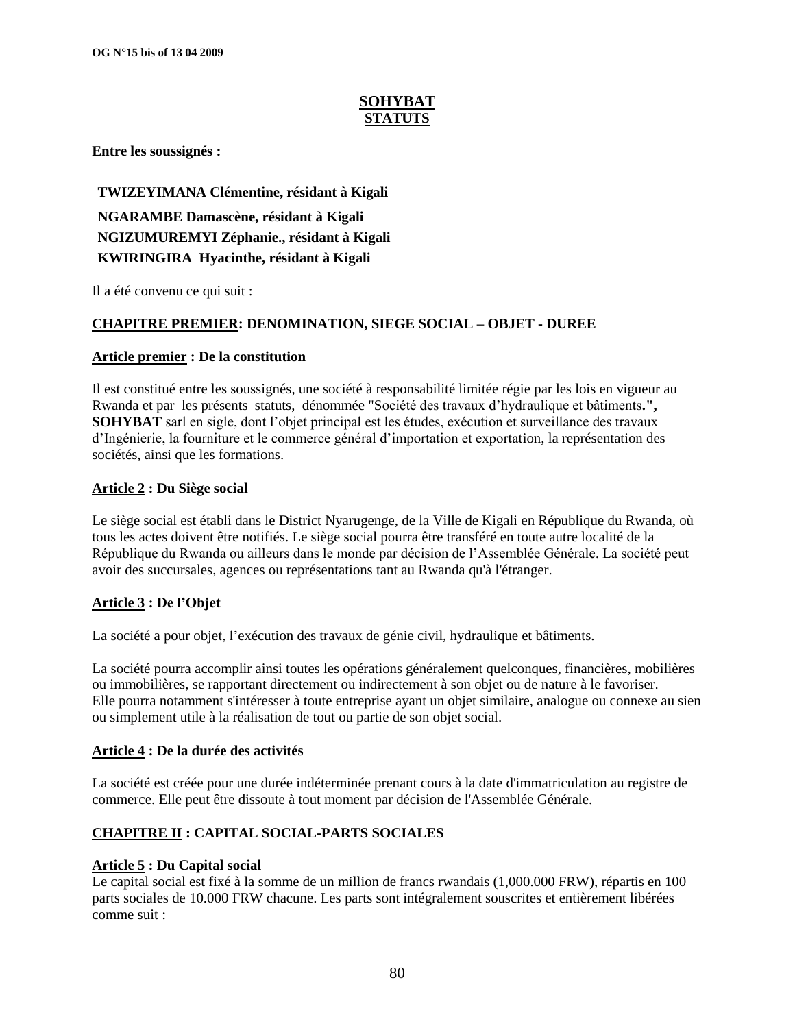**SOHYBAT**
**STATUTS**

**Entre les soussignés :**

**TWIZEYIMANA Clémentine, résidant à Kigali**

**NGARAMBE Damascène, résidant à Kigali**

**NGIZUMUREMYI Zéphanie., résidant à Kigali**

**KWIRINGIRA Hyacinthe, résidant à Kigali**

Il a été convenu ce qui suit :

## CHAPITRE PREMIER: DENOMINATION, SIEGE SOCIAL – OBJET - DUREE

### Article premier : De la constitution

Il est constitué entre les soussignés, une société à responsabilité limitée régie par les lois en vigueur au Rwanda et par les présents statuts, dénommée "Société des travaux d'hydraulique et bâtiments**.", SOHYBAT** sarl en sigle, dont l'objet principal est les études, exécution et surveillance des travaux d'Ingénierie, la fourniture et le commerce général d'importation et exportation, la représentation des sociétés, ainsi que les formations.

### Article 2 : Du Siège social

Le siège social est établi dans le District Nyarugenge, de la Ville de Kigali en République du Rwanda, où tous les actes doivent être notifiés. Le siège social pourra être transféré en toute autre localité de la République du Rwanda ou ailleurs dans le monde par décision de l'Assemblée Générale. La société peut avoir des succursales, agences ou représentations tant au Rwanda qu'à l'étranger.

### Article 3 : De l'Objet

La société a pour objet, l'exécution des travaux de génie civil, hydraulique et bâtiments.

La société pourra accomplir ainsi toutes les opérations généralement quelconques, financières, mobilières ou immobilières, se rapportant directement ou indirectement à son objet ou de nature à le favoriser. Elle pourra notamment s'intéresser à toute entreprise ayant un objet similaire, analogue ou connexe au sien ou simplement utile à la réalisation de tout ou partie de son objet social.

### Article 4 : De la durée des activités

La société est créée pour une durée indéterminée prenant cours à la date d'immatriculation au registre de commerce. Elle peut être dissoute à tout moment par décision de l'Assemblée Générale.

## CHAPITRE II : CAPITAL SOCIAL-PARTS SOCIALES

### Article 5 : Du Capital social

Le capital social est fixé à la somme de un million de francs rwandais (1,000.000 FRW), répartis en 100 parts sociales de 10.000 FRW chacune. Les parts sont intégralement souscrites et entièrement libérées comme suit :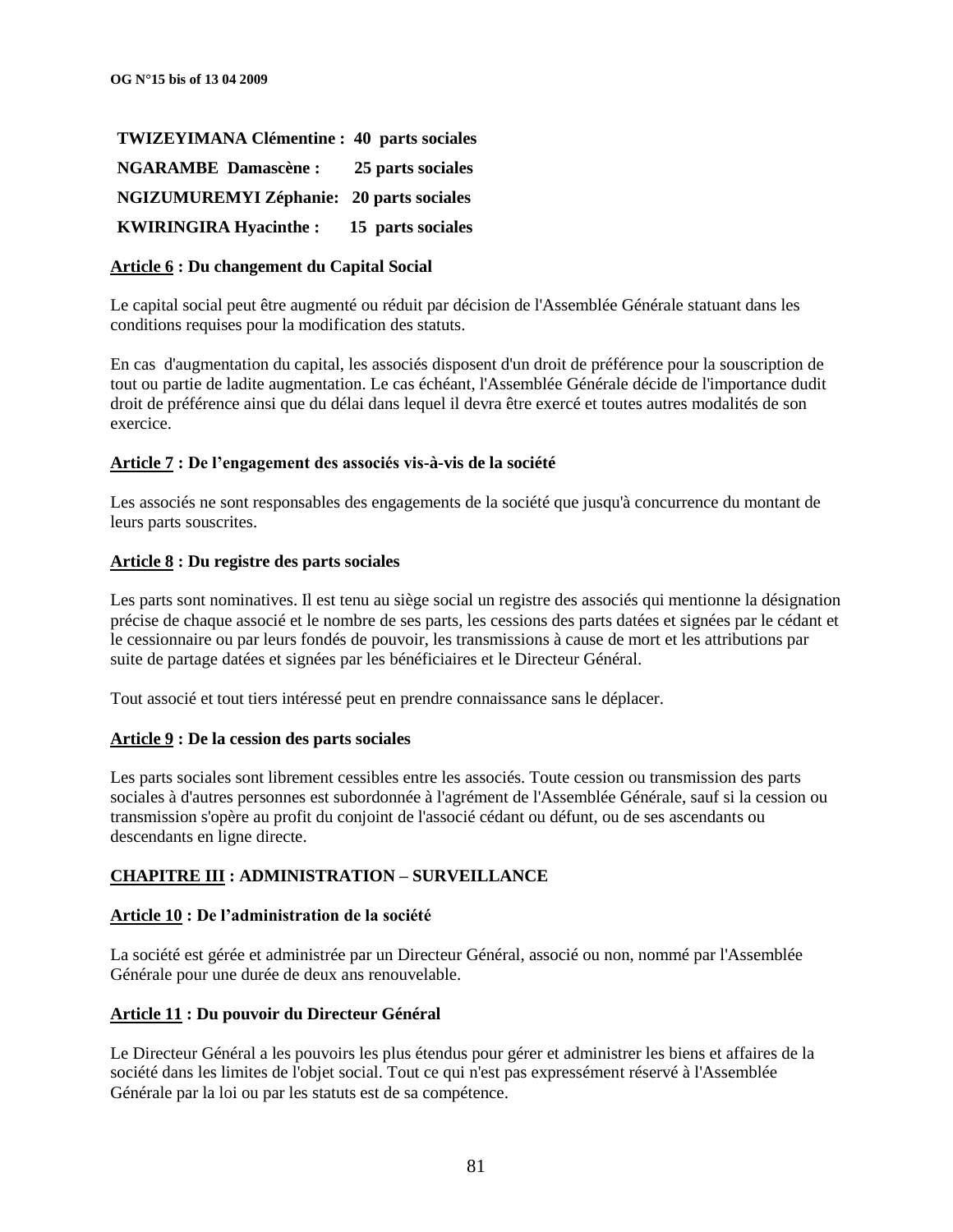**TWIZEYIMANA Clémentine : 40 parts sociales**

**NGARAMBE Damascène : 25 parts sociales**

**NGIZUMUREMYI Zéphanie: 20 parts sociales**

**KWIRINGIRA Hyacinthe : 15 parts sociales**

**Article 6 : Du changement du Capital Social**

Le capital social peut être augmenté ou réduit par décision de l'Assemblée Générale statuant dans les conditions requises pour la modification des statuts.

En cas d'augmentation du capital, les associés disposent d'un droit de préférence pour la souscription de tout ou partie de ladite augmentation. Le cas échéant, l'Assemblée Générale décide de l'importance dudit droit de préférence ainsi que du délai dans lequel il devra être exercé et toutes autres modalités de son exercice.

**Article 7 : De l'engagement des associés vis-à-vis de la société**

Les associés ne sont responsables des engagements de la société que jusqu'à concurrence du montant de leurs parts souscrites.

**Article 8 : Du registre des parts sociales**

Les parts sont nominatives. Il est tenu au siège social un registre des associés qui mentionne la désignation précise de chaque associé et le nombre de ses parts, les cessions des parts datées et signées par le cédant et le cessionnaire ou par leurs fondés de pouvoir, les transmissions à cause de mort et les attributions par suite de partage datées et signées par les bénéficiaires et le Directeur Général.

Tout associé et tout tiers intéressé peut en prendre connaissance sans le déplacer.

**Article 9 : De la cession des parts sociales**

Les parts sociales sont librement cessibles entre les associés. Toute cession ou transmission des parts sociales à d'autres personnes est subordonnée à l'agrément de l'Assemblée Générale, sauf si la cession ou transmission s'opère au profit du conjoint de l'associé cédant ou défunt, ou de ses ascendants ou descendants en ligne directe.

## CHAPITRE III : ADMINISTRATION – SURVEILLANCE

**Article 10 : De l'administration de la société**

La société est gérée et administrée par un Directeur Général, associé ou non, nommé par l'Assemblée Générale pour une durée de deux ans renouvelable.

**Article 11 : Du pouvoir du Directeur Général**

Le Directeur Général a les pouvoirs les plus étendus pour gérer et administrer les biens et affaires de la société dans les limites de l'objet social. Tout ce qui n'est pas expressément réservé à l'Assemblée Générale par la loi ou par les statuts est de sa compétence.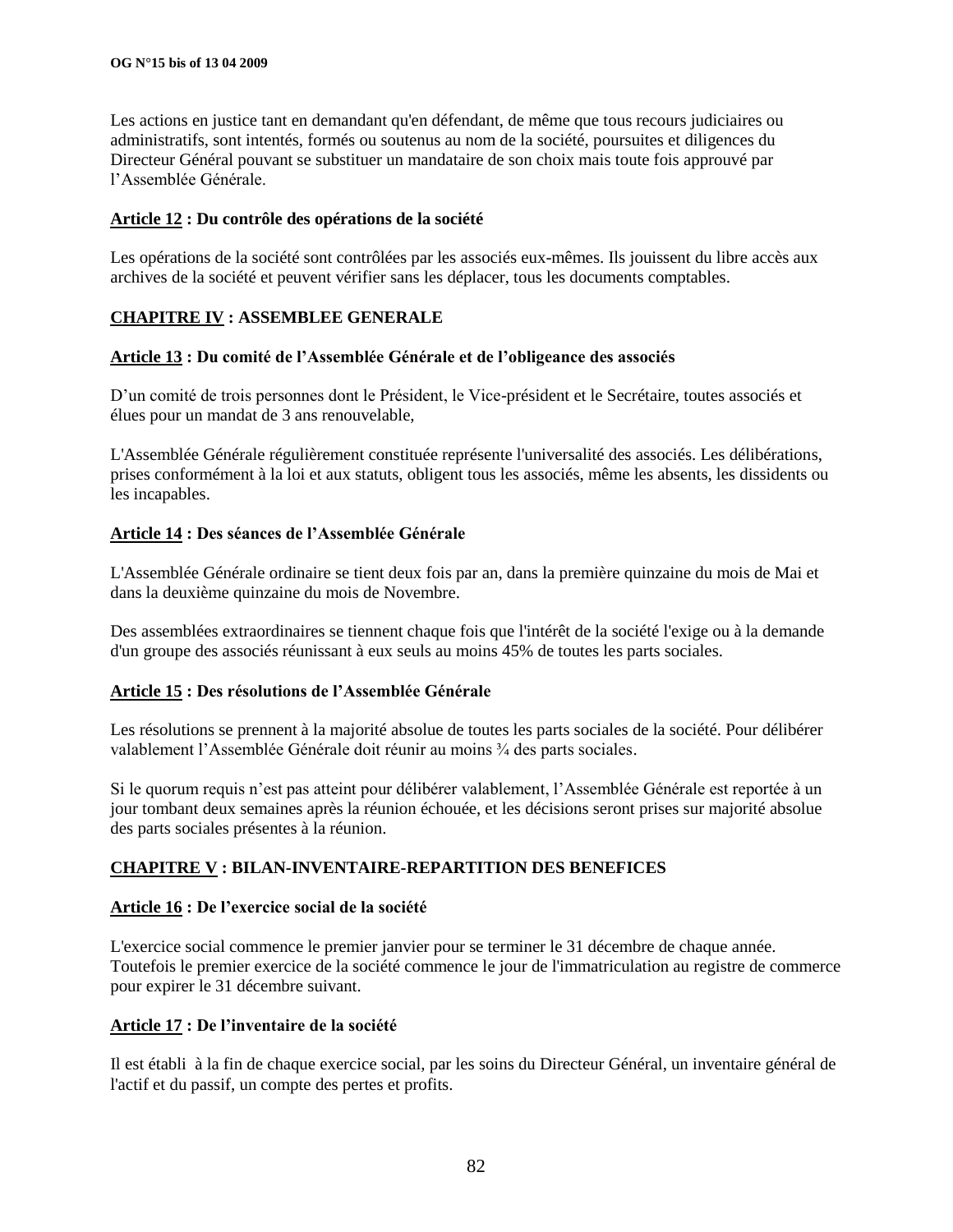Les actions en justice tant en demandant qu'en défendant, de même que tous recours judiciaires ou administratifs, sont intentés, formés ou soutenus au nom de la société, poursuites et diligences du Directeur Général pouvant se substituer un mandataire de son choix mais toute fois approuvé par l'Assemblée Générale.

**Article 12 : Du contrôle des opérations de la société**

Les opérations de la société sont contrôlées par les associés eux-mêmes. Ils jouissent du libre accès aux archives de la société et peuvent vérifier sans les déplacer, tous les documents comptables.

## CHAPITRE IV : ASSEMBLEE GENERALE

**Article 13 : Du comité de l'Assemblée Générale et de l'obligeance des associés**

D'un comité de trois personnes dont le Président, le Vice-président et le Secrétaire, toutes associés et élues pour un mandat de 3 ans renouvelable,

L'Assemblée Générale régulièrement constituée représente l'universalité des associés. Les délibérations, prises conformément à la loi et aux statuts, obligent tous les associés, même les absents, les dissidents ou les incapables.

**Article 14 : Des séances de l'Assemblée Générale**

L'Assemblée Générale ordinaire se tient deux fois par an, dans la première quinzaine du mois de Mai et dans la deuxième quinzaine du mois de Novembre.

Des assemblées extraordinaires se tiennent chaque fois que l'intérêt de la société l'exige ou à la demande d'un groupe des associés réunissant à eux seuls au moins 45% de toutes les parts sociales.

**Article 15 : Des résolutions de l'Assemblée Générale**

Les résolutions se prennent à la majorité absolue de toutes les parts sociales de la société. Pour délibérer valablement l'Assemblée Générale doit réunir au moins ¾ des parts sociales.

Si le quorum requis n'est pas atteint pour délibérer valablement, l'Assemblée Générale est reportée à un jour tombant deux semaines après la réunion échouée, et les décisions seront prises sur majorité absolue des parts sociales présentes à la réunion.

## CHAPITRE V : BILAN-INVENTAIRE-REPARTITION DES BENEFICES

**Article 16 : De l'exercice social de la société**

L'exercice social commence le premier janvier pour se terminer le 31 décembre de chaque année. Toutefois le premier exercice de la société commence le jour de l'immatriculation au registre de commerce pour expirer le 31 décembre suivant.

**Article 17 : De l'inventaire de la société**

Il est établi à la fin de chaque exercice social, par les soins du Directeur Général, un inventaire général de l'actif et du passif, un compte des pertes et profits.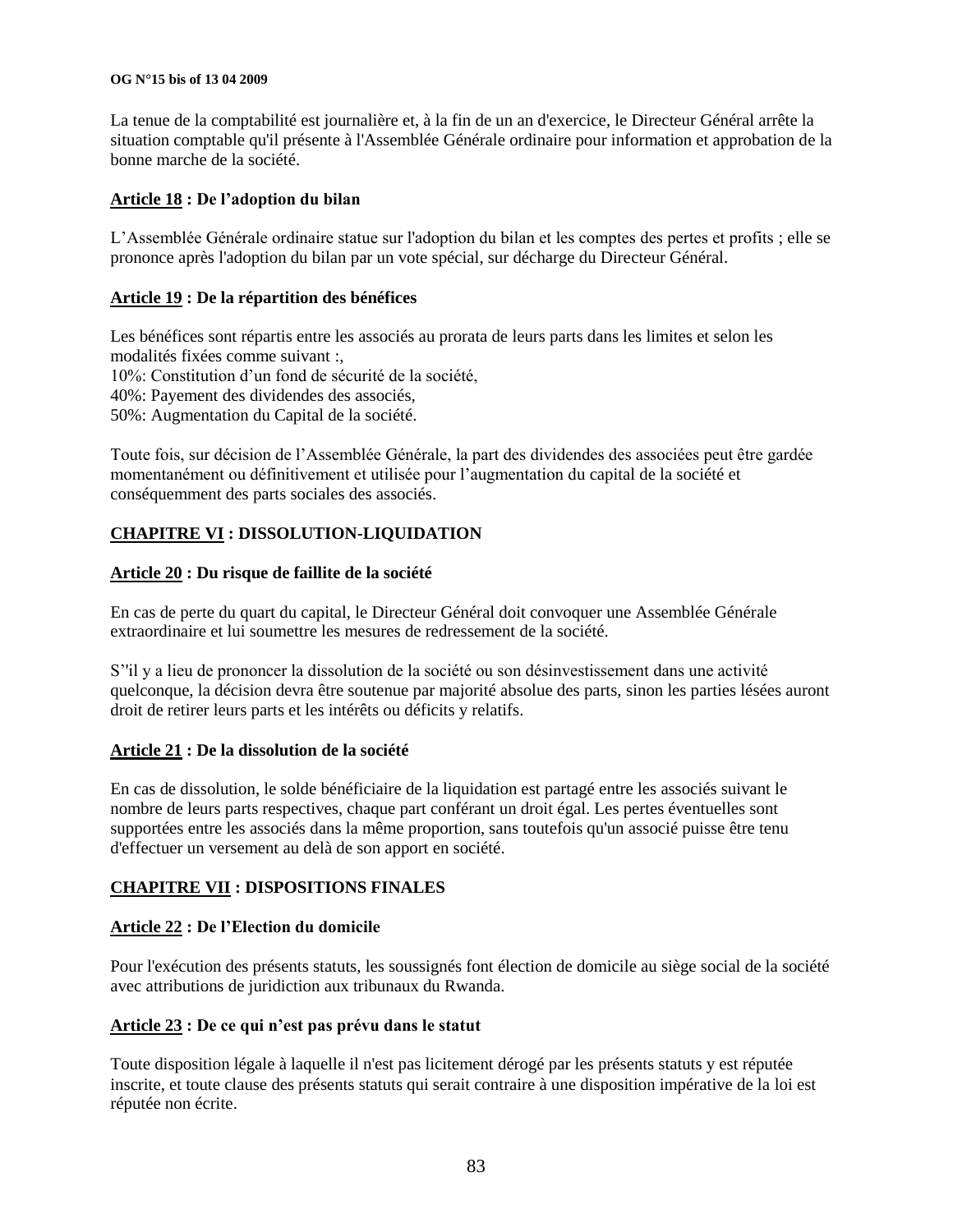La tenue de la comptabilité est journalière et, à la fin de un an d'exercice, le Directeur Général arrête la situation comptable qu'il présente à l'Assemblée Générale ordinaire pour information et approbation de la bonne marche de la société.

**Article 18 : De l'adoption du bilan**

L'Assemblée Générale ordinaire statue sur l'adoption du bilan et les comptes des pertes et profits ; elle se prononce après l'adoption du bilan par un vote spécial, sur décharge du Directeur Général.

**Article 19 : De la répartition des bénéfices**

Les bénéfices sont répartis entre les associés au prorata de leurs parts dans les limites et selon les modalités fixées comme suivant :,
10%: Constitution d'un fond de sécurité de la société,
40%: Payement des dividendes des associés,
50%: Augmentation du Capital de la société.

Toute fois, sur décision de l'Assemblée Générale, la part des dividendes des associées peut être gardée momentanément ou définitivement et utilisée pour l'augmentation du capital de la société et conséquemment des parts sociales des associés.

## CHAPITRE VI : DISSOLUTION-LIQUIDATION

**Article 20 : Du risque de faillite de la société**

En cas de perte du quart du capital, le Directeur Général doit convoquer une Assemblée Générale extraordinaire et lui soumettre les mesures de redressement de la société.

S''il y a lieu de prononcer la dissolution de la société ou son désinvestissement dans une activité quelconque, la décision devra être soutenue par majorité absolue des parts, sinon les parties lésées auront droit de retirer leurs parts et les intérêts ou déficits y relatifs.

**Article 21 : De la dissolution de la société**

En cas de dissolution, le solde bénéficiaire de la liquidation est partagé entre les associés suivant le nombre de leurs parts respectives, chaque part conférant un droit égal. Les pertes éventuelles sont supportées entre les associés dans la même proportion, sans toutefois qu'un associé puisse être tenu d'effectuer un versement au delà de son apport en société.

## CHAPITRE VII : DISPOSITIONS FINALES

**Article 22 : De l'Election du domicile**

Pour l'exécution des présents statuts, les soussignés font élection de domicile au siège social de la société avec attributions de juridiction aux tribunaux du Rwanda.

**Article 23 : De ce qui n'est pas prévu dans le statut**

Toute disposition légale à laquelle il n'est pas licitement dérogé par les présents statuts y est réputée inscrite, et toute clause des présents statuts qui serait contraire à une disposition impérative de la loi est réputée non écrite.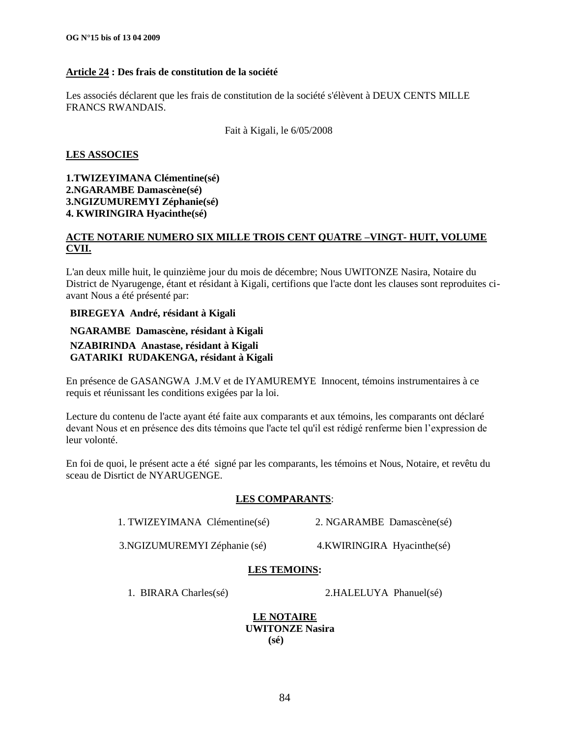**Article 24 : Des frais de constitution de la société**

Les associés déclarent que les frais de constitution de la société s'élèvent à DEUX CENTS MILLE FRANCS RWANDAIS.

Fait à Kigali, le 6/05/2008

**LES ASSOCIES**

**1.TWIZEYIMANA Clémentine(sé)**
**2.NGARAMBE Damascène(sé)**
**3.NGIZUMUREMYI Zéphanie(sé)**
**4. KWIRINGIRA Hyacinthe(sé)**

**ACTE NOTARIE NUMERO SIX MILLE TROIS CENT QUATRE –VINGT- HUIT, VOLUME CVII.**

L'an deux mille huit, le quinzième jour du mois de décembre; Nous UWITONZE Nasira, Notaire du District de Nyarugenge, étant et résidant à Kigali, certifions que l'acte dont les clauses sont reproduites ci-avant Nous a été présenté par:

**BIREGEYA André, résidant à Kigali**

**NGARAMBE Damascène, résidant à Kigali**

**NZABIRINDA Anastase, résidant à Kigali**
**GATARIKI RUDAKENGA, résidant à Kigali**

En présence de GASANGWA J.M.V et de IYAMUREMYE Innocent, témoins instrumentaires à ce requis et réunissant les conditions exigées par la loi.

Lecture du contenu de l'acte ayant été faite aux comparants et aux témoins, les comparants ont déclaré devant Nous et en présence des dits témoins que l'acte tel qu'il est rédigé renferme bien l'expression de leur volonté.

En foi de quoi, le présent acte a été signé par les comparants, les témoins et Nous, Notaire, et revêtu du sceau de Disrtict de NYARUGENGE.

**LES COMPARANTS**:

1. TWIZEYIMANA Clémentine(sé)    2. NGARAMBE Damascène(sé)

3.NGIZUMUREMYI Zéphanie (sé)    4.KWIRINGIRA Hyacinthe(sé)

**LES TEMOINS:**

1. BIRARA Charles(sé)    2.HALELUYA Phanuel(sé)

**LE NOTAIRE**
**UWITONZE Nasira**
**(sé)**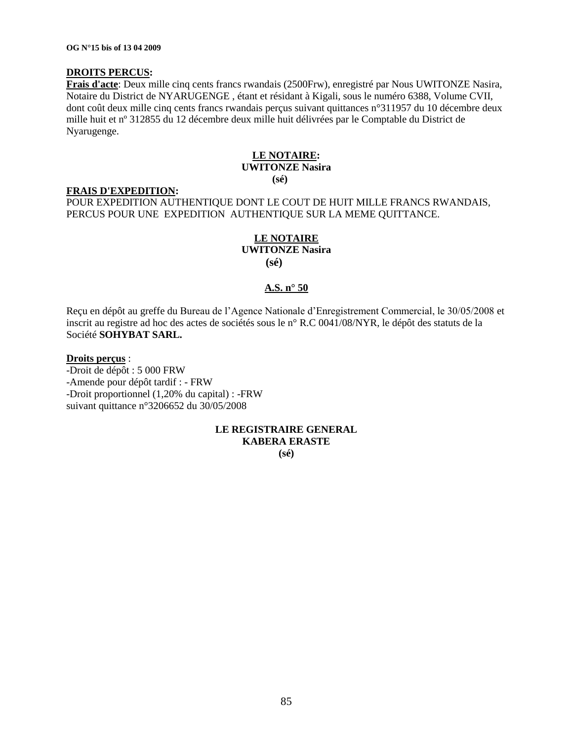**DROITS PERCUS:**

**Frais d'acte**: Deux mille cinq cents francs rwandais (2500Frw), enregistré par Nous UWITONZE Nasira, Notaire du District de NYARUGENGE , étant et résidant à Kigali, sous le numéro 6388, Volume CVII, dont coût deux mille cinq cents francs rwandais perçus suivant quittances n°311957 du 10 décembre deux mille huit et nº 312855 du 12 décembre deux mille huit délivrées par le Comptable du District de Nyarugenge.

**LE NOTAIRE:**
**UWITONZE Nasira**
**(sé)**

**FRAIS D'EXPEDITION:**

POUR EXPEDITION AUTHENTIQUE DONT LE COUT DE HUIT MILLE FRANCS RWANDAIS, PERCUS POUR UNE EXPEDITION AUTHENTIQUE SUR LA MEME QUITTANCE.

**LE NOTAIRE**
**UWITONZE Nasira**
**(sé)**

**A.S. n° 50**

Reçu en dépôt au greffe du Bureau de l'Agence Nationale d'Enregistrement Commercial, le 30/05/2008 et inscrit au registre ad hoc des actes de sociétés sous le n° R.C 0041/08/NYR, le dépôt des statuts de la Société **SOHYBAT SARL.**

**Droits perçus** :

-Droit de dépôt : 5 000 FRW
-Amende pour dépôt tardif : - FRW
-Droit proportionnel (1,20% du capital) : -FRW
suivant quittance n°3206652 du 30/05/2008

**LE REGISTRAIRE GENERAL**
**KABERA ERASTE**
**(sé)**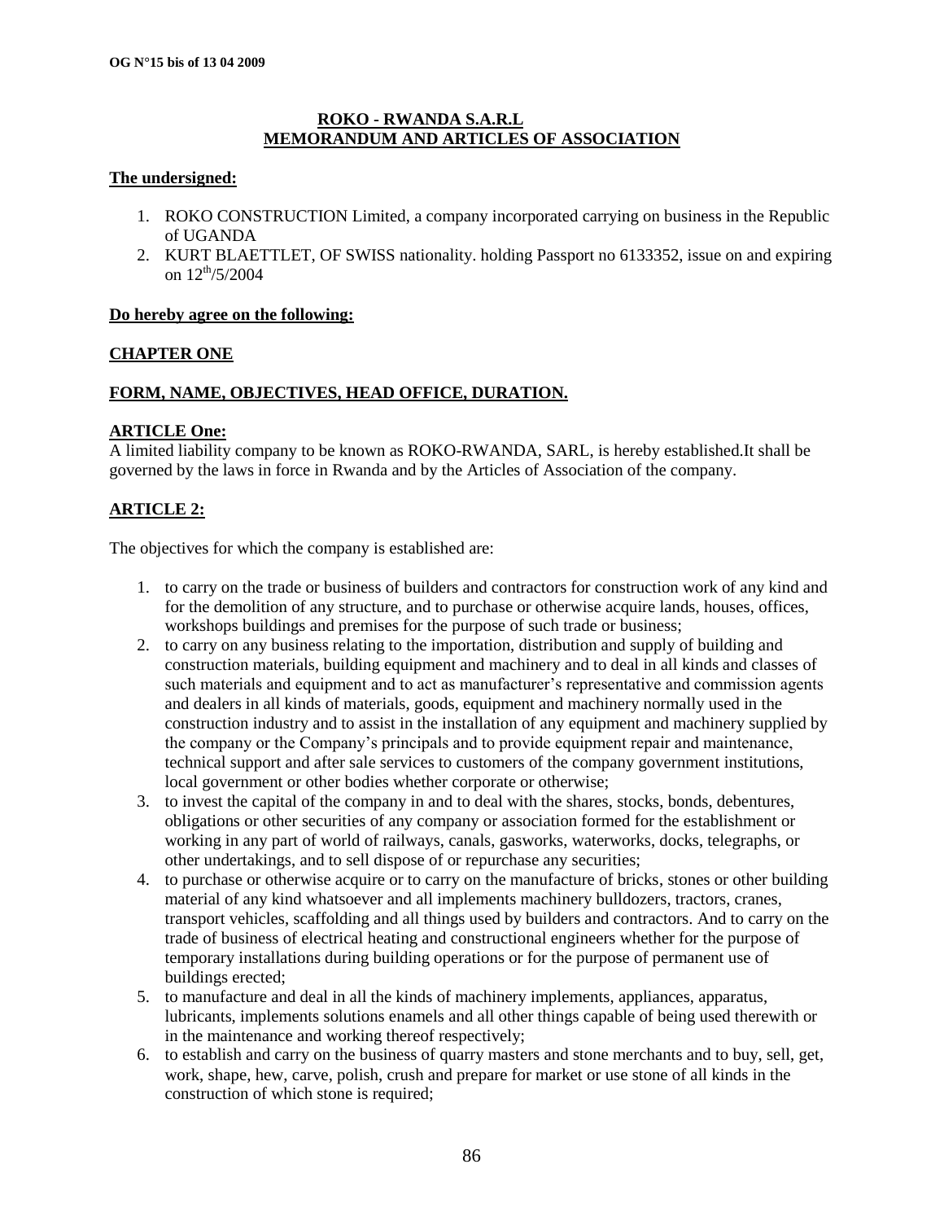**ROKO - RWANDA S.A.R.L**
**MEMORANDUM AND ARTICLES OF ASSOCIATION**

**The undersigned:**

1. ROKO CONSTRUCTION Limited, a company incorporated carrying on business in the Republic of UGANDA
2. KURT BLAETTLET, OF SWISS nationality. holding Passport no 6133352, issue on and expiring on 12th/5/2004

**Do hereby agree on the following:**

## CHAPTER ONE

## FORM, NAME, OBJECTIVES, HEAD OFFICE, DURATION.

### ARTICLE One:

A limited liability company to be known as ROKO-RWANDA, SARL, is hereby established.It shall be governed by the laws in force in Rwanda and by the Articles of Association of the company.

### ARTICLE 2:

The objectives for which the company is established are:

1. to carry on the trade or business of builders and contractors for construction work of any kind and for the demolition of any structure, and to purchase or otherwise acquire lands, houses, offices, workshops buildings and premises for the purpose of such trade or business;
2. to carry on any business relating to the importation, distribution and supply of building and construction materials, building equipment and machinery and to deal in all kinds and classes of such materials and equipment and to act as manufacturer's representative and commission agents and dealers in all kinds of materials, goods, equipment and machinery normally used in the construction industry and to assist in the installation of any equipment and machinery supplied by the company or the Company's principals and to provide equipment repair and maintenance, technical support and after sale services to customers of the company government institutions, local government or other bodies whether corporate or otherwise;
3. to invest the capital of the company in and to deal with the shares, stocks, bonds, debentures, obligations or other securities of any company or association formed for the establishment or working in any part of world of railways, canals, gasworks, waterworks, docks, telegraphs, or other undertakings, and to sell dispose of or repurchase any securities;
4. to purchase or otherwise acquire or to carry on the manufacture of bricks, stones or other building material of any kind whatsoever and all implements machinery bulldozers, tractors, cranes, transport vehicles, scaffolding and all things used by builders and contractors. And to carry on the trade of business of electrical heating and constructional engineers whether for the purpose of temporary installations during building operations or for the purpose of permanent use of buildings erected;
5. to manufacture and deal in all the kinds of machinery implements, appliances, apparatus, lubricants, implements solutions enamels and all other things capable of being used therewith or in the maintenance and working thereof respectively;
6. to establish and carry on the business of quarry masters and stone merchants and to buy, sell, get, work, shape, hew, carve, polish, crush and prepare for market or use stone of all kinds in the construction of which stone is required;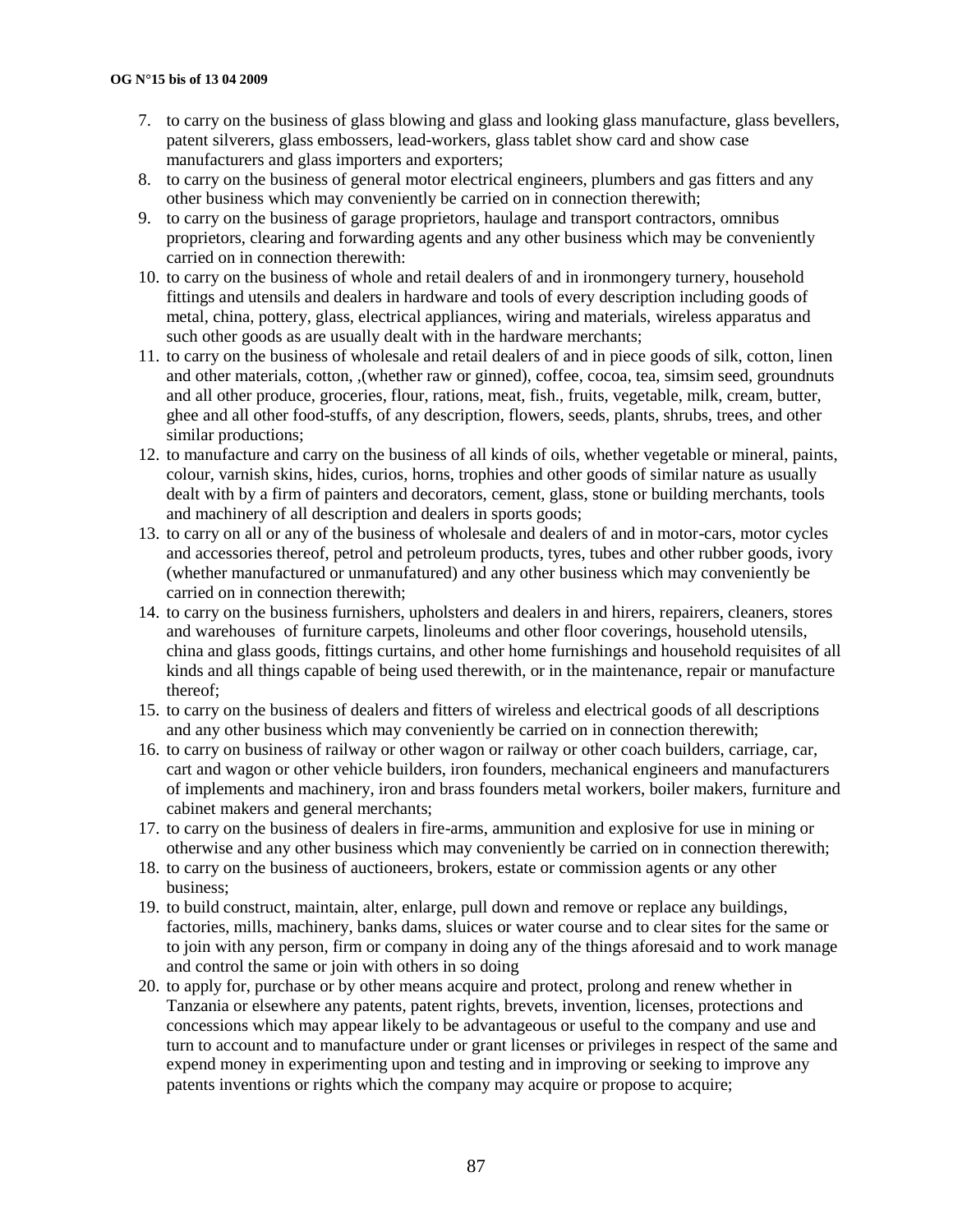7. to carry on the business of glass blowing and glass and looking glass manufacture, glass bevellers, patent silverers, glass embossers, lead-workers, glass tablet show card and show case manufacturers and glass importers and exporters;
8. to carry on the business of general motor electrical engineers, plumbers and gas fitters and any other business which may conveniently be carried on in connection therewith;
9. to carry on the business of garage proprietors, haulage and transport contractors, omnibus proprietors, clearing and forwarding agents and any other business which may be conveniently carried on in connection therewith:
10. to carry on the business of whole and retail dealers of and in ironmongery turnery, household fittings and utensils and dealers in hardware and tools of every description including goods of metal, china, pottery, glass, electrical appliances, wiring and materials, wireless apparatus and such other goods as are usually dealt with in the hardware merchants;
11. to carry on the business of wholesale and retail dealers of and in piece goods of silk, cotton, linen and other materials, cotton, ,(whether raw or ginned), coffee, cocoa, tea, simsim seed, groundnuts and all other produce, groceries, flour, rations, meat, fish., fruits, vegetable, milk, cream, butter, ghee and all other food-stuffs, of any description, flowers, seeds, plants, shrubs, trees, and other similar productions;
12. to manufacture and carry on the business of all kinds of oils, whether vegetable or mineral, paints, colour, varnish skins, hides, curios, horns, trophies and other goods of similar nature as usually dealt with by a firm of painters and decorators, cement, glass, stone or building merchants, tools and machinery of all description and dealers in sports goods;
13. to carry on all or any of the business of wholesale and dealers of and in motor-cars, motor cycles and accessories thereof, petrol and petroleum products, tyres, tubes and other rubber goods, ivory (whether manufactured or unmanufatured) and any other business which may conveniently be carried on in connection therewith;
14. to carry on the business furnishers, upholsters and dealers in and hirers, repairers, cleaners, stores and warehouses of furniture carpets, linoleums and other floor coverings, household utensils, china and glass goods, fittings curtains, and other home furnishings and household requisites of all kinds and all things capable of being used therewith, or in the maintenance, repair or manufacture thereof;
15. to carry on the business of dealers and fitters of wireless and electrical goods of all descriptions and any other business which may conveniently be carried on in connection therewith;
16. to carry on business of railway or other wagon or railway or other coach builders, carriage, car, cart and wagon or other vehicle builders, iron founders, mechanical engineers and manufacturers of implements and machinery, iron and brass founders metal workers, boiler makers, furniture and cabinet makers and general merchants;
17. to carry on the business of dealers in fire-arms, ammunition and explosive for use in mining or otherwise and any other business which may conveniently be carried on in connection therewith;
18. to carry on the business of auctioneers, brokers, estate or commission agents or any other business;
19. to build construct, maintain, alter, enlarge, pull down and remove or replace any buildings, factories, mills, machinery, banks dams, sluices or water course and to clear sites for the same or to join with any person, firm or company in doing any of the things aforesaid and to work manage and control the same or join with others in so doing
20. to apply for, purchase or by other means acquire and protect, prolong and renew whether in Tanzania or elsewhere any patents, patent rights, brevets, invention, licenses, protections and concessions which may appear likely to be advantageous or useful to the company and use and turn to account and to manufacture under or grant licenses or privileges in respect of the same and expend money in experimenting upon and testing and in improving or seeking to improve any patents inventions or rights which the company may acquire or propose to acquire;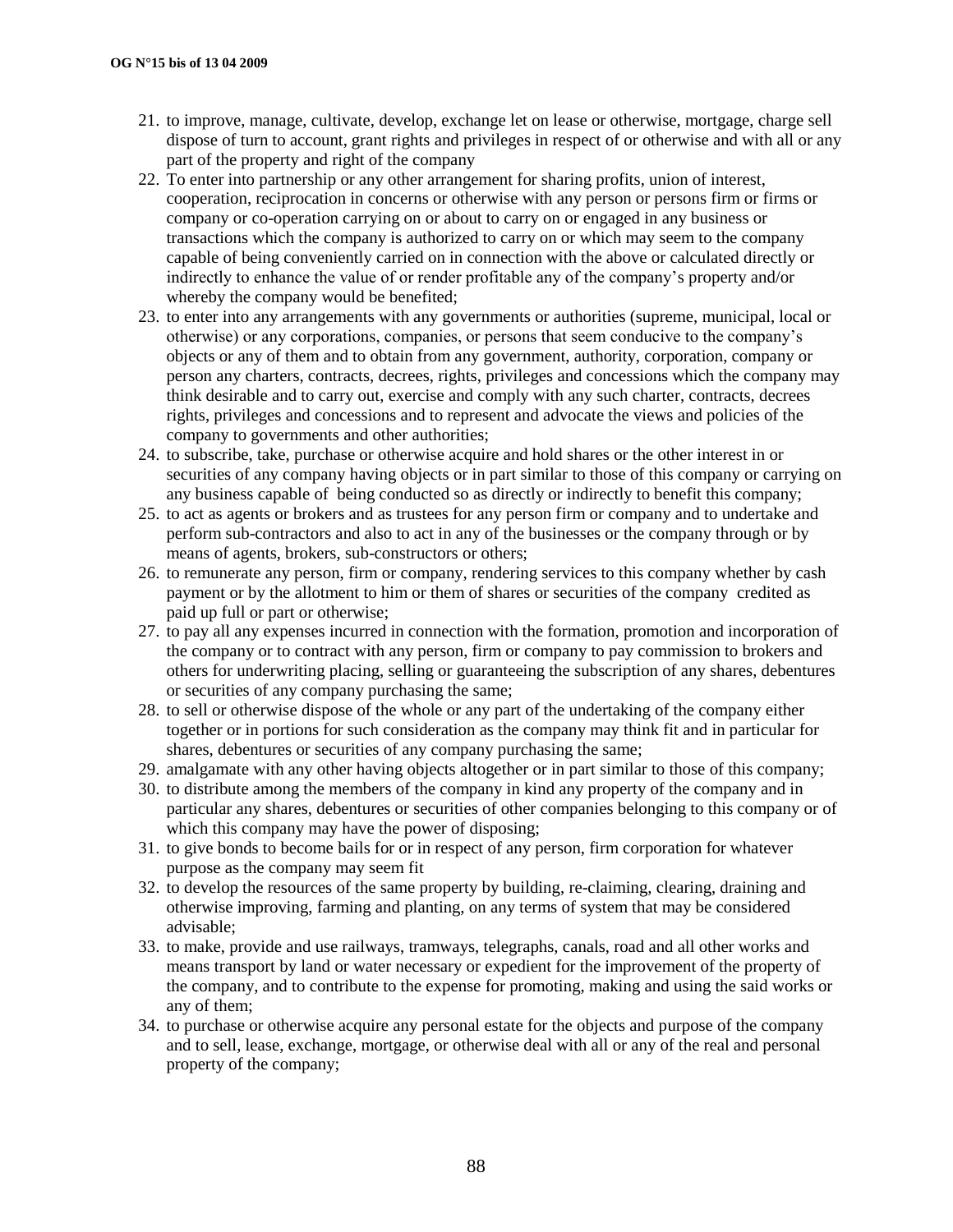21. to improve, manage, cultivate, develop, exchange let on lease or otherwise, mortgage, charge sell dispose of turn to account, grant rights and privileges in respect of or otherwise and with all or any part of the property and right of the company
22. To enter into partnership or any other arrangement for sharing profits, union of interest, cooperation, reciprocation in concerns or otherwise with any person or persons firm or firms or company or co-operation carrying on or about to carry on or engaged in any business or transactions which the company is authorized to carry on or which may seem to the company capable of being conveniently carried on in connection with the above or calculated directly or indirectly to enhance the value of or render profitable any of the company's property and/or whereby the company would be benefited;
23. to enter into any arrangements with any governments or authorities (supreme, municipal, local or otherwise) or any corporations, companies, or persons that seem conducive to the company's objects or any of them and to obtain from any government, authority, corporation, company or person any charters, contracts, decrees, rights, privileges and concessions which the company may think desirable and to carry out, exercise and comply with any such charter, contracts, decrees rights, privileges and concessions and to represent and advocate the views and policies of the company to governments and other authorities;
24. to subscribe, take, purchase or otherwise acquire and hold shares or the other interest in or securities of any company having objects or in part similar to those of this company or carrying on any business capable of being conducted so as directly or indirectly to benefit this company;
25. to act as agents or brokers and as trustees for any person firm or company and to undertake and perform sub-contractors and also to act in any of the businesses or the company through or by means of agents, brokers, sub-constructors or others;
26. to remunerate any person, firm or company, rendering services to this company whether by cash payment or by the allotment to him or them of shares or securities of the company credited as paid up full or part or otherwise;
27. to pay all any expenses incurred in connection with the formation, promotion and incorporation of the company or to contract with any person, firm or company to pay commission to brokers and others for underwriting placing, selling or guaranteeing the subscription of any shares, debentures or securities of any company purchasing the same;
28. to sell or otherwise dispose of the whole or any part of the undertaking of the company either together or in portions for such consideration as the company may think fit and in particular for shares, debentures or securities of any company purchasing the same;
29. amalgamate with any other having objects altogether or in part similar to those of this company;
30. to distribute among the members of the company in kind any property of the company and in particular any shares, debentures or securities of other companies belonging to this company or of which this company may have the power of disposing;
31. to give bonds to become bails for or in respect of any person, firm corporation for whatever purpose as the company may seem fit
32. to develop the resources of the same property by building, re-claiming, clearing, draining and otherwise improving, farming and planting, on any terms of system that may be considered advisable;
33. to make, provide and use railways, tramways, telegraphs, canals, road and all other works and means transport by land or water necessary or expedient for the improvement of the property of the company, and to contribute to the expense for promoting, making and using the said works or any of them;
34. to purchase or otherwise acquire any personal estate for the objects and purpose of the company and to sell, lease, exchange, mortgage, or otherwise deal with all or any of the real and personal property of the company;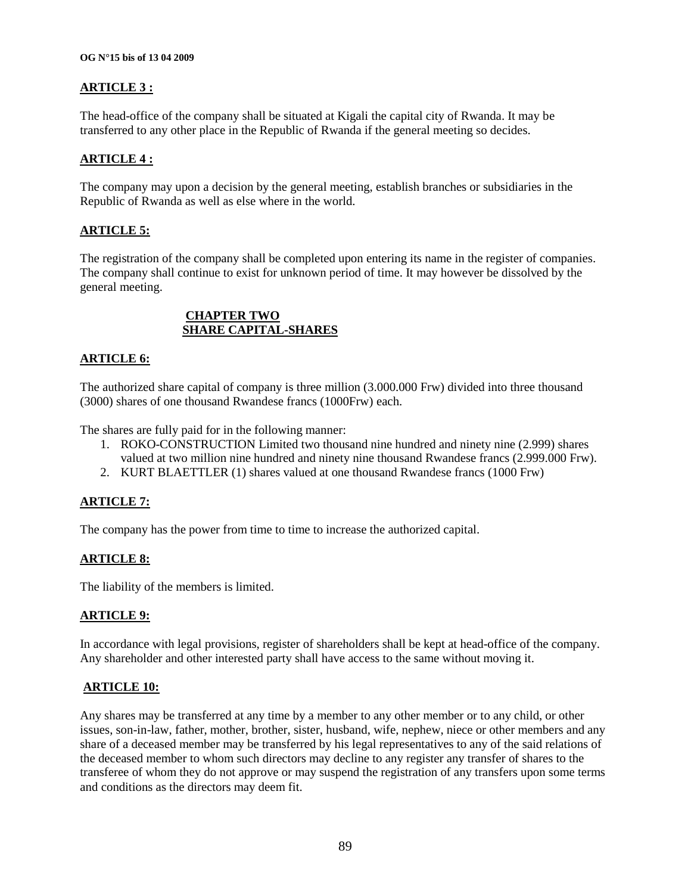**ARTICLE 3 :**

The head-office of the company shall be situated at Kigali the capital city of Rwanda. It may be transferred to any other place in the Republic of Rwanda if the general meeting so decides.

**ARTICLE 4 :**

The company may upon a decision by the general meeting, establish branches or subsidiaries in the Republic of Rwanda as well as else where in the world.

**ARTICLE 5:**

The registration of the company shall be completed upon entering its name in the register of companies. The company shall continue to exist for unknown period of time. It may however be dissolved by the general meeting.

## CHAPTER TWO
## SHARE CAPITAL-SHARES

**ARTICLE 6:**

The authorized share capital of company is three million (3.000.000 Frw) divided into three thousand (3000) shares of one thousand Rwandese francs (1000Frw) each.

The shares are fully paid for in the following manner:

1. ROKO-CONSTRUCTION Limited two thousand nine hundred and ninety nine (2.999) shares valued at two million nine hundred and ninety nine thousand Rwandese francs (2.999.000 Frw).
2. KURT BLAETTLER (1) shares valued at one thousand Rwandese francs (1000 Frw)

**ARTICLE 7:**

The company has the power from time to time to increase the authorized capital.

**ARTICLE 8:**

The liability of the members is limited.

**ARTICLE 9:**

In accordance with legal provisions, register of shareholders shall be kept at head-office of the company. Any shareholder and other interested party shall have access to the same without moving it.

**ARTICLE 10:**

Any shares may be transferred at any time by a member to any other member or to any child, or other issues, son-in-law, father, mother, brother, sister, husband, wife, nephew, niece or other members and any share of a deceased member may be transferred by his legal representatives to any of the said relations of the deceased member to whom such directors may decline to any register any transfer of shares to the transferee of whom they do not approve or may suspend the registration of any transfers upon some terms and conditions as the directors may deem fit.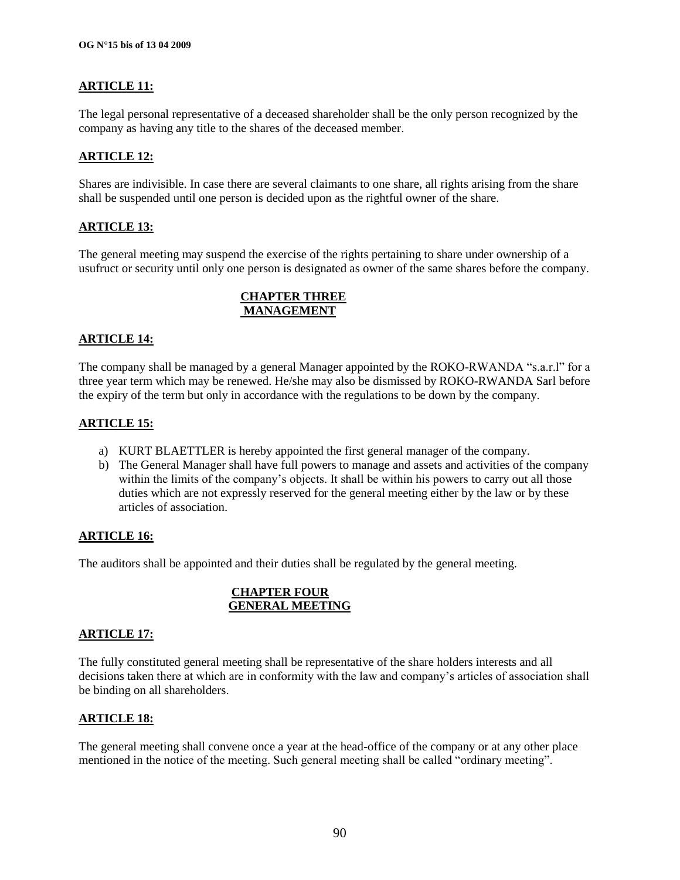**ARTICLE 11:**

The legal personal representative of a deceased shareholder shall be the only person recognized by the company as having any title to the shares of the deceased member.

**ARTICLE 12:**

Shares are indivisible. In case there are several claimants to one share, all rights arising from the share shall be suspended until one person is decided upon as the rightful owner of the share.

**ARTICLE 13:**

The general meeting may suspend the exercise of the rights pertaining to share under ownership of a usufruct or security until only one person is designated as owner of the same shares before the company.

## CHAPTER THREE MANAGEMENT

**ARTICLE 14:**

The company shall be managed by a general Manager appointed by the ROKO-RWANDA "s.a.r.l" for a three year term which may be renewed. He/she may also be dismissed by ROKO-RWANDA Sarl before the expiry of the term but only in accordance with the regulations to be down by the company.

**ARTICLE 15:**

a) KURT BLAETTLER is hereby appointed the first general manager of the company.
b) The General Manager shall have full powers to manage and assets and activities of the company within the limits of the company's objects. It shall be within his powers to carry out all those duties which are not expressly reserved for the general meeting either by the law or by these articles of association.

**ARTICLE 16:**

The auditors shall be appointed and their duties shall be regulated by the general meeting.

## CHAPTER FOUR GENERAL MEETING

**ARTICLE 17:**

The fully constituted general meeting shall be representative of the share holders interests and all decisions taken there at which are in conformity with the law and company's articles of association shall be binding on all shareholders.

**ARTICLE 18:**

The general meeting shall convene once a year at the head-office of the company or at any other place mentioned in the notice of the meeting. Such general meeting shall be called "ordinary meeting".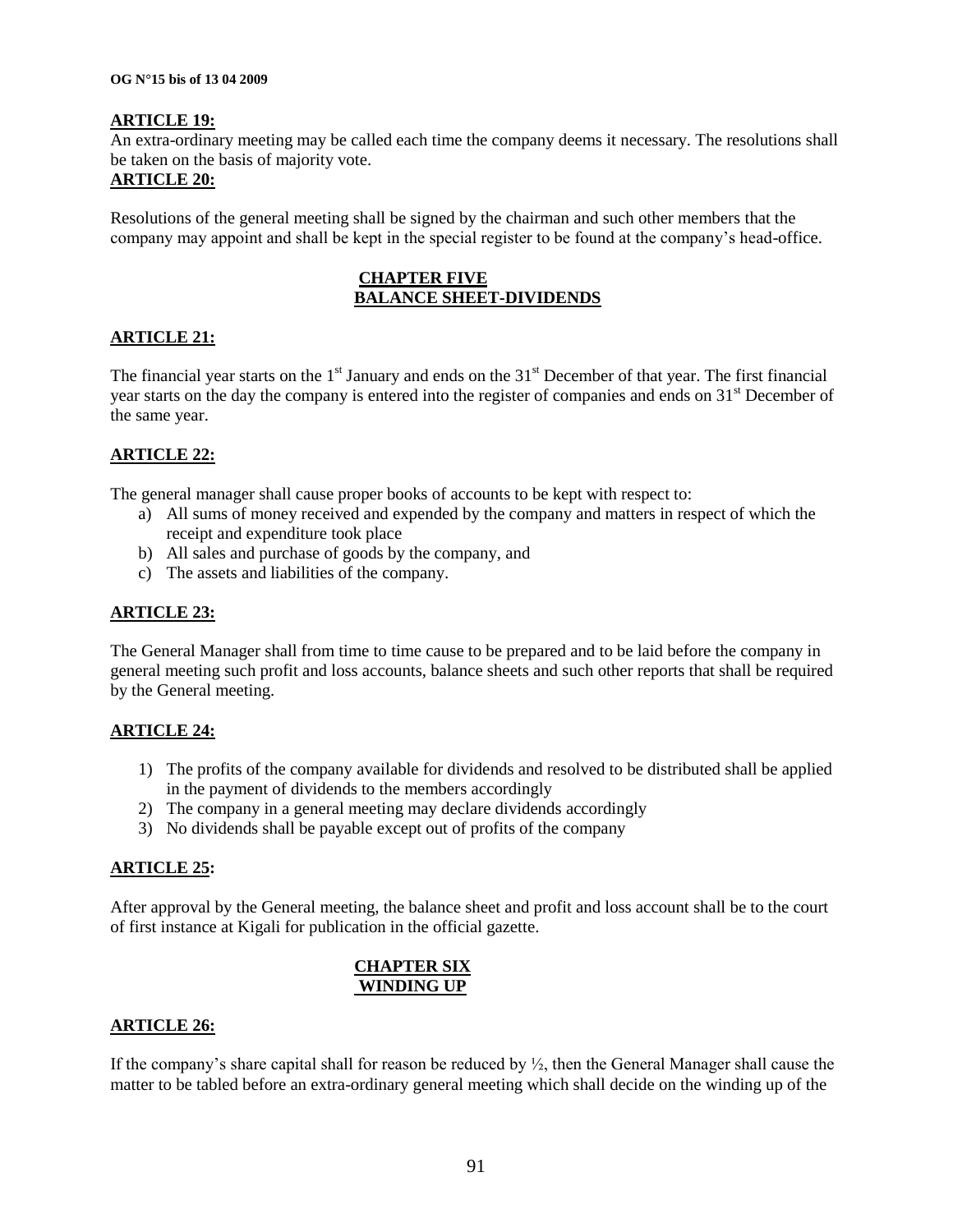**ARTICLE 19:**

An extra-ordinary meeting may be called each time the company deems it necessary. The resolutions shall be taken on the basis of majority vote.

**ARTICLE 20:**

Resolutions of the general meeting shall be signed by the chairman and such other members that the company may appoint and shall be kept in the special register to be found at the company's head-office.

## CHAPTER FIVE
## BALANCE SHEET-DIVIDENDS

**ARTICLE 21:**

The financial year starts on the 1st January and ends on the 31st December of that year. The first financial year starts on the day the company is entered into the register of companies and ends on 31st December of the same year.

**ARTICLE 22:**

The general manager shall cause proper books of accounts to be kept with respect to:

a) All sums of money received and expended by the company and matters in respect of which the receipt and expenditure took place
b) All sales and purchase of goods by the company, and
c) The assets and liabilities of the company.

**ARTICLE 23:**

The General Manager shall from time to time cause to be prepared and to be laid before the company in general meeting such profit and loss accounts, balance sheets and such other reports that shall be required by the General meeting.

**ARTICLE 24:**

1) The profits of the company available for dividends and resolved to be distributed shall be applied in the payment of dividends to the members accordingly
2) The company in a general meeting may declare dividends accordingly
3) No dividends shall be payable except out of profits of the company

**ARTICLE 25:**

After approval by the General meeting, the balance sheet and profit and loss account shall be to the court of first instance at Kigali for publication in the official gazette.

## CHAPTER SIX
## WINDING UP

**ARTICLE 26:**

If the company's share capital shall for reason be reduced by ½, then the General Manager shall cause the matter to be tabled before an extra-ordinary general meeting which shall decide on the winding up of the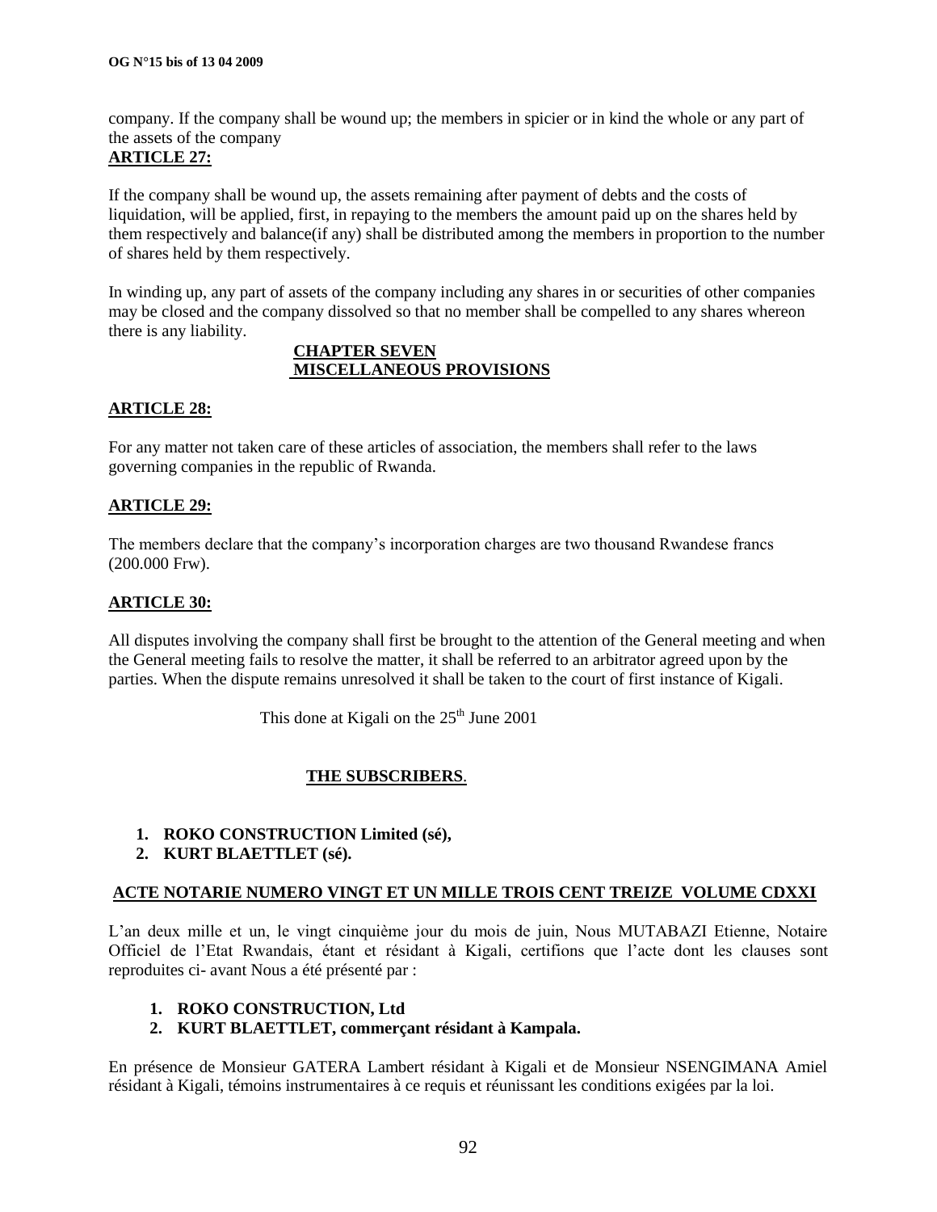company. If the company shall be wound up; the members in spicier or in kind the whole or any part of the assets of the company

**ARTICLE 27:**

If the company shall be wound up, the assets remaining after payment of debts and the costs of liquidation, will be applied, first, in repaying to the members the amount paid up on the shares held by them respectively and balance(if any) shall be distributed among the members in proportion to the number of shares held by them respectively.

In winding up, any part of assets of the company including any shares in or securities of other companies may be closed and the company dissolved so that no member shall be compelled to any shares whereon there is any liability.

## CHAPTER SEVEN
## MISCELLANEOUS PROVISIONS

**ARTICLE 28:**

For any matter not taken care of these articles of association, the members shall refer to the laws governing companies in the republic of Rwanda.

**ARTICLE 29:**

The members declare that the company's incorporation charges are two thousand Rwandese francs (200.000 Frw).

**ARTICLE 30:**

All disputes involving the company shall first be brought to the attention of the General meeting and when the General meeting fails to resolve the matter, it shall be referred to an arbitrator agreed upon by the parties. When the dispute remains unresolved it shall be taken to the court of first instance of Kigali.

This done at Kigali on the 25th June 2001

**THE SUBSCRIBERS**.

1. **ROKO CONSTRUCTION Limited (sé),**
2. **KURT BLAETTLET (sé).**

**ACTE NOTARIE NUMERO VINGT ET UN MILLE TROIS CENT TREIZE VOLUME CDXXI**

L'an deux mille et un, le vingt cinquième jour du mois de juin, Nous MUTABAZI Etienne, Notaire Officiel de l'Etat Rwandais, étant et résidant à Kigali, certifions que l'acte dont les clauses sont reproduites ci- avant Nous a été présenté par :

1. **ROKO CONSTRUCTION, Ltd**
2. **KURT BLAETTLET, commerçant résidant à Kampala.**

En présence de Monsieur GATERA Lambert résidant à Kigali et de Monsieur NSENGIMANA Amiel résidant à Kigali, témoins instrumentaires à ce requis et réunissant les conditions exigées par la loi.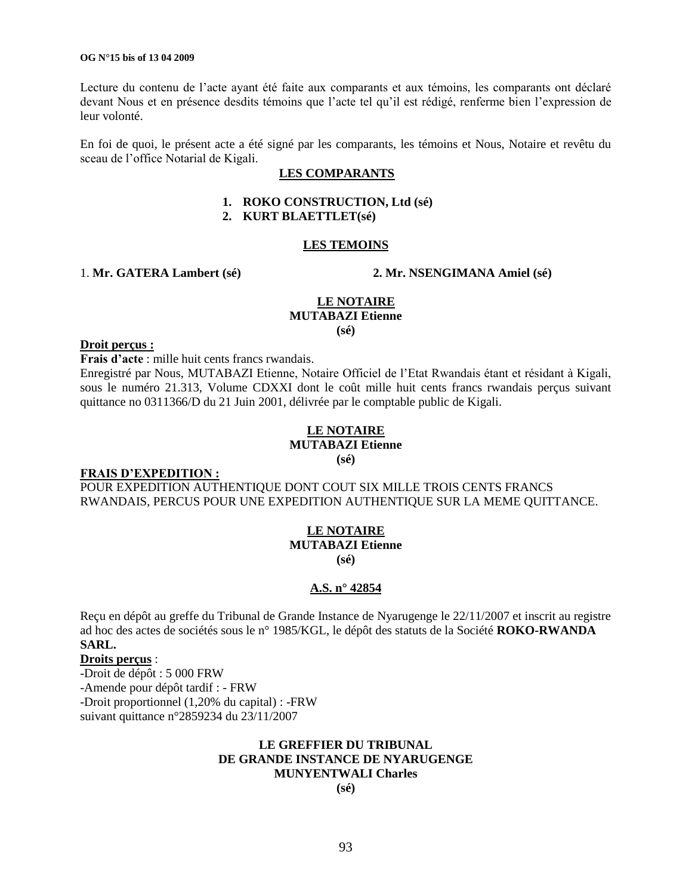Lecture du contenu de l'acte ayant été faite aux comparants et aux témoins, les comparants ont déclaré devant Nous et en présence desdits témoins que l'acte tel qu'il est rédigé, renferme bien l'expression de leur volonté.

En foi de quoi, le présent acte a été signé par les comparants, les témoins et Nous, Notaire et revêtu du sceau de l'office Notarial de Kigali.

**LES COMPARANTS**

1. **ROKO CONSTRUCTION, Ltd (sé)**
2. **KURT BLAETTLET(sé)**

**LES TEMOINS**

1. **Mr. GATERA Lambert (sé)**
2. **Mr. NSENGIMANA Amiel (sé)**

**LE NOTAIRE**
**MUTABAZI Etienne**
**(sé)**

**Droit perçus :**
**Frais d'acte** : mille huit cents francs rwandais.
Enregistré par Nous, MUTABAZI Etienne, Notaire Officiel de l'Etat Rwandais étant et résidant à Kigali, sous le numéro 21.313, Volume CDXXI dont le coût mille huit cents francs rwandais perçus suivant quittance no 0311366/D du 21 Juin 2001, délivrée par le comptable public de Kigali.

**LE NOTAIRE**
**MUTABAZI Etienne**
**(sé)**

**FRAIS D'EXPEDITION :**
POUR EXPEDITION AUTHENTIQUE DONT COUT SIX MILLE TROIS CENTS FRANCS RWANDAIS, PERCUS POUR UNE EXPEDITION AUTHENTIQUE SUR LA MEME QUITTANCE.

**LE NOTAIRE**
**MUTABAZI Etienne**
**(sé)**

**A.S. n° 42854**

Reçu en dépôt au greffe du Tribunal de Grande Instance de Nyarugenge le 22/11/2007 et inscrit au registre ad hoc des actes de sociétés sous le n° 1985/KGL, le dépôt des statuts de la Société **ROKO-RWANDA SARL.**

**Droits perçus** :
-Droit de dépôt : 5 000 FRW
-Amende pour dépôt tardif : - FRW
-Droit proportionnel (1,20% du capital) : -FRW
suivant quittance n°2859234 du 23/11/2007

**LE GREFFIER DU TRIBUNAL**
**DE GRANDE INSTANCE DE NYARUGENGE**
**MUNYENTWALI Charles**
**(sé)**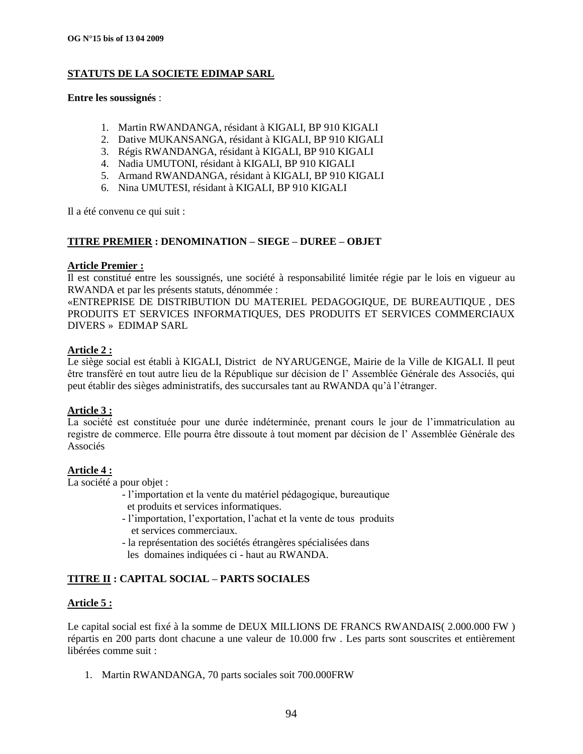**STATUTS DE LA SOCIETE EDIMAP SARL**

**Entre les soussignés** :

1. Martin RWANDANGA, résidant à KIGALI, BP 910 KIGALI
2. Dative MUKANSANGA, résidant à KIGALI, BP 910 KIGALI
3. Régis RWANDANGA, résidant à KIGALI, BP 910 KIGALI
4. Nadia UMUTONI, résidant à KIGALI, BP 910 KIGALI
5. Armand RWANDANGA, résidant à KIGALI, BP 910 KIGALI
6. Nina UMUTESI, résidant à KIGALI, BP 910 KIGALI

Il a été convenu ce qui suit :

## TITRE PREMIER : DENOMINATION – SIEGE – DUREE – OBJET

**Article Premier :**

Il est constitué entre les soussignés, une société à responsabilité limitée régie par le lois en vigueur au RWANDA et par les présents statuts, dénommée :
«ENTREPRISE DE DISTRIBUTION DU MATERIEL PEDAGOGIQUE, DE BUREAUTIQUE , DES PRODUITS ET SERVICES INFORMATIQUES, DES PRODUITS ET SERVICES COMMERCIAUX DIVERS » EDIMAP SARL

**Article 2 :**

Le siège social est établi à KIGALI, District de NYARUGENGE, Mairie de la Ville de KIGALI. Il peut être transféré en tout autre lieu de la République sur décision de l' Assemblée Générale des Associés, qui peut établir des sièges administratifs, des succursales tant au RWANDA qu'à l'étranger.

**Article 3 :**

La société est constituée pour une durée indéterminée, prenant cours le jour de l'immatriculation au registre de commerce. Elle pourra être dissoute à tout moment par décision de l' Assemblée Générale des Associés

**Article 4 :**

La société a pour objet :

- l'importation et la vente du matériel pédagogique, bureautique et produits et services informatiques.
- l'importation, l'exportation, l'achat et la vente de tous produits et services commerciaux.
- la représentation des sociétés étrangères spécialisées dans les domaines indiquées ci - haut au RWANDA.

## TITRE II : CAPITAL SOCIAL – PARTS SOCIALES

**Article 5 :**

Le capital social est fixé à la somme de DEUX MILLIONS DE FRANCS RWANDAIS( 2.000.000 FW ) répartis en 200 parts dont chacune a une valeur de 10.000 frw . Les parts sont souscrites et entièrement libérées comme suit :

1. Martin RWANDANGA, 70 parts sociales soit 700.000FRW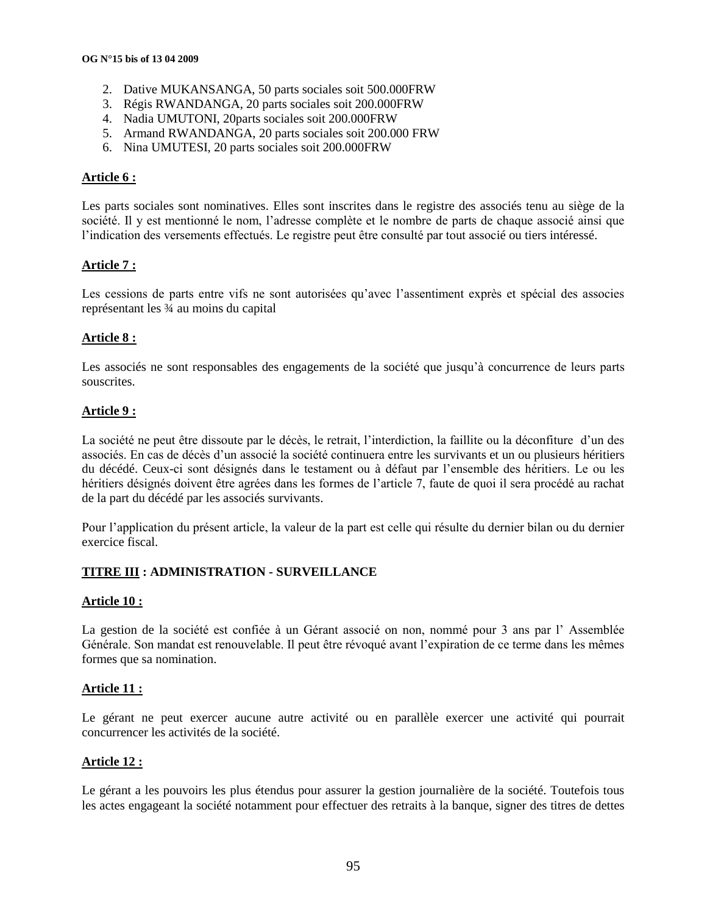2. Dative MUKANSANGA, 50 parts sociales soit 500.000FRW
3. Régis RWANDANGA, 20 parts sociales soit 200.000FRW
4. Nadia UMUTONI, 20parts sociales soit 200.000FRW
5. Armand RWANDANGA, 20 parts sociales soit 200.000 FRW
6. Nina UMUTESI, 20 parts sociales soit 200.000FRW

**Article 6 :**

Les parts sociales sont nominatives. Elles sont inscrites dans le registre des associés tenu au siège de la société. Il y est mentionné le nom, l'adresse complète et le nombre de parts de chaque associé ainsi que l'indication des versements effectués. Le registre peut être consulté par tout associé ou tiers intéressé.

**Article 7 :**

Les cessions de parts entre vifs ne sont autorisées qu'avec l'assentiment exprès et spécial des associes représentant les ¾ au moins du capital

**Article 8 :**

Les associés ne sont responsables des engagements de la société que jusqu'à concurrence de leurs parts souscrites.

**Article 9 :**

La société ne peut être dissoute par le décès, le retrait, l'interdiction, la faillite ou la déconfiture d'un des associés. En cas de décès d'un associé la société continuera entre les survivants et un ou plusieurs héritiers du décédé. Ceux-ci sont désignés dans le testament ou à défaut par l'ensemble des héritiers. Le ou les héritiers désignés doivent être agrées dans les formes de l'article 7, faute de quoi il sera procédé au rachat de la part du décédé par les associés survivants.

Pour l'application du présent article, la valeur de la part est celle qui résulte du dernier bilan ou du dernier exercice fiscal.

**TITRE III : ADMINISTRATION - SURVEILLANCE**

**Article 10 :**

La gestion de la société est confiée à un Gérant associé on non, nommé pour 3 ans par l' Assemblée Générale. Son mandat est renouvelable. Il peut être révoqué avant l'expiration de ce terme dans les mêmes formes que sa nomination.

**Article 11 :**

Le gérant ne peut exercer aucune autre activité ou en parallèle exercer une activité qui pourrait concurrencer les activités de la société.

**Article 12 :**

Le gérant a les pouvoirs les plus étendus pour assurer la gestion journalière de la société. Toutefois tous les actes engageant la société notamment pour effectuer des retraits à la banque, signer des titres de dettes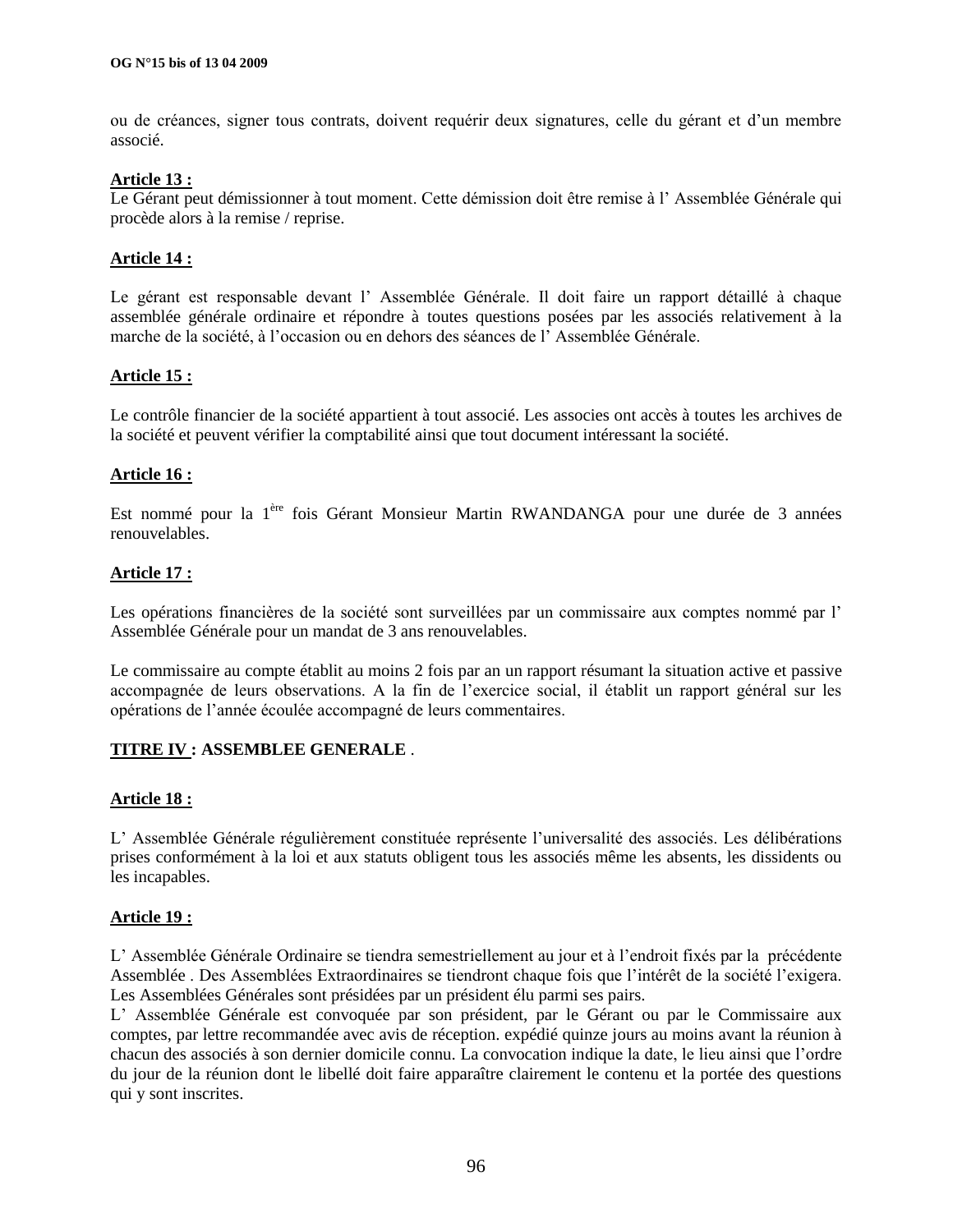ou de créances, signer tous contrats, doivent requérir deux signatures, celle du gérant et d'un membre associé.

**Article 13 :**
Le Gérant peut démissionner à tout moment. Cette démission doit être remise à l' Assemblée Générale qui procède alors à la remise / reprise.

**Article 14 :**

Le gérant est responsable devant l' Assemblée Générale. Il doit faire un rapport détaillé à chaque assemblée générale ordinaire et répondre à toutes questions posées par les associés relativement à la marche de la société, à l'occasion ou en dehors des séances de l' Assemblée Générale.

**Article 15 :**

Le contrôle financier de la société appartient à tout associé. Les associes ont accès à toutes les archives de la société et peuvent vérifier la comptabilité ainsi que tout document intéressant la société.

**Article 16 :**

Est nommé pour la 1ère fois Gérant Monsieur Martin RWANDANGA pour une durée de 3 années renouvelables.

**Article 17 :**

Les opérations financières de la société sont surveillées par un commissaire aux comptes nommé par l' Assemblée Générale pour un mandat de 3 ans renouvelables.

Le commissaire au compte établit au moins 2 fois par an un rapport résumant la situation active et passive accompagnée de leurs observations. A la fin de l'exercice social, il établit un rapport général sur les opérations de l'année écoulée accompagné de leurs commentaires.

**TITRE IV : ASSEMBLEE GENERALE** .

**Article 18 :**

L' Assemblée Générale régulièrement constituée représente l'universalité des associés. Les délibérations prises conformément à la loi et aux statuts obligent tous les associés même les absents, les dissidents ou les incapables.

**Article 19 :**

L' Assemblée Générale Ordinaire se tiendra semestriellement au jour et à l'endroit fixés par la précédente Assemblée . Des Assemblées Extraordinaires se tiendront chaque fois que l'intérêt de la société l'exigera. Les Assemblées Générales sont présidées par un président élu parmi ses pairs.
L' Assemblée Générale est convoquée par son président, par le Gérant ou par le Commissaire aux comptes, par lettre recommandée avec avis de réception. expédié quinze jours au moins avant la réunion à chacun des associés à son dernier domicile connu. La convocation indique la date, le lieu ainsi que l'ordre du jour de la réunion dont le libellé doit faire apparaître clairement le contenu et la portée des questions qui y sont inscrites.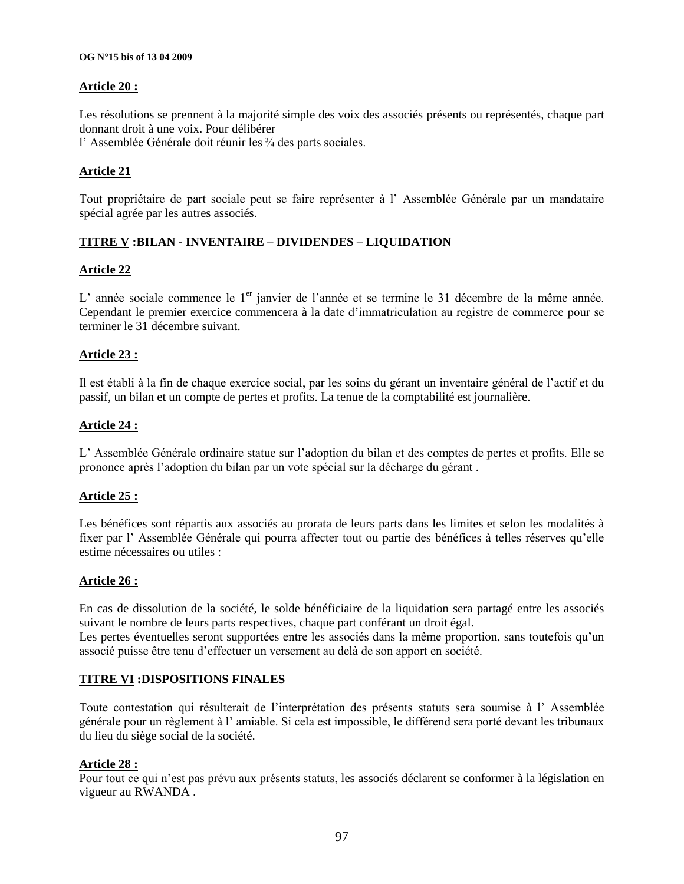**Article 20 :**

Les résolutions se prennent à la majorité simple des voix des associés présents ou représentés, chaque part donnant droit à une voix. Pour délibérer
l' Assemblée Générale doit réunir les ¾ des parts sociales.

**Article 21**

Tout propriétaire de part sociale peut se faire représenter à l' Assemblée Générale par un mandataire spécial agrée par les autres associés.

## TITRE V :BILAN - INVENTAIRE – DIVIDENDES – LIQUIDATION

**Article 22**

L' année sociale commence le 1er janvier de l'année et se termine le 31 décembre de la même année. Cependant le premier exercice commencera à la date d'immatriculation au registre de commerce pour se terminer le 31 décembre suivant.

**Article 23 :**

Il est établi à la fin de chaque exercice social, par les soins du gérant un inventaire général de l'actif et du passif, un bilan et un compte de pertes et profits. La tenue de la comptabilité est journalière.

**Article 24 :**

L' Assemblée Générale ordinaire statue sur l'adoption du bilan et des comptes de pertes et profits. Elle se prononce après l'adoption du bilan par un vote spécial sur la décharge du gérant .

**Article 25 :**

Les bénéfices sont répartis aux associés au prorata de leurs parts dans les limites et selon les modalités à fixer par l' Assemblée Générale qui pourra affecter tout ou partie des bénéfices à telles réserves qu'elle estime nécessaires ou utiles :

**Article 26 :**

En cas de dissolution de la société, le solde bénéficiaire de la liquidation sera partagé entre les associés suivant le nombre de leurs parts respectives, chaque part conférant un droit égal.
Les pertes éventuelles seront supportées entre les associés dans la même proportion, sans toutefois qu'un associé puisse être tenu d'effectuer un versement au delà de son apport en société.

## TITRE VI :DISPOSITIONS FINALES

Toute contestation qui résulterait de l'interprétation des présents statuts sera soumise à l' Assemblée générale pour un règlement à l' amiable. Si cela est impossible, le différend sera porté devant les tribunaux du lieu du siège social de la société.

**Article 28 :**
Pour tout ce qui n'est pas prévu aux présents statuts, les associés déclarent se conformer à la législation en vigueur au RWANDA .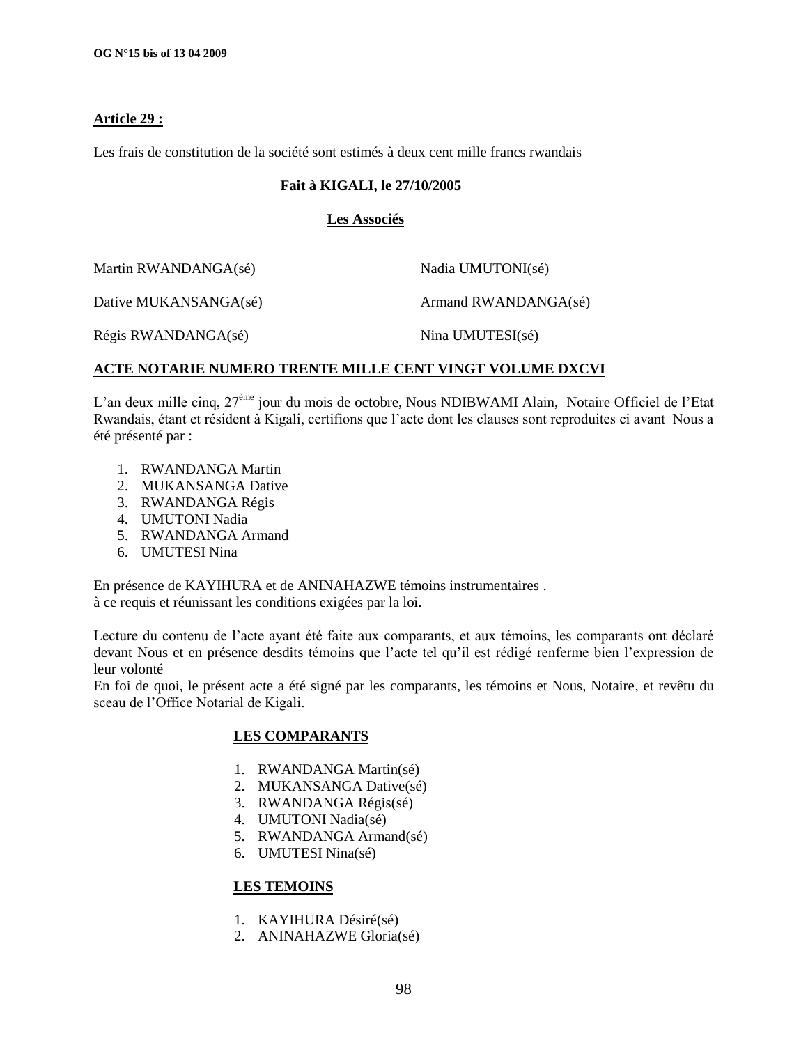**Article 29 :**

Les frais de constitution de la société sont estimés à deux cent mille francs rwandais

**Fait à KIGALI, le 27/10/2005**

**Les Associés**

Martin RWANDANGA(sé)

Nadia UMUTONI(sé)

Dative MUKANSANGA(sé)

Armand RWANDANGA(sé)

Régis RWANDANGA(sé)

Nina UMUTESI(sé)

**ACTE NOTARIE NUMERO TRENTE MILLE CENT VINGT VOLUME DXCVI**

L'an deux mille cinq, 27ème jour du mois de octobre, Nous NDIBWAMI Alain, Notaire Officiel de l'Etat Rwandais, étant et résident à Kigali, certifions que l'acte dont les clauses sont reproduites ci avant Nous a été présenté par :

1. RWANDANGA Martin
2. MUKANSANGA Dative
3. RWANDANGA Régis
4. UMUTONI Nadia
5. RWANDANGA Armand
6. UMUTESI Nina

En présence de KAYIHURA et de ANINAHAZWE témoins instrumentaires .
à ce requis et réunissant les conditions exigées par la loi.

Lecture du contenu de l'acte ayant été faite aux comparants, et aux témoins, les comparants ont déclaré devant Nous et en présence desdits témoins que l'acte tel qu'il est rédigé renferme bien l'expression de leur volonté
En foi de quoi, le présent acte a été signé par les comparants, les témoins et Nous, Notaire, et revêtu du sceau de l'Office Notarial de Kigali.

**LES COMPARANTS**

1. RWANDANGA Martin(sé)
2. MUKANSANGA Dative(sé)
3. RWANDANGA Régis(sé)
4. UMUTONI Nadia(sé)
5. RWANDANGA Armand(sé)
6. UMUTESI Nina(sé)

**LES TEMOINS**

1. KAYIHURA Désiré(sé)
2. ANINAHAZWE Gloria(sé)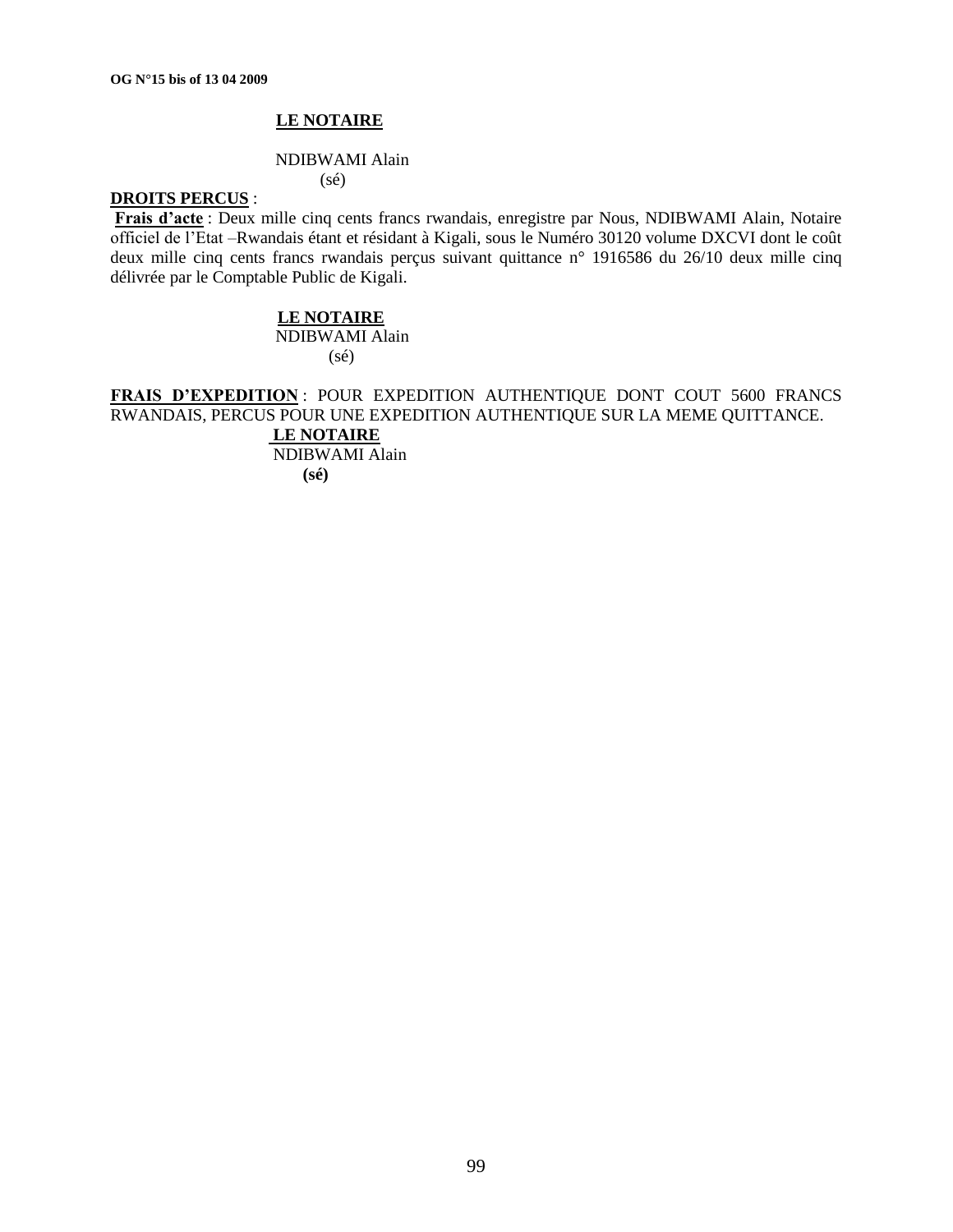**LE NOTAIRE**

NDIBWAMI Alain

(sé)

**DROITS PERCUS** :

**Frais d'acte** : Deux mille cinq cents francs rwandais, enregistre par Nous, NDIBWAMI Alain, Notaire officiel de l'Etat –Rwandais étant et résidant à Kigali, sous le Numéro 30120 volume DXCVI dont le coût deux mille cinq cents francs rwandais perçus suivant quittance n° 1916586 du 26/10 deux mille cinq délivrée par le Comptable Public de Kigali.

**LE NOTAIRE**

NDIBWAMI Alain

(sé)

**FRAIS D'EXPEDITION** : POUR EXPEDITION AUTHENTIQUE DONT COUT 5600 FRANCS RWANDAIS, PERCUS POUR UNE EXPEDITION AUTHENTIQUE SUR LA MEME QUITTANCE.

**LE NOTAIRE**

NDIBWAMI Alain

**(sé)**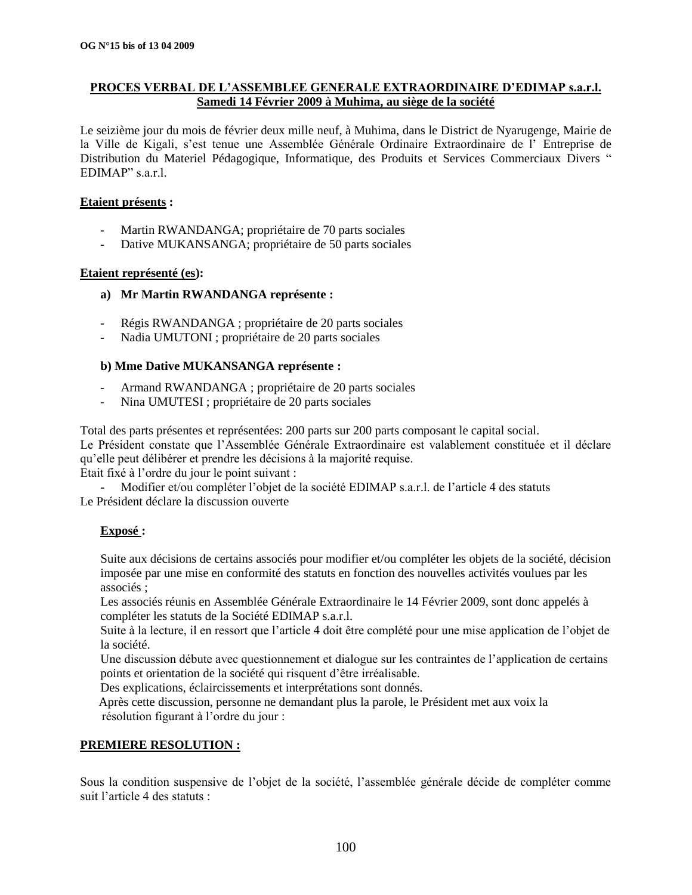**PROCES VERBAL DE L'ASSEMBLEE GENERALE EXTRAORDINAIRE D'EDIMAP s.a.r.l.**
**Samedi 14 Février 2009 à Muhima, au siège de la société**

Le seizième jour du mois de février deux mille neuf, à Muhima, dans le District de Nyarugenge, Mairie de la Ville de Kigali, s'est tenue une Assemblée Générale Ordinaire Extraordinaire de l' Entreprise de Distribution du Materiel Pédagogique, Informatique, des Produits et Services Commerciaux Divers " EDIMAP" s.a.r.l.

**Etaient présents :**

- Martin RWANDANGA; propriétaire de 70 parts sociales
- Dative MUKANSANGA; propriétaire de 50 parts sociales

**Etaient représenté (es):**

**a) Mr Martin RWANDANGA représente :**

- Régis RWANDANGA ; propriétaire de 20 parts sociales
- Nadia UMUTONI ; propriétaire de 20 parts sociales

**b) Mme Dative MUKANSANGA représente :**

- Armand RWANDANGA ; propriétaire de 20 parts sociales
- Nina UMUTESI ; propriétaire de 20 parts sociales

Total des parts présentes et représentées: 200 parts sur 200 parts composant le capital social.
Le Président constate que l'Assemblée Générale Extraordinaire est valablement constituée et il déclare qu'elle peut délibérer et prendre les décisions à la majorité requise.
Etait fixé à l'ordre du jour le point suivant :

- Modifier et/ou compléter l'objet de la société EDIMAP s.a.r.l. de l'article 4 des statuts

Le Président déclare la discussion ouverte

**Exposé :**

Suite aux décisions de certains associés pour modifier et/ou compléter les objets de la société, décision imposée par une mise en conformité des statuts en fonction des nouvelles activités voulues par les associés ;
Les associés réunis en Assemblée Générale Extraordinaire le 14 Février 2009, sont donc appelés à compléter les statuts de la Société EDIMAP s.a.r.l.
Suite à la lecture, il en ressort que l'article 4 doit être complété pour une mise application de l'objet de la société.
Une discussion débute avec questionnement et dialogue sur les contraintes de l'application de certains points et orientation de la société qui risquent d'être irréalisable.
Des explications, éclaircissements et interprétations sont donnés.
Après cette discussion, personne ne demandant plus la parole, le Président met aux voix la résolution figurant à l'ordre du jour :

**PREMIERE RESOLUTION :**

Sous la condition suspensive de l'objet de la société, l'assemblée générale décide de compléter comme suit l'article 4 des statuts :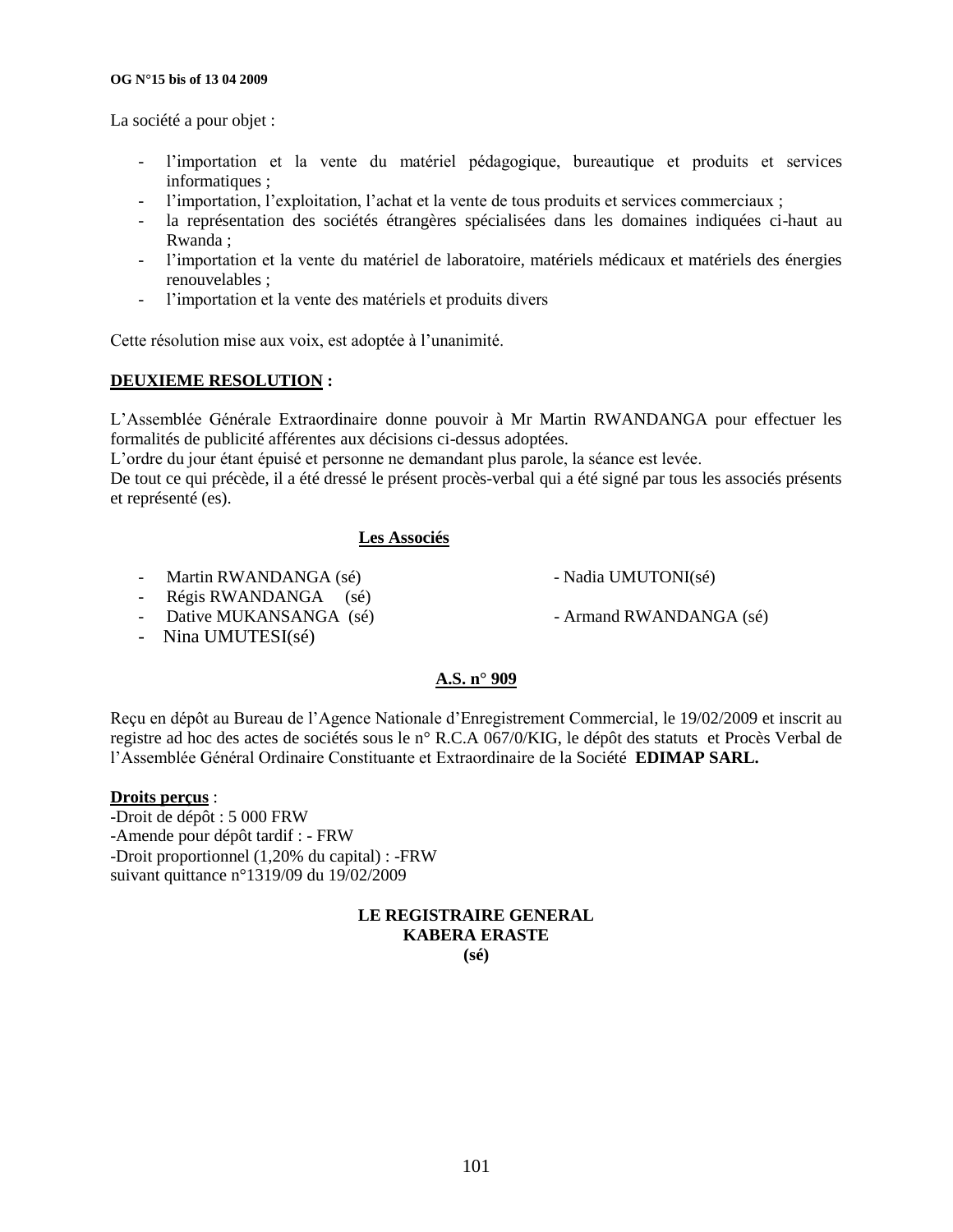La société a pour objet :

- l'importation et la vente du matériel pédagogique, bureautique et produits et services informatiques ;
- l'importation, l'exploitation, l'achat et la vente de tous produits et services commerciaux ;
- la représentation des sociétés étrangères spécialisées dans les domaines indiquées ci-haut au Rwanda ;
- l'importation et la vente du matériel de laboratoire, matériels médicaux et matériels des énergies renouvelables ;
- l'importation et la vente des matériels et produits divers

Cette résolution mise aux voix, est adoptée à l'unanimité.

**DEUXIEME RESOLUTION :**

L'Assemblée Générale Extraordinaire donne pouvoir à Mr Martin RWANDANGA pour effectuer les formalités de publicité afférentes aux décisions ci-dessus adoptées.
L'ordre du jour étant épuisé et personne ne demandant plus parole, la séance est levée.
De tout ce qui précède, il a été dressé le présent procès-verbal qui a été signé par tous les associés présents et représenté (es).

**Les Associés**

- Martin RWANDANGA (sé)
- Régis RWANDANGA (sé)
- Dative MUKANSANGA (sé)
- Nina UMUTESI(sé)
- Nadia UMUTONI(sé)
- Armand RWANDANGA (sé)

**A.S. n° 909**

Reçu en dépôt au Bureau de l'Agence Nationale d'Enregistrement Commercial, le 19/02/2009 et inscrit au registre ad hoc des actes de sociétés sous le n° R.C.A 067/0/KIG, le dépôt des statuts et Procès Verbal de l'Assemblée Général Ordinaire Constituante et Extraordinaire de la Société **EDIMAP SARL.**

**Droits perçus** :
-Droit de dépôt : 5 000 FRW
-Amende pour dépôt tardif : - FRW
-Droit proportionnel (1,20% du capital) : -FRW
suivant quittance n°1319/09 du 19/02/2009

**LE REGISTRAIRE GENERAL**
**KABERA ERASTE**
**(sé)**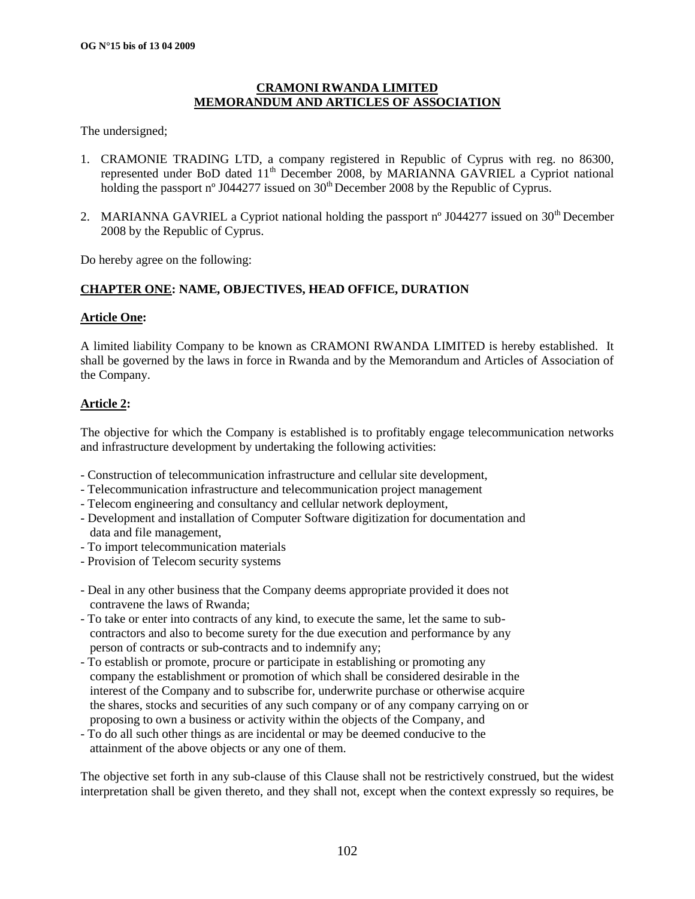**CRAMONI RWANDA LIMITED**
**MEMORANDUM AND ARTICLES OF ASSOCIATION**

The undersigned;

1. CRAMONIE TRADING LTD, a company registered in Republic of Cyprus with reg. no 86300, represented under BoD dated 11th December 2008, by MARIANNA GAVRIEL a Cypriot national holding the passport nº J044277 issued on 30th December 2008 by the Republic of Cyprus.

2. MARIANNA GAVRIEL a Cypriot national holding the passport nº J044277 issued on 30th December 2008 by the Republic of Cyprus.

Do hereby agree on the following:

## CHAPTER ONE: NAME, OBJECTIVES, HEAD OFFICE, DURATION

### Article One:

A limited liability Company to be known as CRAMONI RWANDA LIMITED is hereby established. It shall be governed by the laws in force in Rwanda and by the Memorandum and Articles of Association of the Company.

### Article 2:

The objective for which the Company is established is to profitably engage telecommunication networks and infrastructure development by undertaking the following activities:

- Construction of telecommunication infrastructure and cellular site development,
- Telecommunication infrastructure and telecommunication project management
- Telecom engineering and consultancy and cellular network deployment,
- Development and installation of Computer Software digitization for documentation and data and file management,
- To import telecommunication materials
- Provision of Telecom security systems

- Deal in any other business that the Company deems appropriate provided it does not contravene the laws of Rwanda;
- To take or enter into contracts of any kind, to execute the same, let the same to sub-contractors and also to become surety for the due execution and performance by any person of contracts or sub-contracts and to indemnify any;
- To establish or promote, procure or participate in establishing or promoting any company the establishment or promotion of which shall be considered desirable in the interest of the Company and to subscribe for, underwrite purchase or otherwise acquire the shares, stocks and securities of any such company or of any company carrying on or proposing to own a business or activity within the objects of the Company, and
- To do all such other things as are incidental or may be deemed conducive to the attainment of the above objects or any one of them.

The objective set forth in any sub-clause of this Clause shall not be restrictively construed, but the widest interpretation shall be given thereto, and they shall not, except when the context expressly so requires, be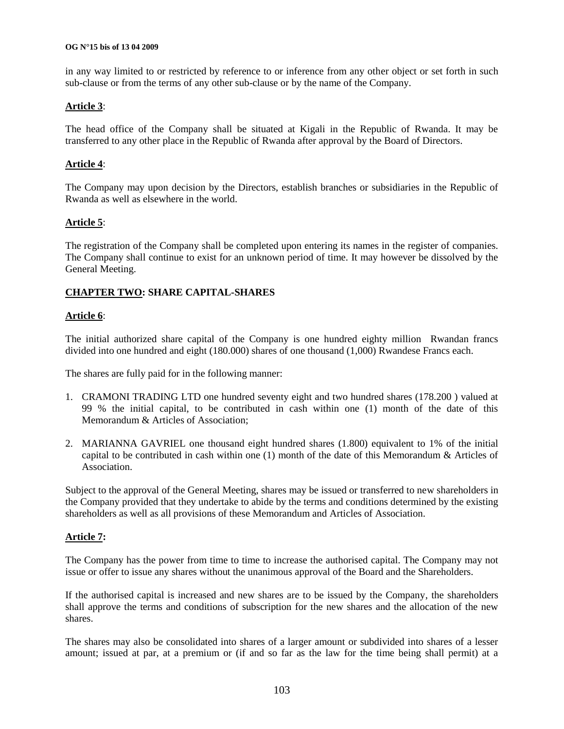in any way limited to or restricted by reference to or inference from any other object or set forth in such sub-clause or from the terms of any other sub-clause or by the name of the Company.

**Article 3**:

The head office of the Company shall be situated at Kigali in the Republic of Rwanda. It may be transferred to any other place in the Republic of Rwanda after approval by the Board of Directors.

**Article 4**:

The Company may upon decision by the Directors, establish branches or subsidiaries in the Republic of Rwanda as well as elsewhere in the world.

**Article 5**:

The registration of the Company shall be completed upon entering its names in the register of companies. The Company shall continue to exist for an unknown period of time. It may however be dissolved by the General Meeting.

## CHAPTER TWO: SHARE CAPITAL-SHARES

**Article 6**:

The initial authorized share capital of the Company is one hundred eighty million Rwandan francs divided into one hundred and eight (180.000) shares of one thousand (1,000) Rwandese Francs each.

The shares are fully paid for in the following manner:

1. CRAMONI TRADING LTD one hundred seventy eight and two hundred shares (178.200 ) valued at 99 % the initial capital, to be contributed in cash within one (1) month of the date of this Memorandum & Articles of Association;
2. MARIANNA GAVRIEL one thousand eight hundred shares (1.800) equivalent to 1% of the initial capital to be contributed in cash within one (1) month of the date of this Memorandum & Articles of Association.

Subject to the approval of the General Meeting, shares may be issued or transferred to new shareholders in the Company provided that they undertake to abide by the terms and conditions determined by the existing shareholders as well as all provisions of these Memorandum and Articles of Association.

**Article 7:**

The Company has the power from time to time to increase the authorised capital. The Company may not issue or offer to issue any shares without the unanimous approval of the Board and the Shareholders.

If the authorised capital is increased and new shares are to be issued by the Company, the shareholders shall approve the terms and conditions of subscription for the new shares and the allocation of the new shares.

The shares may also be consolidated into shares of a larger amount or subdivided into shares of a lesser amount; issued at par, at a premium or (if and so far as the law for the time being shall permit) at a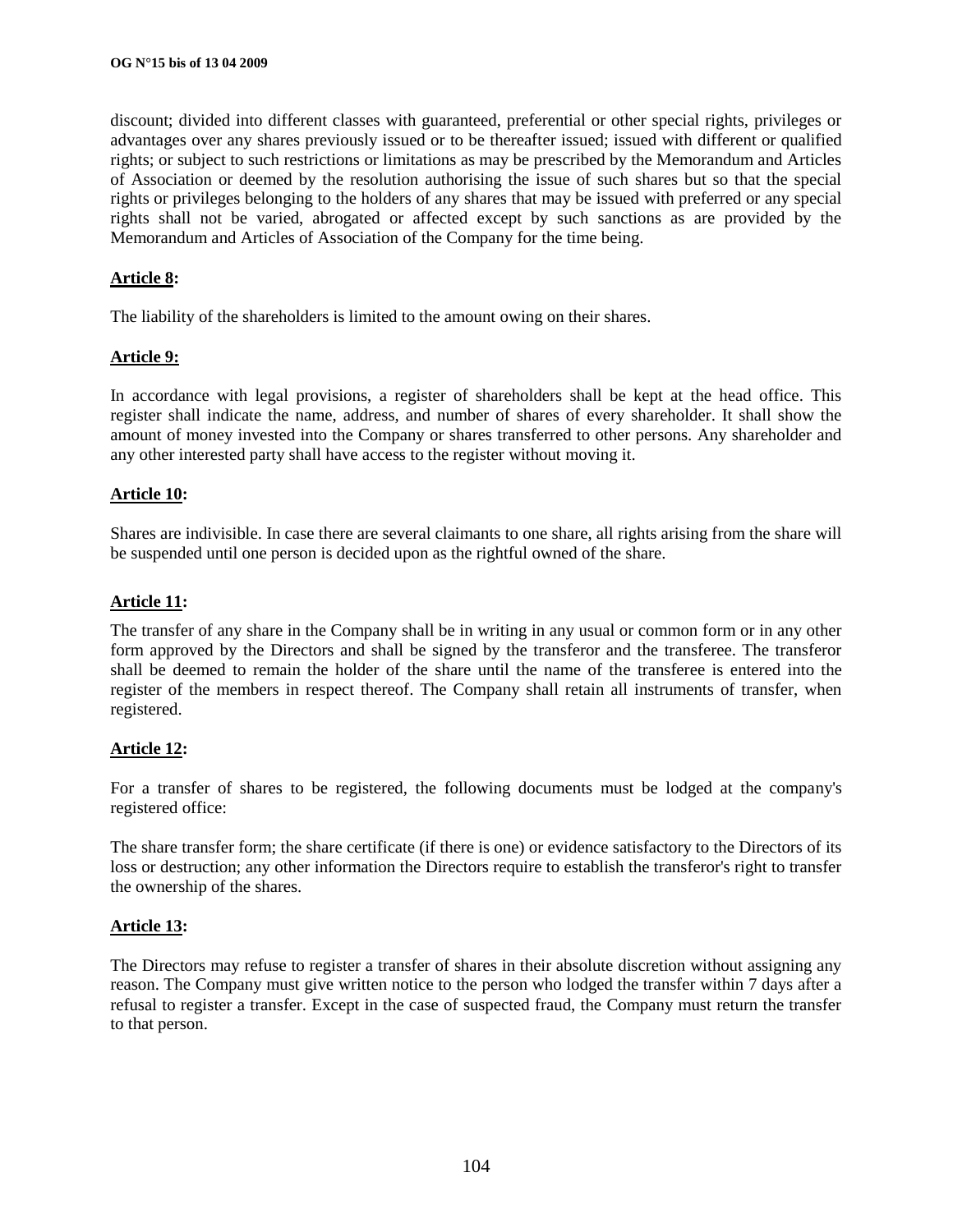discount; divided into different classes with guaranteed, preferential or other special rights, privileges or advantages over any shares previously issued or to be thereafter issued; issued with different or qualified rights; or subject to such restrictions or limitations as may be prescribed by the Memorandum and Articles of Association or deemed by the resolution authorising the issue of such shares but so that the special rights or privileges belonging to the holders of any shares that may be issued with preferred or any special rights shall not be varied, abrogated or affected except by such sanctions as are provided by the Memorandum and Articles of Association of the Company for the time being.

**Article 8:**

The liability of the shareholders is limited to the amount owing on their shares.

**Article 9:**

In accordance with legal provisions, a register of shareholders shall be kept at the head office. This register shall indicate the name, address, and number of shares of every shareholder. It shall show the amount of money invested into the Company or shares transferred to other persons. Any shareholder and any other interested party shall have access to the register without moving it.

**Article 10:**

Shares are indivisible. In case there are several claimants to one share, all rights arising from the share will be suspended until one person is decided upon as the rightful owned of the share.

**Article 11:**

The transfer of any share in the Company shall be in writing in any usual or common form or in any other form approved by the Directors and shall be signed by the transferor and the transferee. The transferor shall be deemed to remain the holder of the share until the name of the transferee is entered into the register of the members in respect thereof. The Company shall retain all instruments of transfer, when registered.

**Article 12:**

For a transfer of shares to be registered, the following documents must be lodged at the company's registered office:

The share transfer form; the share certificate (if there is one) or evidence satisfactory to the Directors of its loss or destruction; any other information the Directors require to establish the transferor's right to transfer the ownership of the shares.

**Article 13:**

The Directors may refuse to register a transfer of shares in their absolute discretion without assigning any reason. The Company must give written notice to the person who lodged the transfer within 7 days after a refusal to register a transfer. Except in the case of suspected fraud, the Company must return the transfer to that person.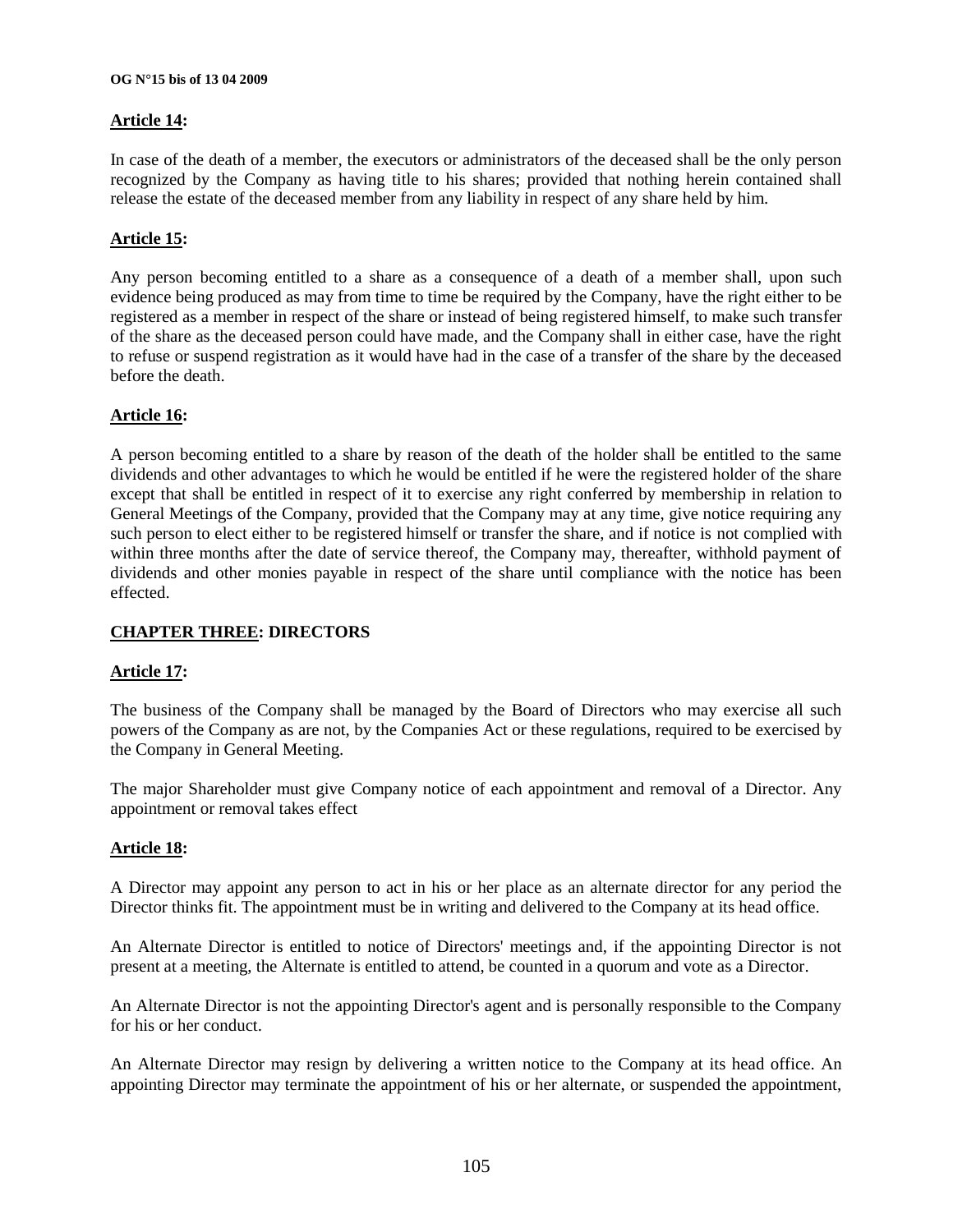### **Article 14:**

In case of the death of a member, the executors or administrators of the deceased shall be the only person recognized by the Company as having title to his shares; provided that nothing herein contained shall release the estate of the deceased member from any liability in respect of any share held by him.

### **Article 15:**

Any person becoming entitled to a share as a consequence of a death of a member shall, upon such evidence being produced as may from time to time be required by the Company, have the right either to be registered as a member in respect of the share or instead of being registered himself, to make such transfer of the share as the deceased person could have made, and the Company shall in either case, have the right to refuse or suspend registration as it would have had in the case of a transfer of the share by the deceased before the death.

### **Article 16:**

A person becoming entitled to a share by reason of the death of the holder shall be entitled to the same dividends and other advantages to which he would be entitled if he were the registered holder of the share except that shall be entitled in respect of it to exercise any right conferred by membership in relation to General Meetings of the Company, provided that the Company may at any time, give notice requiring any such person to elect either to be registered himself or transfer the share, and if notice is not complied with within three months after the date of service thereof, the Company may, thereafter, withhold payment of dividends and other monies payable in respect of the share until compliance with the notice has been effected.

## **CHAPTER THREE: DIRECTORS**

### **Article 17:**

The business of the Company shall be managed by the Board of Directors who may exercise all such powers of the Company as are not, by the Companies Act or these regulations, required to be exercised by the Company in General Meeting.

The major Shareholder must give Company notice of each appointment and removal of a Director. Any appointment or removal takes effect

### **Article 18:**

A Director may appoint any person to act in his or her place as an alternate director for any period the Director thinks fit. The appointment must be in writing and delivered to the Company at its head office.

An Alternate Director is entitled to notice of Directors' meetings and, if the appointing Director is not present at a meeting, the Alternate is entitled to attend, be counted in a quorum and vote as a Director.

An Alternate Director is not the appointing Director's agent and is personally responsible to the Company for his or her conduct.

An Alternate Director may resign by delivering a written notice to the Company at its head office. An appointing Director may terminate the appointment of his or her alternate, or suspended the appointment,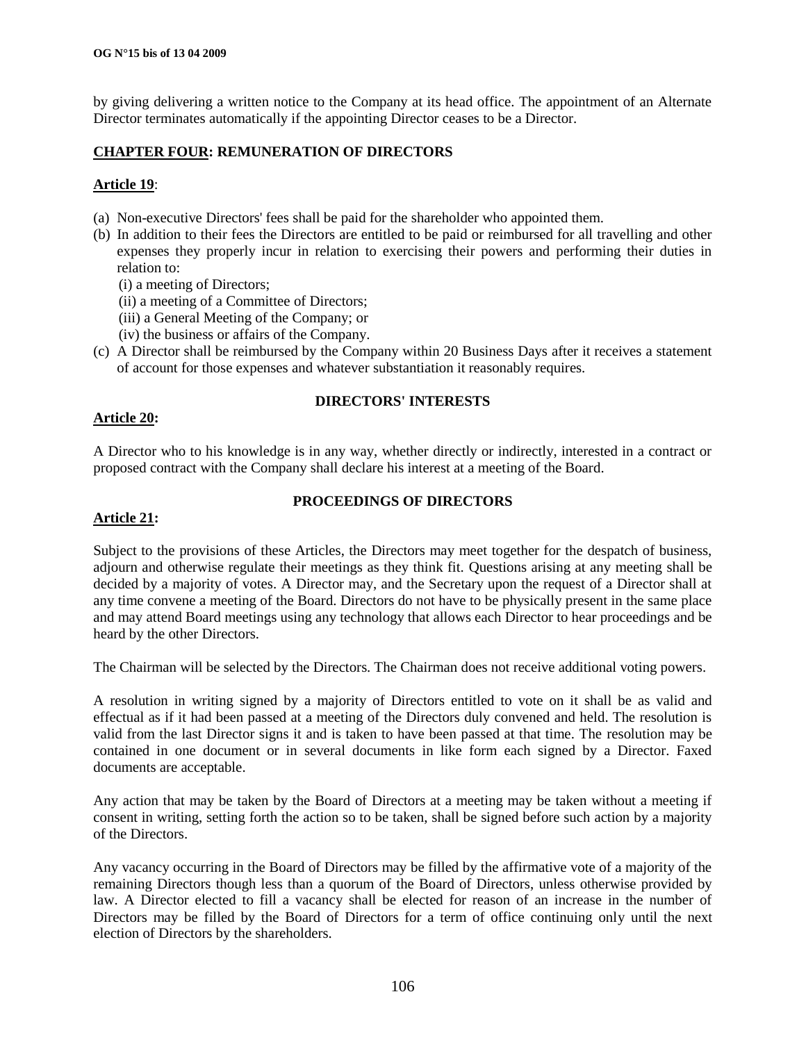by giving delivering a written notice to the Company at its head office. The appointment of an Alternate Director terminates automatically if the appointing Director ceases to be a Director.

## **CHAPTER FOUR: REMUNERATION OF DIRECTORS**

### **Article 19**:

(a) Non-executive Directors' fees shall be paid for the shareholder who appointed them.
(b) In addition to their fees the Directors are entitled to be paid or reimbursed for all travelling and other expenses they properly incur in relation to exercising their powers and performing their duties in relation to:
    (i) a meeting of Directors;
    (ii) a meeting of a Committee of Directors;
    (iii) a General Meeting of the Company; or
    (iv) the business or affairs of the Company.
(c) A Director shall be reimbursed by the Company within 20 Business Days after it receives a statement of account for those expenses and whatever substantiation it reasonably requires.

## **DIRECTORS' INTERESTS**

### **Article 20:**

A Director who to his knowledge is in any way, whether directly or indirectly, interested in a contract or proposed contract with the Company shall declare his interest at a meeting of the Board.

## **PROCEEDINGS OF DIRECTORS**

### **Article 21:**

Subject to the provisions of these Articles, the Directors may meet together for the despatch of business, adjourn and otherwise regulate their meetings as they think fit. Questions arising at any meeting shall be decided by a majority of votes. A Director may, and the Secretary upon the request of a Director shall at any time convene a meeting of the Board. Directors do not have to be physically present in the same place and may attend Board meetings using any technology that allows each Director to hear proceedings and be heard by the other Directors.

The Chairman will be selected by the Directors. The Chairman does not receive additional voting powers.

A resolution in writing signed by a majority of Directors entitled to vote on it shall be as valid and effectual as if it had been passed at a meeting of the Directors duly convened and held. The resolution is valid from the last Director signs it and is taken to have been passed at that time. The resolution may be contained in one document or in several documents in like form each signed by a Director. Faxed documents are acceptable.

Any action that may be taken by the Board of Directors at a meeting may be taken without a meeting if consent in writing, setting forth the action so to be taken, shall be signed before such action by a majority of the Directors.

Any vacancy occurring in the Board of Directors may be filled by the affirmative vote of a majority of the remaining Directors though less than a quorum of the Board of Directors, unless otherwise provided by law. A Director elected to fill a vacancy shall be elected for reason of an increase in the number of Directors may be filled by the Board of Directors for a term of office continuing only until the next election of Directors by the shareholders.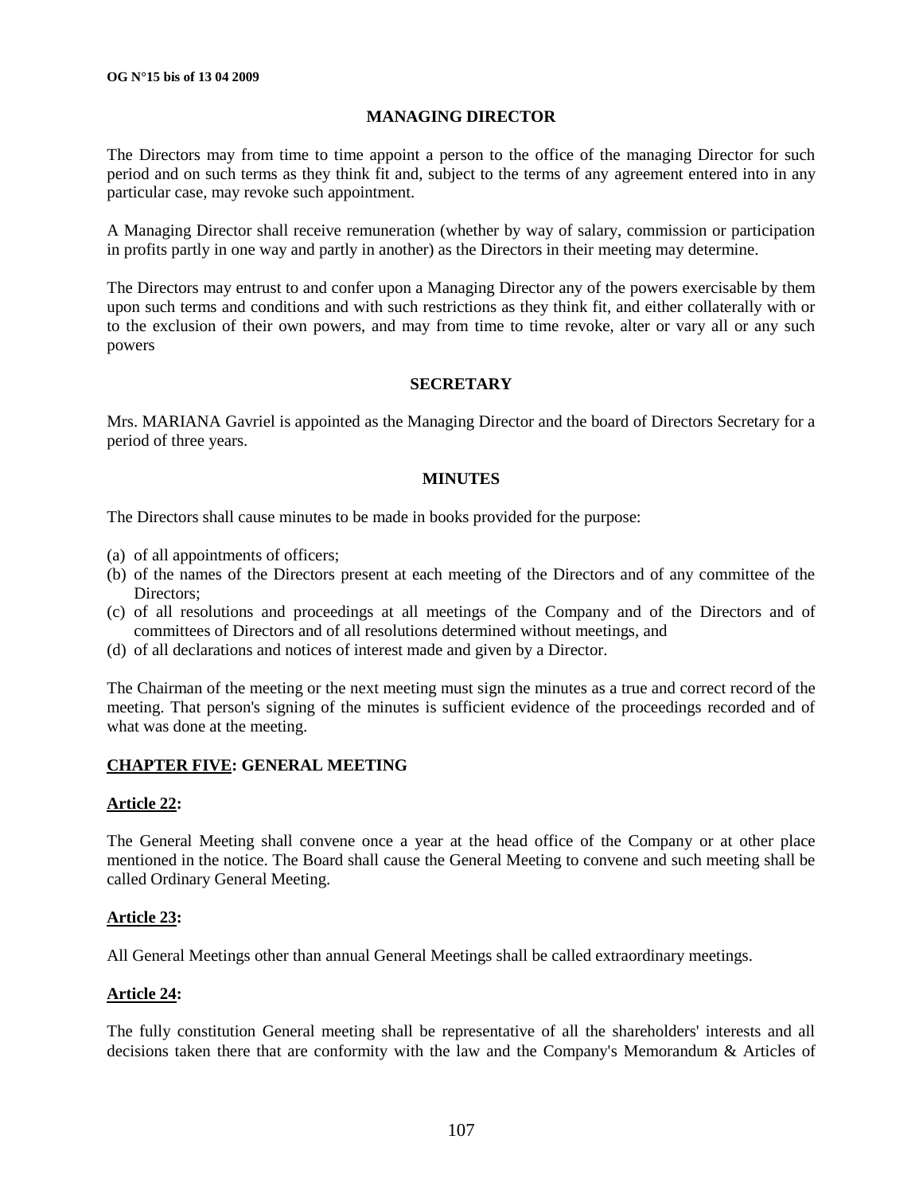## MANAGING DIRECTOR

The Directors may from time to time appoint a person to the office of the managing Director for such period and on such terms as they think fit and, subject to the terms of any agreement entered into in any particular case, may revoke such appointment.

A Managing Director shall receive remuneration (whether by way of salary, commission or participation in profits partly in one way and partly in another) as the Directors in their meeting may determine.

The Directors may entrust to and confer upon a Managing Director any of the powers exercisable by them upon such terms and conditions and with such restrictions as they think fit, and either collaterally with or to the exclusion of their own powers, and may from time to time revoke, alter or vary all or any such powers

## SECRETARY

Mrs. MARIANA Gavriel is appointed as the Managing Director and the board of Directors Secretary for a period of three years.

## MINUTES

The Directors shall cause minutes to be made in books provided for the purpose:

(a) of all appointments of officers;
(b) of the names of the Directors present at each meeting of the Directors and of any committee of the Directors;
(c) of all resolutions and proceedings at all meetings of the Company and of the Directors and of committees of Directors and of all resolutions determined without meetings, and
(d) of all declarations and notices of interest made and given by a Director.

The Chairman of the meeting or the next meeting must sign the minutes as a true and correct record of the meeting. That person's signing of the minutes is sufficient evidence of the proceedings recorded and of what was done at the meeting.

## CHAPTER FIVE: GENERAL MEETING

### Article 22:

The General Meeting shall convene once a year at the head office of the Company or at other place mentioned in the notice. The Board shall cause the General Meeting to convene and such meeting shall be called Ordinary General Meeting.

### Article 23:

All General Meetings other than annual General Meetings shall be called extraordinary meetings.

### Article 24:

The fully constitution General meeting shall be representative of all the shareholders' interests and all decisions taken there that are conformity with the law and the Company's Memorandum & Articles of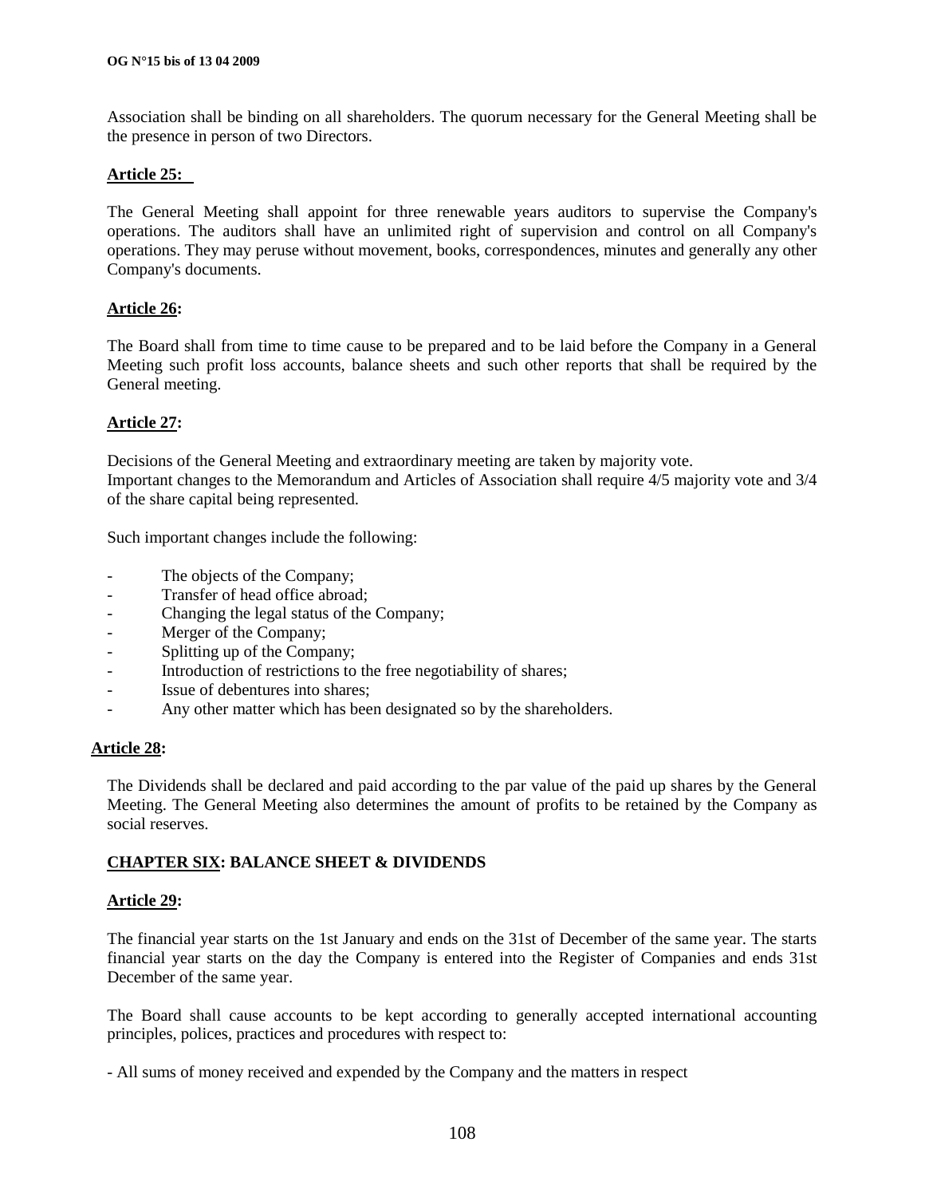Association shall be binding on all shareholders. The quorum necessary for the General Meeting shall be the presence in person of two Directors.

**Article 25:**

The General Meeting shall appoint for three renewable years auditors to supervise the Company's operations. The auditors shall have an unlimited right of supervision and control on all Company's operations. They may peruse without movement, books, correspondences, minutes and generally any other Company's documents.

**Article 26:**

The Board shall from time to time cause to be prepared and to be laid before the Company in a General Meeting such profit loss accounts, balance sheets and such other reports that shall be required by the General meeting.

**Article 27:**

Decisions of the General Meeting and extraordinary meeting are taken by majority vote.
Important changes to the Memorandum and Articles of Association shall require 4/5 majority vote and 3/4 of the share capital being represented.

Such important changes include the following:

- The objects of the Company;
- Transfer of head office abroad;
- Changing the legal status of the Company;
- Merger of the Company;
- Splitting up of the Company;
- Introduction of restrictions to the free negotiability of shares;
- Issue of debentures into shares;
- Any other matter which has been designated so by the shareholders.

**Article 28:**

The Dividends shall be declared and paid according to the par value of the paid up shares by the General Meeting. The General Meeting also determines the amount of profits to be retained by the Company as social reserves.

## CHAPTER SIX: BALANCE SHEET & DIVIDENDS

**Article 29:**

The financial year starts on the 1st January and ends on the 31st of December of the same year. The starts financial year starts on the day the Company is entered into the Register of Companies and ends 31st December of the same year.

The Board shall cause accounts to be kept according to generally accepted international accounting principles, polices, practices and procedures with respect to:

- All sums of money received and expended by the Company and the matters in respect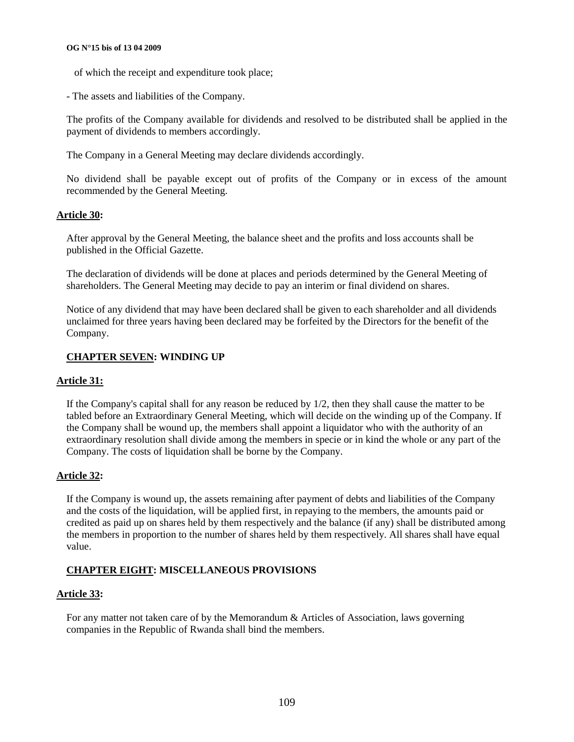of which the receipt and expenditure took place;

- The assets and liabilities of the Company.

The profits of the Company available for dividends and resolved to be distributed shall be applied in the payment of dividends to members accordingly.

The Company in a General Meeting may declare dividends accordingly.

No dividend shall be payable except out of profits of the Company or in excess of the amount recommended by the General Meeting.

**Article 30:**

After approval by the General Meeting, the balance sheet and the profits and loss accounts shall be published in the Official Gazette.

The declaration of dividends will be done at places and periods determined by the General Meeting of shareholders. The General Meeting may decide to pay an interim or final dividend on shares.

Notice of any dividend that may have been declared shall be given to each shareholder and all dividends unclaimed for three years having been declared may be forfeited by the Directors for the benefit of the Company.

## CHAPTER SEVEN: WINDING UP

**Article 31:**

If the Company's capital shall for any reason be reduced by 1/2, then they shall cause the matter to be tabled before an Extraordinary General Meeting, which will decide on the winding up of the Company. If the Company shall be wound up, the members shall appoint a liquidator who with the authority of an extraordinary resolution shall divide among the members in specie or in kind the whole or any part of the Company. The costs of liquidation shall be borne by the Company.

**Article 32:**

If the Company is wound up, the assets remaining after payment of debts and liabilities of the Company and the costs of the liquidation, will be applied first, in repaying to the members, the amounts paid or credited as paid up on shares held by them respectively and the balance (if any) shall be distributed among the members in proportion to the number of shares held by them respectively. All shares shall have equal value.

## CHAPTER EIGHT: MISCELLANEOUS PROVISIONS

**Article 33:**

For any matter not taken care of by the Memorandum & Articles of Association, laws governing companies in the Republic of Rwanda shall bind the members.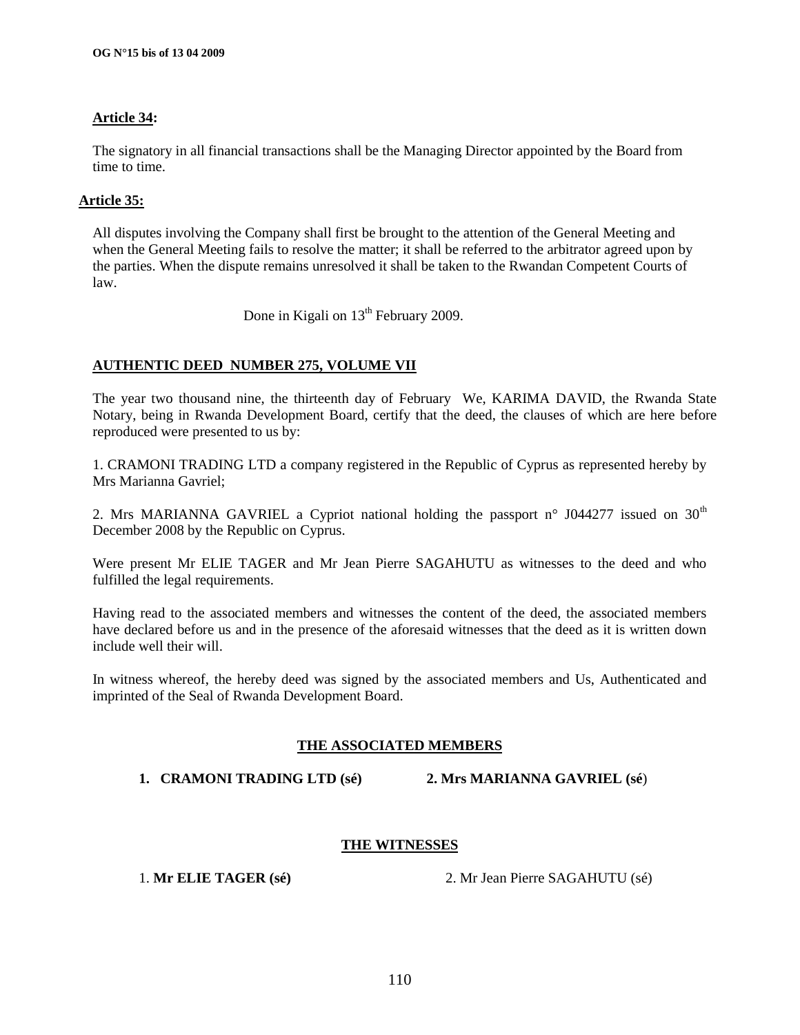**Article 34:**

The signatory in all financial transactions shall be the Managing Director appointed by the Board from time to time.

**Article 35:**

All disputes involving the Company shall first be brought to the attention of the General Meeting and when the General Meeting fails to resolve the matter; it shall be referred to the arbitrator agreed upon by the parties. When the dispute remains unresolved it shall be taken to the Rwandan Competent Courts of law.

Done in Kigali on 13th February 2009.

**AUTHENTIC DEED NUMBER 275, VOLUME VII**

The year two thousand nine, the thirteenth day of February We, KARIMA DAVID, the Rwanda State Notary, being in Rwanda Development Board, certify that the deed, the clauses of which are here before reproduced were presented to us by:

1. CRAMONI TRADING LTD a company registered in the Republic of Cyprus as represented hereby by Mrs Marianna Gavriel;

2. Mrs MARIANNA GAVRIEL a Cypriot national holding the passport n° J044277 issued on 30th December 2008 by the Republic on Cyprus.

Were present Mr ELIE TAGER and Mr Jean Pierre SAGAHUTU as witnesses to the deed and who fulfilled the legal requirements.

Having read to the associated members and witnesses the content of the deed, the associated members have declared before us and in the presence of the aforesaid witnesses that the deed as it is written down include well their will.

In witness whereof, the hereby deed was signed by the associated members and Us, Authenticated and imprinted of the Seal of Rwanda Development Board.

**THE ASSOCIATED MEMBERS**

**1. CRAMONI TRADING LTD (sé)** **2. Mrs MARIANNA GAVRIEL (sé)**

**THE WITNESSES**

1. **Mr ELIE TAGER (sé)** 2. Mr Jean Pierre SAGAHUTU (sé)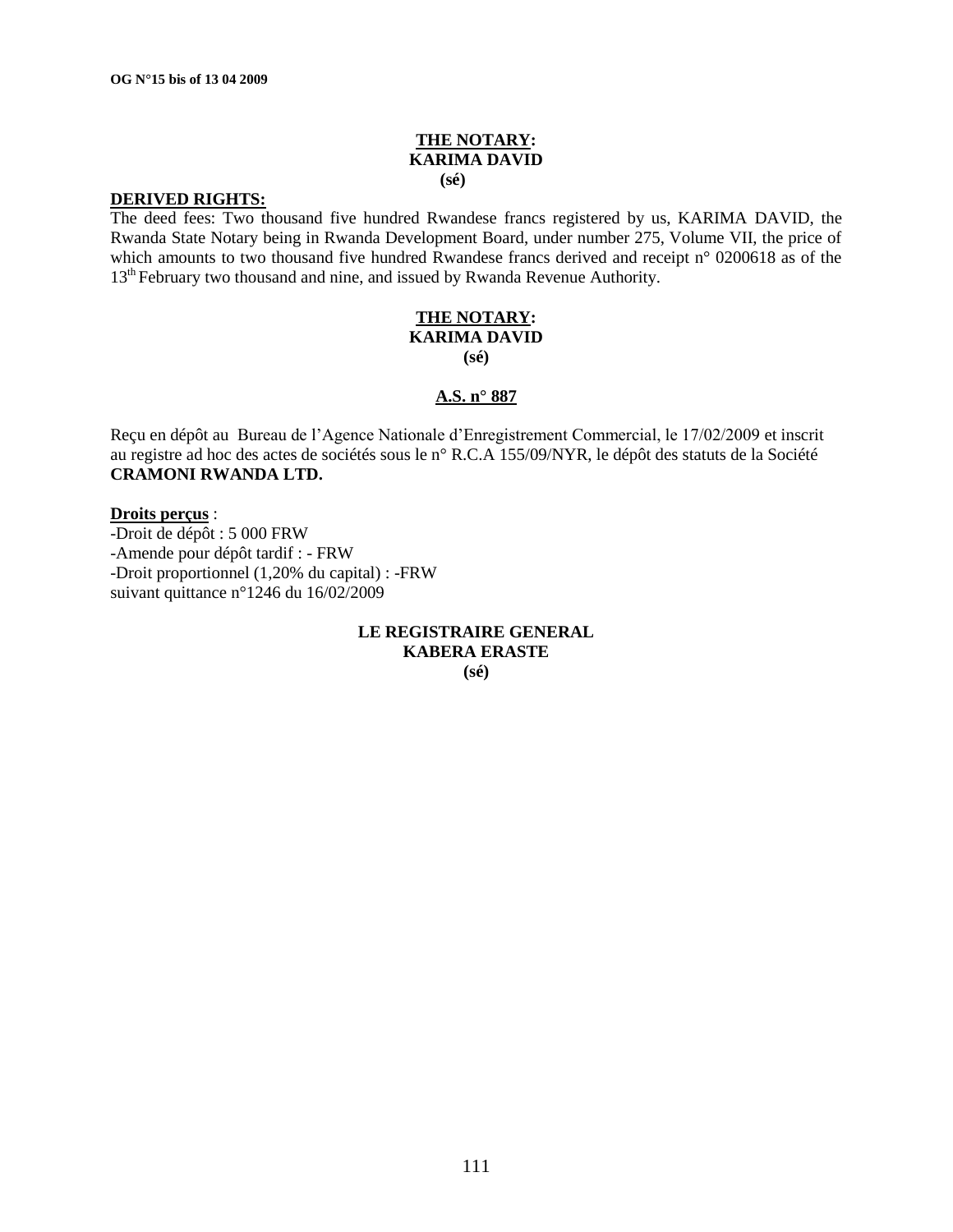**THE NOTARY:**
**KARIMA DAVID**
**(sé)**

**DERIVED RIGHTS:**

The deed fees: Two thousand five hundred Rwandese francs registered by us, KARIMA DAVID, the Rwanda State Notary being in Rwanda Development Board, under number 275, Volume VII, the price of which amounts to two thousand five hundred Rwandese francs derived and receipt n° 0200618 as of the 13th February two thousand and nine, and issued by Rwanda Revenue Authority.

**THE NOTARY:**
**KARIMA DAVID**
**(sé)**

**A.S. n° 887**

Reçu en dépôt au Bureau de l'Agence Nationale d'Enregistrement Commercial, le 17/02/2009 et inscrit au registre ad hoc des actes de sociétés sous le n° R.C.A 155/09/NYR, le dépôt des statuts de la Société **CRAMONI RWANDA LTD.**

**Droits perçus** :
-Droit de dépôt : 5 000 FRW
-Amende pour dépôt tardif : - FRW
-Droit proportionnel (1,20% du capital) : -FRW
suivant quittance n°1246 du 16/02/2009

**LE REGISTRAIRE GENERAL**
**KABERA ERASTE**
**(sé)**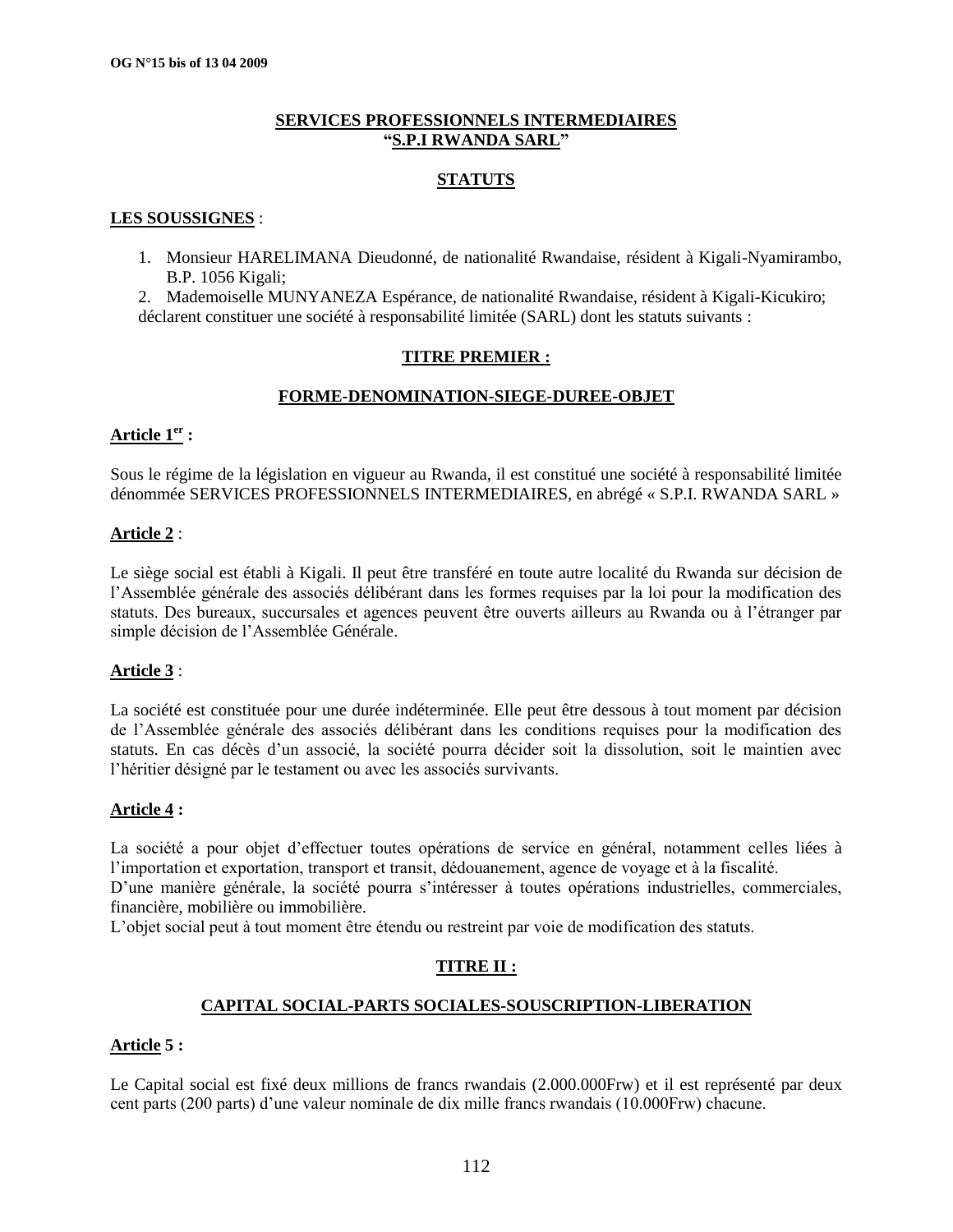**SERVICES PROFESSIONNELS INTERMEDIAIRES**
**"S.P.I RWANDA SARL"**

**STATUTS**

**LES SOUSSIGNES** :

1. Monsieur HARELIMANA Dieudonné, de nationalité Rwandaise, résident à Kigali-Nyamirambo, B.P. 1056 Kigali;
2. Mademoiselle MUNYANEZA Espérance, de nationalité Rwandaise, résident à Kigali-Kicukiro;

déclarent constituer une société à responsabilité limitée (SARL) dont les statuts suivants :

## TITRE PREMIER :

## FORME-DENOMINATION-SIEGE-DUREE-OBJET

**Article 1er :**

Sous le régime de la législation en vigueur au Rwanda, il est constitué une société à responsabilité limitée dénommée SERVICES PROFESSIONNELS INTERMEDIAIRES, en abrégé « S.P.I. RWANDA SARL »

**Article 2** :

Le siège social est établi à Kigali. Il peut être transféré en toute autre localité du Rwanda sur décision de l'Assemblée générale des associés délibérant dans les formes requises par la loi pour la modification des statuts. Des bureaux, succursales et agences peuvent être ouverts ailleurs au Rwanda ou à l'étranger par simple décision de l'Assemblée Générale.

**Article 3** :

La société est constituée pour une durée indéterminée. Elle peut être dessous à tout moment par décision de l'Assemblée générale des associés délibérant dans les conditions requises pour la modification des statuts. En cas décès d'un associé, la société pourra décider soit la dissolution, soit le maintien avec l'héritier désigné par le testament ou avec les associés survivants.

**Article 4 :**

La société a pour objet d'effectuer toutes opérations de service en général, notamment celles liées à l'importation et exportation, transport et transit, dédouanement, agence de voyage et à la fiscalité.
D'une manière générale, la société pourra s'intéresser à toutes opérations industrielles, commerciales, financière, mobilière ou immobilière.
L'objet social peut à tout moment être étendu ou restreint par voie de modification des statuts.

## TITRE II :

## CAPITAL SOCIAL-PARTS SOCIALES-SOUSCRIPTION-LIBERATION

**Article 5 :**

Le Capital social est fixé deux millions de francs rwandais (2.000.000Frw) et il est représenté par deux cent parts (200 parts) d'une valeur nominale de dix mille francs rwandais (10.000Frw) chacune.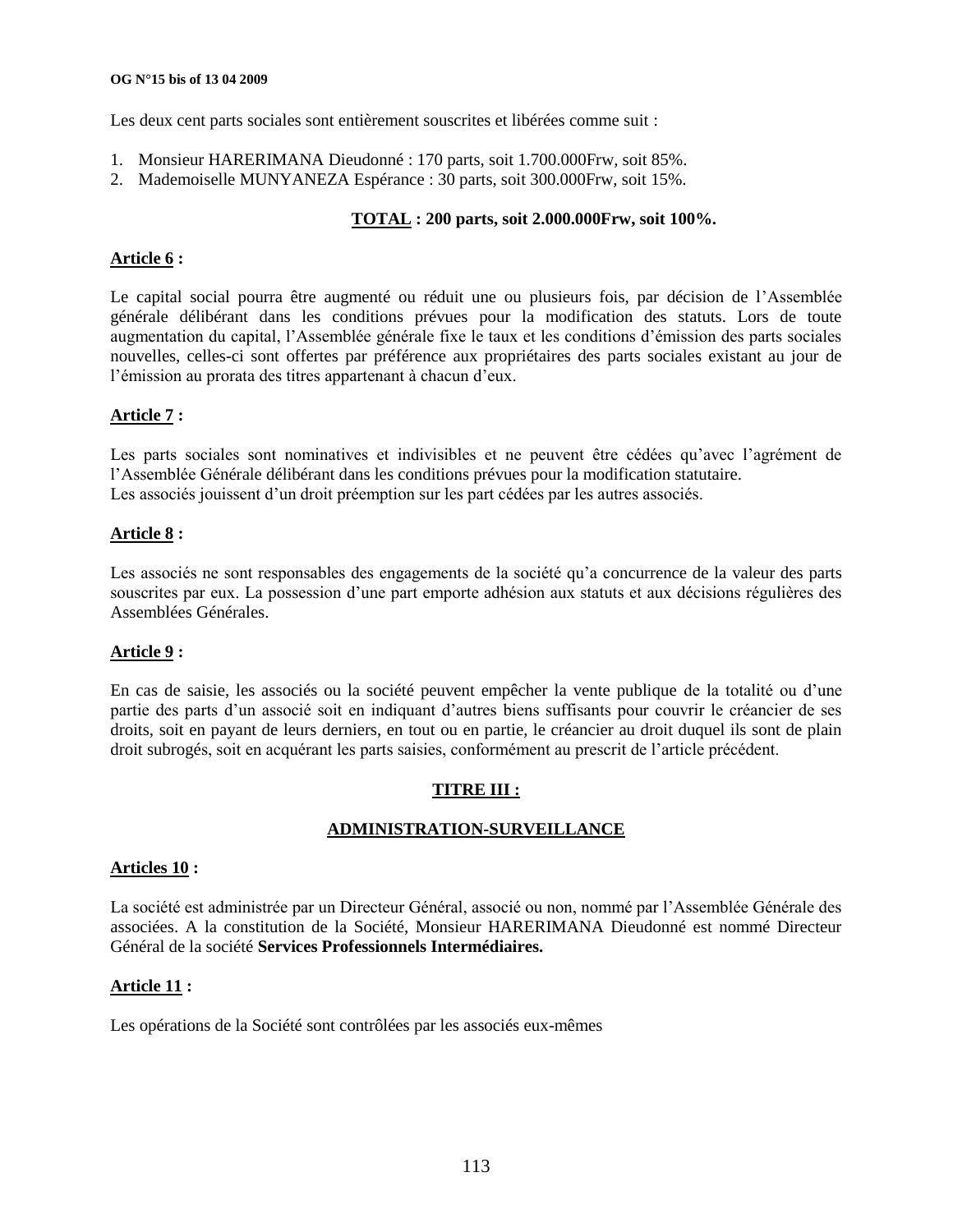Les deux cent parts sociales sont entièrement souscrites et libérées comme suit :

1. Monsieur HARERIMANA Dieudonné : 170 parts, soit 1.700.000Frw, soit 85%.
2. Mademoiselle MUNYANEZA Espérance : 30 parts, soit 300.000Frw, soit 15%.

**TOTAL : 200 parts, soit 2.000.000Frw, soit 100%.**

**Article 6 :**

Le capital social pourra être augmenté ou réduit une ou plusieurs fois, par décision de l'Assemblée générale délibérant dans les conditions prévues pour la modification des statuts. Lors de toute augmentation du capital, l'Assemblée générale fixe le taux et les conditions d'émission des parts sociales nouvelles, celles-ci sont offertes par préférence aux propriétaires des parts sociales existant au jour de l'émission au prorata des titres appartenant à chacun d'eux.

**Article 7 :**

Les parts sociales sont nominatives et indivisibles et ne peuvent être cédées qu'avec l'agrément de l'Assemblée Générale délibérant dans les conditions prévues pour la modification statutaire.
Les associés jouissent d'un droit préemption sur les part cédées par les autres associés.

**Article 8 :**

Les associés ne sont responsables des engagements de la société qu'a concurrence de la valeur des parts souscrites par eux. La possession d'une part emporte adhésion aux statuts et aux décisions régulières des Assemblées Générales.

**Article 9 :**

En cas de saisie, les associés ou la société peuvent empêcher la vente publique de la totalité ou d'une partie des parts d'un associé soit en indiquant d'autres biens suffisants pour couvrir le créancier de ses droits, soit en payant de leurs derniers, en tout ou en partie, le créancier au droit duquel ils sont de plain droit subrogés, soit en acquérant les parts saisies, conformément au prescrit de l'article précédent.

## TITRE III :

## ADMINISTRATION-SURVEILLANCE

**Articles 10 :**

La société est administrée par un Directeur Général, associé ou non, nommé par l'Assemblée Générale des associées. A la constitution de la Société, Monsieur HARERIMANA Dieudonné est nommé Directeur Général de la société **Services Professionnels Intermédiaires.**

**Article 11 :**

Les opérations de la Société sont contrôlées par les associés eux-mêmes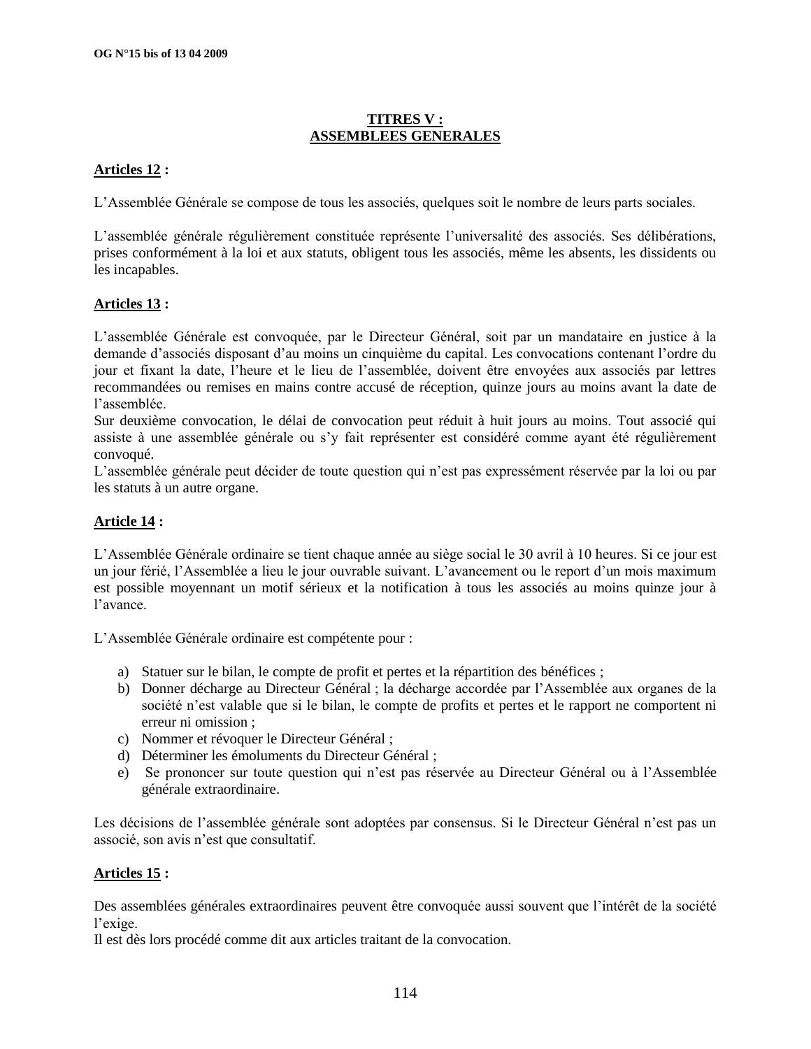## TITRES V : ASSEMBLEES GENERALES

**Articles 12 :**

L'Assemblée Générale se compose de tous les associés, quelques soit le nombre de leurs parts sociales.

L'assemblée générale régulièrement constituée représente l'universalité des associés. Ses délibérations, prises conformément à la loi et aux statuts, obligent tous les associés, même les absents, les dissidents ou les incapables.

**Articles 13 :**

L'assemblée Générale est convoquée, par le Directeur Général, soit par un mandataire en justice à la demande d'associés disposant d'au moins un cinquième du capital. Les convocations contenant l'ordre du jour et fixant la date, l'heure et le lieu de l'assemblée, doivent être envoyées aux associés par lettres recommandées ou remises en mains contre accusé de réception, quinze jours au moins avant la date de l'assemblée.
Sur deuxième convocation, le délai de convocation peut réduit à huit jours au moins. Tout associé qui assiste à une assemblée générale ou s'y fait représenter est considéré comme ayant été régulièrement convoqué.
L'assemblée générale peut décider de toute question qui n'est pas expressément réservée par la loi ou par les statuts à un autre organe.

**Article 14 :**

L'Assemblée Générale ordinaire se tient chaque année au siège social le 30 avril à 10 heures. Si ce jour est un jour férié, l'Assemblée a lieu le jour ouvrable suivant. L'avancement ou le report d'un mois maximum est possible moyennant un motif sérieux et la notification à tous les associés au moins quinze jour à l'avance.

L'Assemblée Générale ordinaire est compétente pour :

a) Statuer sur le bilan, le compte de profit et pertes et la répartition des bénéfices ;
b) Donner décharge au Directeur Général ; la décharge accordée par l'Assemblée aux organes de la société n'est valable que si le bilan, le compte de profits et pertes et le rapport ne comportent ni erreur ni omission ;
c) Nommer et révoquer le Directeur Général ;
d) Déterminer les émoluments du Directeur Général ;
e) Se prononcer sur toute question qui n'est pas réservée au Directeur Général ou à l'Assemblée générale extraordinaire.

Les décisions de l'assemblée générale sont adoptées par consensus. Si le Directeur Général n'est pas un associé, son avis n'est que consultatif.

**Articles 15 :**

Des assemblées générales extraordinaires peuvent être convoquée aussi souvent que l'intérêt de la société l'exige.
Il est dès lors procédé comme dit aux articles traitant de la convocation.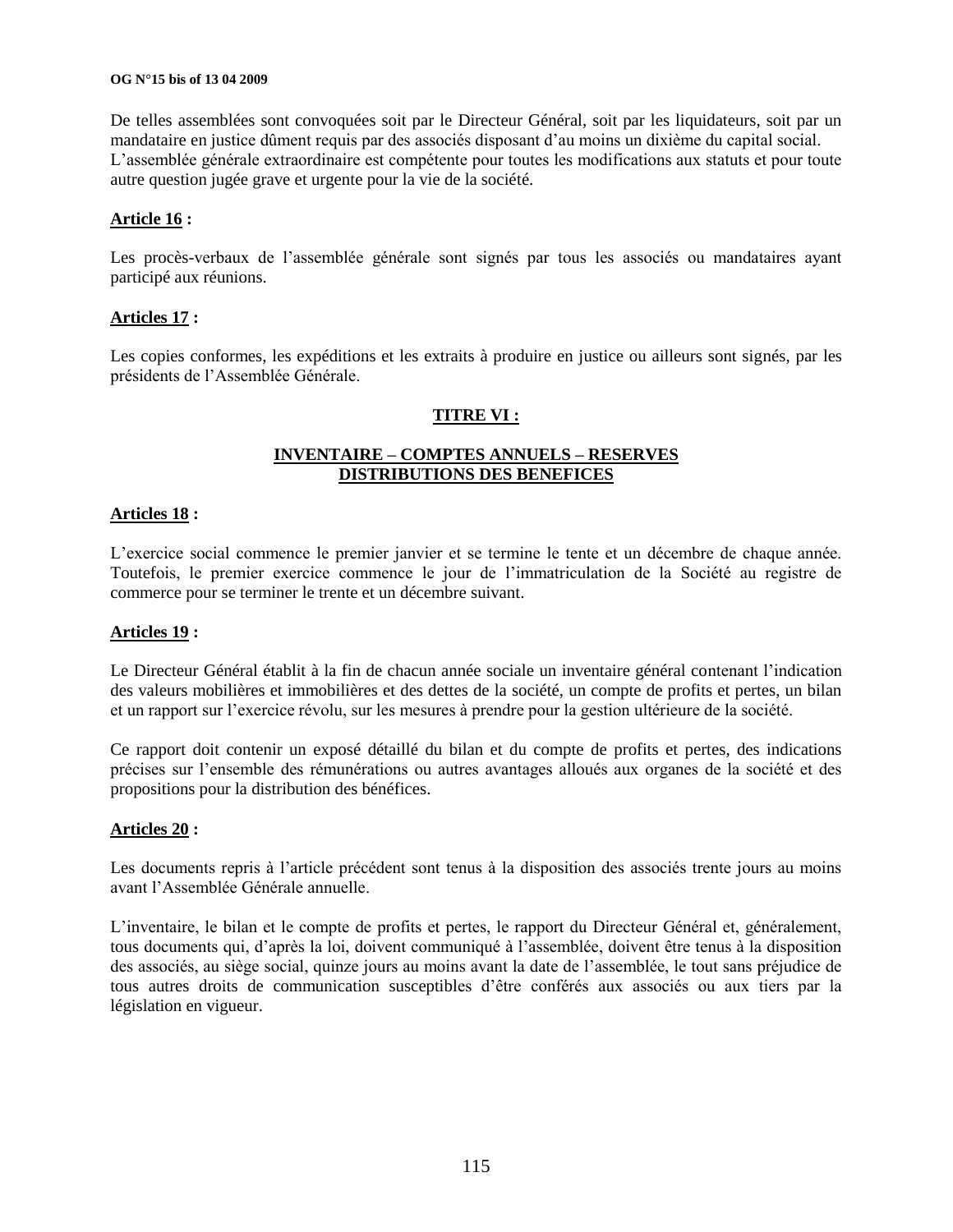De telles assemblées sont convoquées soit par le Directeur Général, soit par les liquidateurs, soit par un mandataire en justice dûment requis par des associés disposant d'au moins un dixième du capital social. L'assemblée générale extraordinaire est compétente pour toutes les modifications aux statuts et pour toute autre question jugée grave et urgente pour la vie de la société.

**Article 16 :**

Les procès-verbaux de l'assemblée générale sont signés par tous les associés ou mandataires ayant participé aux réunions.

**Articles 17 :**

Les copies conformes, les expéditions et les extraits à produire en justice ou ailleurs sont signés, par les présidents de l'Assemblée Générale.

## TITRE VI :

## INVENTAIRE – COMPTES ANNUELS – RESERVES DISTRIBUTIONS DES BENEFICES

**Articles 18 :**

L'exercice social commence le premier janvier et se termine le tente et un décembre de chaque année. Toutefois, le premier exercice commence le jour de l'immatriculation de la Société au registre de commerce pour se terminer le trente et un décembre suivant.

**Articles 19 :**

Le Directeur Général établit à la fin de chacun année sociale un inventaire général contenant l'indication des valeurs mobilières et immobilières et des dettes de la société, un compte de profits et pertes, un bilan et un rapport sur l'exercice révolu, sur les mesures à prendre pour la gestion ultérieure de la société.

Ce rapport doit contenir un exposé détaillé du bilan et du compte de profits et pertes, des indications précises sur l'ensemble des rémunérations ou autres avantages alloués aux organes de la société et des propositions pour la distribution des bénéfices.

**Articles 20 :**

Les documents repris à l'article précédent sont tenus à la disposition des associés trente jours au moins avant l'Assemblée Générale annuelle.

L'inventaire, le bilan et le compte de profits et pertes, le rapport du Directeur Général et, généralement, tous documents qui, d'après la loi, doivent communiqué à l'assemblée, doivent être tenus à la disposition des associés, au siège social, quinze jours au moins avant la date de l'assemblée, le tout sans préjudice de tous autres droits de communication susceptibles d'être conférés aux associés ou aux tiers par la législation en vigueur.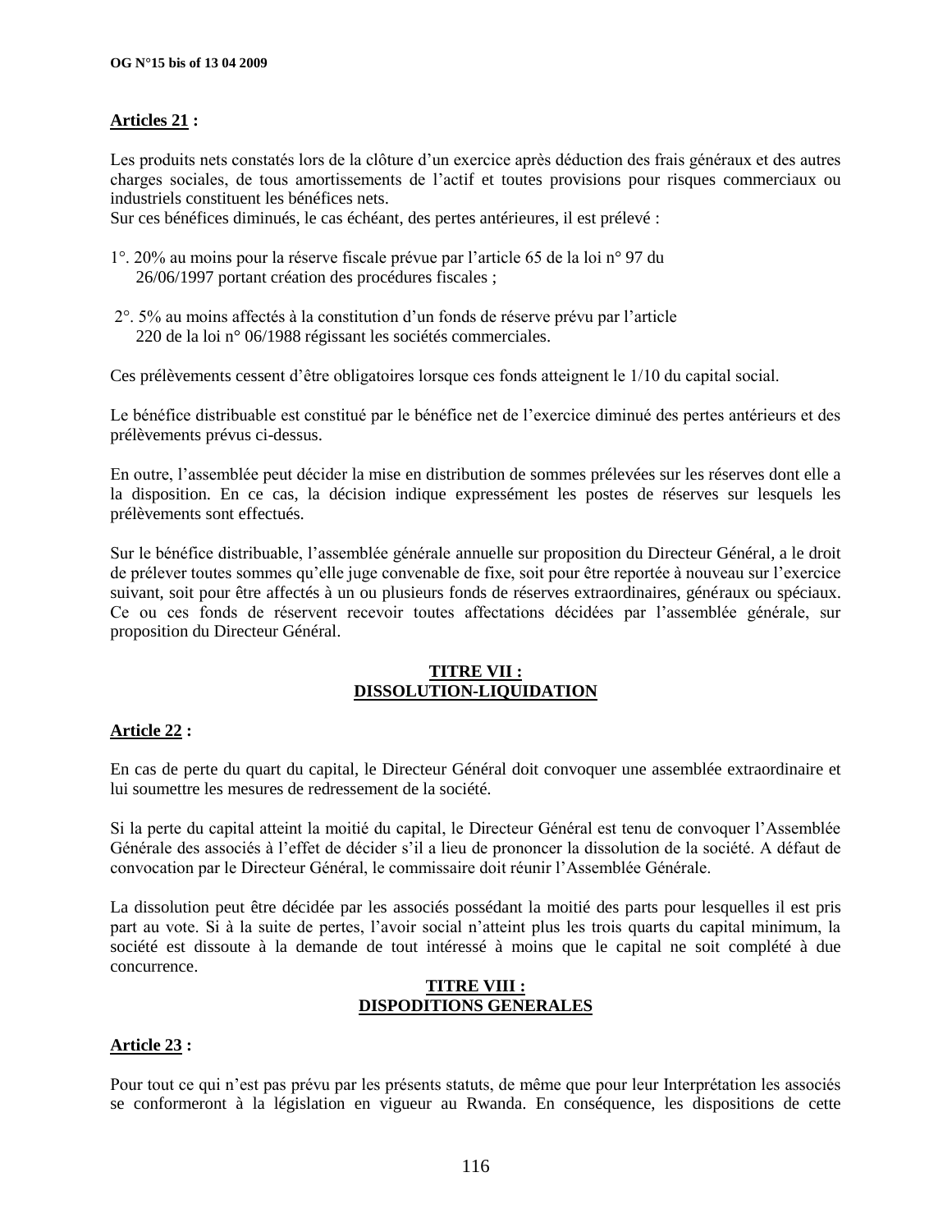**Articles 21 :**

Les produits nets constatés lors de la clôture d'un exercice après déduction des frais généraux et des autres charges sociales, de tous amortissements de l'actif et toutes provisions pour risques commerciaux ou industriels constituent les bénéfices nets.
Sur ces bénéfices diminués, le cas échéant, des pertes antérieures, il est prélevé :

1°. 20% au moins pour la réserve fiscale prévue par l'article 65 de la loi n° 97 du 26/06/1997 portant création des procédures fiscales ;

2°. 5% au moins affectés à la constitution d'un fonds de réserve prévu par l'article 220 de la loi n° 06/1988 régissant les sociétés commerciales.

Ces prélèvements cessent d'être obligatoires lorsque ces fonds atteignent le 1/10 du capital social.

Le bénéfice distribuable est constitué par le bénéfice net de l'exercice diminué des pertes antérieurs et des prélèvements prévus ci-dessus.

En outre, l'assemblée peut décider la mise en distribution de sommes prélevées sur les réserves dont elle a la disposition. En ce cas, la décision indique expressément les postes de réserves sur lesquels les prélèvements sont effectués.

Sur le bénéfice distribuable, l'assemblée générale annuelle sur proposition du Directeur Général, a le droit de prélever toutes sommes qu'elle juge convenable de fixe, soit pour être reportée à nouveau sur l'exercice suivant, soit pour être affectés à un ou plusieurs fonds de réserves extraordinaires, généraux ou spéciaux. Ce ou ces fonds de réservent recevoir toutes affectations décidées par l'assemblée générale, sur proposition du Directeur Général.

## TITRE VII : DISSOLUTION-LIQUIDATION

**Article 22 :**

En cas de perte du quart du capital, le Directeur Général doit convoquer une assemblée extraordinaire et lui soumettre les mesures de redressement de la société.

Si la perte du capital atteint la moitié du capital, le Directeur Général est tenu de convoquer l'Assemblée Générale des associés à l'effet de décider s'il a lieu de prononcer la dissolution de la société. A défaut de convocation par le Directeur Général, le commissaire doit réunir l'Assemblée Générale.

La dissolution peut être décidée par les associés possédant la moitié des parts pour lesquelles il est pris part au vote. Si à la suite de pertes, l'avoir social n'atteint plus les trois quarts du capital minimum, la société est dissoute à la demande de tout intéressé à moins que le capital ne soit complété à due concurrence.

## TITRE VIII : DISPODITIONS GENERALES

**Article 23 :**

Pour tout ce qui n'est pas prévu par les présents statuts, de même que pour leur Interprétation les associés se conformeront à la législation en vigueur au Rwanda. En conséquence, les dispositions de cette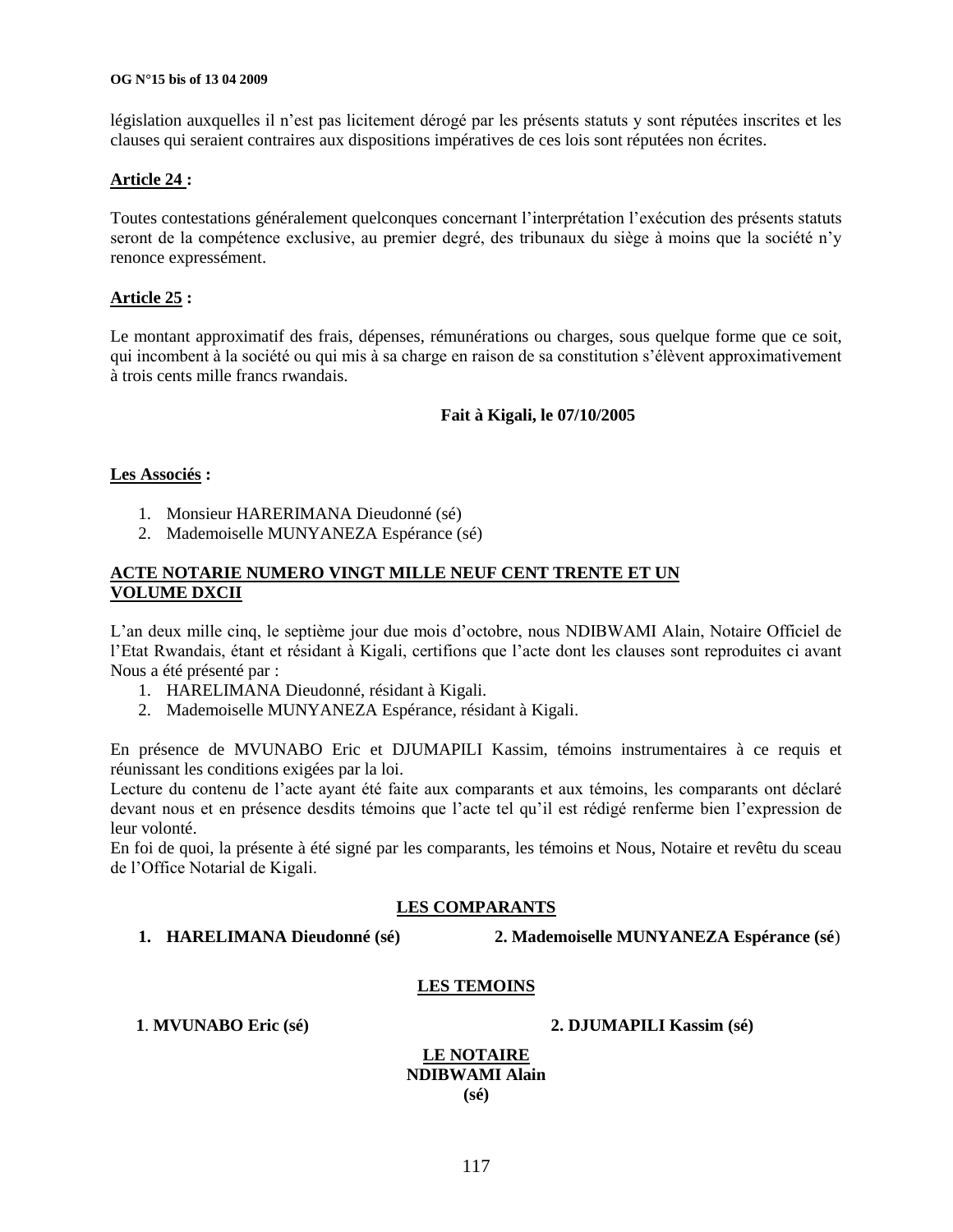législation auxquelles il n'est pas licitement dérogé par les présents statuts y sont réputées inscrites et les clauses qui seraient contraires aux dispositions impératives de ces lois sont réputées non écrites.

**Article 24 :**

Toutes contestations généralement quelconques concernant l'interprétation l'exécution des présents statuts seront de la compétence exclusive, au premier degré, des tribunaux du siège à moins que la société n'y renonce expressément.

**Article 25 :**

Le montant approximatif des frais, dépenses, rémunérations ou charges, sous quelque forme que ce soit, qui incombent à la société ou qui mis à sa charge en raison de sa constitution s'élèvent approximativement à trois cents mille francs rwandais.

**Fait à Kigali, le 07/10/2005**

**Les Associés :**

1. Monsieur HARERIMANA Dieudonné (sé)
2. Mademoiselle MUNYANEZA Espérance (sé)

**ACTE NOTARIE NUMERO VINGT MILLE NEUF CENT TRENTE ET UN VOLUME DXCII**

L'an deux mille cinq, le septième jour due mois d'octobre, nous NDIBWAMI Alain, Notaire Officiel de l'Etat Rwandais, étant et résidant à Kigali, certifions que l'acte dont les clauses sont reproduites ci avant Nous a été présenté par :

1. HARELIMANA Dieudonné, résidant à Kigali.
2. Mademoiselle MUNYANEZA Espérance, résidant à Kigali.

En présence de MVUNABO Eric et DJUMAPILI Kassim, témoins instrumentaires à ce requis et réunissant les conditions exigées par la loi.
Lecture du contenu de l'acte ayant été faite aux comparants et aux témoins, les comparants ont déclaré devant nous et en présence desdits témoins que l'acte tel qu'il est rédigé renferme bien l'expression de leur volonté.
En foi de quoi, la présente à été signé par les comparants, les témoins et Nous, Notaire et revêtu du sceau de l'Office Notarial de Kigali.

**LES COMPARANTS**

**1. HARELIMANA Dieudonné (sé)** **2. Mademoiselle MUNYANEZA Espérance (sé)**

**LES TEMOINS**

**1. MVUNABO Eric (sé)** **2. DJUMAPILI Kassim (sé)**

**LE NOTAIRE**
**NDIBWAMI Alain**
**(sé)**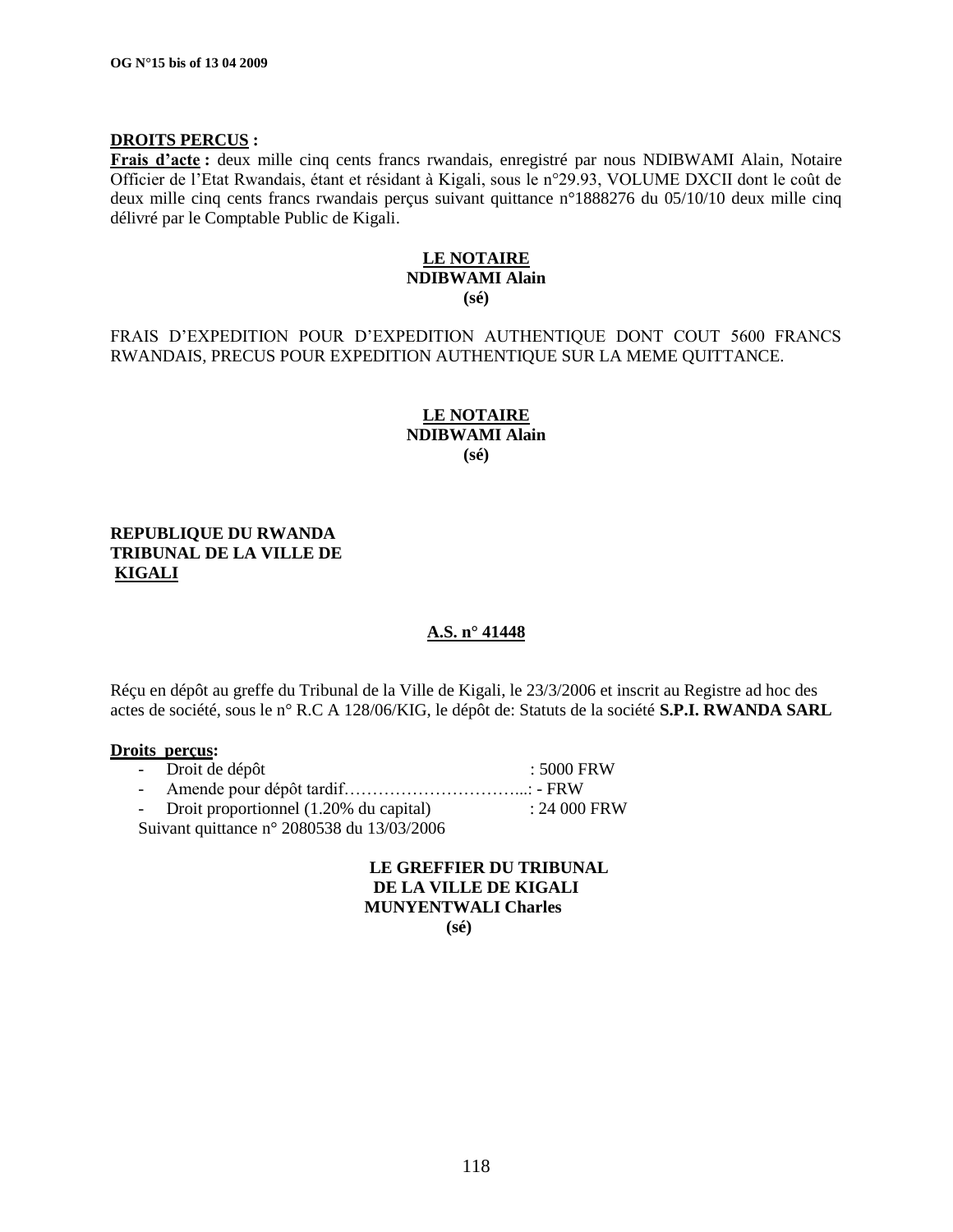**DROITS PERCUS :**

**Frais d'acte :** deux mille cinq cents francs rwandais, enregistré par nous NDIBWAMI Alain, Notaire Officier de l'Etat Rwandais, étant et résidant à Kigali, sous le n°29.93, VOLUME DXCII dont le coût de deux mille cinq cents francs rwandais perçus suivant quittance n°1888276 du 05/10/10 deux mille cinq délivré par le Comptable Public de Kigali.

**LE NOTAIRE**
**NDIBWAMI Alain**
**(sé)**

FRAIS D'EXPEDITION POUR D'EXPEDITION AUTHENTIQUE DONT COUT 5600 FRANCS RWANDAIS, PRECUS POUR EXPEDITION AUTHENTIQUE SUR LA MEME QUITTANCE.

**LE NOTAIRE**
**NDIBWAMI Alain**
**(sé)**

**REPUBLIQUE DU RWANDA**
**TRIBUNAL DE LA VILLE DE KIGALI**

**A.S. n° 41448**

Réçu en dépôt au greffe du Tribunal de la Ville de Kigali, le 23/3/2006 et inscrit au Registre ad hoc des actes de société, sous le n° R.C A 128/06/KIG, le dépôt de: Statuts de la société **S.P.I. RWANDA SARL**

**Droits perçus:**

- Droit de dépôt : 5000 FRW
- Amende pour dépôt tardif…………………………...: - FRW
- Droit proportionnel (1.20% du capital) : 24 000 FRW

Suivant quittance n° 2080538 du 13/03/2006

**LE GREFFIER DU TRIBUNAL**
**DE LA VILLE DE KIGALI**
**MUNYENTWALI Charles**
**(sé)**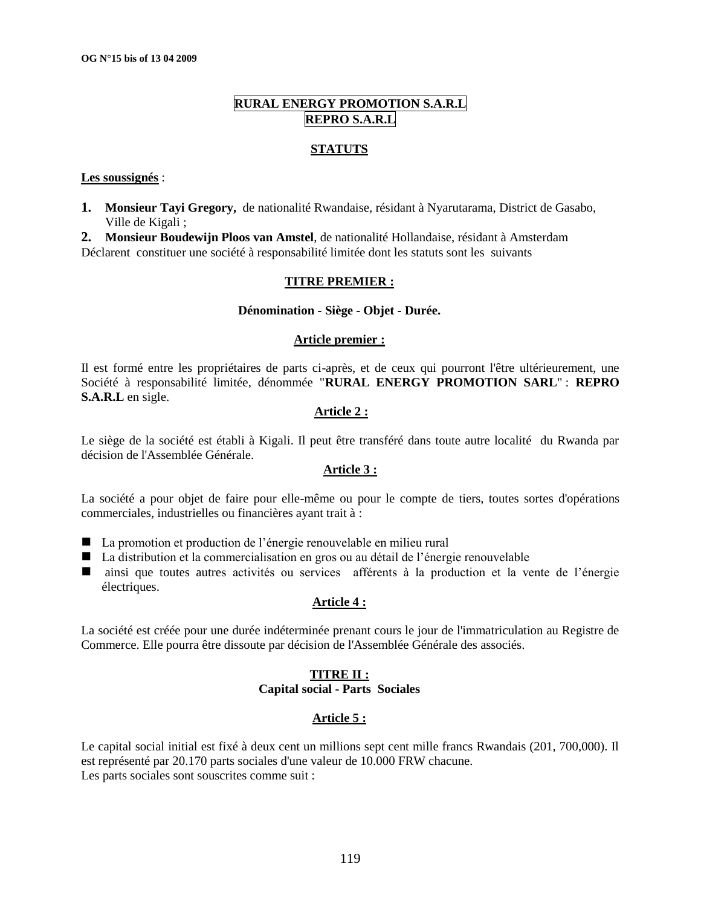**RURAL ENERGY PROMOTION S.A.R.L**
**REPRO S.A.R.L**

**STATUTS**

**Les soussignés** :

1. **Monsieur Tayi Gregory,** de nationalité Rwandaise, résidant à Nyarutarama, District de Gasabo, Ville de Kigali ;
2. **Monsieur Boudewijn Ploos van Amstel**, de nationalité Hollandaise, résidant à Amsterdam

Déclarent constituer une société à responsabilité limitée dont les statuts sont les suivants

**TITRE PREMIER :**

**Dénomination - Siège - Objet - Durée.**

**Article premier :**

Il est formé entre les propriétaires de parts ci-après, et de ceux qui pourront l'être ultérieurement, une Société à responsabilité limitée, dénommée "**RURAL ENERGY PROMOTION SARL**" : **REPRO S.A.R.L** en sigle.

**Article 2 :**

Le siège de la société est établi à Kigali. Il peut être transféré dans toute autre localité du Rwanda par décision de l'Assemblée Générale.

**Article 3 :**

La société a pour objet de faire pour elle-même ou pour le compte de tiers, toutes sortes d'opérations commerciales, industrielles ou financières ayant trait à :

- La promotion et production de l'énergie renouvelable en milieu rural
- La distribution et la commercialisation en gros ou au détail de l'énergie renouvelable
- ainsi que toutes autres activités ou services afférents à la production et la vente de l'énergie électriques.

**Article 4 :**

La société est créée pour une durée indéterminée prenant cours le jour de l'immatriculation au Registre de Commerce. Elle pourra être dissoute par décision de l'Assemblée Générale des associés.

**TITRE II :**
**Capital social - Parts Sociales**

**Article 5 :**

Le capital social initial est fixé à deux cent un millions sept cent mille francs Rwandais (201, 700,000). Il est représenté par 20.170 parts sociales d'une valeur de 10.000 FRW chacune.
Les parts sociales sont souscrites comme suit :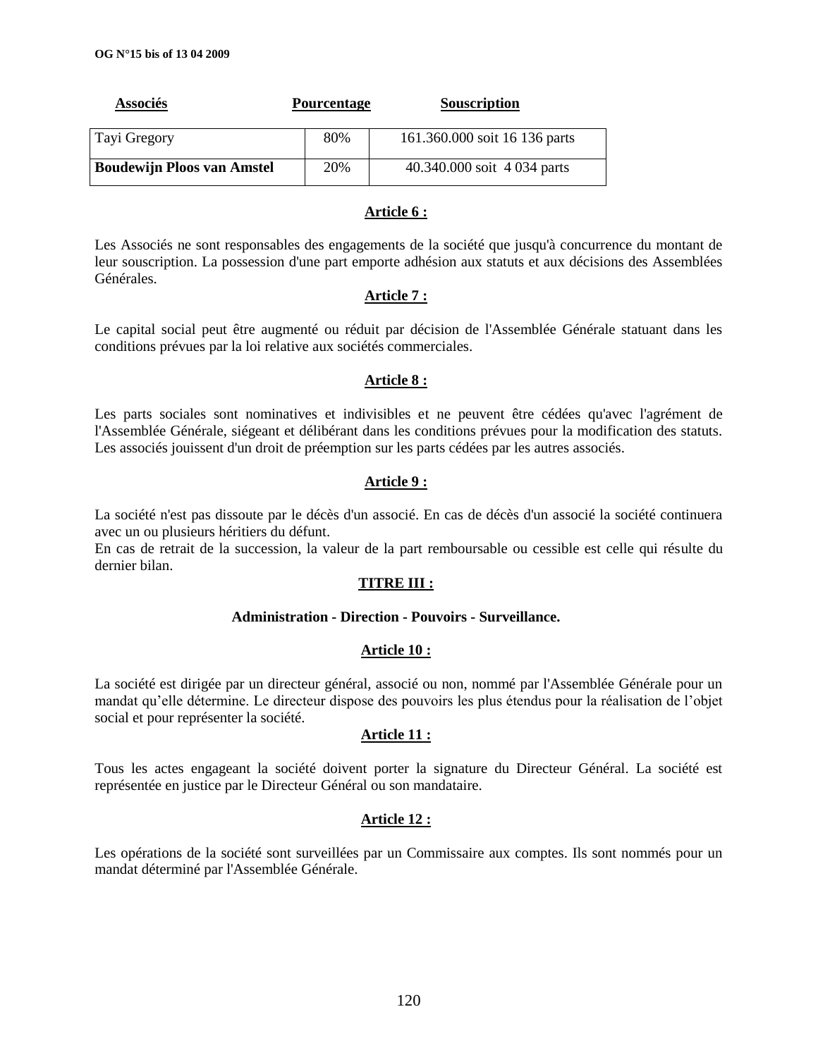| Associés | Pourcentage | Souscription |
|---|---|---|
| Tayi Gregory | 80% | 161.360.000 soit 16 136 parts |
| **Boudewijn Ploos van Amstel** | 20% | 40.340.000 soit 4 034 parts |

**Article 6 :**

Les Associés ne sont responsables des engagements de la société que jusqu'à concurrence du montant de leur souscription. La possession d'une part emporte adhésion aux statuts et aux décisions des Assemblées Générales.

**Article 7 :**

Le capital social peut être augmenté ou réduit par décision de l'Assemblée Générale statuant dans les conditions prévues par la loi relative aux sociétés commerciales.

**Article 8 :**

Les parts sociales sont nominatives et indivisibles et ne peuvent être cédées qu'avec l'agrément de l'Assemblée Générale, siégeant et délibérant dans les conditions prévues pour la modification des statuts. Les associés jouissent d'un droit de préemption sur les parts cédées par les autres associés.

**Article 9 :**

La société n'est pas dissoute par le décès d'un associé. En cas de décès d'un associé la société continuera avec un ou plusieurs héritiers du défunt.
En cas de retrait de la succession, la valeur de la part remboursable ou cessible est celle qui résulte du dernier bilan.

## TITRE III :

### Administration - Direction - Pouvoirs - Surveillance.

**Article 10 :**

La société est dirigée par un directeur général, associé ou non, nommé par l'Assemblée Générale pour un mandat qu'elle détermine. Le directeur dispose des pouvoirs les plus étendus pour la réalisation de l'objet social et pour représenter la société.

**Article 11 :**

Tous les actes engageant la société doivent porter la signature du Directeur Général. La société est représentée en justice par le Directeur Général ou son mandataire.

**Article 12 :**

Les opérations de la société sont surveillées par un Commissaire aux comptes. Ils sont nommés pour un mandat déterminé par l'Assemblée Générale.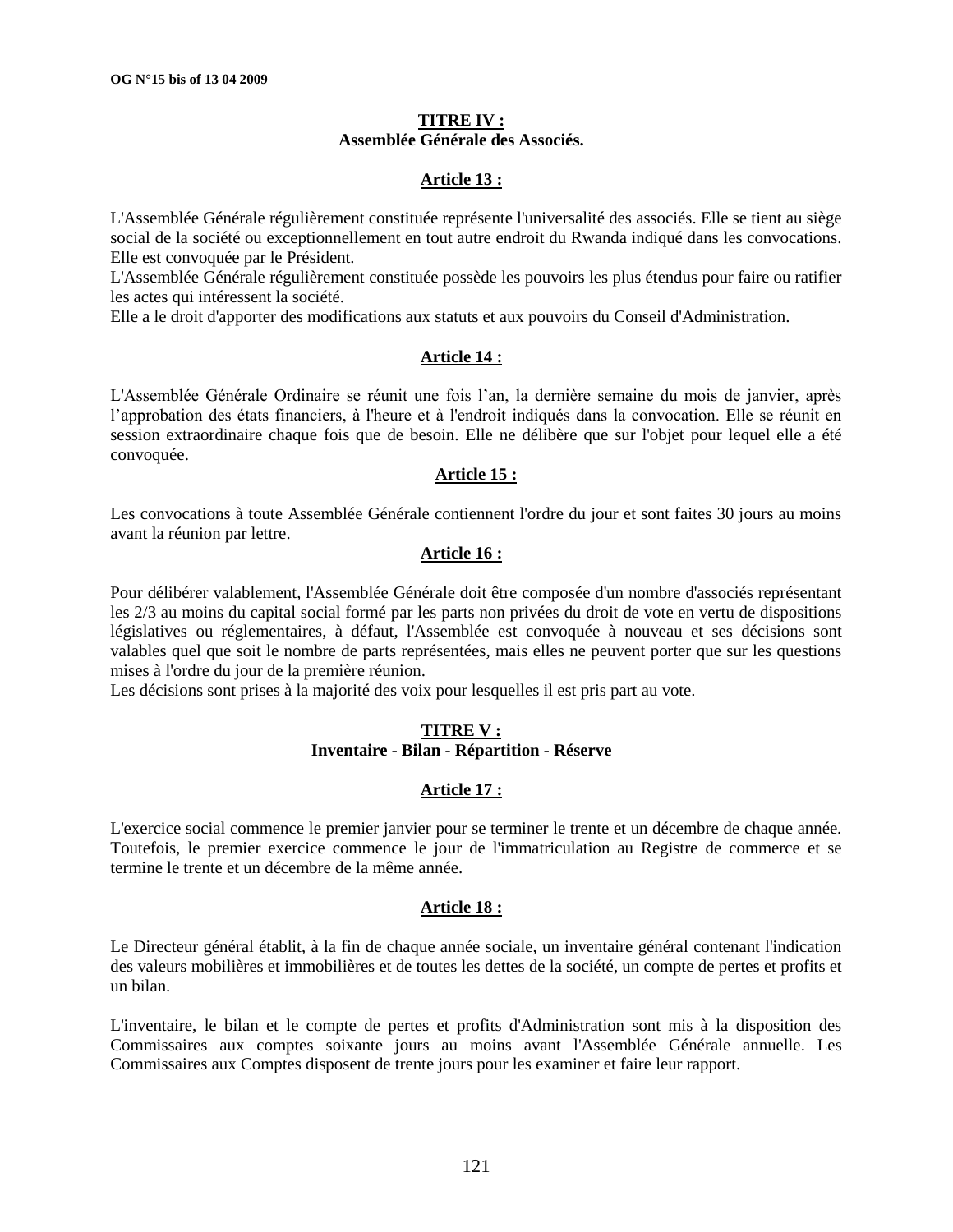## TITRE IV :
## Assemblée Générale des Associés.

### Article 13 :

L'Assemblée Générale régulièrement constituée représente l'universalité des associés. Elle se tient au siège social de la société ou exceptionnellement en tout autre endroit du Rwanda indiqué dans les convocations. Elle est convoquée par le Président.
L'Assemblée Générale régulièrement constituée possède les pouvoirs les plus étendus pour faire ou ratifier les actes qui intéressent la société.
Elle a le droit d'apporter des modifications aux statuts et aux pouvoirs du Conseil d'Administration.

### Article 14 :

L'Assemblée Générale Ordinaire se réunit une fois l'an, la dernière semaine du mois de janvier, après l'approbation des états financiers, à l'heure et à l'endroit indiqués dans la convocation. Elle se réunit en session extraordinaire chaque fois que de besoin. Elle ne délibère que sur l'objet pour lequel elle a été convoquée.

### Article 15 :

Les convocations à toute Assemblée Générale contiennent l'ordre du jour et sont faites 30 jours au moins avant la réunion par lettre.

### Article 16 :

Pour délibérer valablement, l'Assemblée Générale doit être composée d'un nombre d'associés représentant les 2/3 au moins du capital social formé par les parts non privées du droit de vote en vertu de dispositions législatives ou réglementaires, à défaut, l'Assemblée est convoquée à nouveau et ses décisions sont valables quel que soit le nombre de parts représentées, mais elles ne peuvent porter que sur les questions mises à l'ordre du jour de la première réunion.
Les décisions sont prises à la majorité des voix pour lesquelles il est pris part au vote.

## TITRE V :
## Inventaire - Bilan - Répartition - Réserve

### Article 17 :

L'exercice social commence le premier janvier pour se terminer le trente et un décembre de chaque année. Toutefois, le premier exercice commence le jour de l'immatriculation au Registre de commerce et se termine le trente et un décembre de la même année.

### Article 18 :

Le Directeur général établit, à la fin de chaque année sociale, un inventaire général contenant l'indication des valeurs mobilières et immobilières et de toutes les dettes de la société, un compte de pertes et profits et un bilan.

L'inventaire, le bilan et le compte de pertes et profits d'Administration sont mis à la disposition des Commissaires aux comptes soixante jours au moins avant l'Assemblée Générale annuelle. Les Commissaires aux Comptes disposent de trente jours pour les examiner et faire leur rapport.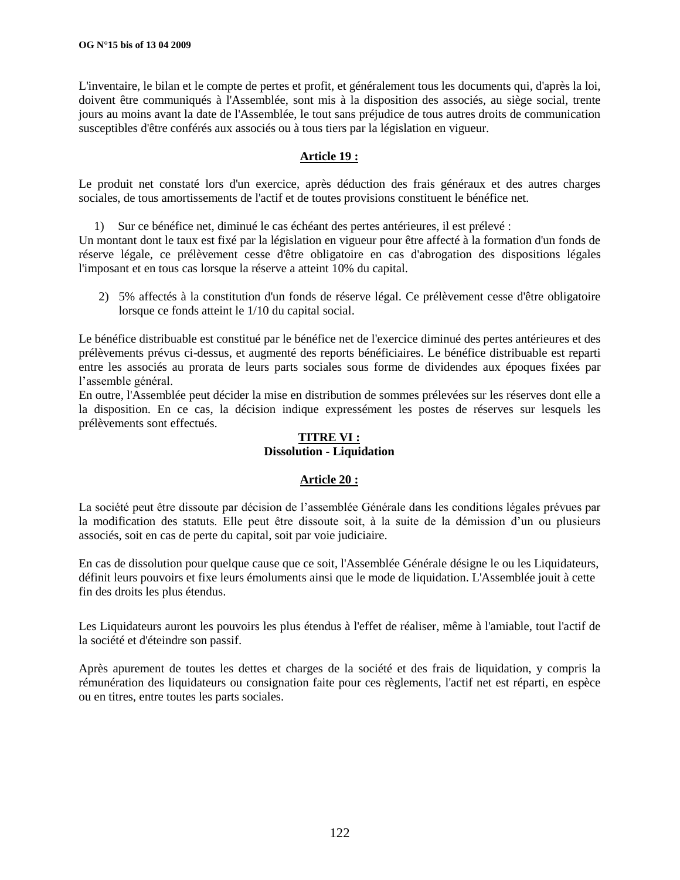L'inventaire, le bilan et le compte de pertes et profit, et généralement tous les documents qui, d'après la loi, doivent être communiqués à l'Assemblée, sont mis à la disposition des associés, au siège social, trente jours au moins avant la date de l'Assemblée, le tout sans préjudice de tous autres droits de communication susceptibles d'être conférés aux associés ou à tous tiers par la législation en vigueur.

**Article 19 :**

Le produit net constaté lors d'un exercice, après déduction des frais généraux et des autres charges sociales, de tous amortissements de l'actif et de toutes provisions constituent le bénéfice net.

1) Sur ce bénéfice net, diminué le cas échéant des pertes antérieures, il est prélevé :

Un montant dont le taux est fixé par la législation en vigueur pour être affecté à la formation d'un fonds de réserve légale, ce prélèvement cesse d'être obligatoire en cas d'abrogation des dispositions légales l'imposant et en tous cas lorsque la réserve a atteint 10% du capital.

2) 5% affectés à la constitution d'un fonds de réserve légal. Ce prélèvement cesse d'être obligatoire lorsque ce fonds atteint le 1/10 du capital social.

Le bénéfice distribuable est constitué par le bénéfice net de l'exercice diminué des pertes antérieures et des prélèvements prévus ci-dessus, et augmenté des reports bénéficiaires. Le bénéfice distribuable est reparti entre les associés au prorata de leurs parts sociales sous forme de dividendes aux époques fixées par l'assemble général.

En outre, l'Assemblée peut décider la mise en distribution de sommes prélevées sur les réserves dont elle a la disposition. En ce cas, la décision indique expressément les postes de réserves sur lesquels les prélèvements sont effectués.

## TITRE VI : Dissolution - Liquidation

**Article 20 :**

La société peut être dissoute par décision de l'assemblée Générale dans les conditions légales prévues par la modification des statuts. Elle peut être dissoute soit, à la suite de la démission d'un ou plusieurs associés, soit en cas de perte du capital, soit par voie judiciaire.

En cas de dissolution pour quelque cause que ce soit, l'Assemblée Générale désigne le ou les Liquidateurs, définit leurs pouvoirs et fixe leurs émoluments ainsi que le mode de liquidation. L'Assemblée jouit à cette fin des droits les plus étendus.

Les Liquidateurs auront les pouvoirs les plus étendus à l'effet de réaliser, même à l'amiable, tout l'actif de la société et d'éteindre son passif.

Après apurement de toutes les dettes et charges de la société et des frais de liquidation, y compris la rémunération des liquidateurs ou consignation faite pour ces règlements, l'actif net est réparti, en espèce ou en titres, entre toutes les parts sociales.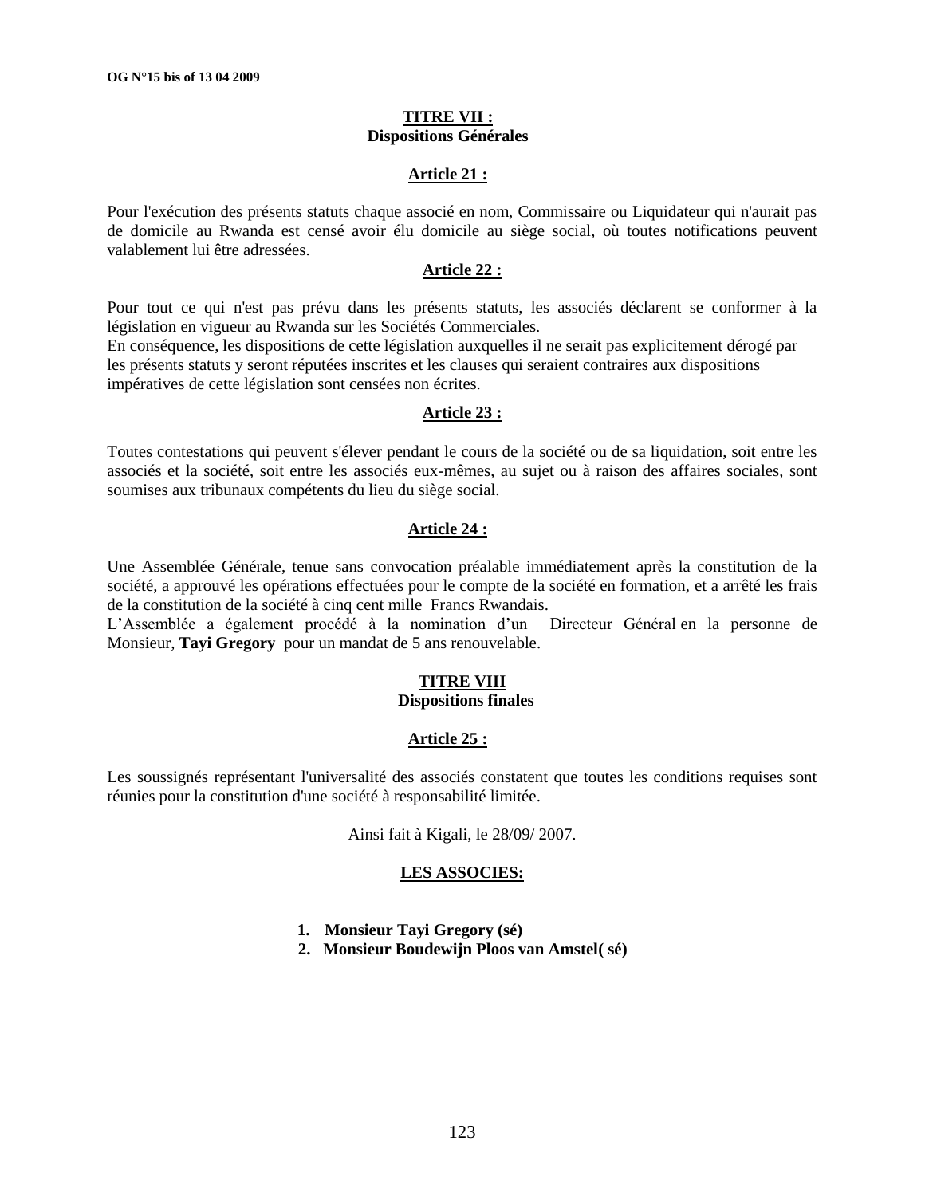## TITRE VII :
## Dispositions Générales

### Article 21 :

Pour l'exécution des présents statuts chaque associé en nom, Commissaire ou Liquidateur qui n'aurait pas de domicile au Rwanda est censé avoir élu domicile au siège social, où toutes notifications peuvent valablement lui être adressées.

### Article 22 :

Pour tout ce qui n'est pas prévu dans les présents statuts, les associés déclarent se conformer à la législation en vigueur au Rwanda sur les Sociétés Commerciales.
En conséquence, les dispositions de cette législation auxquelles il ne serait pas explicitement dérogé par les présents statuts y seront réputées inscrites et les clauses qui seraient contraires aux dispositions impératives de cette législation sont censées non écrites.

### Article 23 :

Toutes contestations qui peuvent s'élever pendant le cours de la société ou de sa liquidation, soit entre les associés et la société, soit entre les associés eux-mêmes, au sujet ou à raison des affaires sociales, sont soumises aux tribunaux compétents du lieu du siège social.

### Article 24 :

Une Assemblée Générale, tenue sans convocation préalable immédiatement après la constitution de la société, a approuvé les opérations effectuées pour le compte de la société en formation, et a arrêté les frais de la constitution de la société à cinq cent mille Francs Rwandais.
L'Assemblée a également procédé à la nomination d'un Directeur Général en la personne de Monsieur, **Tayi Gregory** pour un mandat de 5 ans renouvelable.

## TITRE VIII
## Dispositions finales

### Article 25 :

Les soussignés représentant l'universalité des associés constatent que toutes les conditions requises sont réunies pour la constitution d'une société à responsabilité limitée.

Ainsi fait à Kigali, le 28/09/ 2007.

**LES ASSOCIES:**

1. **Monsieur Tayi Gregory (sé)**
2. **Monsieur Boudewijn Ploos van Amstel( sé)**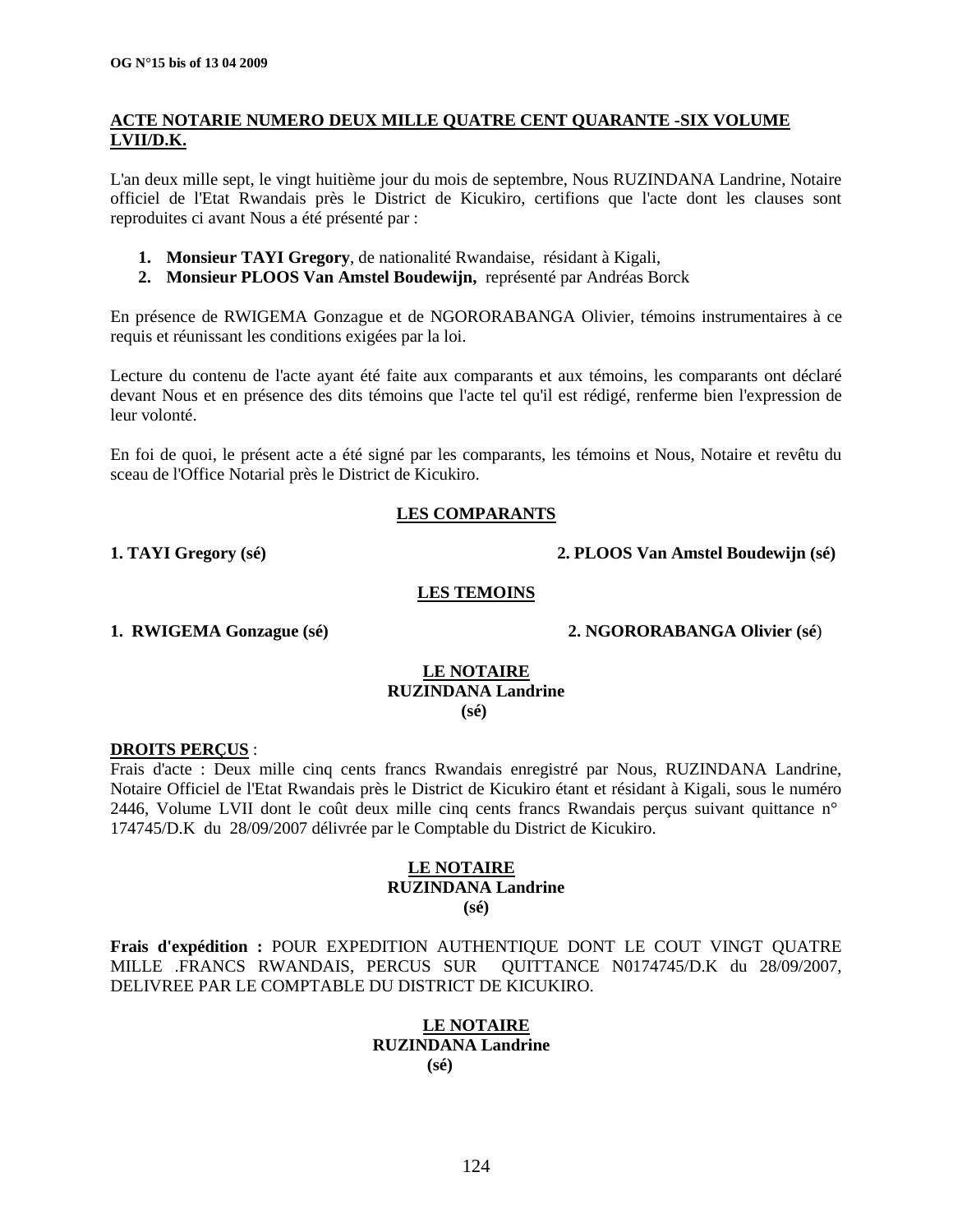**ACTE NOTARIE NUMERO DEUX MILLE QUATRE CENT QUARANTE -SIX VOLUME LVII/D.K.**

L'an deux mille sept, le vingt huitième jour du mois de septembre, Nous RUZINDANA Landrine, Notaire officiel de l'Etat Rwandais près le District de Kicukiro, certifions que l'acte dont les clauses sont reproduites ci avant Nous a été présenté par :

1. **Monsieur TAYI Gregory**, de nationalité Rwandaise, résidant à Kigali,
2. **Monsieur PLOOS Van Amstel Boudewijn,** représenté par Andréas Borck

En présence de RWIGEMA Gonzague et de NGORORABANGA Olivier, témoins instrumentaires à ce requis et réunissant les conditions exigées par la loi.

Lecture du contenu de l'acte ayant été faite aux comparants et aux témoins, les comparants ont déclaré devant Nous et en présence des dits témoins que l'acte tel qu'il est rédigé, renferme bien l'expression de leur volonté.

En foi de quoi, le présent acte a été signé par les comparants, les témoins et Nous, Notaire et revêtu du sceau de l'Office Notarial près le District de Kicukiro.

**LES COMPARANTS**

**1. TAYI Gregory (sé)**

**2. PLOOS Van Amstel Boudewijn (sé)**

**LES TEMOINS**

**1. RWIGEMA Gonzague (sé)**

**2. NGORORABANGA Olivier (sé)**

**LE NOTAIRE**
**RUZINDANA Landrine**
**(sé)**

**DROITS PERÇUS** :
Frais d'acte : Deux mille cinq cents francs Rwandais enregistré par Nous, RUZINDANA Landrine, Notaire Officiel de l'Etat Rwandais près le District de Kicukiro étant et résidant à Kigali, sous le numéro 2446, Volume LVII dont le coût deux mille cinq cents francs Rwandais perçus suivant quittance n° 174745/D.K du 28/09/2007 délivrée par le Comptable du District de Kicukiro.

**LE NOTAIRE**
**RUZINDANA Landrine**
**(sé)**

**Frais d'expédition :** POUR EXPEDITION AUTHENTIQUE DONT LE COUT VINGT QUATRE MILLE .FRANCS RWANDAIS, PERCUS SUR QUITTANCE N0174745/D.K du 28/09/2007, DELIVREE PAR LE COMPTABLE DU DISTRICT DE KICUKIRO.

**LE NOTAIRE**
**RUZINDANA Landrine**
**(sé)**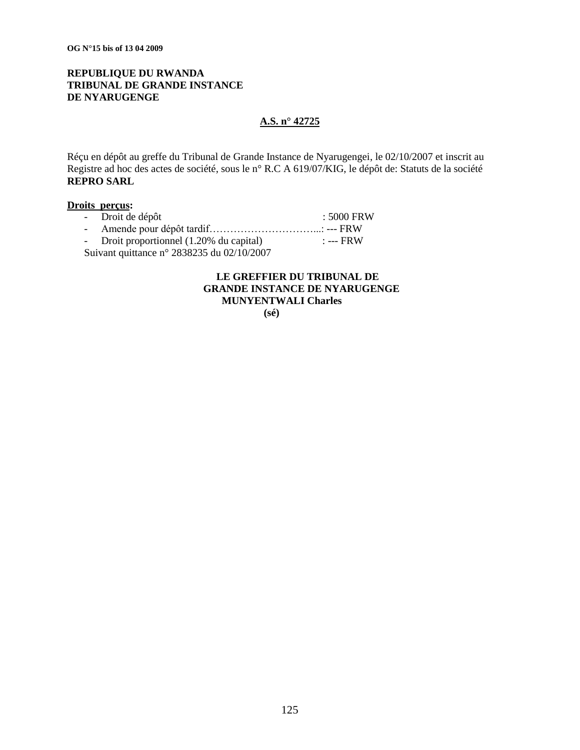**REPUBLIQUE DU RWANDA**
**TRIBUNAL DE GRANDE INSTANCE**
**DE NYARUGENGE**

**A.S. n° 42725**

Réçu en dépôt au greffe du Tribunal de Grande Instance de Nyarugengei, le 02/10/2007 et inscrit au Registre ad hoc des actes de société, sous le n° R.C A 619/07/KIG, le dépôt de: Statuts de la société **REPRO SARL**

**Droits perçus:**

- Droit de dépôt : 5000 FRW
- Amende pour dépôt tardif…………………………...: --- FRW
- Droit proportionnel (1.20% du capital) : --- FRW

Suivant quittance n° 2838235 du 02/10/2007

**LE GREFFIER DU TRIBUNAL DE**
**GRANDE INSTANCE DE NYARUGENGE**
**MUNYENTWALI Charles**
**(sé)**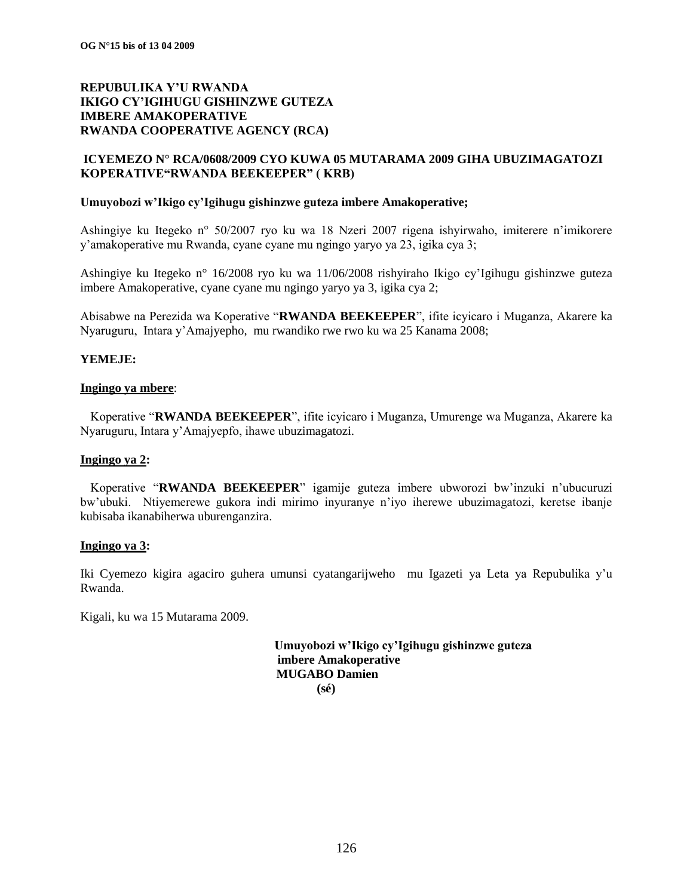**REPUBULIKA Y'U RWANDA**
**IKIGO CY'IGIHUGU GISHINZWE GUTEZA IMBERE AMAKOPERATIVE**
**RWANDA COOPERATIVE AGENCY (RCA)**

**ICYEMEZO N° RCA/0608/2009 CYO KUWA 05 MUTARAMA 2009 GIHA UBUZIMAGATOZI KOPERATIVE"RWANDA BEEKEEPER" ( KRB)**

**Umuyobozi w'Ikigo cy'Igihugu gishinzwe guteza imbere Amakoperative;**

Ashingiye ku Itegeko n° 50/2007 ryo ku wa 18 Nzeri 2007 rigena ishyirwaho, imiterere n'imikorere y'amakoperative mu Rwanda, cyane cyane mu ngingo yaryo ya 23, igika cya 3;

Ashingiye ku Itegeko n° 16/2008 ryo ku wa 11/06/2008 rishyiraho Ikigo cy'Igihugu gishinzwe guteza imbere Amakoperative, cyane cyane mu ngingo yaryo ya 3, igika cya 2;

Abisabwe na Perezida wa Koperative "**RWANDA BEEKEEPER**", ifite icyicaro i Muganza, Akarere ka Nyaruguru, Intara y'Amajyepho, mu rwandiko rwe rwo ku wa 25 Kanama 2008;

**YEMEJE:**

**Ingingo ya mbere**:

Koperative "**RWANDA BEEKEEPER**", ifite icyicaro i Muganza, Umurenge wa Muganza, Akarere ka Nyaruguru, Intara y'Amajyepfo, ihawe ubuzimagatozi.

**Ingingo ya 2:**

Koperative "**RWANDA BEEKEEPER**" igamije guteza imbere ubworozi bw'inzuki n'ubucuruzi bw'ubuki. Ntiyemerewe gukora indi mirimo inyuranye n'iyo iherewe ubuzimagatozi, keretse ibanje kubisaba ikanabiherwa uburenganzira.

**Ingingo ya 3:**

Iki Cyemezo kigira agaciro guhera umunsi cyatangarijweho mu Igazeti ya Leta ya Repubulika y'u Rwanda.

Kigali, ku wa 15 Mutarama 2009.

**Umuyobozi w'Ikigo cy'Igihugu gishinzwe guteza imbere Amakoperative**
**MUGABO Damien**
**(sé)**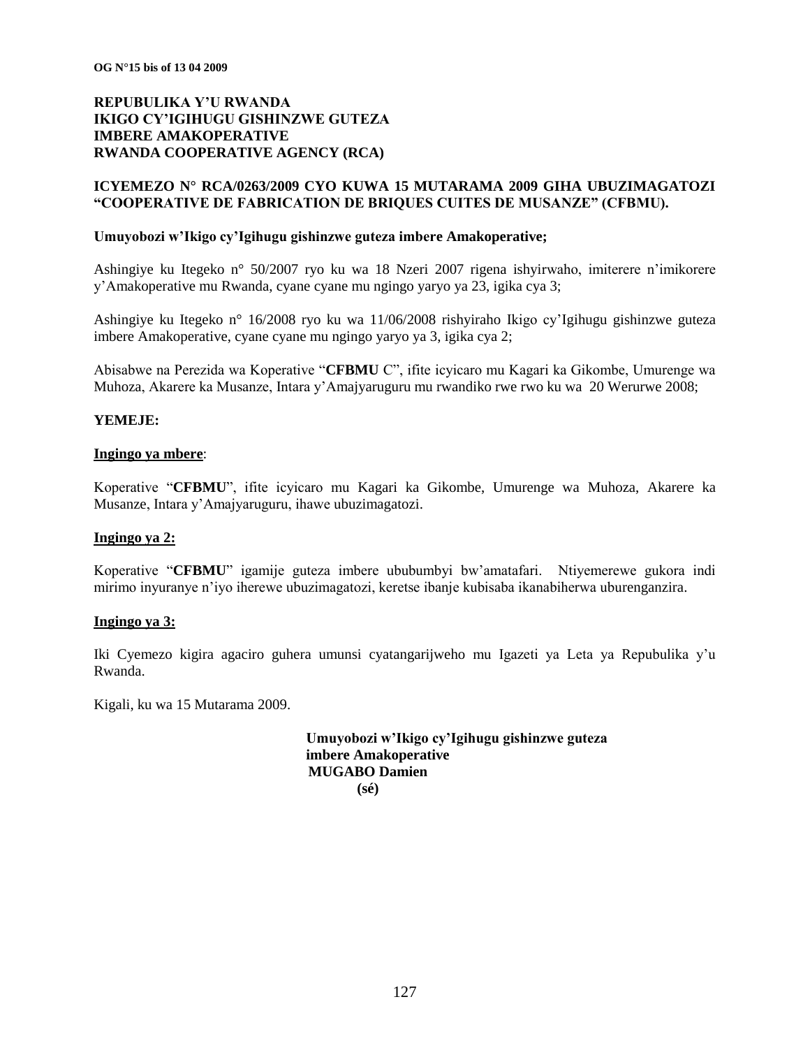**REPUBULIKA Y'U RWANDA**
**IKIGO CY'IGIHUGU GISHINZWE GUTEZA IMBERE AMAKOPERATIVE**
**RWANDA COOPERATIVE AGENCY (RCA)**

**ICYEMEZO N° RCA/0263/2009 CYO KUWA 15 MUTARAMA 2009 GIHA UBUZIMAGATOZI "COOPERATIVE DE FABRICATION DE BRIQUES CUITES DE MUSANZE" (CFBMU).**

**Umuyobozi w'Ikigo cy'Igihugu gishinzwe guteza imbere Amakoperative;**

Ashingiye ku Itegeko n° 50/2007 ryo ku wa 18 Nzeri 2007 rigena ishyirwaho, imiterere n'imikorere y'Amakoperative mu Rwanda, cyane cyane mu ngingo yaryo ya 23, igika cya 3;

Ashingiye ku Itegeko n° 16/2008 ryo ku wa 11/06/2008 rishyiraho Ikigo cy'Igihugu gishinzwe guteza imbere Amakoperative, cyane cyane mu ngingo yaryo ya 3, igika cya 2;

Abisabwe na Perezida wa Koperative "**CFBMU** C", ifite icyicaro mu Kagari ka Gikombe, Umurenge wa Muhoza, Akarere ka Musanze, Intara y'Amajyaruguru mu rwandiko rwe rwo ku wa 20 Werurwe 2008;

**YEMEJE:**

**Ingingo ya mbere**:

Koperative "**CFBMU**", ifite icyicaro mu Kagari ka Gikombe, Umurenge wa Muhoza, Akarere ka Musanze, Intara y'Amajyaruguru, ihawe ubuzimagatozi.

**Ingingo ya 2:**

Koperative "**CFBMU**" igamije guteza imbere ububumbyi bw'amatafari. Ntiyemerewe gukora indi mirimo inyuranye n'iyo iherewe ubuzimagatozi, keretse ibanje kubisaba ikanabiherwa uburenganzira.

**Ingingo ya 3:**

Iki Cyemezo kigira agaciro guhera umunsi cyatangarijweho mu Igazeti ya Leta ya Repubulika y'u Rwanda.

Kigali, ku wa 15 Mutarama 2009.

**Umuyobozi w'Ikigo cy'Igihugu gishinzwe guteza imbere Amakoperative**
**MUGABO Damien**
**(sé)**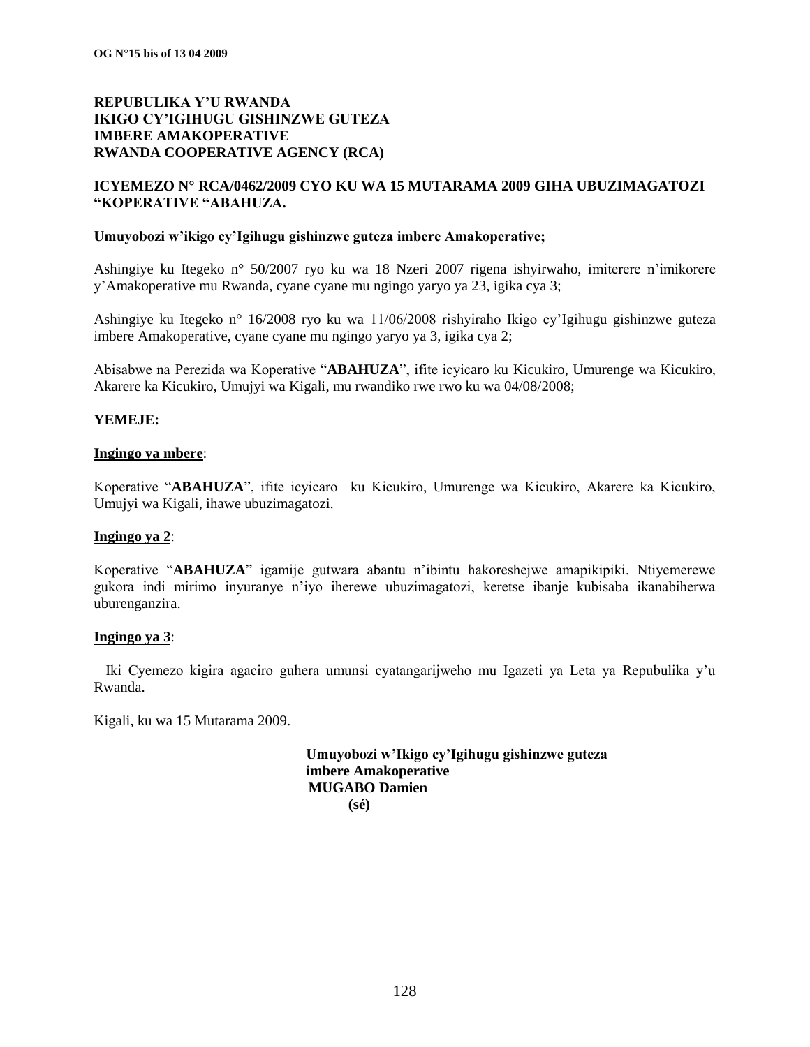**REPUBULIKA Y'U RWANDA**
**IKIGO CY'IGIHUGU GISHINZWE GUTEZA IMBERE AMAKOPERATIVE**
**RWANDA COOPERATIVE AGENCY (RCA)**

**ICYEMEZO N° RCA/0462/2009 CYO KU WA 15 MUTARAMA 2009 GIHA UBUZIMAGATOZI "KOPERATIVE "ABAHUZA.**

**Umuyobozi w'ikigo cy'Igihugu gishinzwe guteza imbere Amakoperative;**

Ashingiye ku Itegeko n° 50/2007 ryo ku wa 18 Nzeri 2007 rigena ishyirwaho, imiterere n'imikorere y'Amakoperative mu Rwanda, cyane cyane mu ngingo yaryo ya 23, igika cya 3;

Ashingiye ku Itegeko n° 16/2008 ryo ku wa 11/06/2008 rishyiraho Ikigo cy'Igihugu gishinzwe guteza imbere Amakoperative, cyane cyane mu ngingo yaryo ya 3, igika cya 2;

Abisabwe na Perezida wa Koperative "**ABAHUZA**", ifite icyicaro ku Kicukiro, Umurenge wa Kicukiro, Akarere ka Kicukiro, Umujyi wa Kigali, mu rwandiko rwe rwo ku wa 04/08/2008;

**YEMEJE:**

**Ingingo ya mbere**:

Koperative "**ABAHUZA**", ifite icyicaro ku Kicukiro, Umurenge wa Kicukiro, Akarere ka Kicukiro, Umujyi wa Kigali, ihawe ubuzimagatozi.

**Ingingo ya 2**:

Koperative "**ABAHUZA**" igamije gutwara abantu n'ibintu hakoreshejwe amapikipiki. Ntiyemerewe gukora indi mirimo inyuranye n'iyo iherewe ubuzimagatozi, keretse ibanje kubisaba ikanabiherwa uburenganzira.

**Ingingo ya 3**:

Iki Cyemezo kigira agaciro guhera umunsi cyatangarijweho mu Igazeti ya Leta ya Repubulika y'u Rwanda.

Kigali, ku wa 15 Mutarama 2009.

**Umuyobozi w'Ikigo cy'Igihugu gishinzwe guteza imbere Amakoperative**
**MUGABO Damien**
**(sé)**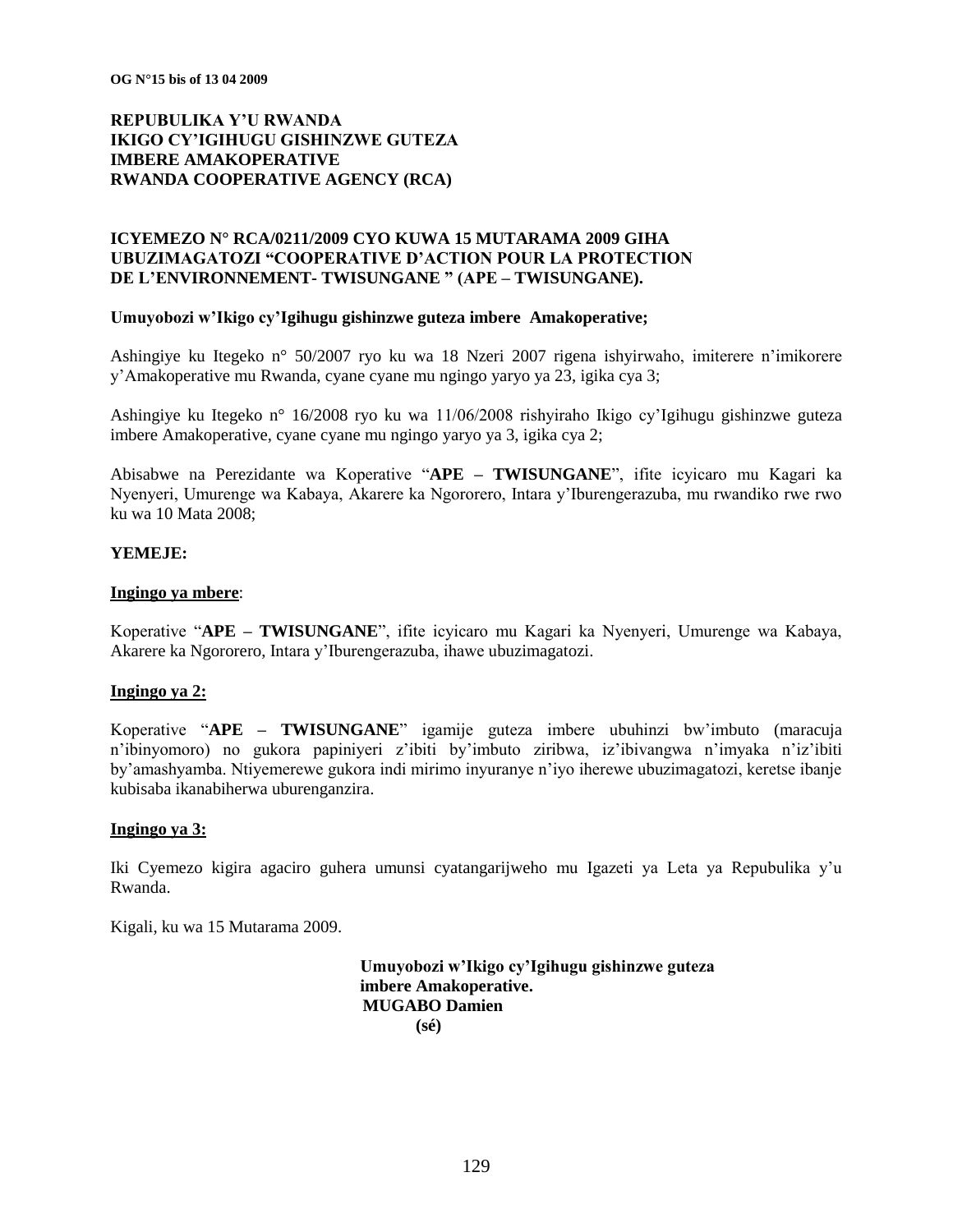**REPUBULIKA Y'U RWANDA**
**IKIGO CY'IGIHUGU GISHINZWE GUTEZA IMBERE AMAKOPERATIVE**
**RWANDA COOPERATIVE AGENCY (RCA)**

**ICYEMEZO N° RCA/0211/2009 CYO KUWA 15 MUTARAMA 2009 GIHA UBUZIMAGATOZI "COOPERATIVE D'ACTION POUR LA PROTECTION DE L'ENVIRONNEMENT- TWISUNGANE " (APE – TWISUNGANE).**

**Umuyobozi w'Ikigo cy'Igihugu gishinzwe guteza imbere Amakoperative;**

Ashingiye ku Itegeko n° 50/2007 ryo ku wa 18 Nzeri 2007 rigena ishyirwaho, imiterere n'imikorere y'Amakoperative mu Rwanda, cyane cyane mu ngingo yaryo ya 23, igika cya 3;

Ashingiye ku Itegeko n° 16/2008 ryo ku wa 11/06/2008 rishyiraho Ikigo cy'Igihugu gishinzwe guteza imbere Amakoperative, cyane cyane mu ngingo yaryo ya 3, igika cya 2;

Abisabwe na Perezidante wa Koperative "**APE – TWISUNGANE**", ifite icyicaro mu Kagari ka Nyenyeri, Umurenge wa Kabaya, Akarere ka Ngororero, Intara y'Iburengerazuba, mu rwandiko rwe rwo ku wa 10 Mata 2008;

**YEMEJE:**

**Ingingo ya mbere**:

Koperative "**APE – TWISUNGANE**", ifite icyicaro mu Kagari ka Nyenyeri, Umurenge wa Kabaya, Akarere ka Ngororero, Intara y'Iburengerazuba, ihawe ubuzimagatozi.

**Ingingo ya 2:**

Koperative "**APE – TWISUNGANE**" igamije guteza imbere ubuhinzi bw'imbuto (maracuja n'ibinyomoro) no gukora papiniyeri z'ibiti by'imbuto ziribwa, iz'ibivangwa n'imyaka n'iz'ibiti by'amashyamba. Ntiyemerewe gukora indi mirimo inyuranye n'iyo iherewe ubuzimagatozi, keretse ibanje kubisaba ikanabiherwa uburenganzira.

**Ingingo ya 3:**

Iki Cyemezo kigira agaciro guhera umunsi cyatangarijweho mu Igazeti ya Leta ya Repubulika y'u Rwanda.

Kigali, ku wa 15 Mutarama 2009.

**Umuyobozi w'Ikigo cy'Igihugu gishinzwe guteza imbere Amakoperative.**
**MUGABO Damien**
**(sé)**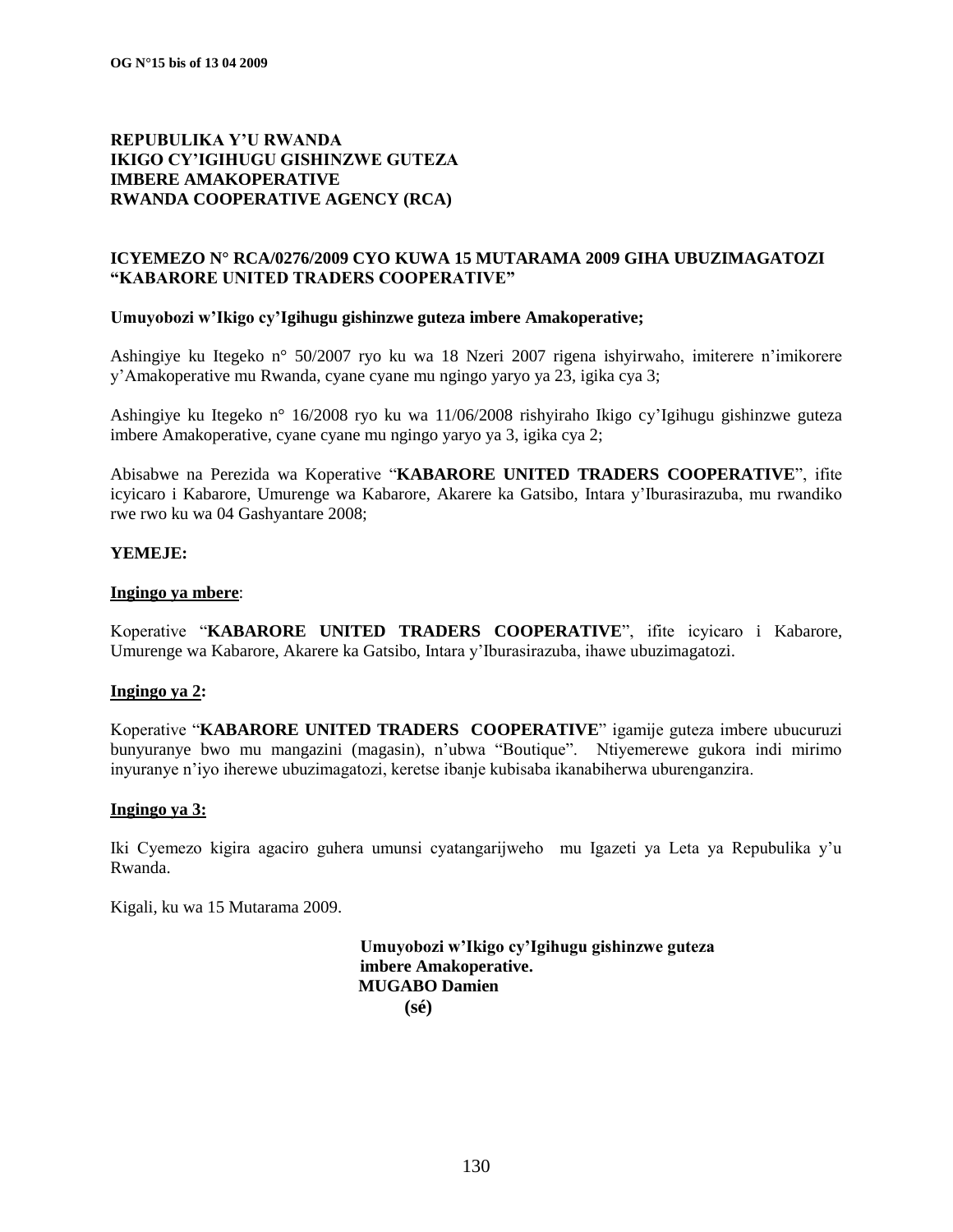**REPUBULIKA Y'U RWANDA**
**IKIGO CY'IGIHUGU GISHINZWE GUTEZA IMBERE AMAKOPERATIVE**
**RWANDA COOPERATIVE AGENCY (RCA)**

**ICYEMEZO N° RCA/0276/2009 CYO KUWA 15 MUTARAMA 2009 GIHA UBUZIMAGATOZI "KABARORE UNITED TRADERS COOPERATIVE"**

**Umuyobozi w'Ikigo cy'Igihugu gishinzwe guteza imbere Amakoperative;**

Ashingiye ku Itegeko n° 50/2007 ryo ku wa 18 Nzeri 2007 rigena ishyirwaho, imiterere n'imikorere y'Amakoperative mu Rwanda, cyane cyane mu ngingo yaryo ya 23, igika cya 3;

Ashingiye ku Itegeko n° 16/2008 ryo ku wa 11/06/2008 rishyiraho Ikigo cy'Igihugu gishinzwe guteza imbere Amakoperative, cyane cyane mu ngingo yaryo ya 3, igika cya 2;

Abisabwe na Perezida wa Koperative "**KABARORE UNITED TRADERS COOPERATIVE**", ifite icyicaro i Kabarore, Umurenge wa Kabarore, Akarere ka Gatsibo, Intara y'Iburasirazuba, mu rwandiko rwe rwo ku wa 04 Gashyantare 2008;

**YEMEJE:**

**Ingingo ya mbere**:

Koperative "**KABARORE UNITED TRADERS COOPERATIVE**", ifite icyicaro i Kabarore, Umurenge wa Kabarore, Akarere ka Gatsibo, Intara y'Iburasirazuba, ihawe ubuzimagatozi.

**Ingingo ya 2:**

Koperative "**KABARORE UNITED TRADERS COOPERATIVE**" igamije guteza imbere ubucuruzi bunyuranye bwo mu mangazini (magasin), n'ubwa "Boutique". Ntiyemerewe gukora indi mirimo inyuranye n'iyo iherewe ubuzimagatozi, keretse ibanje kubisaba ikanabiherwa uburenganzira.

**Ingingo ya 3:**

Iki Cyemezo kigira agaciro guhera umunsi cyatangarijweho mu Igazeti ya Leta ya Repubulika y'u Rwanda.

Kigali, ku wa 15 Mutarama 2009.

**Umuyobozi w'Ikigo cy'Igihugu gishinzwe guteza imbere Amakoperative.**
**MUGABO Damien**
**(sé)**